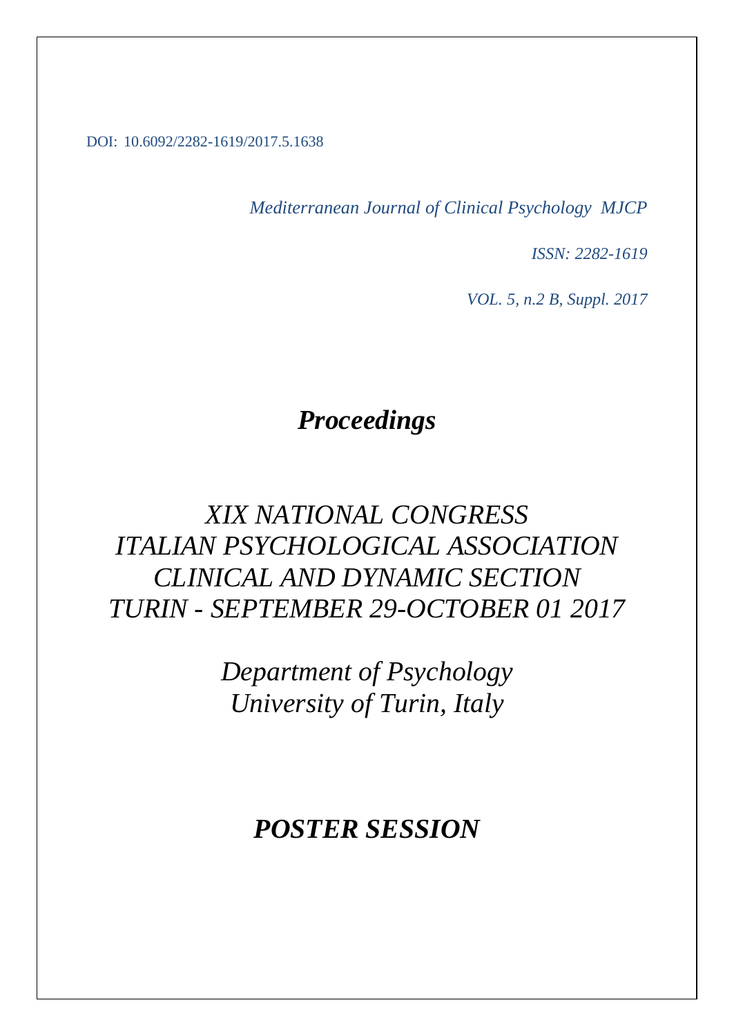DOI: 10.6092/2282-1619/2017.5.1638

*Mediterranean Journal of Clinical Psychology MJCP*

*ISSN: 2282-1619*

*VOL. 5, n.2 B, Suppl. 2017*

# ***Proceedings***

## *XIX NATIONAL CONGRESS ITALIAN PSYCHOLOGICAL ASSOCIATION CLINICAL AND DYNAMIC SECTION TURIN - SEPTEMBER 29-OCTOBER 01 2017*

### *Department of Psychology University of Turin, Italy*

## ***POSTER SESSION***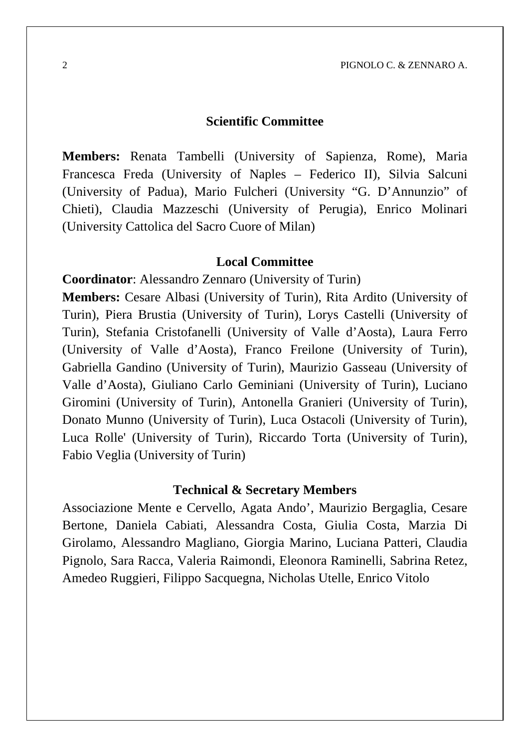## Scientific Committee

**Members:** Renata Tambelli (University of Sapienza, Rome), Maria Francesca Freda (University of Naples – Federico II), Silvia Salcuni (University of Padua), Mario Fulcheri (University "G. D'Annunzio" of Chieti), Claudia Mazzeschi (University of Perugia), Enrico Molinari (University Cattolica del Sacro Cuore of Milan)

## Local Committee

**Coordinator**: Alessandro Zennaro (University of Turin)

**Members:** Cesare Albasi (University of Turin), Rita Ardito (University of Turin), Piera Brustia (University of Turin), Lorys Castelli (University of Turin), Stefania Cristofanelli (University of Valle d'Aosta), Laura Ferro (University of Valle d'Aosta), Franco Freilone (University of Turin), Gabriella Gandino (University of Turin), Maurizio Gasseau (University of Valle d'Aosta), Giuliano Carlo Geminiani (University of Turin), Luciano Giromini (University of Turin), Antonella Granieri (University of Turin), Donato Munno (University of Turin), Luca Ostacoli (University of Turin), Luca Rolle' (University of Turin), Riccardo Torta (University of Turin), Fabio Veglia (University of Turin)

## Technical & Secretary Members

Associazione Mente e Cervello, Agata Ando', Maurizio Bergaglia, Cesare Bertone, Daniela Cabiati, Alessandra Costa, Giulia Costa, Marzia Di Girolamo, Alessandro Magliano, Giorgia Marino, Luciana Patteri, Claudia Pignolo, Sara Racca, Valeria Raimondi, Eleonora Raminelli, Sabrina Retez, Amedeo Ruggieri, Filippo Sacquegna, Nicholas Utelle, Enrico Vitolo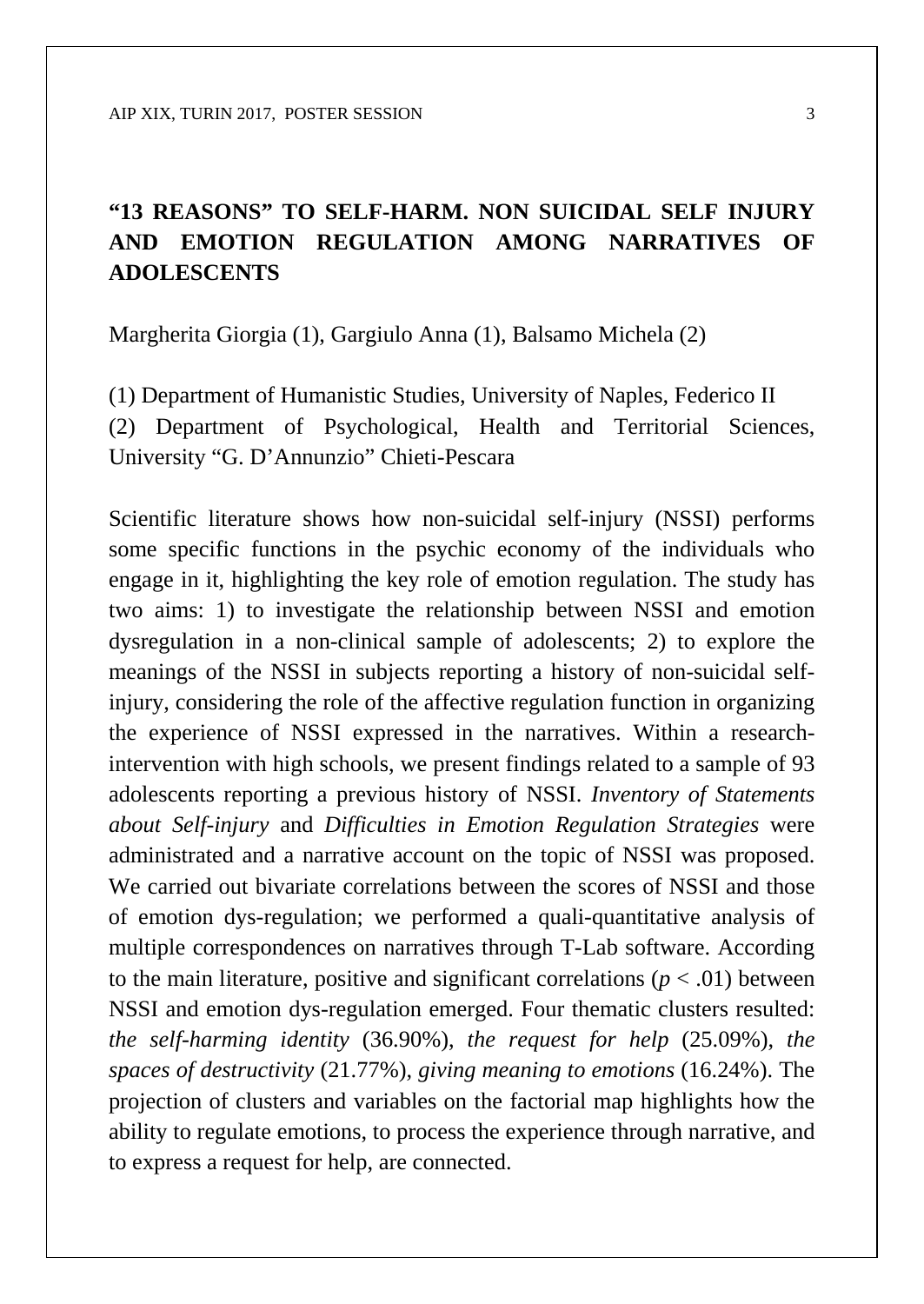## "13 REASONS" TO SELF-HARM. NON SUICIDAL SELF INJURY AND EMOTION REGULATION AMONG NARRATIVES OF ADOLESCENTS

Margherita Giorgia (1), Gargiulo Anna (1), Balsamo Michela (2)

(1) Department of Humanistic Studies, University of Naples, Federico II
(2) Department of Psychological, Health and Territorial Sciences, University "G. D'Annunzio" Chieti-Pescara

Scientific literature shows how non-suicidal self-injury (NSSI) performs some specific functions in the psychic economy of the individuals who engage in it, highlighting the key role of emotion regulation. The study has two aims: 1) to investigate the relationship between NSSI and emotion dysregulation in a non-clinical sample of adolescents; 2) to explore the meanings of the NSSI in subjects reporting a history of non-suicidal self-injury, considering the role of the affective regulation function in organizing the experience of NSSI expressed in the narratives. Within a research-intervention with high schools, we present findings related to a sample of 93 adolescents reporting a previous history of NSSI. *Inventory of Statements about Self-injury* and *Difficulties in Emotion Regulation Strategies* were administrated and a narrative account on the topic of NSSI was proposed. We carried out bivariate correlations between the scores of NSSI and those of emotion dys-regulation; we performed a quali-quantitative analysis of multiple correspondences on narratives through T-Lab software. According to the main literature, positive and significant correlations ($p < .01$) between NSSI and emotion dys-regulation emerged. Four thematic clusters resulted: *the self-harming identity* (36.90%), *the request for help* (25.09%), *the spaces of destructivity* (21.77%), *giving meaning to emotions* (16.24%). The projection of clusters and variables on the factorial map highlights how the ability to regulate emotions, to process the experience through narrative, and to express a request for help, are connected.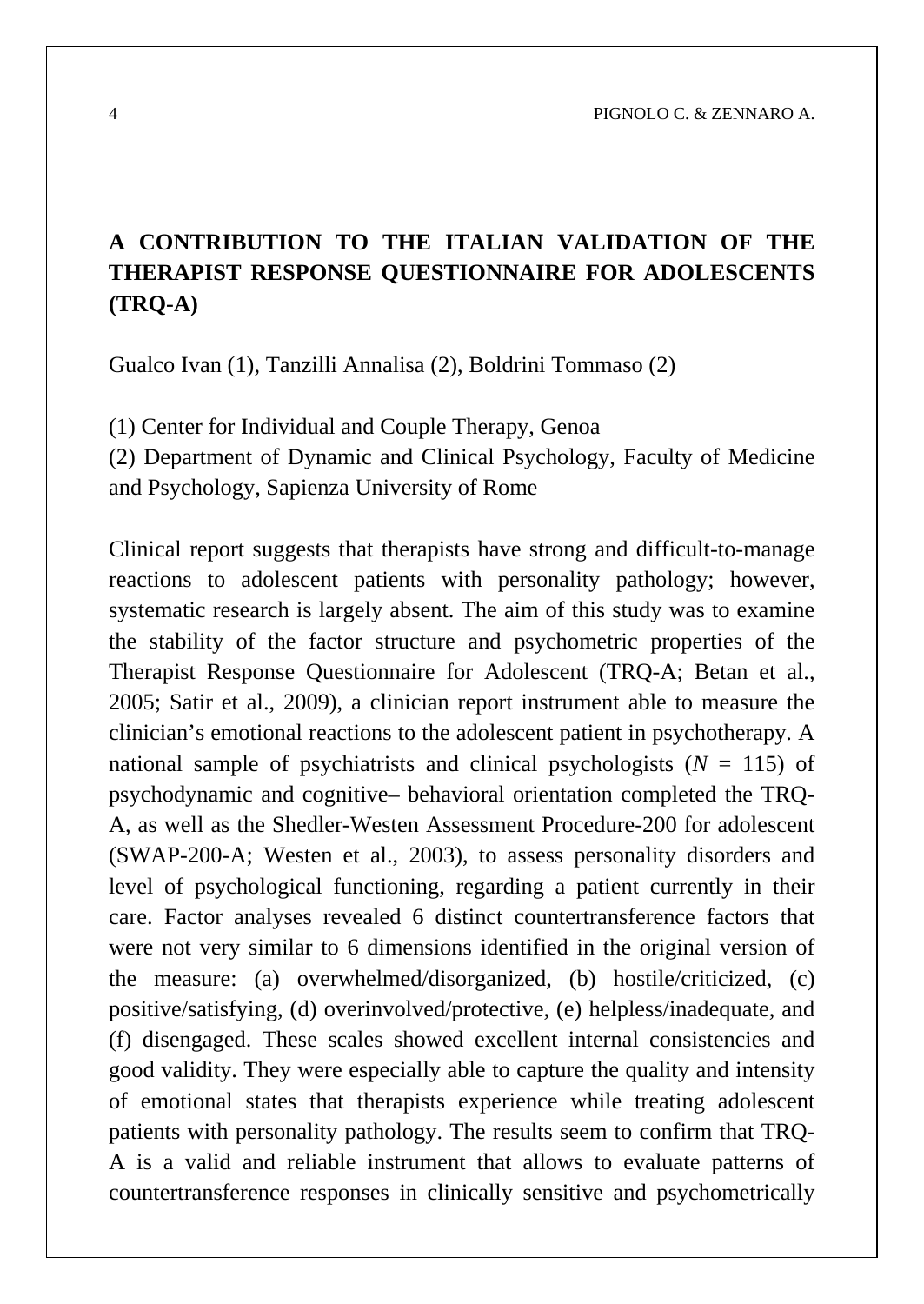## A CONTRIBUTION TO THE ITALIAN VALIDATION OF THE THERAPIST RESPONSE QUESTIONNAIRE FOR ADOLESCENTS (TRQ-A)

Gualco Ivan (1), Tanzilli Annalisa (2), Boldrini Tommaso (2)

(1) Center for Individual and Couple Therapy, Genoa
(2) Department of Dynamic and Clinical Psychology, Faculty of Medicine and Psychology, Sapienza University of Rome

Clinical report suggests that therapists have strong and difficult-to-manage reactions to adolescent patients with personality pathology; however, systematic research is largely absent. The aim of this study was to examine the stability of the factor structure and psychometric properties of the Therapist Response Questionnaire for Adolescent (TRQ-A; Betan et al., 2005; Satir et al., 2009), a clinician report instrument able to measure the clinician's emotional reactions to the adolescent patient in psychotherapy. A national sample of psychiatrists and clinical psychologists ($N$ = 115) of psychodynamic and cognitive– behavioral orientation completed the TRQ-A, as well as the Shedler-Westen Assessment Procedure-200 for adolescent (SWAP-200-A; Westen et al., 2003), to assess personality disorders and level of psychological functioning, regarding a patient currently in their care. Factor analyses revealed 6 distinct countertransference factors that were not very similar to 6 dimensions identified in the original version of the measure: (a) overwhelmed/disorganized, (b) hostile/criticized, (c) positive/satisfying, (d) overinvolved/protective, (e) helpless/inadequate, and (f) disengaged. These scales showed excellent internal consistencies and good validity. They were especially able to capture the quality and intensity of emotional states that therapists experience while treating adolescent patients with personality pathology. The results seem to confirm that TRQ-A is a valid and reliable instrument that allows to evaluate patterns of countertransference responses in clinically sensitive and psychometrically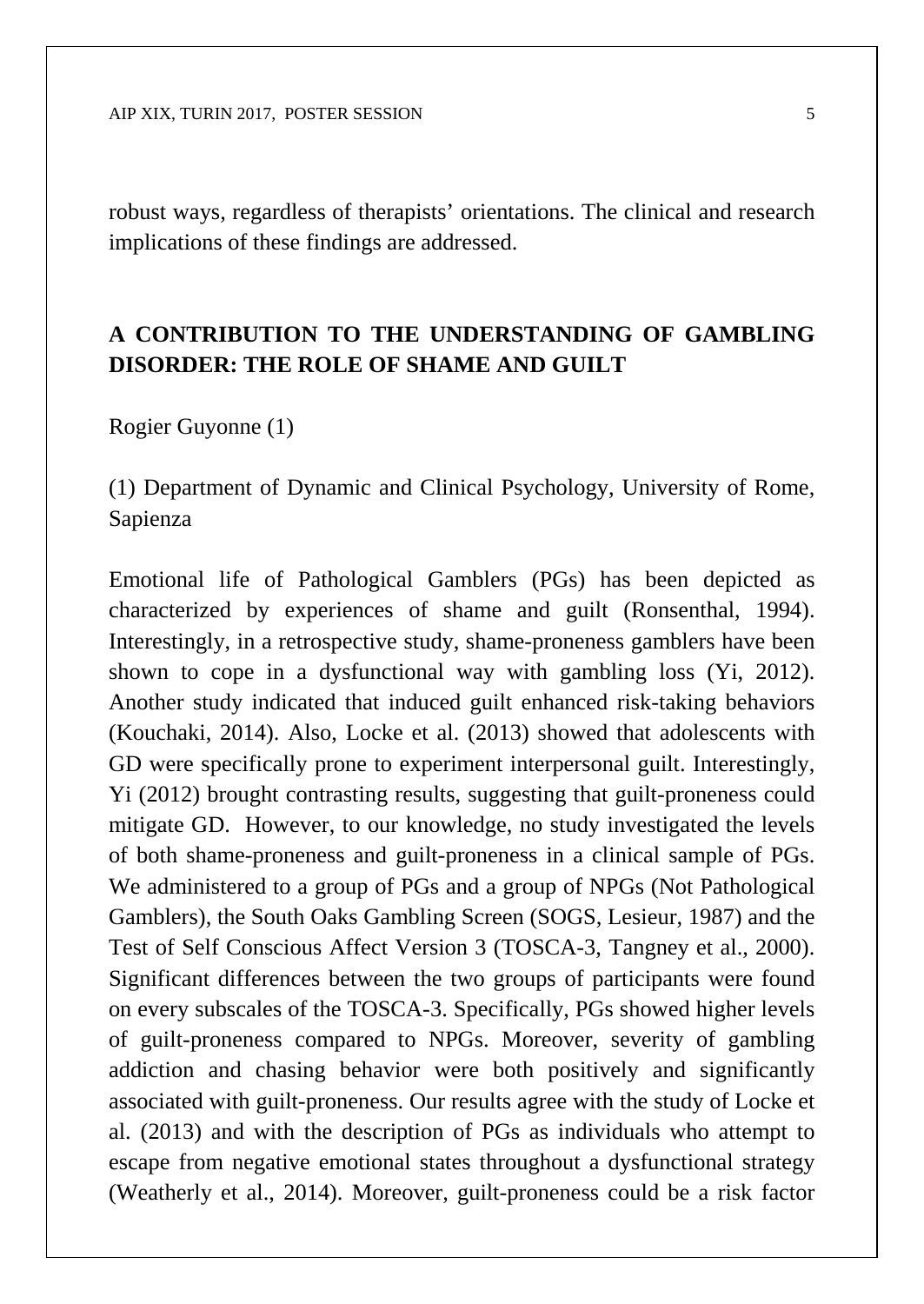robust ways, regardless of therapists' orientations. The clinical and research implications of these findings are addressed.

## A CONTRIBUTION TO THE UNDERSTANDING OF GAMBLING DISORDER: THE ROLE OF SHAME AND GUILT

Rogier Guyonne (1)

(1) Department of Dynamic and Clinical Psychology, University of Rome, Sapienza

Emotional life of Pathological Gamblers (PGs) has been depicted as characterized by experiences of shame and guilt (Ronsenthal, 1994). Interestingly, in a retrospective study, shame-proneness gamblers have been shown to cope in a dysfunctional way with gambling loss (Yi, 2012). Another study indicated that induced guilt enhanced risk-taking behaviors (Kouchaki, 2014). Also, Locke et al. (2013) showed that adolescents with GD were specifically prone to experiment interpersonal guilt. Interestingly, Yi (2012) brought contrasting results, suggesting that guilt-proneness could mitigate GD. However, to our knowledge, no study investigated the levels of both shame-proneness and guilt-proneness in a clinical sample of PGs. We administered to a group of PGs and a group of NPGs (Not Pathological Gamblers), the South Oaks Gambling Screen (SOGS, Lesieur, 1987) and the Test of Self Conscious Affect Version 3 (TOSCA-3, Tangney et al., 2000). Significant differences between the two groups of participants were found on every subscales of the TOSCA-3. Specifically, PGs showed higher levels of guilt-proneness compared to NPGs. Moreover, severity of gambling addiction and chasing behavior were both positively and significantly associated with guilt-proneness. Our results agree with the study of Locke et al. (2013) and with the description of PGs as individuals who attempt to escape from negative emotional states throughout a dysfunctional strategy (Weatherly et al., 2014). Moreover, guilt-proneness could be a risk factor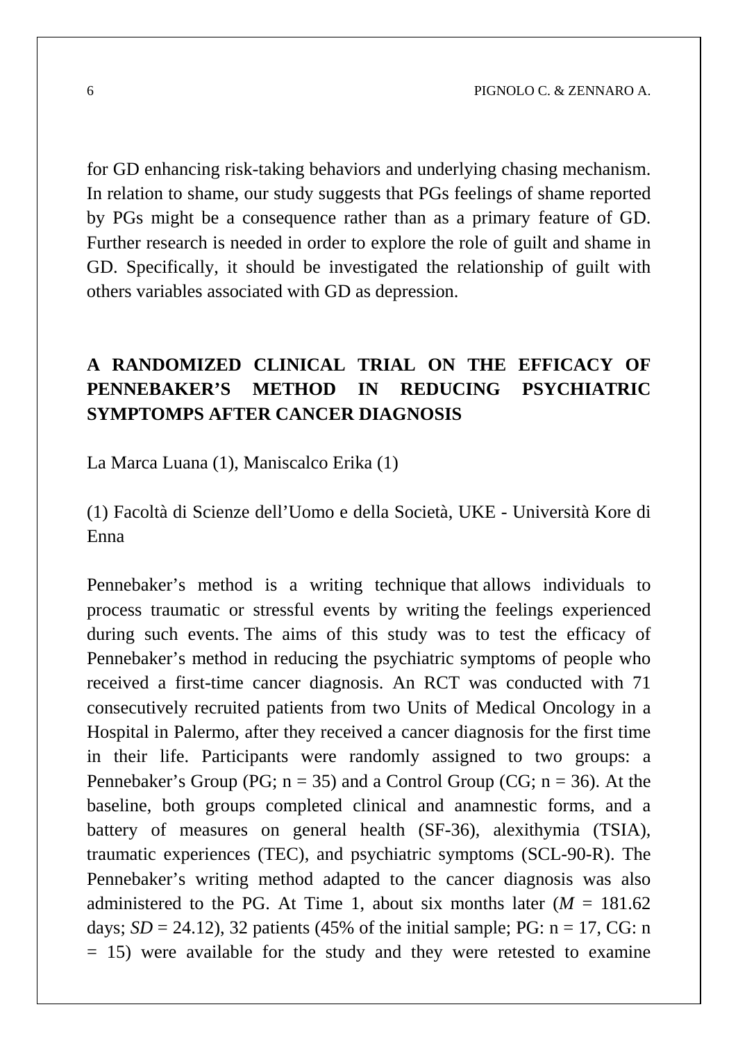for GD enhancing risk-taking behaviors and underlying chasing mechanism. In relation to shame, our study suggests that PGs feelings of shame reported by PGs might be a consequence rather than as a primary feature of GD. Further research is needed in order to explore the role of guilt and shame in GD. Specifically, it should be investigated the relationship of guilt with others variables associated with GD as depression.

## A RANDOMIZED CLINICAL TRIAL ON THE EFFICACY OF PENNEBAKER'S METHOD IN REDUCING PSYCHIATRIC SYMPTOMPS AFTER CANCER DIAGNOSIS

La Marca Luana (1), Maniscalco Erika (1)

(1) Facoltà di Scienze dell'Uomo e della Società, UKE - Università Kore di Enna

Pennebaker's method is a writing technique that allows individuals to process traumatic or stressful events by writing the feelings experienced during such events. The aims of this study was to test the efficacy of Pennebaker's method in reducing the psychiatric symptoms of people who received a first-time cancer diagnosis. An RCT was conducted with 71 consecutively recruited patients from two Units of Medical Oncology in a Hospital in Palermo, after they received a cancer diagnosis for the first time in their life. Participants were randomly assigned to two groups: a Pennebaker's Group (PG; n = 35) and a Control Group (CG; n = 36). At the baseline, both groups completed clinical and anamnestic forms, and a battery of measures on general health (SF-36), alexithymia (TSIA), traumatic experiences (TEC), and psychiatric symptoms (SCL-90-R). The Pennebaker's writing method adapted to the cancer diagnosis was also administered to the PG. At Time 1, about six months later (*M* = 181.62 days; *SD* = 24.12), 32 patients (45% of the initial sample; PG: n = 17, CG: n = 15) were available for the study and they were retested to examine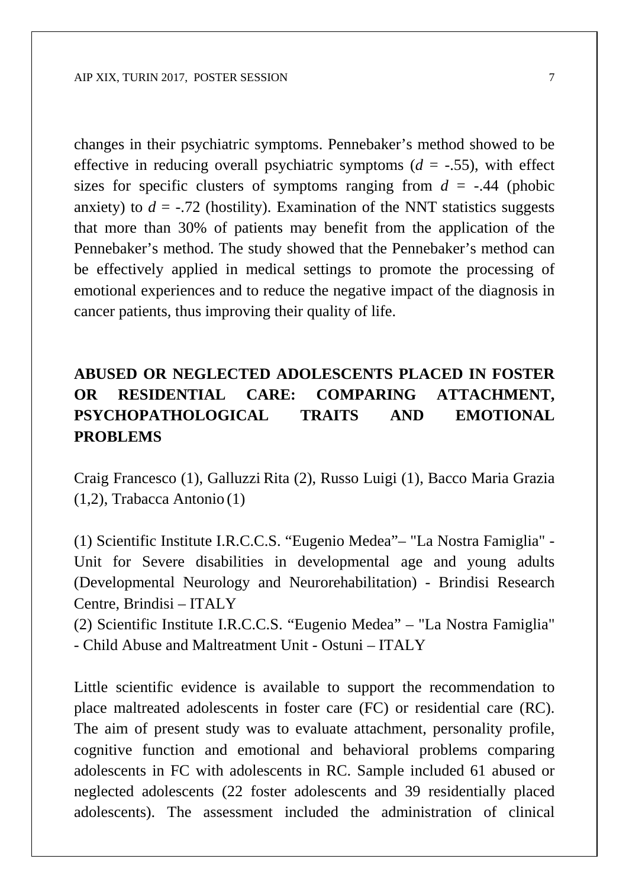changes in their psychiatric symptoms. Pennebaker's method showed to be effective in reducing overall psychiatric symptoms ($d$ = -.55), with effect sizes for specific clusters of symptoms ranging from $d$ = -.44 (phobic anxiety) to $d$ = -.72 (hostility). Examination of the NNT statistics suggests that more than 30% of patients may benefit from the application of the Pennebaker's method. The study showed that the Pennebaker's method can be effectively applied in medical settings to promote the processing of emotional experiences and to reduce the negative impact of the diagnosis in cancer patients, thus improving their quality of life.

## ABUSED OR NEGLECTED ADOLESCENTS PLACED IN FOSTER OR RESIDENTIAL CARE: COMPARING ATTACHMENT, PSYCHOPATHOLOGICAL TRAITS AND EMOTIONAL PROBLEMS

Craig Francesco (1), Galluzzi Rita (2), Russo Luigi (1), Bacco Maria Grazia (1,2), Trabacca Antonio (1)

(1) Scientific Institute I.R.C.C.S. "Eugenio Medea"– "La Nostra Famiglia" - Unit for Severe disabilities in developmental age and young adults (Developmental Neurology and Neurorehabilitation) - Brindisi Research Centre, Brindisi – ITALY

(2) Scientific Institute I.R.C.C.S. "Eugenio Medea" – "La Nostra Famiglia" - Child Abuse and Maltreatment Unit - Ostuni – ITALY

Little scientific evidence is available to support the recommendation to place maltreated adolescents in foster care (FC) or residential care (RC). The aim of present study was to evaluate attachment, personality profile, cognitive function and emotional and behavioral problems comparing adolescents in FC with adolescents in RC. Sample included 61 abused or neglected adolescents (22 foster adolescents and 39 residentially placed adolescents). The assessment included the administration of clinical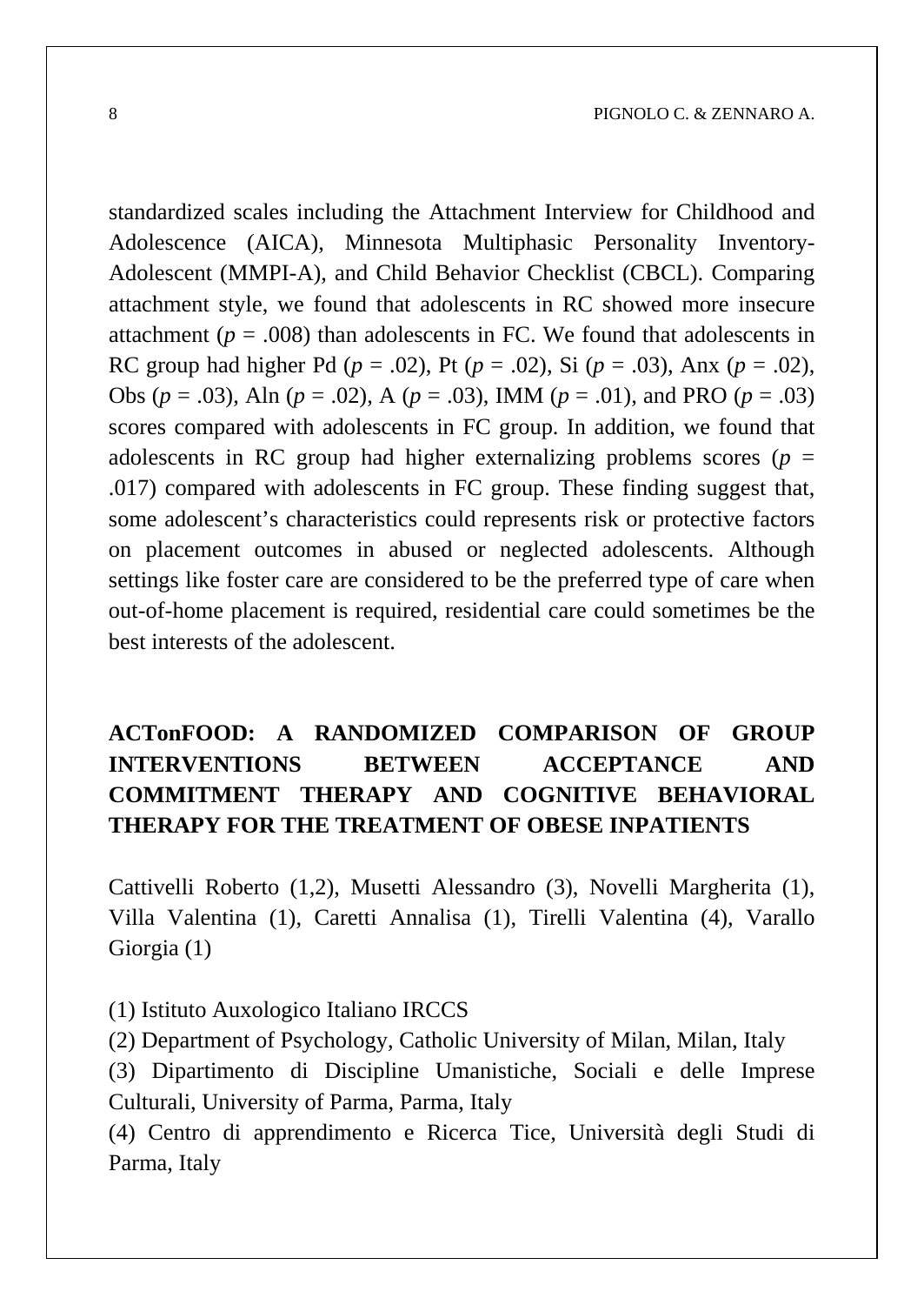standardized scales including the Attachment Interview for Childhood and Adolescence (AICA), Minnesota Multiphasic Personality Inventory-Adolescent (MMPI-A), and Child Behavior Checklist (CBCL). Comparing attachment style, we found that adolescents in RC showed more insecure attachment ($p$ = .008) than adolescents in FC. We found that adolescents in RC group had higher Pd ($p$ = .02), Pt ($p$ = .02), Si ($p$ = .03), Anx ($p$ = .02), Obs ($p$ = .03), Aln ($p$ = .02), A ($p$ = .03), IMM ($p$ = .01), and PRO ($p$ = .03) scores compared with adolescents in FC group. In addition, we found that adolescents in RC group had higher externalizing problems scores ($p$ = .017) compared with adolescents in FC group. These finding suggest that, some adolescent's characteristics could represents risk or protective factors on placement outcomes in abused or neglected adolescents. Although settings like foster care are considered to be the preferred type of care when out-of-home placement is required, residential care could sometimes be the best interests of the adolescent.

## ACTonFOOD: A RANDOMIZED COMPARISON OF GROUP INTERVENTIONS BETWEEN ACCEPTANCE AND COMMITMENT THERAPY AND COGNITIVE BEHAVIORAL THERAPY FOR THE TREATMENT OF OBESE INPATIENTS

Cattivelli Roberto (1,2), Musetti Alessandro (3), Novelli Margherita (1), Villa Valentina (1), Caretti Annalisa (1), Tirelli Valentina (4), Varallo Giorgia (1)

(1) Istituto Auxologico Italiano IRCCS

(2) Department of Psychology, Catholic University of Milan, Milan, Italy

(3) Dipartimento di Discipline Umanistiche, Sociali e delle Imprese Culturali, University of Parma, Parma, Italy

(4) Centro di apprendimento e Ricerca Tice, Università degli Studi di Parma, Italy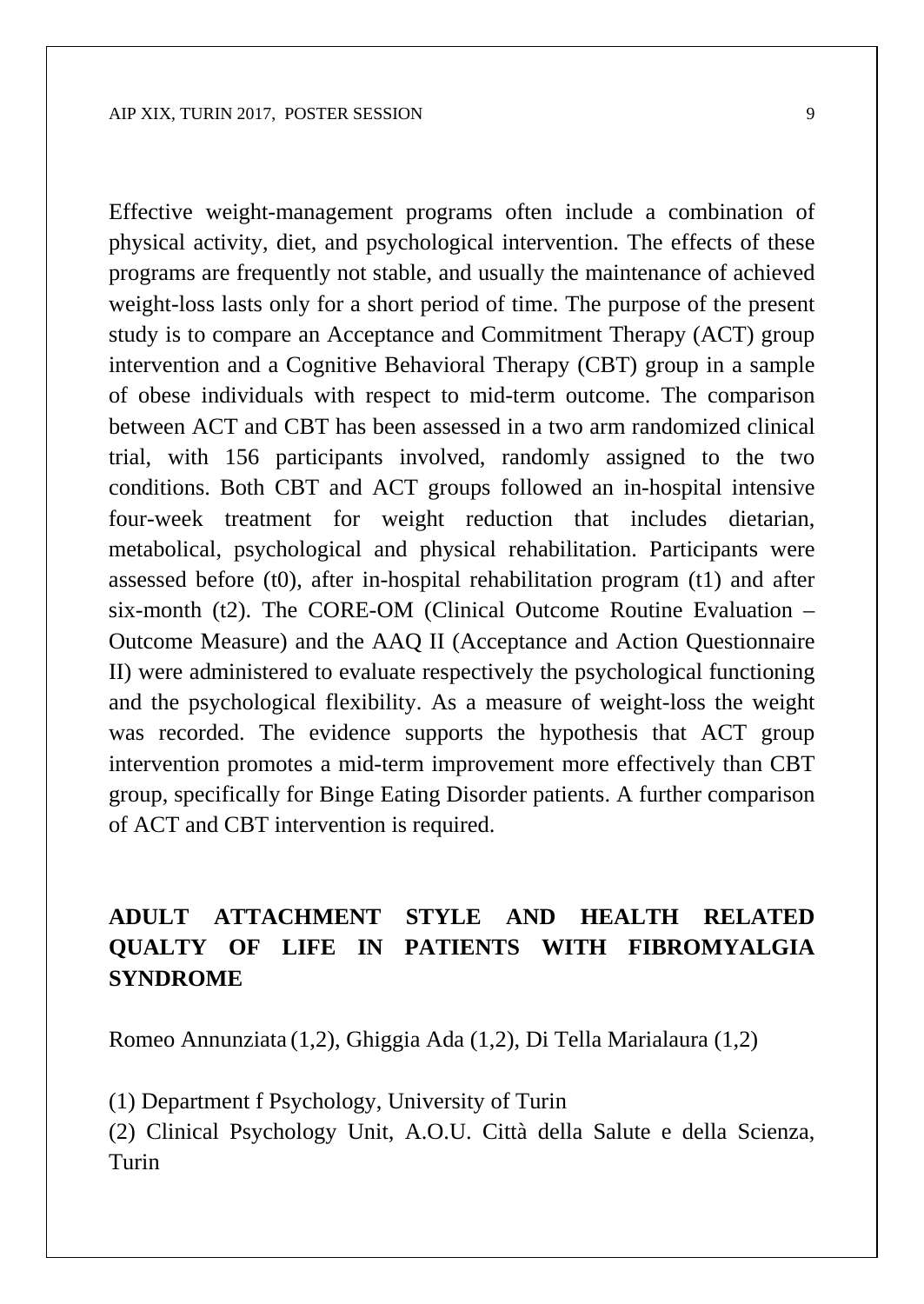Effective weight-management programs often include a combination of physical activity, diet, and psychological intervention. The effects of these programs are frequently not stable, and usually the maintenance of achieved weight-loss lasts only for a short period of time. The purpose of the present study is to compare an Acceptance and Commitment Therapy (ACT) group intervention and a Cognitive Behavioral Therapy (CBT) group in a sample of obese individuals with respect to mid-term outcome. The comparison between ACT and CBT has been assessed in a two arm randomized clinical trial, with 156 participants involved, randomly assigned to the two conditions. Both CBT and ACT groups followed an in-hospital intensive four-week treatment for weight reduction that includes dietarian, metabolical, psychological and physical rehabilitation. Participants were assessed before (t0), after in-hospital rehabilitation program (t1) and after six-month (t2). The CORE-OM (Clinical Outcome Routine Evaluation – Outcome Measure) and the AAQ II (Acceptance and Action Questionnaire II) were administered to evaluate respectively the psychological functioning and the psychological flexibility. As a measure of weight-loss the weight was recorded. The evidence supports the hypothesis that ACT group intervention promotes a mid-term improvement more effectively than CBT group, specifically for Binge Eating Disorder patients. A further comparison of ACT and CBT intervention is required.

## ADULT ATTACHMENT STYLE AND HEALTH RELATED QUALTY OF LIFE IN PATIENTS WITH FIBROMYALGIA SYNDROME

Romeo Annunziata (1,2), Ghiggia Ada (1,2), Di Tella Marialaura (1,2)

(1) Department f Psychology, University of Turin

(2) Clinical Psychology Unit, A.O.U. Città della Salute e della Scienza, Turin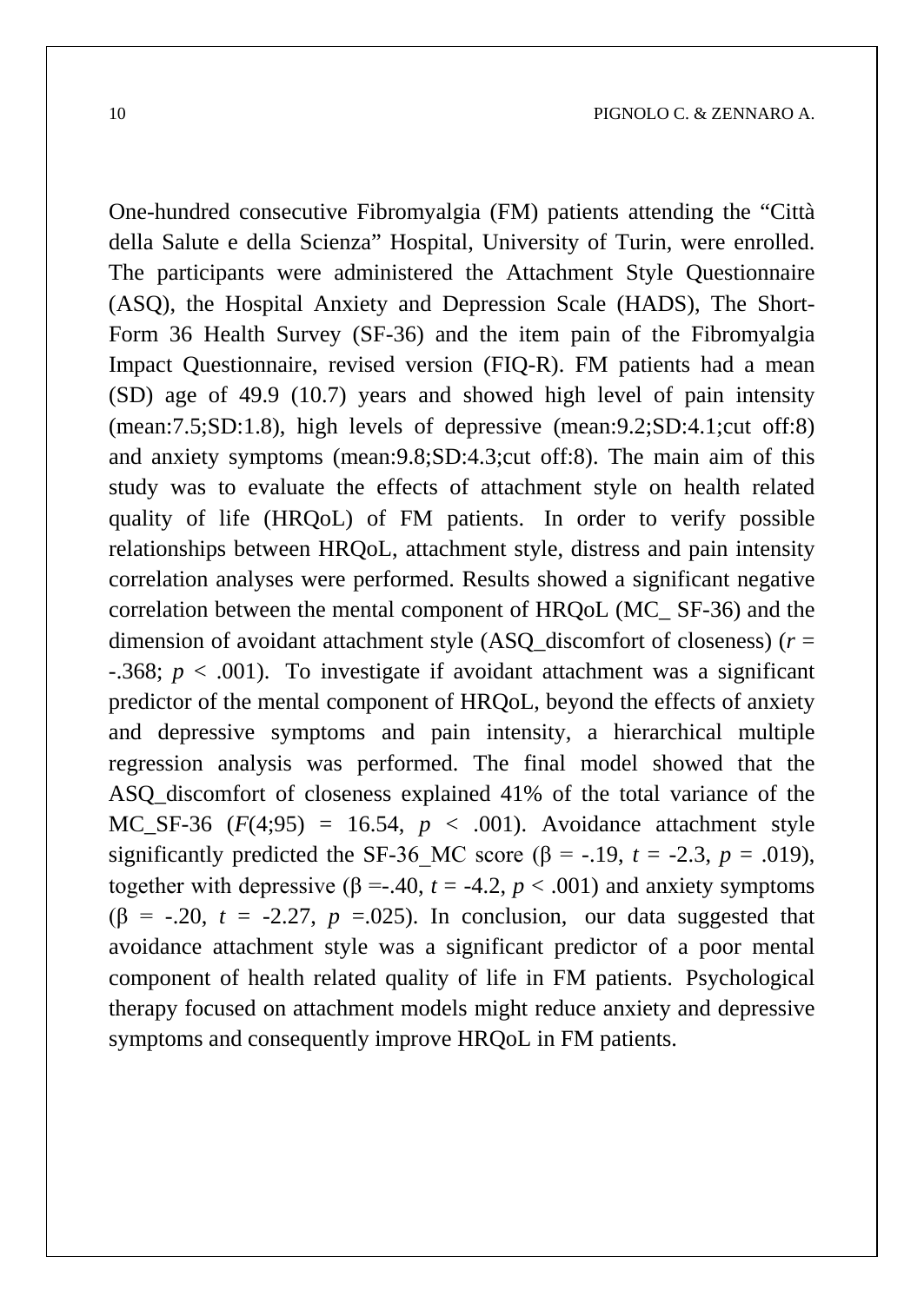One-hundred consecutive Fibromyalgia (FM) patients attending the "Città della Salute e della Scienza" Hospital, University of Turin, were enrolled. The participants were administered the Attachment Style Questionnaire (ASQ), the Hospital Anxiety and Depression Scale (HADS), The Short-Form 36 Health Survey (SF-36) and the item pain of the Fibromyalgia Impact Questionnaire, revised version (FIQ-R). FM patients had a mean (SD) age of 49.9 (10.7) years and showed high level of pain intensity (mean:7.5;SD:1.8), high levels of depressive (mean:9.2;SD:4.1;cut off:8) and anxiety symptoms (mean:9.8;SD:4.3;cut off:8). The main aim of this study was to evaluate the effects of attachment style on health related quality of life (HRQoL) of FM patients. In order to verify possible relationships between HRQoL, attachment style, distress and pain intensity correlation analyses were performed. Results showed a significant negative correlation between the mental component of HRQoL (MC_ SF-36) and the dimension of avoidant attachment style (ASQ_discomfort of closeness) ($r$ = -.368; $p$ < .001). To investigate if avoidant attachment was a significant predictor of the mental component of HRQoL, beyond the effects of anxiety and depressive symptoms and pain intensity, a hierarchical multiple regression analysis was performed. The final model showed that the ASQ_discomfort of closeness explained 41% of the total variance of the MC_SF-36 ($F$(4;95) = 16.54, $p$ < .001). Avoidance attachment style significantly predicted the SF-36_MC score ($\beta$ = -.19, $t$ = -2.3, $p$ = .019), together with depressive ($\beta$ =-.40, $t$ = -4.2, $p$ < .001) and anxiety symptoms ($\beta$ = -.20, $t$ = -2.27, $p$ =.025). In conclusion, our data suggested that avoidance attachment style was a significant predictor of a poor mental component of health related quality of life in FM patients. Psychological therapy focused on attachment models might reduce anxiety and depressive symptoms and consequently improve HRQoL in FM patients.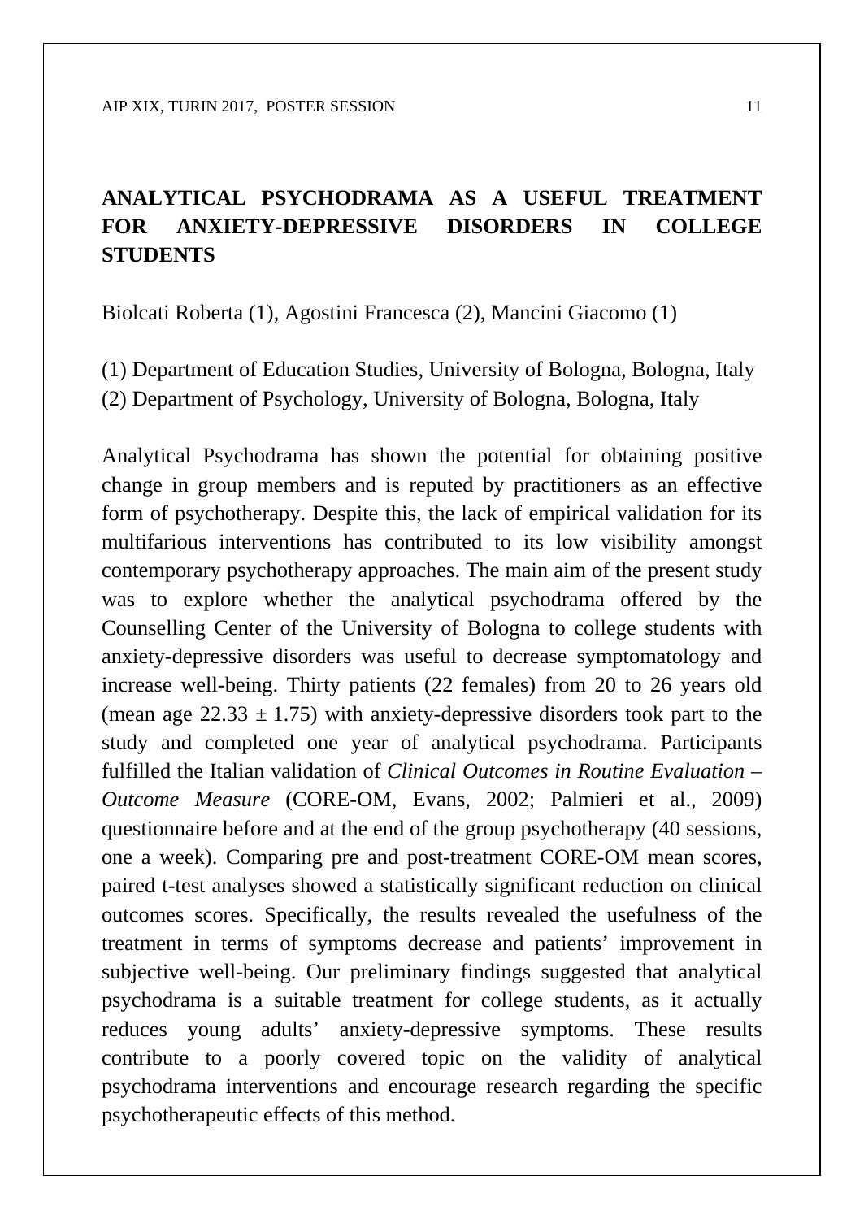# ANALYTICAL PSYCHODRAMA AS A USEFUL TREATMENT FOR ANXIETY-DEPRESSIVE DISORDERS IN COLLEGE STUDENTS

Biolcati Roberta (1), Agostini Francesca (2), Mancini Giacomo (1)

(1) Department of Education Studies, University of Bologna, Bologna, Italy
(2) Department of Psychology, University of Bologna, Bologna, Italy

Analytical Psychodrama has shown the potential for obtaining positive change in group members and is reputed by practitioners as an effective form of psychotherapy. Despite this, the lack of empirical validation for its multifarious interventions has contributed to its low visibility amongst contemporary psychotherapy approaches. The main aim of the present study was to explore whether the analytical psychodrama offered by the Counselling Center of the University of Bologna to college students with anxiety-depressive disorders was useful to decrease symptomatology and increase well-being. Thirty patients (22 females) from 20 to 26 years old (mean age $22.33 \pm 1.75$) with anxiety-depressive disorders took part to the study and completed one year of analytical psychodrama. Participants fulfilled the Italian validation of *Clinical Outcomes in Routine Evaluation – Outcome Measure* (CORE-OM, Evans, 2002; Palmieri et al., 2009) questionnaire before and at the end of the group psychotherapy (40 sessions, one a week). Comparing pre and post-treatment CORE-OM mean scores, paired t-test analyses showed a statistically significant reduction on clinical outcomes scores. Specifically, the results revealed the usefulness of the treatment in terms of symptoms decrease and patients' improvement in subjective well-being. Our preliminary findings suggested that analytical psychodrama is a suitable treatment for college students, as it actually reduces young adults' anxiety-depressive symptoms. These results contribute to a poorly covered topic on the validity of analytical psychodrama interventions and encourage research regarding the specific psychotherapeutic effects of this method.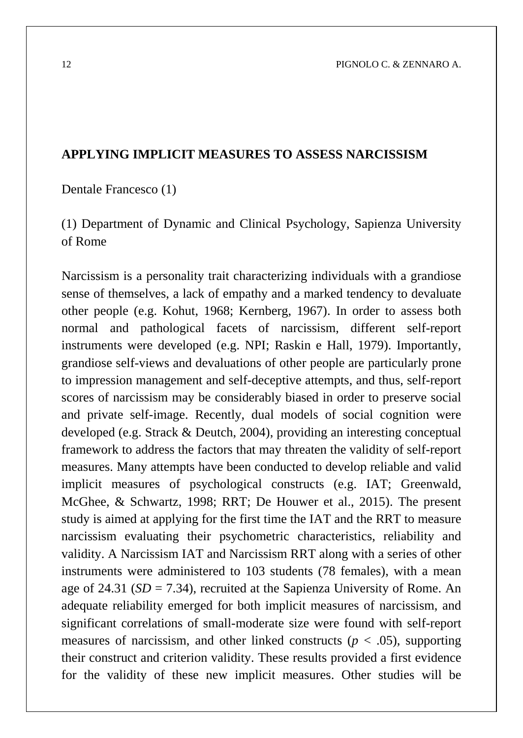## APPLYING IMPLICIT MEASURES TO ASSESS NARCISSISM

Dentale Francesco (1)

(1) Department of Dynamic and Clinical Psychology, Sapienza University of Rome

Narcissism is a personality trait characterizing individuals with a grandiose sense of themselves, a lack of empathy and a marked tendency to devaluate other people (e.g. Kohut, 1968; Kernberg, 1967). In order to assess both normal and pathological facets of narcissism, different self-report instruments were developed (e.g. NPI; Raskin e Hall, 1979). Importantly, grandiose self-views and devaluations of other people are particularly prone to impression management and self-deceptive attempts, and thus, self-report scores of narcissism may be considerably biased in order to preserve social and private self-image. Recently, dual models of social cognition were developed (e.g. Strack & Deutch, 2004), providing an interesting conceptual framework to address the factors that may threaten the validity of self-report measures. Many attempts have been conducted to develop reliable and valid implicit measures of psychological constructs (e.g. IAT; Greenwald, McGhee, & Schwartz, 1998; RRT; De Houwer et al., 2015). The present study is aimed at applying for the first time the IAT and the RRT to measure narcissism evaluating their psychometric characteristics, reliability and validity. A Narcissism IAT and Narcissism RRT along with a series of other instruments were administered to 103 students (78 females), with a mean age of 24.31 (*SD* = 7.34), recruited at the Sapienza University of Rome. An adequate reliability emerged for both implicit measures of narcissism, and significant correlations of small-moderate size were found with self-report measures of narcissism, and other linked constructs ($p < .05$), supporting their construct and criterion validity. These results provided a first evidence for the validity of these new implicit measures. Other studies will be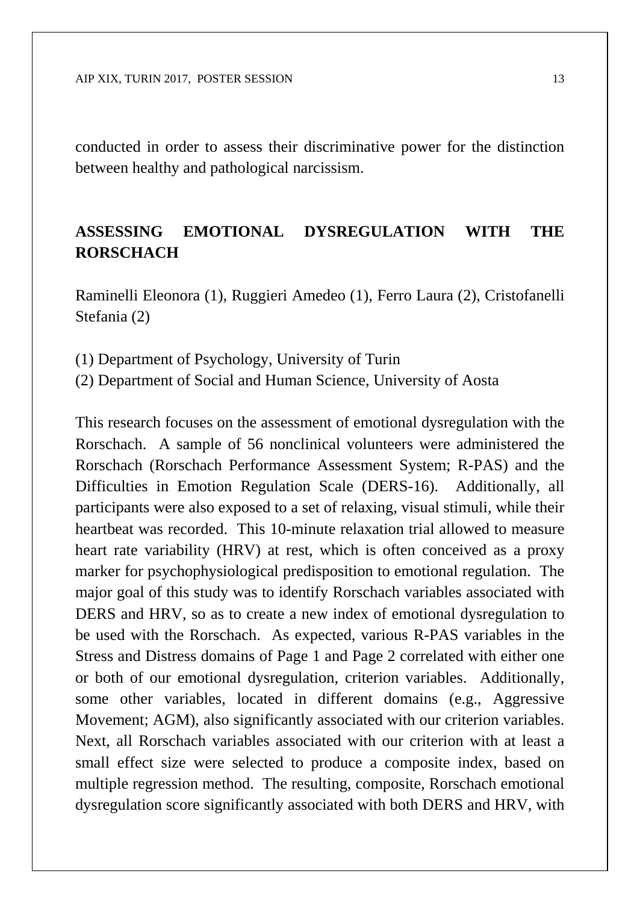conducted in order to assess their discriminative power for the distinction between healthy and pathological narcissism.

## ASSESSING EMOTIONAL DYSREGULATION WITH THE RORSCHACH

Raminelli Eleonora (1), Ruggieri Amedeo (1), Ferro Laura (2), Cristofanelli Stefania (2)

(1) Department of Psychology, University of Turin
(2) Department of Social and Human Science, University of Aosta

This research focuses on the assessment of emotional dysregulation with the Rorschach. A sample of 56 nonclinical volunteers were administered the Rorschach (Rorschach Performance Assessment System; R-PAS) and the Difficulties in Emotion Regulation Scale (DERS-16). Additionally, all participants were also exposed to a set of relaxing, visual stimuli, while their heartbeat was recorded. This 10-minute relaxation trial allowed to measure heart rate variability (HRV) at rest, which is often conceived as a proxy marker for psychophysiological predisposition to emotional regulation. The major goal of this study was to identify Rorschach variables associated with DERS and HRV, so as to create a new index of emotional dysregulation to be used with the Rorschach. As expected, various R-PAS variables in the Stress and Distress domains of Page 1 and Page 2 correlated with either one or both of our emotional dysregulation, criterion variables. Additionally, some other variables, located in different domains (e.g., Aggressive Movement; AGM), also significantly associated with our criterion variables. Next, all Rorschach variables associated with our criterion with at least a small effect size were selected to produce a composite index, based on multiple regression method. The resulting, composite, Rorschach emotional dysregulation score significantly associated with both DERS and HRV, with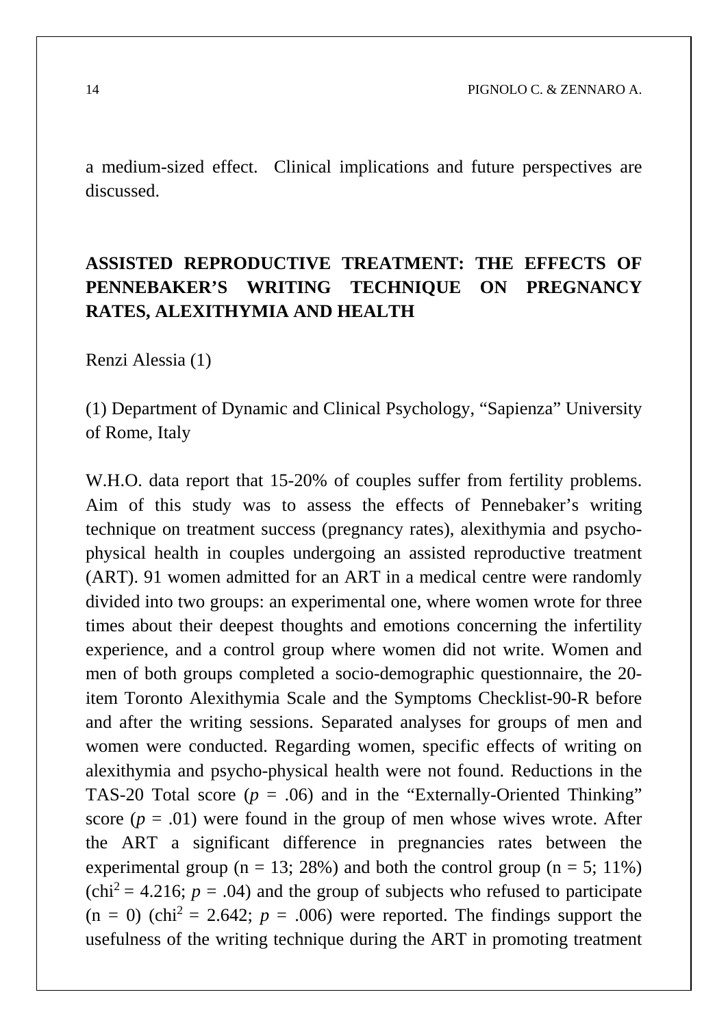a medium-sized effect. Clinical implications and future perspectives are discussed.

## ASSISTED REPRODUCTIVE TREATMENT: THE EFFECTS OF PENNEBAKER'S WRITING TECHNIQUE ON PREGNANCY RATES, ALEXITHYMIA AND HEALTH

Renzi Alessia (1)

(1) Department of Dynamic and Clinical Psychology, "Sapienza" University of Rome, Italy

W.H.O. data report that 15-20% of couples suffer from fertility problems. Aim of this study was to assess the effects of Pennebaker's writing technique on treatment success (pregnancy rates), alexithymia and psycho-physical health in couples undergoing an assisted reproductive treatment (ART). 91 women admitted for an ART in a medical centre were randomly divided into two groups: an experimental one, where women wrote for three times about their deepest thoughts and emotions concerning the infertility experience, and a control group where women did not write. Women and men of both groups completed a socio-demographic questionnaire, the 20-item Toronto Alexithymia Scale and the Symptoms Checklist-90-R before and after the writing sessions. Separated analyses for groups of men and women were conducted. Regarding women, specific effects of writing on alexithymia and psycho-physical health were not found. Reductions in the TAS-20 Total score ($p$ = .06) and in the "Externally-Oriented Thinking" score ($p$ = .01) were found in the group of men whose wives wrote. After the ART a significant difference in pregnancies rates between the experimental group (n = 13; 28%) and both the control group (n = 5; 11%) ($chi^2$ = 4.216; $p$ = .04) and the group of subjects who refused to participate (n = 0) ($chi^2$ = 2.642; $p$ = .006) were reported. The findings support the usefulness of the writing technique during the ART in promoting treatment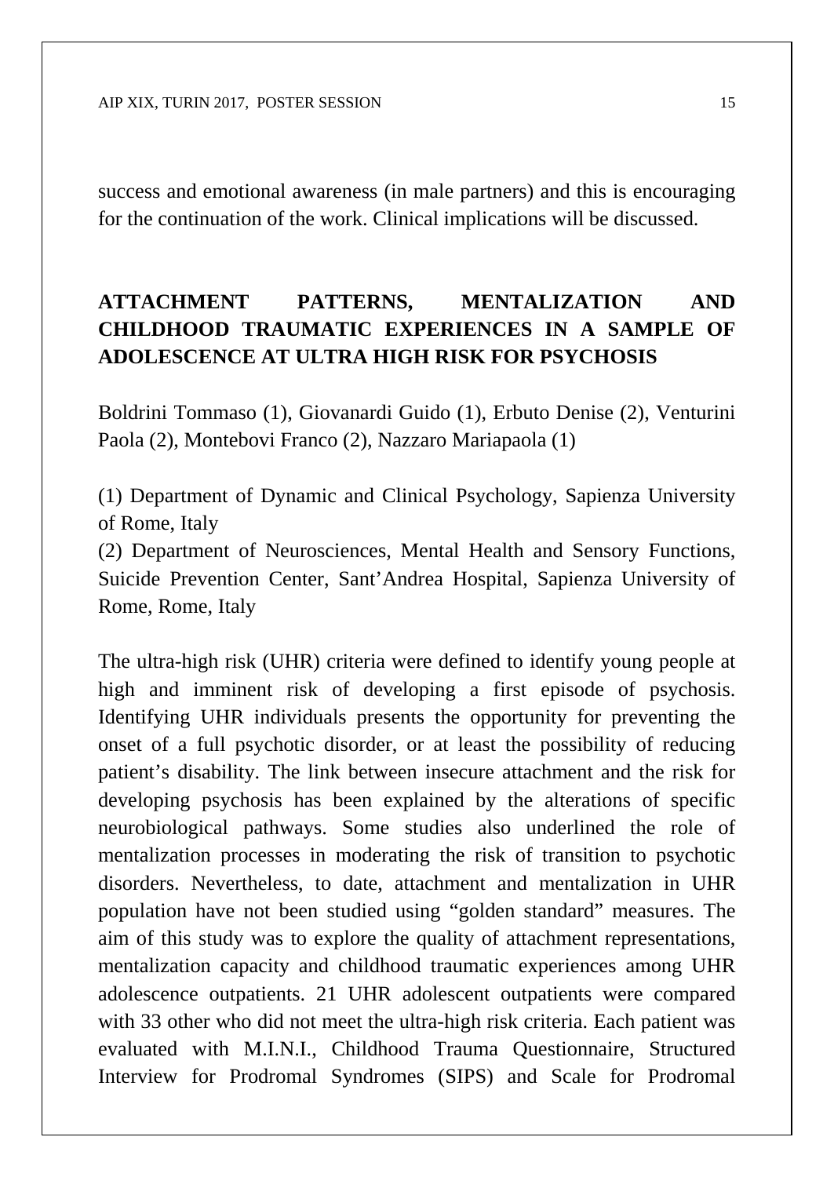success and emotional awareness (in male partners) and this is encouraging for the continuation of the work. Clinical implications will be discussed.

## ATTACHMENT PATTERNS, MENTALIZATION AND CHILDHOOD TRAUMATIC EXPERIENCES IN A SAMPLE OF ADOLESCENCE AT ULTRA HIGH RISK FOR PSYCHOSIS

Boldrini Tommaso (1), Giovanardi Guido (1), Erbuto Denise (2), Venturini Paola (2), Montebovi Franco (2), Nazzaro Mariapaola (1)

(1) Department of Dynamic and Clinical Psychology, Sapienza University of Rome, Italy
(2) Department of Neurosciences, Mental Health and Sensory Functions, Suicide Prevention Center, Sant'Andrea Hospital, Sapienza University of Rome, Rome, Italy

The ultra-high risk (UHR) criteria were defined to identify young people at high and imminent risk of developing a first episode of psychosis. Identifying UHR individuals presents the opportunity for preventing the onset of a full psychotic disorder, or at least the possibility of reducing patient's disability. The link between insecure attachment and the risk for developing psychosis has been explained by the alterations of specific neurobiological pathways. Some studies also underlined the role of mentalization processes in moderating the risk of transition to psychotic disorders. Nevertheless, to date, attachment and mentalization in UHR population have not been studied using "golden standard" measures. The aim of this study was to explore the quality of attachment representations, mentalization capacity and childhood traumatic experiences among UHR adolescence outpatients. 21 UHR adolescent outpatients were compared with 33 other who did not meet the ultra-high risk criteria. Each patient was evaluated with M.I.N.I., Childhood Trauma Questionnaire, Structured Interview for Prodromal Syndromes (SIPS) and Scale for Prodromal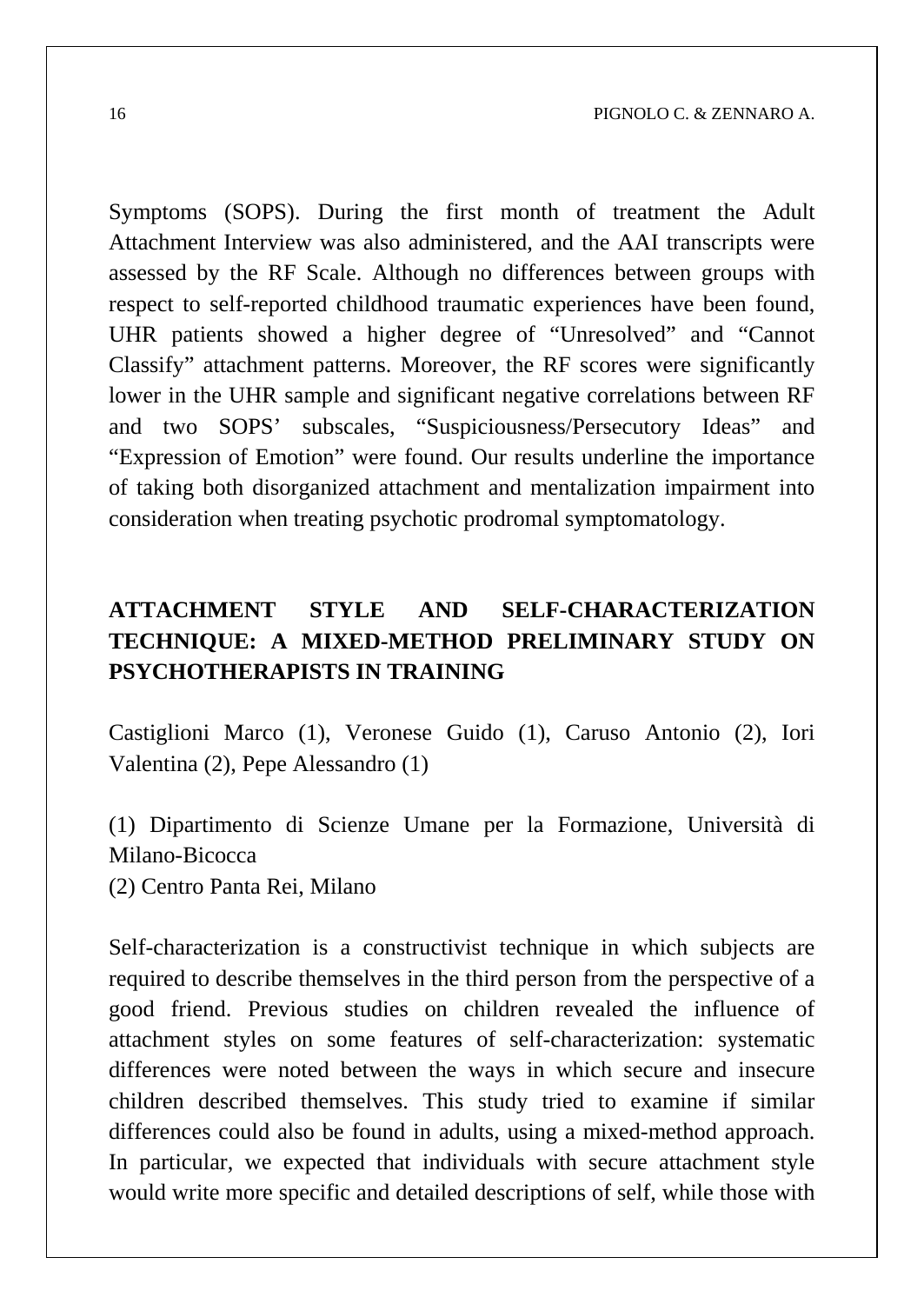Symptoms (SOPS). During the first month of treatment the Adult Attachment Interview was also administered, and the AAI transcripts were assessed by the RF Scale. Although no differences between groups with respect to self-reported childhood traumatic experiences have been found, UHR patients showed a higher degree of "Unresolved" and "Cannot Classify" attachment patterns. Moreover, the RF scores were significantly lower in the UHR sample and significant negative correlations between RF and two SOPS' subscales, "Suspiciousness/Persecutory Ideas" and "Expression of Emotion" were found. Our results underline the importance of taking both disorganized attachment and mentalization impairment into consideration when treating psychotic prodromal symptomatology.

## ATTACHMENT STYLE AND SELF-CHARACTERIZATION TECHNIQUE: A MIXED-METHOD PRELIMINARY STUDY ON PSYCHOTHERAPISTS IN TRAINING

Castiglioni Marco (1), Veronese Guido (1), Caruso Antonio (2), Iori Valentina (2), Pepe Alessandro (1)

(1) Dipartimento di Scienze Umane per la Formazione, Università di Milano-Bicocca
(2) Centro Panta Rei, Milano

Self-characterization is a constructivist technique in which subjects are required to describe themselves in the third person from the perspective of a good friend. Previous studies on children revealed the influence of attachment styles on some features of self-characterization: systematic differences were noted between the ways in which secure and insecure children described themselves. This study tried to examine if similar differences could also be found in adults, using a mixed-method approach. In particular, we expected that individuals with secure attachment style would write more specific and detailed descriptions of self, while those with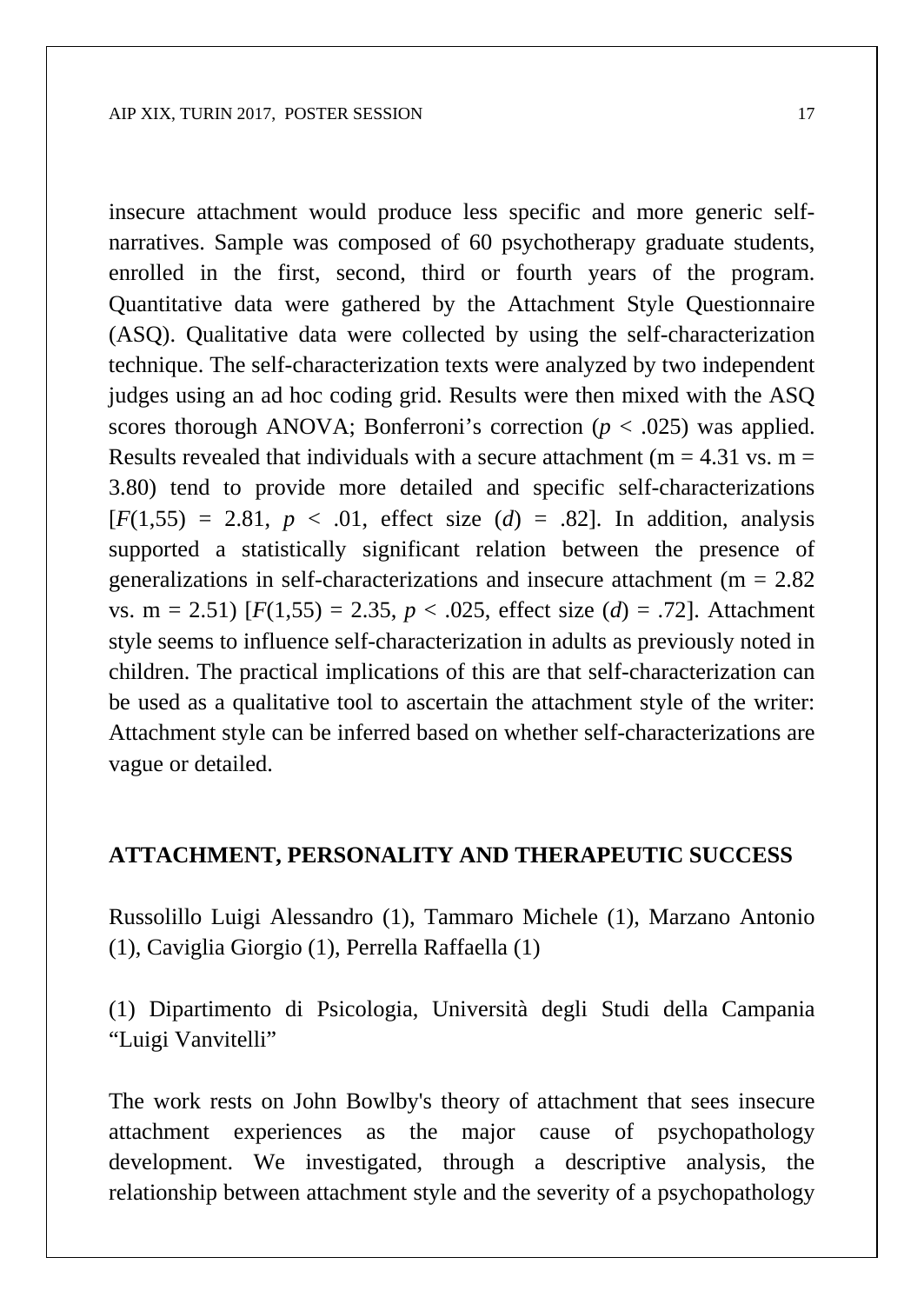insecure attachment would produce less specific and more generic self-narratives. Sample was composed of 60 psychotherapy graduate students, enrolled in the first, second, third or fourth years of the program. Quantitative data were gathered by the Attachment Style Questionnaire (ASQ). Qualitative data were collected by using the self-characterization technique. The self-characterization texts were analyzed by two independent judges using an ad hoc coding grid. Results were then mixed with the ASQ scores thorough ANOVA; Bonferroni's correction ($p < .025$) was applied. Results revealed that individuals with a secure attachment (m = 4.31 vs. m = 3.80) tend to provide more detailed and specific self-characterizations [$F(1,55) = 2.81$, $p < .01$, effect size ($d$) = .82]. In addition, analysis supported a statistically significant relation between the presence of generalizations in self-characterizations and insecure attachment (m = 2.82 vs. m = 2.51) [$F(1,55) = 2.35$, $p < .025$, effect size ($d$) = .72]. Attachment style seems to influence self-characterization in adults as previously noted in children. The practical implications of this are that self-characterization can be used as a qualitative tool to ascertain the attachment style of the writer: Attachment style can be inferred based on whether self-characterizations are vague or detailed.

## ATTACHMENT, PERSONALITY AND THERAPEUTIC SUCCESS

Russolillo Luigi Alessandro (1), Tammaro Michele (1), Marzano Antonio (1), Caviglia Giorgio (1), Perrella Raffaella (1)

(1) Dipartimento di Psicologia, Università degli Studi della Campania "Luigi Vanvitelli"

The work rests on John Bowlby's theory of attachment that sees insecure attachment experiences as the major cause of psychopathology development. We investigated, through a descriptive analysis, the relationship between attachment style and the severity of a psychopathology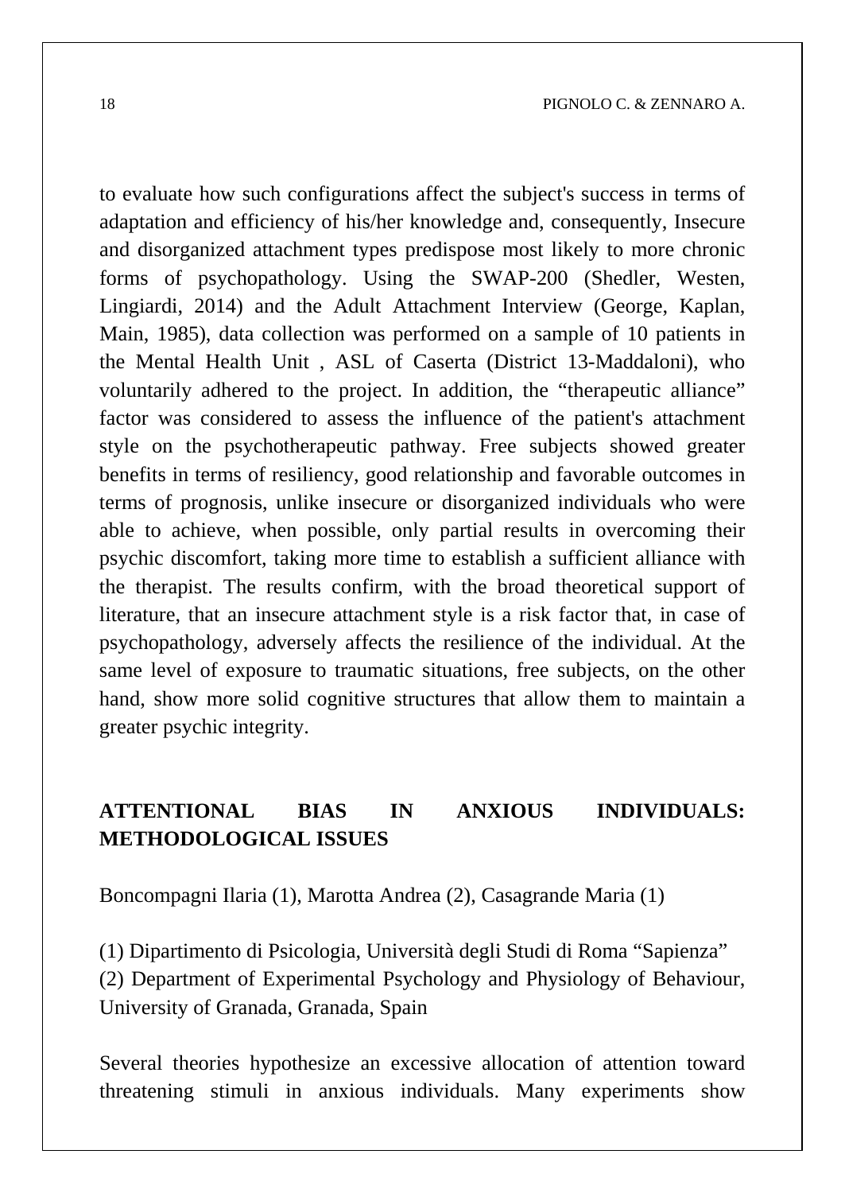to evaluate how such configurations affect the subject's success in terms of adaptation and efficiency of his/her knowledge and, consequently, Insecure and disorganized attachment types predispose most likely to more chronic forms of psychopathology. Using the SWAP-200 (Shedler, Westen, Lingiardi, 2014) and the Adult Attachment Interview (George, Kaplan, Main, 1985), data collection was performed on a sample of 10 patients in the Mental Health Unit , ASL of Caserta (District 13-Maddaloni), who voluntarily adhered to the project. In addition, the "therapeutic alliance" factor was considered to assess the influence of the patient's attachment style on the psychotherapeutic pathway. Free subjects showed greater benefits in terms of resiliency, good relationship and favorable outcomes in terms of prognosis, unlike insecure or disorganized individuals who were able to achieve, when possible, only partial results in overcoming their psychic discomfort, taking more time to establish a sufficient alliance with the therapist. The results confirm, with the broad theoretical support of literature, that an insecure attachment style is a risk factor that, in case of psychopathology, adversely affects the resilience of the individual. At the same level of exposure to traumatic situations, free subjects, on the other hand, show more solid cognitive structures that allow them to maintain a greater psychic integrity.

## ATTENTIONAL BIAS IN ANXIOUS INDIVIDUALS: METHODOLOGICAL ISSUES

Boncompagni Ilaria (1), Marotta Andrea (2), Casagrande Maria (1)

(1) Dipartimento di Psicologia, Università degli Studi di Roma "Sapienza"
(2) Department of Experimental Psychology and Physiology of Behaviour, University of Granada, Granada, Spain

Several theories hypothesize an excessive allocation of attention toward threatening stimuli in anxious individuals. Many experiments show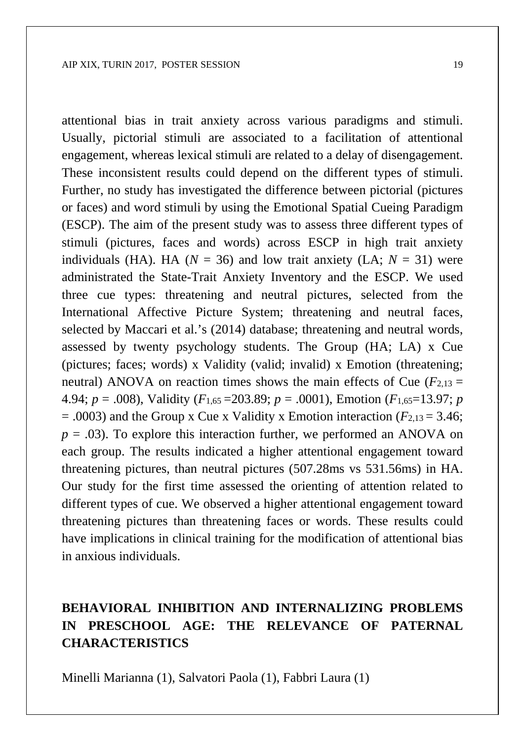attentional bias in trait anxiety across various paradigms and stimuli. Usually, pictorial stimuli are associated to a facilitation of attentional engagement, whereas lexical stimuli are related to a delay of disengagement. These inconsistent results could depend on the different types of stimuli. Further, no study has investigated the difference between pictorial (pictures or faces) and word stimuli by using the Emotional Spatial Cueing Paradigm (ESCP). The aim of the present study was to assess three different types of stimuli (pictures, faces and words) across ESCP in high trait anxiety individuals (HA). HA ($N$ = 36) and low trait anxiety (LA; $N$ = 31) were administrated the State-Trait Anxiety Inventory and the ESCP. We used three cue types: threatening and neutral pictures, selected from the International Affective Picture System; threatening and neutral faces, selected by Maccari et al.'s (2014) database; threatening and neutral words, assessed by twenty psychology students. The Group (HA; LA) x Cue (pictures; faces; words) x Validity (valid; invalid) x Emotion (threatening; neutral) ANOVA on reaction times shows the main effects of Cue ($F_{2,13}$ = 4.94; $p$ = .008), Validity ($F_{1,65}$ =203.89; $p$ = .0001), Emotion ($F_{1,65}$=13.97; $p$ = .0003) and the Group x Cue x Validity x Emotion interaction ($F_{2,13}$ = 3.46; $p$ = .03). To explore this interaction further, we performed an ANOVA on each group. The results indicated a higher attentional engagement toward threatening pictures, than neutral pictures (507.28ms vs 531.56ms) in HA. Our study for the first time assessed the orienting of attention related to different types of cue. We observed a higher attentional engagement toward threatening pictures than threatening faces or words. These results could have implications in clinical training for the modification of attentional bias in anxious individuals.

## BEHAVIORAL INHIBITION AND INTERNALIZING PROBLEMS IN PRESCHOOL AGE: THE RELEVANCE OF PATERNAL CHARACTERISTICS

Minelli Marianna (1), Salvatori Paola (1), Fabbri Laura (1)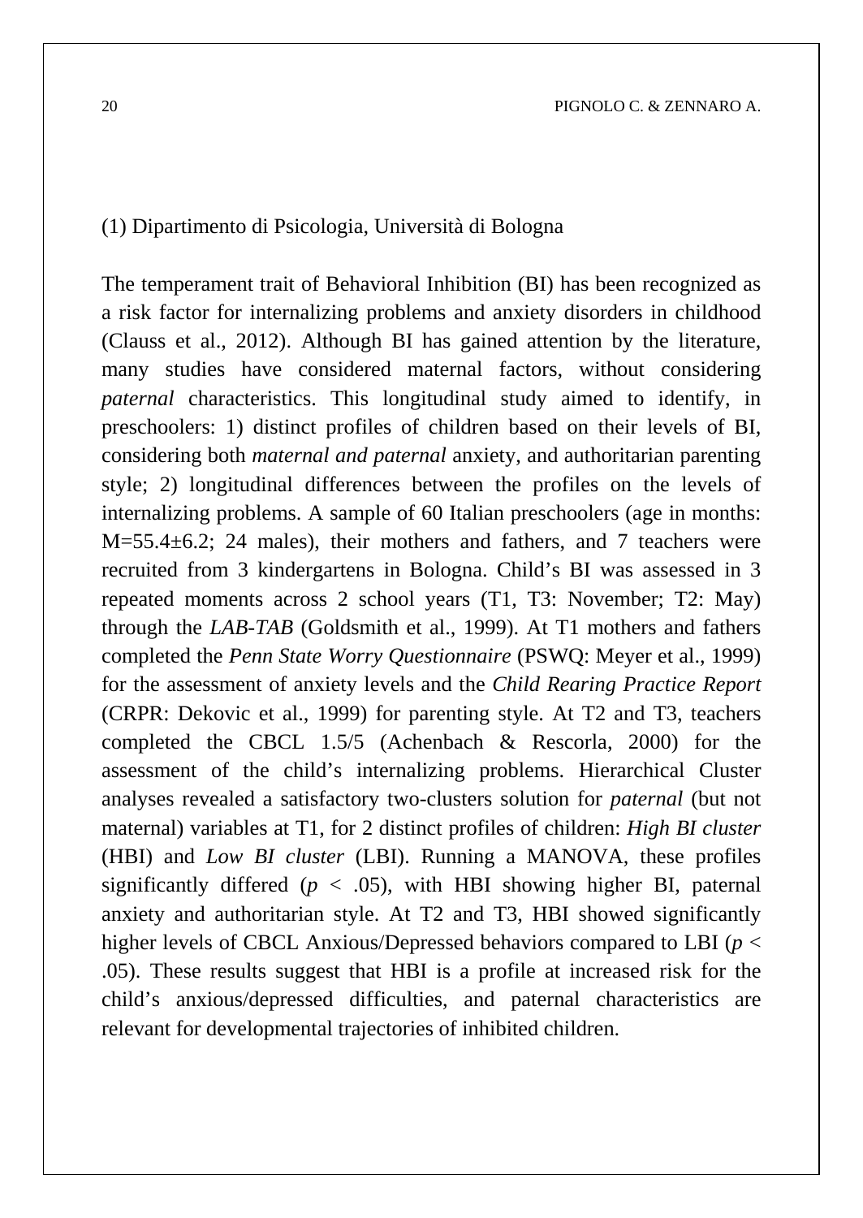(1) Dipartimento di Psicologia, Università di Bologna

The temperament trait of Behavioral Inhibition (BI) has been recognized as a risk factor for internalizing problems and anxiety disorders in childhood (Clauss et al., 2012). Although BI has gained attention by the literature, many studies have considered maternal factors, without considering *paternal* characteristics. This longitudinal study aimed to identify, in preschoolers: 1) distinct profiles of children based on their levels of BI, considering both *maternal and paternal* anxiety, and authoritarian parenting style; 2) longitudinal differences between the profiles on the levels of internalizing problems. A sample of 60 Italian preschoolers (age in months: M=55.4±6.2; 24 males), their mothers and fathers, and 7 teachers were recruited from 3 kindergartens in Bologna. Child's BI was assessed in 3 repeated moments across 2 school years (T1, T3: November; T2: May) through the *LAB-TAB* (Goldsmith et al., 1999). At T1 mothers and fathers completed the *Penn State Worry Questionnaire* (PSWQ: Meyer et al., 1999) for the assessment of anxiety levels and the *Child Rearing Practice Report* (CRPR: Dekovic et al., 1999) for parenting style. At T2 and T3, teachers completed the CBCL 1.5/5 (Achenbach & Rescorla, 2000) for the assessment of the child's internalizing problems. Hierarchical Cluster analyses revealed a satisfactory two-clusters solution for *paternal* (but not maternal) variables at T1, for 2 distinct profiles of children: *High BI cluster* (HBI) and *Low BI cluster* (LBI). Running a MANOVA, these profiles significantly differed ($p < .05$), with HBI showing higher BI, paternal anxiety and authoritarian style. At T2 and T3, HBI showed significantly higher levels of CBCL Anxious/Depressed behaviors compared to LBI ($p < .05$). These results suggest that HBI is a profile at increased risk for the child's anxious/depressed difficulties, and paternal characteristics are relevant for developmental trajectories of inhibited children.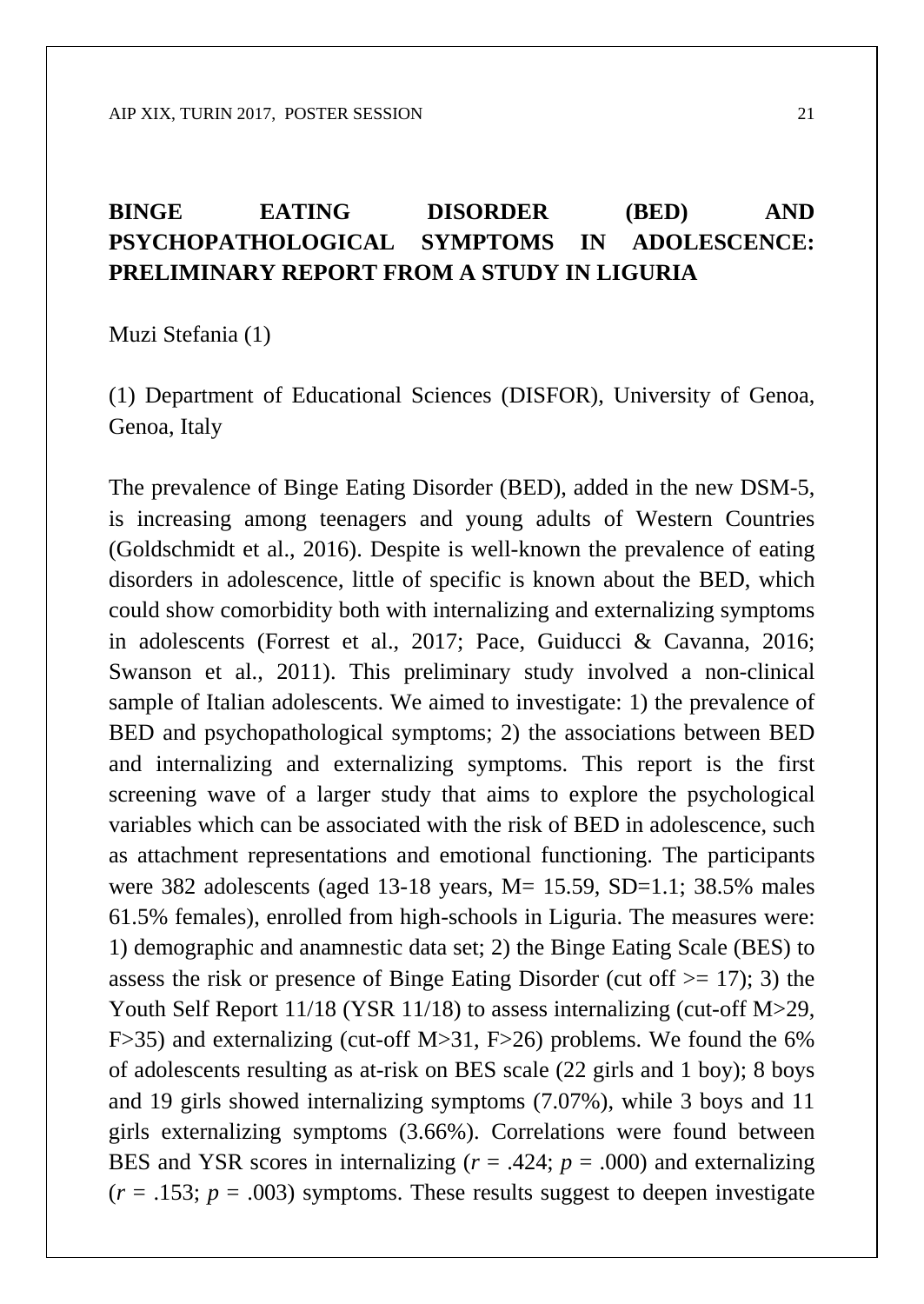## BINGE EATING DISORDER (BED) AND PSYCHOPATHOLOGICAL SYMPTOMS IN ADOLESCENCE: PRELIMINARY REPORT FROM A STUDY IN LIGURIA

Muzi Stefania (1)

(1) Department of Educational Sciences (DISFOR), University of Genoa, Genoa, Italy

The prevalence of Binge Eating Disorder (BED), added in the new DSM-5, is increasing among teenagers and young adults of Western Countries (Goldschmidt et al., 2016). Despite is well-known the prevalence of eating disorders in adolescence, little of specific is known about the BED, which could show comorbidity both with internalizing and externalizing symptoms in adolescents (Forrest et al., 2017; Pace, Guiducci & Cavanna, 2016; Swanson et al., 2011). This preliminary study involved a non-clinical sample of Italian adolescents. We aimed to investigate: 1) the prevalence of BED and psychopathological symptoms; 2) the associations between BED and internalizing and externalizing symptoms. This report is the first screening wave of a larger study that aims to explore the psychological variables which can be associated with the risk of BED in adolescence, such as attachment representations and emotional functioning. The participants were 382 adolescents (aged 13-18 years, M= 15.59, SD=1.1; 38.5% males 61.5% females), enrolled from high-schools in Liguria. The measures were: 1) demographic and anamnestic data set; 2) the Binge Eating Scale (BES) to assess the risk or presence of Binge Eating Disorder (cut off >= 17); 3) the Youth Self Report 11/18 (YSR 11/18) to assess internalizing (cut-off M>29, F>35) and externalizing (cut-off M>31, F>26) problems. We found the 6% of adolescents resulting as at-risk on BES scale (22 girls and 1 boy); 8 boys and 19 girls showed internalizing symptoms (7.07%), while 3 boys and 11 girls externalizing symptoms (3.66%). Correlations were found between BES and YSR scores in internalizing ($r$ = .424; $p$ = .000) and externalizing ($r$ = .153; $p$ = .003) symptoms. These results suggest to deepen investigate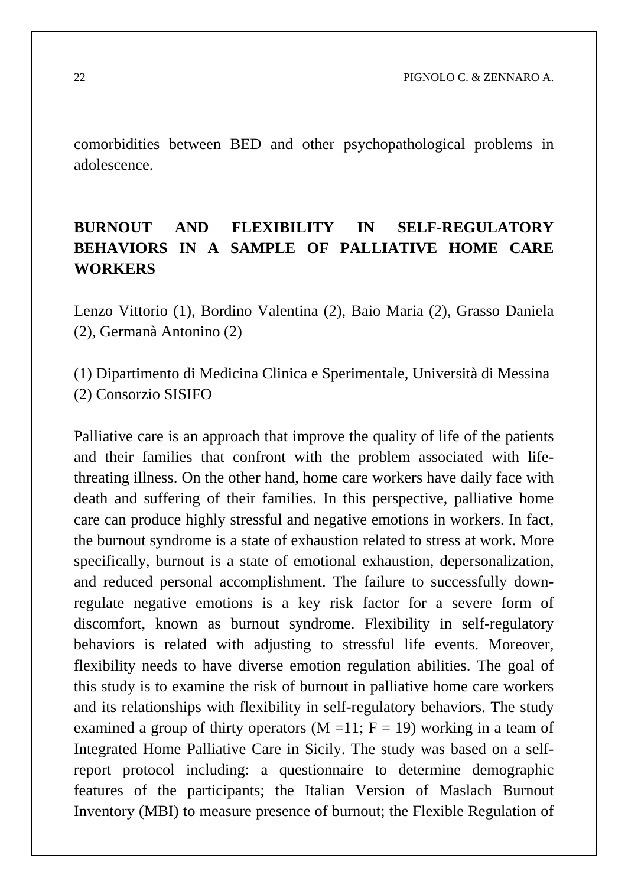comorbidities between BED and other psychopathological problems in adolescence.

## BURNOUT AND FLEXIBILITY IN SELF-REGULATORY BEHAVIORS IN A SAMPLE OF PALLIATIVE HOME CARE WORKERS

Lenzo Vittorio (1), Bordino Valentina (2), Baio Maria (2), Grasso Daniela (2), Germanà Antonino (2)

(1) Dipartimento di Medicina Clinica e Sperimentale, Università di Messina
(2) Consorzio SISIFO

Palliative care is an approach that improve the quality of life of the patients and their families that confront with the problem associated with life-threating illness. On the other hand, home care workers have daily face with death and suffering of their families. In this perspective, palliative home care can produce highly stressful and negative emotions in workers. In fact, the burnout syndrome is a state of exhaustion related to stress at work. More specifically, burnout is a state of emotional exhaustion, depersonalization, and reduced personal accomplishment. The failure to successfully down-regulate negative emotions is a key risk factor for a severe form of discomfort, known as burnout syndrome. Flexibility in self-regulatory behaviors is related with adjusting to stressful life events. Moreover, flexibility needs to have diverse emotion regulation abilities. The goal of this study is to examine the risk of burnout in palliative home care workers and its relationships with flexibility in self-regulatory behaviors. The study examined a group of thirty operators (M =11; F = 19) working in a team of Integrated Home Palliative Care in Sicily. The study was based on a self-report protocol including: a questionnaire to determine demographic features of the participants; the Italian Version of Maslach Burnout Inventory (MBI) to measure presence of burnout; the Flexible Regulation of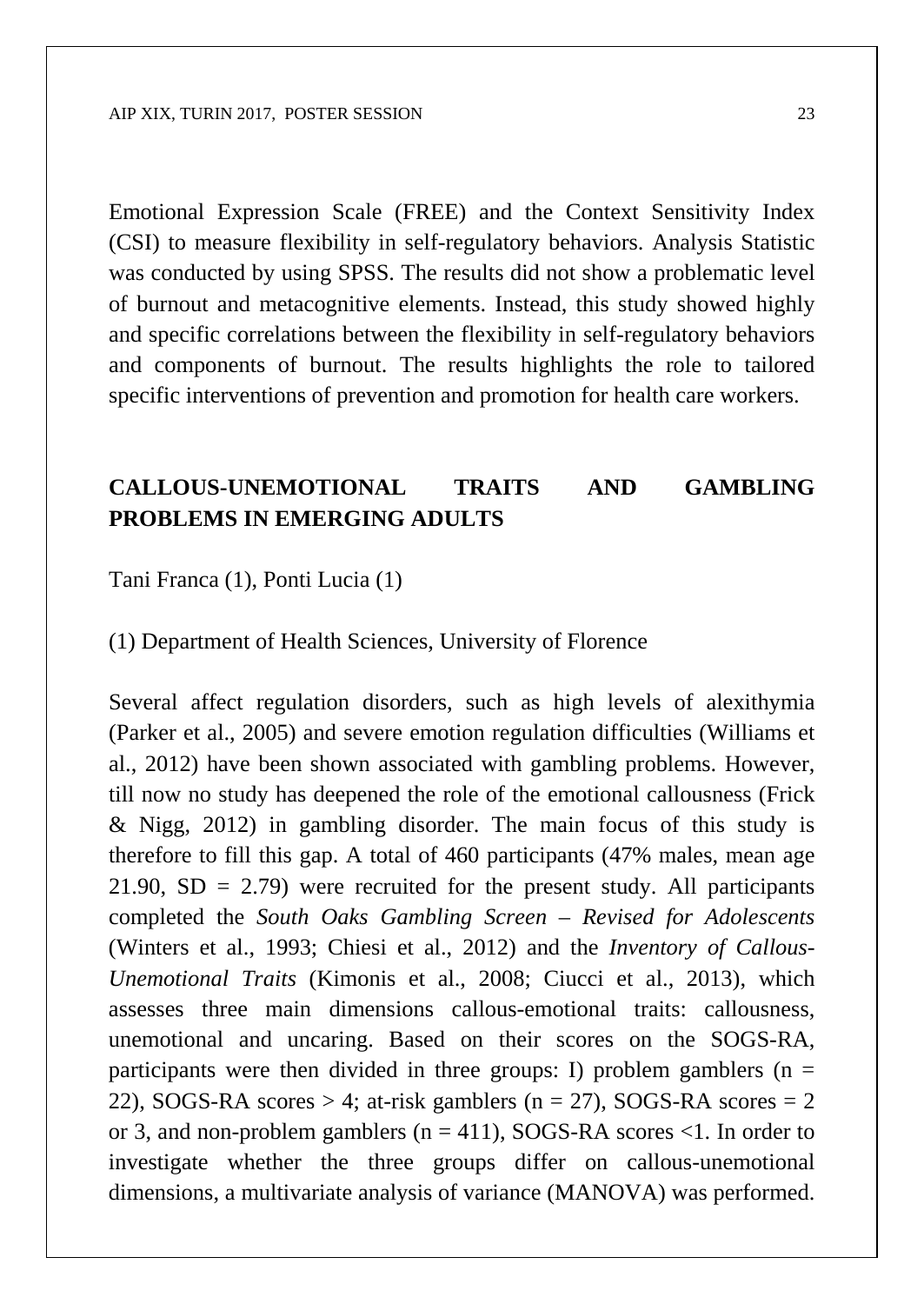Emotional Expression Scale (FREE) and the Context Sensitivity Index (CSI) to measure flexibility in self-regulatory behaviors. Analysis Statistic was conducted by using SPSS. The results did not show a problematic level of burnout and metacognitive elements. Instead, this study showed highly and specific correlations between the flexibility in self-regulatory behaviors and components of burnout. The results highlights the role to tailored specific interventions of prevention and promotion for health care workers.

## CALLOUS-UNEMOTIONAL TRAITS AND GAMBLING PROBLEMS IN EMERGING ADULTS

Tani Franca (1), Ponti Lucia (1)

(1) Department of Health Sciences, University of Florence

Several affect regulation disorders, such as high levels of alexithymia (Parker et al., 2005) and severe emotion regulation difficulties (Williams et al., 2012) have been shown associated with gambling problems. However, till now no study has deepened the role of the emotional callousness (Frick & Nigg, 2012) in gambling disorder. The main focus of this study is therefore to fill this gap. A total of 460 participants (47% males, mean age 21.90, SD = 2.79) were recruited for the present study. All participants completed the *South Oaks Gambling Screen – Revised for Adolescents* (Winters et al., 1993; Chiesi et al., 2012) and the *Inventory of Callous-Unemotional Traits* (Kimonis et al., 2008; Ciucci et al., 2013), which assesses three main dimensions callous-emotional traits: callousness, unemotional and uncaring. Based on their scores on the SOGS-RA, participants were then divided in three groups: I) problem gamblers (n = 22), SOGS-RA scores > 4; at-risk gamblers (n = 27), SOGS-RA scores = 2 or 3, and non-problem gamblers (n = 411), SOGS-RA scores <1. In order to investigate whether the three groups differ on callous-unemotional dimensions, a multivariate analysis of variance (MANOVA) was performed.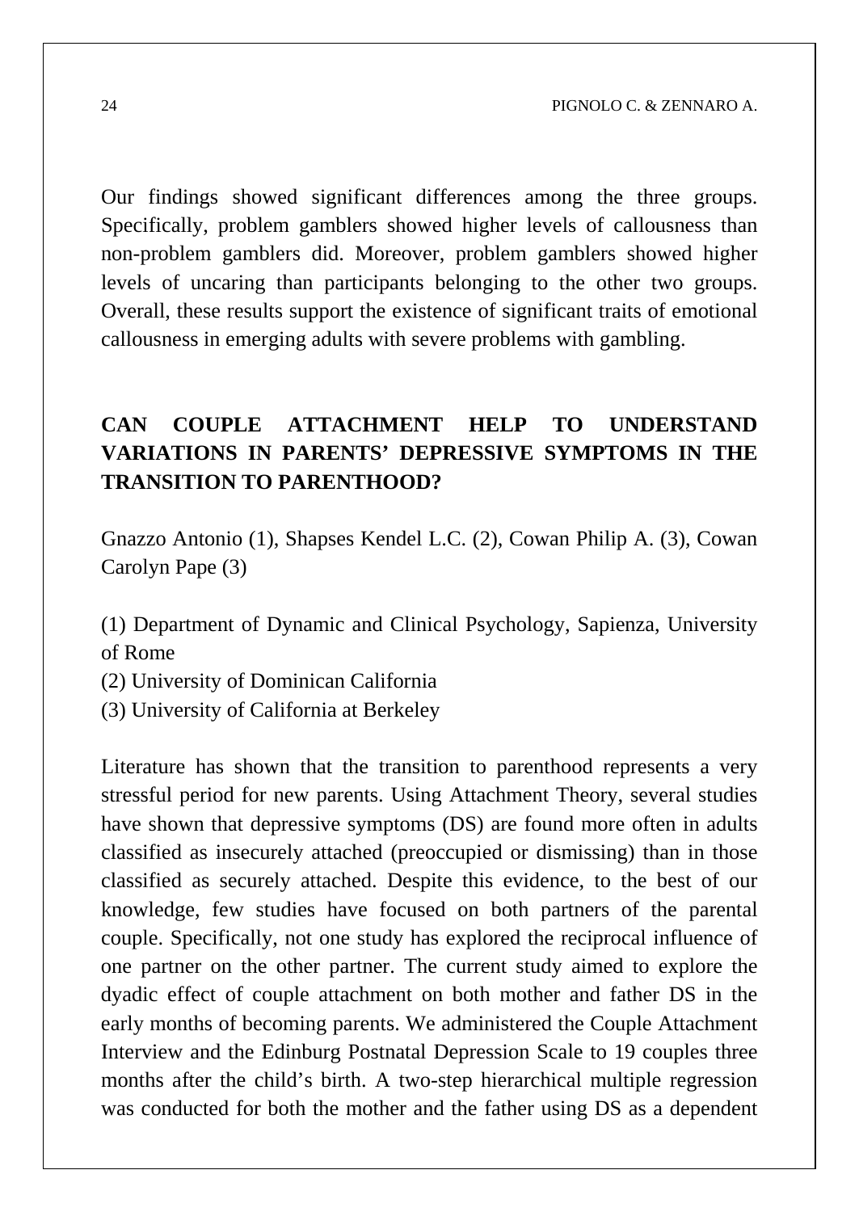Our findings showed significant differences among the three groups. Specifically, problem gamblers showed higher levels of callousness than non-problem gamblers did. Moreover, problem gamblers showed higher levels of uncaring than participants belonging to the other two groups. Overall, these results support the existence of significant traits of emotional callousness in emerging adults with severe problems with gambling.

## CAN COUPLE ATTACHMENT HELP TO UNDERSTAND VARIATIONS IN PARENTS' DEPRESSIVE SYMPTOMS IN THE TRANSITION TO PARENTHOOD?

Gnazzo Antonio (1), Shapses Kendel L.C. (2), Cowan Philip A. (3), Cowan Carolyn Pape (3)

(1) Department of Dynamic and Clinical Psychology, Sapienza, University of Rome
(2) University of Dominican California
(3) University of California at Berkeley

Literature has shown that the transition to parenthood represents a very stressful period for new parents. Using Attachment Theory, several studies have shown that depressive symptoms (DS) are found more often in adults classified as insecurely attached (preoccupied or dismissing) than in those classified as securely attached. Despite this evidence, to the best of our knowledge, few studies have focused on both partners of the parental couple. Specifically, not one study has explored the reciprocal influence of one partner on the other partner. The current study aimed to explore the dyadic effect of couple attachment on both mother and father DS in the early months of becoming parents. We administered the Couple Attachment Interview and the Edinburg Postnatal Depression Scale to 19 couples three months after the child's birth. A two-step hierarchical multiple regression was conducted for both the mother and the father using DS as a dependent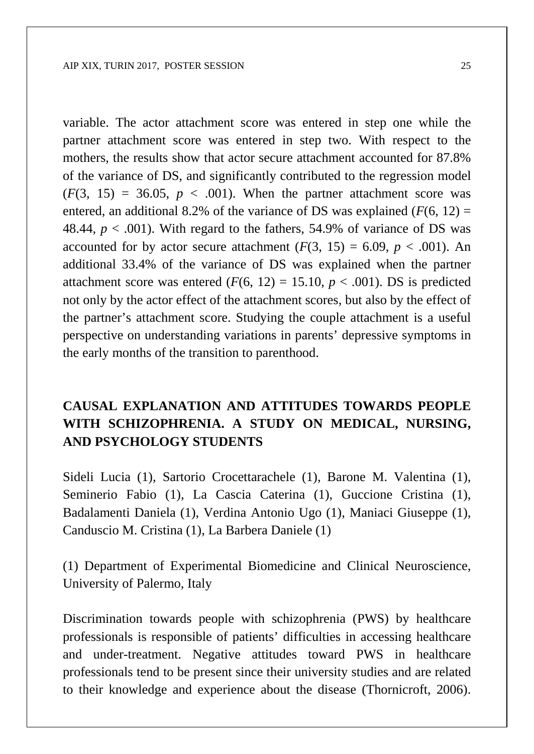variable. The actor attachment score was entered in step one while the partner attachment score was entered in step two. With respect to the mothers, the results show that actor secure attachment accounted for 87.8% of the variance of DS, and significantly contributed to the regression model ($F(3, 15) = 36.05$, $p < .001$). When the partner attachment score was entered, an additional 8.2% of the variance of DS was explained ($F(6, 12) = 48.44$, $p < .001$). With regard to the fathers, 54.9% of variance of DS was accounted for by actor secure attachment ($F(3, 15) = 6.09$, $p < .001$). An additional 33.4% of the variance of DS was explained when the partner attachment score was entered ($F(6, 12) = 15.10$, $p < .001$). DS is predicted not only by the actor effect of the attachment scores, but also by the effect of the partner's attachment score. Studying the couple attachment is a useful perspective on understanding variations in parents' depressive symptoms in the early months of the transition to parenthood.

## CAUSAL EXPLANATION AND ATTITUDES TOWARDS PEOPLE WITH SCHIZOPHRENIA. A STUDY ON MEDICAL, NURSING, AND PSYCHOLOGY STUDENTS

Sideli Lucia (1), Sartorio Crocettarachele (1), Barone M. Valentina (1), Seminerio Fabio (1), La Cascia Caterina (1), Guccione Cristina (1), Badalamenti Daniela (1), Verdina Antonio Ugo (1), Maniaci Giuseppe (1), Canduscio M. Cristina (1), La Barbera Daniele (1)

(1) Department of Experimental Biomedicine and Clinical Neuroscience, University of Palermo, Italy

Discrimination towards people with schizophrenia (PWS) by healthcare professionals is responsible of patients' difficulties in accessing healthcare and under-treatment. Negative attitudes toward PWS in healthcare professionals tend to be present since their university studies and are related to their knowledge and experience about the disease (Thornicroft, 2006).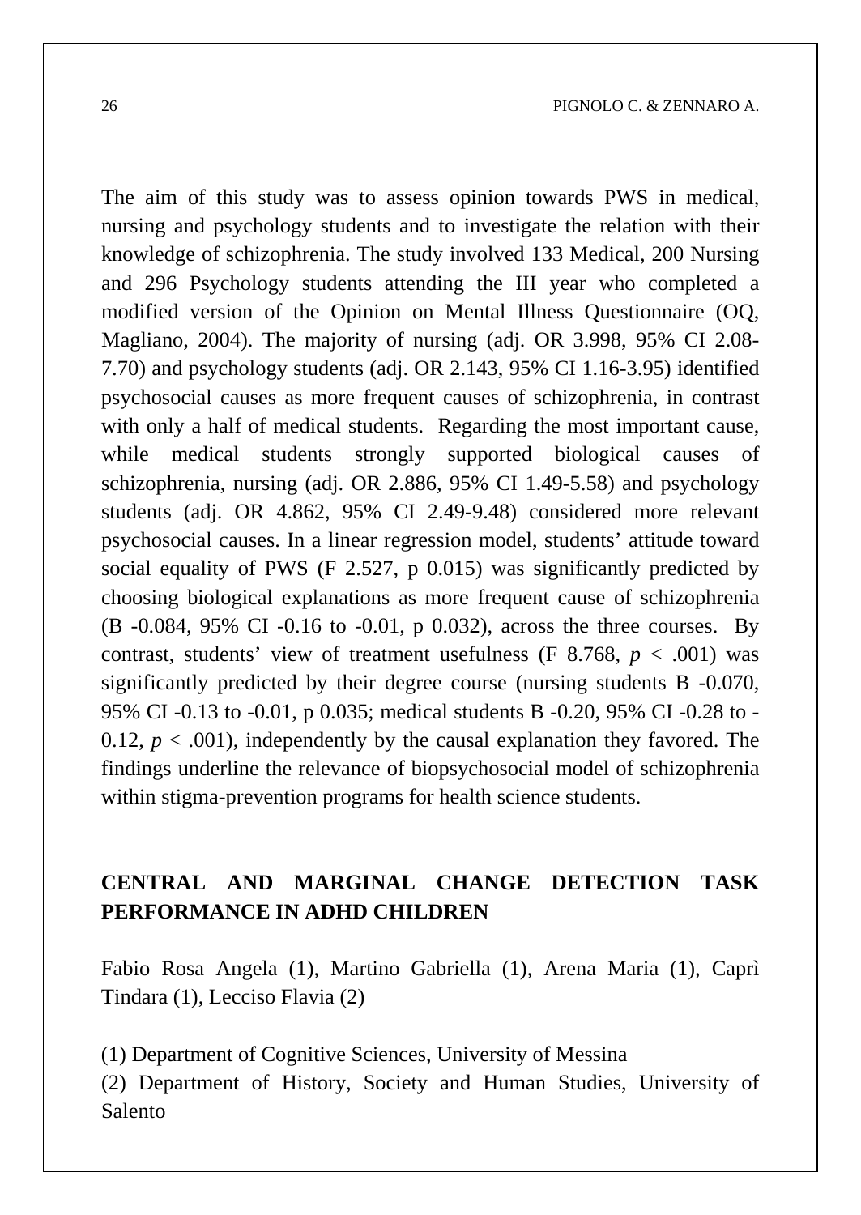The aim of this study was to assess opinion towards PWS in medical, nursing and psychology students and to investigate the relation with their knowledge of schizophrenia. The study involved 133 Medical, 200 Nursing and 296 Psychology students attending the III year who completed a modified version of the Opinion on Mental Illness Questionnaire (OQ, Magliano, 2004). The majority of nursing (adj. OR 3.998, 95% CI 2.08-7.70) and psychology students (adj. OR 2.143, 95% CI 1.16-3.95) identified psychosocial causes as more frequent causes of schizophrenia, in contrast with only a half of medical students. Regarding the most important cause, while medical students strongly supported biological causes of schizophrenia, nursing (adj. OR 2.886, 95% CI 1.49-5.58) and psychology students (adj. OR 4.862, 95% CI 2.49-9.48) considered more relevant psychosocial causes. In a linear regression model, students' attitude toward social equality of PWS (F 2.527, p 0.015) was significantly predicted by choosing biological explanations as more frequent cause of schizophrenia (B -0.084, 95% CI -0.16 to -0.01, p 0.032), across the three courses. By contrast, students' view of treatment usefulness (F 8.768, $p < .001$) was significantly predicted by their degree course (nursing students B -0.070, 95% CI -0.13 to -0.01, p 0.035; medical students B -0.20, 95% CI -0.28 to -0.12, $p < .001$), independently by the causal explanation they favored. The findings underline the relevance of biopsychosocial model of schizophrenia within stigma-prevention programs for health science students.

## CENTRAL AND MARGINAL CHANGE DETECTION TASK PERFORMANCE IN ADHD CHILDREN

Fabio Rosa Angela (1), Martino Gabriella (1), Arena Maria (1), Caprì Tindara (1), Lecciso Flavia (2)

(1) Department of Cognitive Sciences, University of Messina

(2) Department of History, Society and Human Studies, University of Salento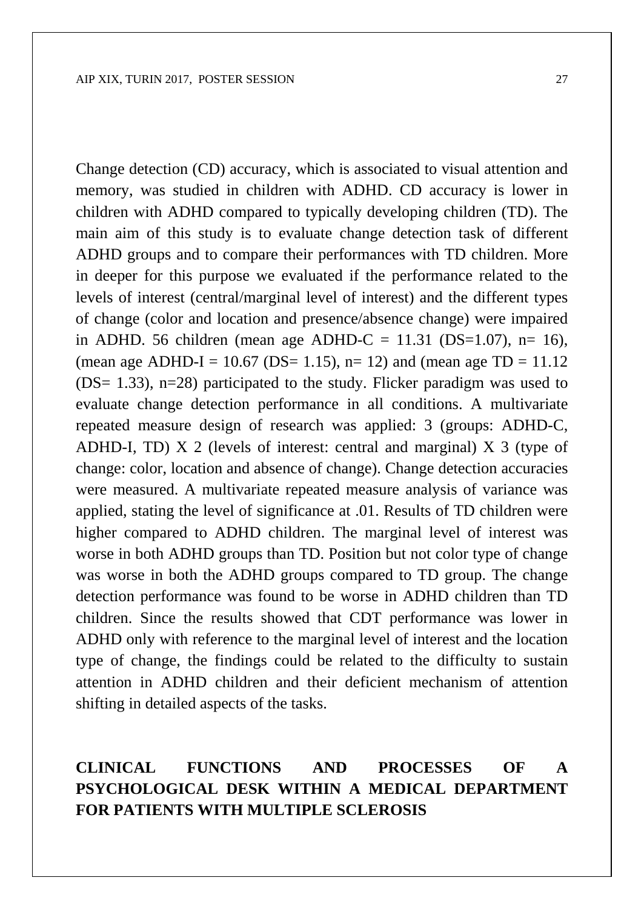Change detection (CD) accuracy, which is associated to visual attention and memory, was studied in children with ADHD. CD accuracy is lower in children with ADHD compared to typically developing children (TD). The main aim of this study is to evaluate change detection task of different ADHD groups and to compare their performances with TD children. More in deeper for this purpose we evaluated if the performance related to the levels of interest (central/marginal level of interest) and the different types of change (color and location and presence/absence change) were impaired in ADHD. 56 children (mean age ADHD-C = 11.31 (DS=1.07), n= 16), (mean age ADHD-I = 10.67 (DS= 1.15), n= 12) and (mean age TD = 11.12 (DS= 1.33), n=28) participated to the study. Flicker paradigm was used to evaluate change detection performance in all conditions. A multivariate repeated measure design of research was applied: 3 (groups: ADHD-C, ADHD-I, TD) X 2 (levels of interest: central and marginal) X 3 (type of change: color, location and absence of change). Change detection accuracies were measured. A multivariate repeated measure analysis of variance was applied, stating the level of significance at .01. Results of TD children were higher compared to ADHD children. The marginal level of interest was worse in both ADHD groups than TD. Position but not color type of change was worse in both the ADHD groups compared to TD group. The change detection performance was found to be worse in ADHD children than TD children. Since the results showed that CDT performance was lower in ADHD only with reference to the marginal level of interest and the location type of change, the findings could be related to the difficulty to sustain attention in ADHD children and their deficient mechanism of attention shifting in detailed aspects of the tasks.

## CLINICAL FUNCTIONS AND PROCESSES OF A PSYCHOLOGICAL DESK WITHIN A MEDICAL DEPARTMENT FOR PATIENTS WITH MULTIPLE SCLEROSIS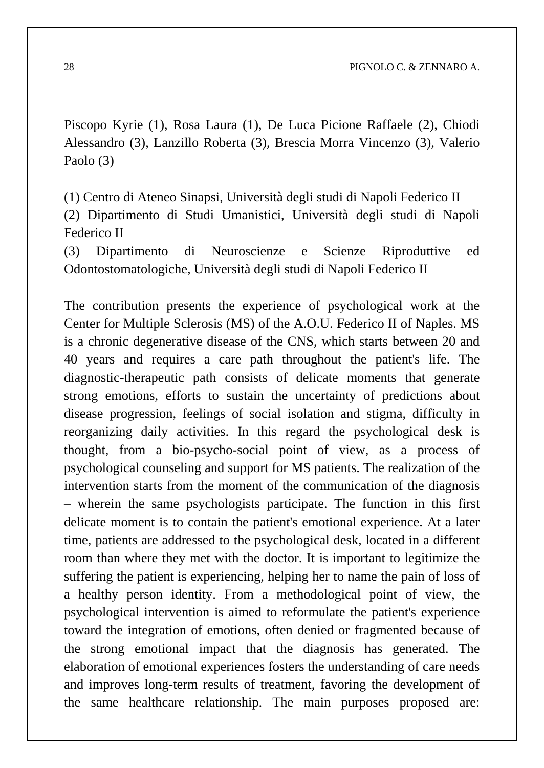Piscopo Kyrie (1), Rosa Laura (1), De Luca Picione Raffaele (2), Chiodi Alessandro (3), Lanzillo Roberta (3), Brescia Morra Vincenzo (3), Valerio Paolo (3)

(1) Centro di Ateneo Sinapsi, Università degli studi di Napoli Federico II
(2) Dipartimento di Studi Umanistici, Università degli studi di Napoli Federico II
(3) Dipartimento di Neuroscienze e Scienze Riproduttive ed Odontostomatologiche, Università degli studi di Napoli Federico II

The contribution presents the experience of psychological work at the Center for Multiple Sclerosis (MS) of the A.O.U. Federico II of Naples. MS is a chronic degenerative disease of the CNS, which starts between 20 and 40 years and requires a care path throughout the patient's life. The diagnostic-therapeutic path consists of delicate moments that generate strong emotions, efforts to sustain the uncertainty of predictions about disease progression, feelings of social isolation and stigma, difficulty in reorganizing daily activities. In this regard the psychological desk is thought, from a bio-psycho-social point of view, as a process of psychological counseling and support for MS patients. The realization of the intervention starts from the moment of the communication of the diagnosis – wherein the same psychologists participate. The function in this first delicate moment is to contain the patient's emotional experience. At a later time, patients are addressed to the psychological desk, located in a different room than where they met with the doctor. It is important to legitimize the suffering the patient is experiencing, helping her to name the pain of loss of a healthy person identity. From a methodological point of view, the psychological intervention is aimed to reformulate the patient's experience toward the integration of emotions, often denied or fragmented because of the strong emotional impact that the diagnosis has generated. The elaboration of emotional experiences fosters the understanding of care needs and improves long-term results of treatment, favoring the development of the same healthcare relationship. The main purposes proposed are: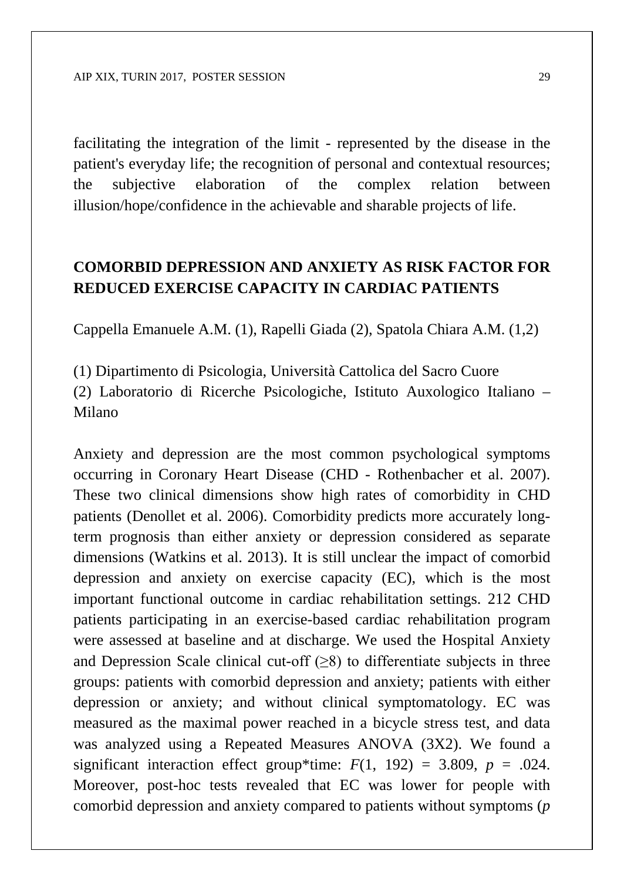facilitating the integration of the limit - represented by the disease in the patient's everyday life; the recognition of personal and contextual resources; the subjective elaboration of the complex relation between illusion/hope/confidence in the achievable and sharable projects of life.

## COMORBID DEPRESSION AND ANXIETY AS RISK FACTOR FOR REDUCED EXERCISE CAPACITY IN CARDIAC PATIENTS

Cappella Emanuele A.M. (1), Rapelli Giada (2), Spatola Chiara A.M. (1,2)

(1) Dipartimento di Psicologia, Università Cattolica del Sacro Cuore
(2) Laboratorio di Ricerche Psicologiche, Istituto Auxologico Italiano – Milano

Anxiety and depression are the most common psychological symptoms occurring in Coronary Heart Disease (CHD - Rothenbacher et al. 2007). These two clinical dimensions show high rates of comorbidity in CHD patients (Denollet et al. 2006). Comorbidity predicts more accurately long-term prognosis than either anxiety or depression considered as separate dimensions (Watkins et al. 2013). It is still unclear the impact of comorbid depression and anxiety on exercise capacity (EC), which is the most important functional outcome in cardiac rehabilitation settings. 212 CHD patients participating in an exercise-based cardiac rehabilitation program were assessed at baseline and at discharge. We used the Hospital Anxiety and Depression Scale clinical cut-off ($\geq$8) to differentiate subjects in three groups: patients with comorbid depression and anxiety; patients with either depression or anxiety; and without clinical symptomatology. EC was measured as the maximal power reached in a bicycle stress test, and data was analyzed using a Repeated Measures ANOVA (3X2). We found a significant interaction effect group*time: $F(1, 192) = 3.809$, $p = .024$. Moreover, post-hoc tests revealed that EC was lower for people with comorbid depression and anxiety compared to patients without symptoms (*p*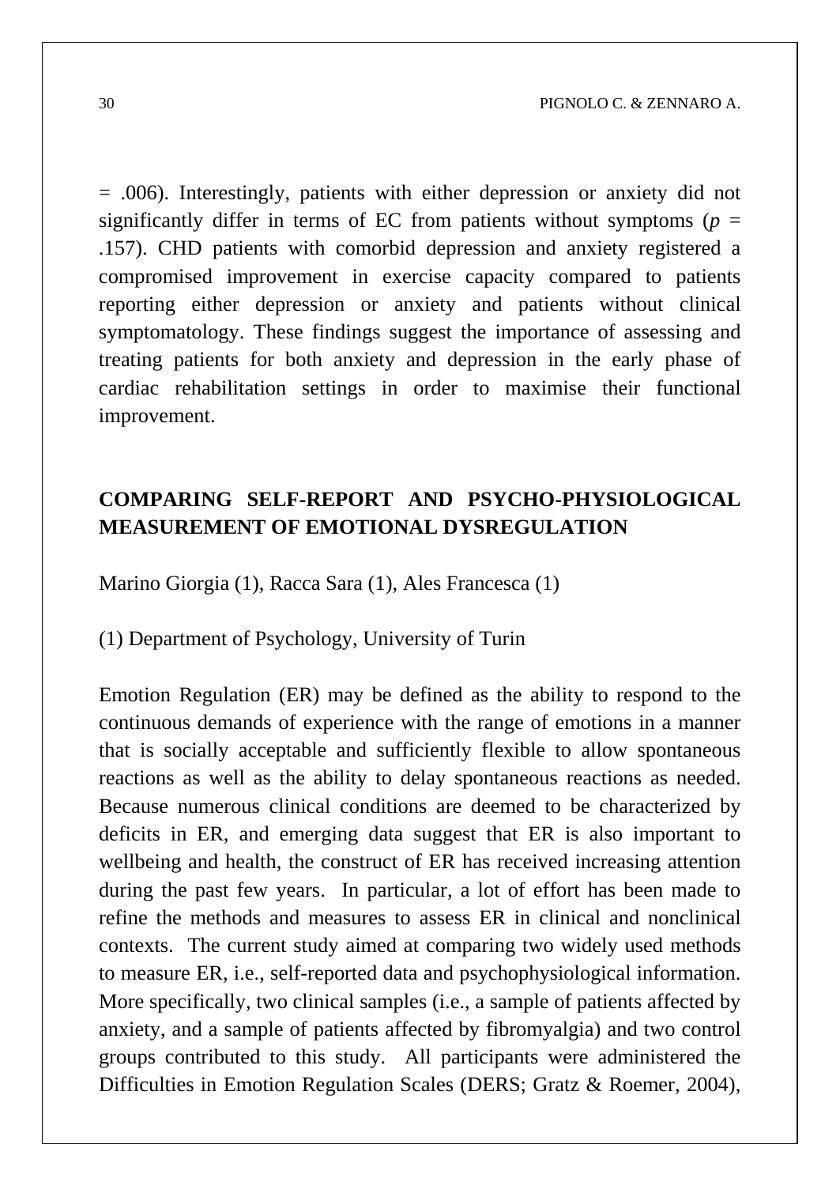= .006). Interestingly, patients with either depression or anxiety did not significantly differ in terms of EC from patients without symptoms ($p$ = .157). CHD patients with comorbid depression and anxiety registered a compromised improvement in exercise capacity compared to patients reporting either depression or anxiety and patients without clinical symptomatology. These findings suggest the importance of assessing and treating patients for both anxiety and depression in the early phase of cardiac rehabilitation settings in order to maximise their functional improvement.

## COMPARING SELF-REPORT AND PSYCHO-PHYSIOLOGICAL MEASUREMENT OF EMOTIONAL DYSREGULATION

Marino Giorgia (1), Racca Sara (1), Ales Francesca (1)

(1) Department of Psychology, University of Turin

Emotion Regulation (ER) may be defined as the ability to respond to the continuous demands of experience with the range of emotions in a manner that is socially acceptable and sufficiently flexible to allow spontaneous reactions as well as the ability to delay spontaneous reactions as needed. Because numerous clinical conditions are deemed to be characterized by deficits in ER, and emerging data suggest that ER is also important to wellbeing and health, the construct of ER has received increasing attention during the past few years. In particular, a lot of effort has been made to refine the methods and measures to assess ER in clinical and nonclinical contexts. The current study aimed at comparing two widely used methods to measure ER, i.e., self-reported data and psychophysiological information. More specifically, two clinical samples (i.e., a sample of patients affected by anxiety, and a sample of patients affected by fibromyalgia) and two control groups contributed to this study. All participants were administered the Difficulties in Emotion Regulation Scales (DERS; Gratz & Roemer, 2004),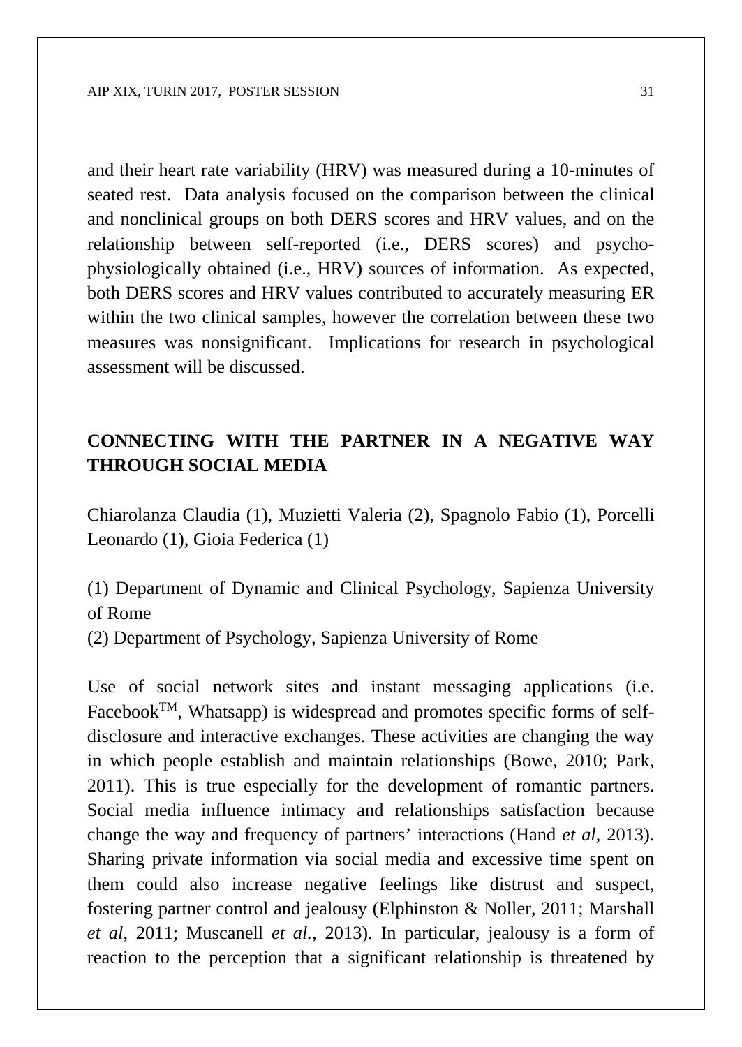and their heart rate variability (HRV) was measured during a 10-minutes of seated rest. Data analysis focused on the comparison between the clinical and nonclinical groups on both DERS scores and HRV values, and on the relationship between self-reported (i.e., DERS scores) and psycho-physiologically obtained (i.e., HRV) sources of information. As expected, both DERS scores and HRV values contributed to accurately measuring ER within the two clinical samples, however the correlation between these two measures was nonsignificant. Implications for research in psychological assessment will be discussed.

## CONNECTING WITH THE PARTNER IN A NEGATIVE WAY THROUGH SOCIAL MEDIA

Chiarolanza Claudia (1), Muzietti Valeria (2), Spagnolo Fabio (1), Porcelli Leonardo (1), Gioia Federica (1)

(1) Department of Dynamic and Clinical Psychology, Sapienza University of Rome

(2) Department of Psychology, Sapienza University of Rome

Use of social network sites and instant messaging applications (i.e. Facebook™, Whatsapp) is widespread and promotes specific forms of self-disclosure and interactive exchanges. These activities are changing the way in which people establish and maintain relationships (Bowe, 2010; Park, 2011). This is true especially for the development of romantic partners. Social media influence intimacy and relationships satisfaction because change the way and frequency of partners' interactions (Hand *et al*, 2013). Sharing private information via social media and excessive time spent on them could also increase negative feelings like distrust and suspect, fostering partner control and jealousy (Elphinston & Noller, 2011; Marshall *et al*, 2011; Muscanell *et al.*, 2013). In particular, jealousy is a form of reaction to the perception that a significant relationship is threatened by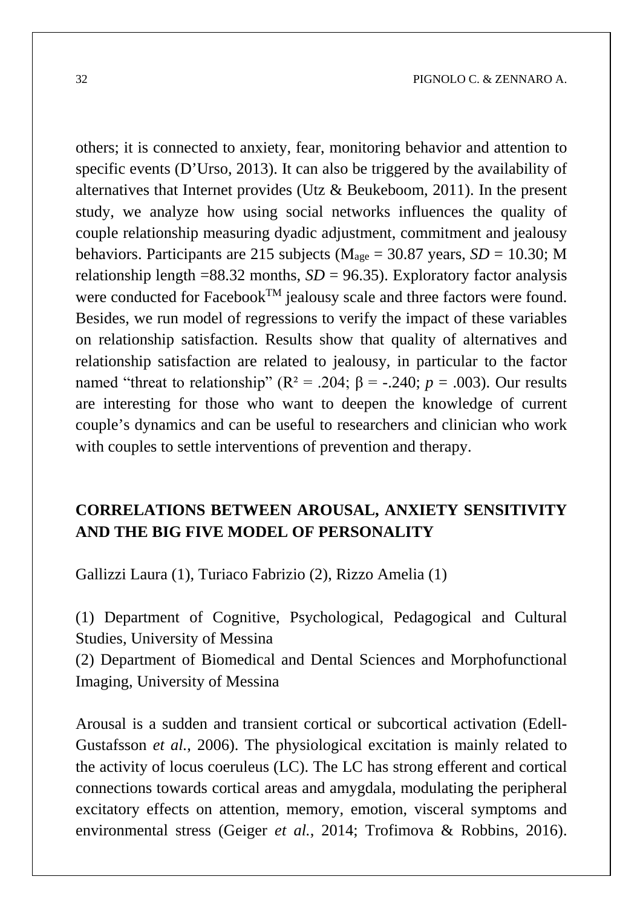others; it is connected to anxiety, fear, monitoring behavior and attention to specific events (D'Urso, 2013). It can also be triggered by the availability of alternatives that Internet provides (Utz & Beukeboom, 2011). In the present study, we analyze how using social networks influences the quality of couple relationship measuring dyadic adjustment, commitment and jealousy behaviors. Participants are 215 subjects ($M_{age}$ = 30.87 years, *SD* = 10.30; M relationship length =88.32 months, *SD* = 96.35). Exploratory factor analysis were conducted for Facebook$^{TM}$ jealousy scale and three factors were found. Besides, we run model of regressions to verify the impact of these variables on relationship satisfaction. Results show that quality of alternatives and relationship satisfaction are related to jealousy, in particular to the factor named "threat to relationship" ($R^2$ = .204; $\beta$ = -.240; *p* = .003). Our results are interesting for those who want to deepen the knowledge of current couple's dynamics and can be useful to researchers and clinician who work with couples to settle interventions of prevention and therapy.

## CORRELATIONS BETWEEN AROUSAL, ANXIETY SENSITIVITY AND THE BIG FIVE MODEL OF PERSONALITY

Gallizzi Laura (1), Turiaco Fabrizio (2), Rizzo Amelia (1)

(1) Department of Cognitive, Psychological, Pedagogical and Cultural Studies, University of Messina
(2) Department of Biomedical and Dental Sciences and Morphofunctional Imaging, University of Messina

Arousal is a sudden and transient cortical or subcortical activation (Edell-Gustafsson *et al.*, 2006). The physiological excitation is mainly related to the activity of locus coeruleus (LC). The LC has strong efferent and cortical connections towards cortical areas and amygdala, modulating the peripheral excitatory effects on attention, memory, emotion, visceral symptoms and environmental stress (Geiger *et al.*, 2014; Trofimova & Robbins, 2016).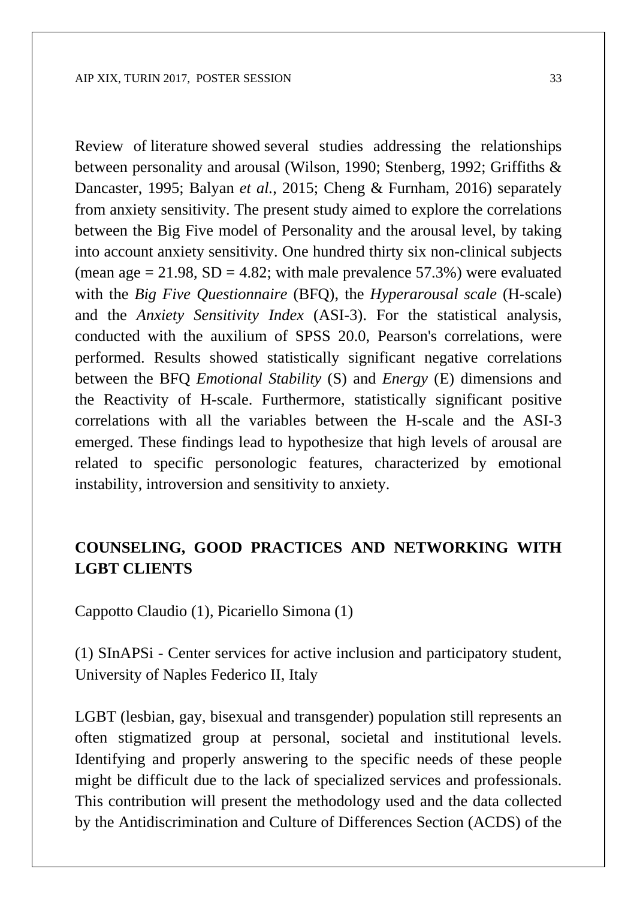Review of literature showed several studies addressing the relationships between personality and arousal (Wilson, 1990; Stenberg, 1992; Griffiths & Dancaster, 1995; Balyan *et al.*, 2015; Cheng & Furnham, 2016) separately from anxiety sensitivity. The present study aimed to explore the correlations between the Big Five model of Personality and the arousal level, by taking into account anxiety sensitivity. One hundred thirty six non-clinical subjects (mean age = 21.98, SD = 4.82; with male prevalence 57.3%) were evaluated with the *Big Five Questionnaire* (BFQ), the *Hyperarousal scale* (H-scale) and the *Anxiety Sensitivity Index* (ASI-3). For the statistical analysis, conducted with the auxilium of SPSS 20.0, Pearson's correlations, were performed. Results showed statistically significant negative correlations between the BFQ *Emotional Stability* (S) and *Energy* (E) dimensions and the Reactivity of H-scale. Furthermore, statistically significant positive correlations with all the variables between the H-scale and the ASI-3 emerged. These findings lead to hypothesize that high levels of arousal are related to specific personologic features, characterized by emotional instability, introversion and sensitivity to anxiety.

## COUNSELING, GOOD PRACTICES AND NETWORKING WITH LGBT CLIENTS

Cappotto Claudio (1), Picariello Simona (1)

(1) SInAPSi - Center services for active inclusion and participatory student, University of Naples Federico II, Italy

LGBT (lesbian, gay, bisexual and transgender) population still represents an often stigmatized group at personal, societal and institutional levels. Identifying and properly answering to the specific needs of these people might be difficult due to the lack of specialized services and professionals. This contribution will present the methodology used and the data collected by the Antidiscrimination and Culture of Differences Section (ACDS) of the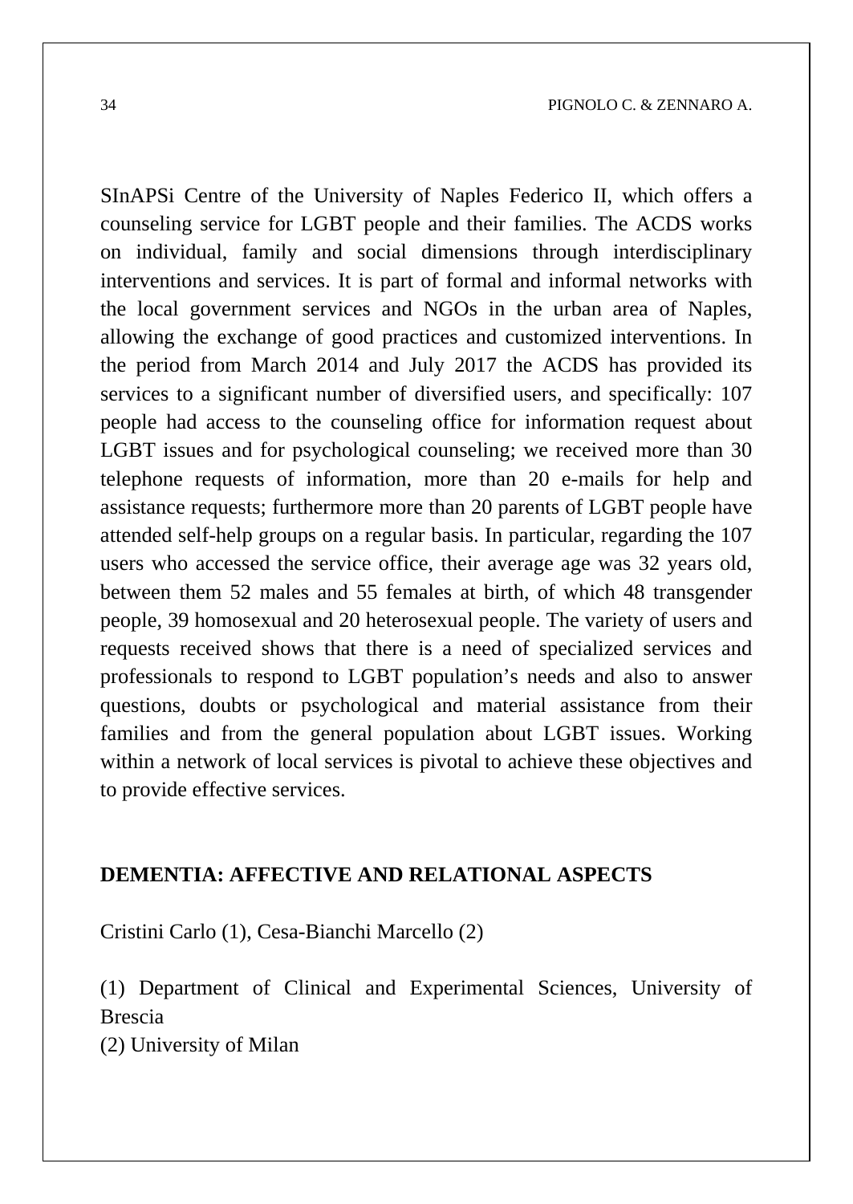SInAPSi Centre of the University of Naples Federico II, which offers a counseling service for LGBT people and their families. The ACDS works on individual, family and social dimensions through interdisciplinary interventions and services. It is part of formal and informal networks with the local government services and NGOs in the urban area of Naples, allowing the exchange of good practices and customized interventions. In the period from March 2014 and July 2017 the ACDS has provided its services to a significant number of diversified users, and specifically: 107 people had access to the counseling office for information request about LGBT issues and for psychological counseling; we received more than 30 telephone requests of information, more than 20 e-mails for help and assistance requests; furthermore more than 20 parents of LGBT people have attended self-help groups on a regular basis. In particular, regarding the 107 users who accessed the service office, their average age was 32 years old, between them 52 males and 55 females at birth, of which 48 transgender people, 39 homosexual and 20 heterosexual people. The variety of users and requests received shows that there is a need of specialized services and professionals to respond to LGBT population's needs and also to answer questions, doubts or psychological and material assistance from their families and from the general population about LGBT issues. Working within a network of local services is pivotal to achieve these objectives and to provide effective services.

## DEMENTIA: AFFECTIVE AND RELATIONAL ASPECTS

Cristini Carlo (1), Cesa-Bianchi Marcello (2)

(1) Department of Clinical and Experimental Sciences, University of Brescia
(2) University of Milan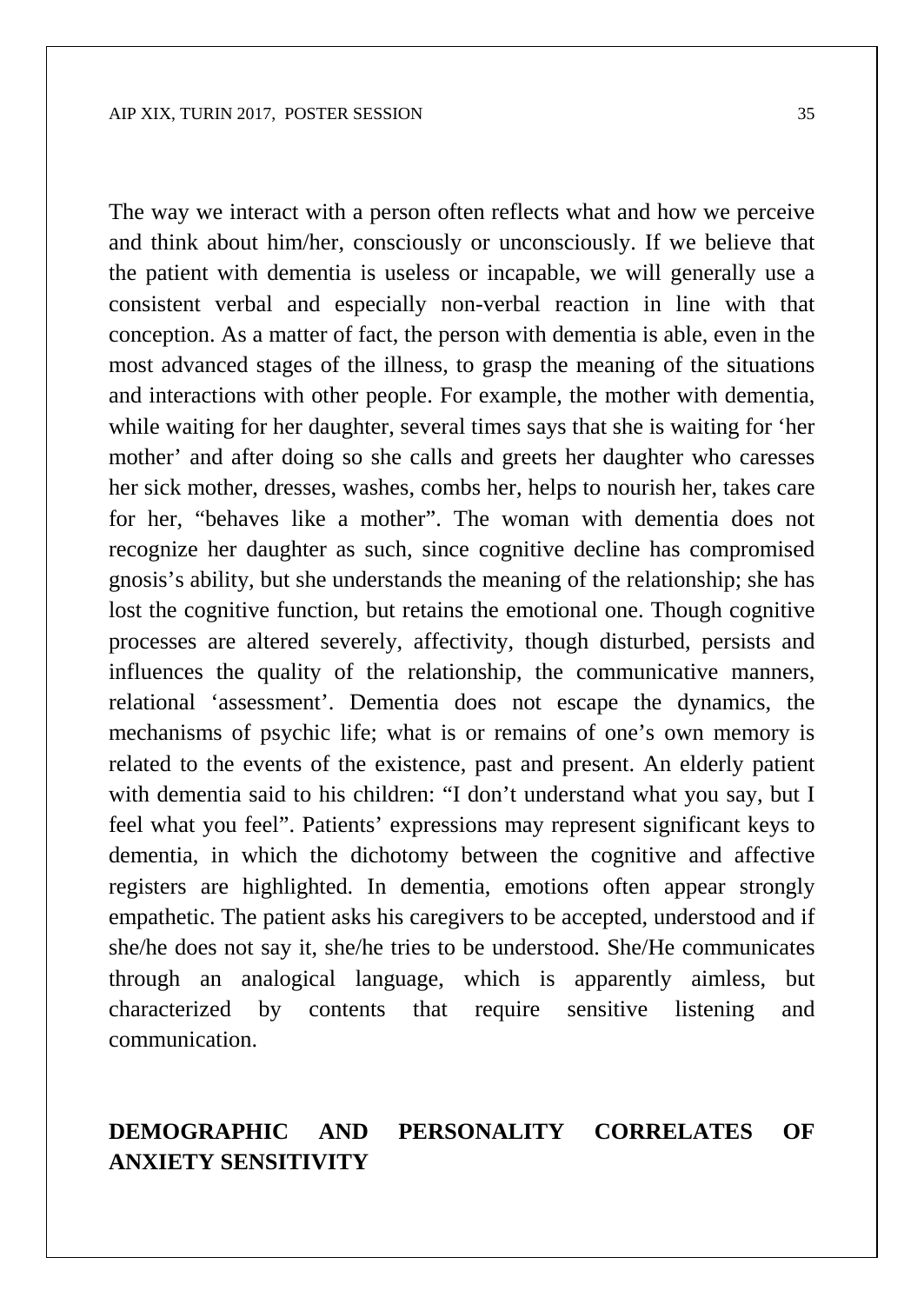The way we interact with a person often reflects what and how we perceive and think about him/her, consciously or unconsciously. If we believe that the patient with dementia is useless or incapable, we will generally use a consistent verbal and especially non-verbal reaction in line with that conception. As a matter of fact, the person with dementia is able, even in the most advanced stages of the illness, to grasp the meaning of the situations and interactions with other people. For example, the mother with dementia, while waiting for her daughter, several times says that she is waiting for 'her mother' and after doing so she calls and greets her daughter who caresses her sick mother, dresses, washes, combs her, helps to nourish her, takes care for her, "behaves like a mother". The woman with dementia does not recognize her daughter as such, since cognitive decline has compromised gnosis's ability, but she understands the meaning of the relationship; she has lost the cognitive function, but retains the emotional one. Though cognitive processes are altered severely, affectivity, though disturbed, persists and influences the quality of the relationship, the communicative manners, relational 'assessment'. Dementia does not escape the dynamics, the mechanisms of psychic life; what is or remains of one's own memory is related to the events of the existence, past and present. An elderly patient with dementia said to his children: "I don't understand what you say, but I feel what you feel". Patients' expressions may represent significant keys to dementia, in which the dichotomy between the cognitive and affective registers are highlighted. In dementia, emotions often appear strongly empathetic. The patient asks his caregivers to be accepted, understood and if she/he does not say it, she/he tries to be understood. She/He communicates through an analogical language, which is apparently aimless, but characterized by contents that require sensitive listening and communication.

## DEMOGRAPHIC AND PERSONALITY CORRELATES OF ANXIETY SENSITIVITY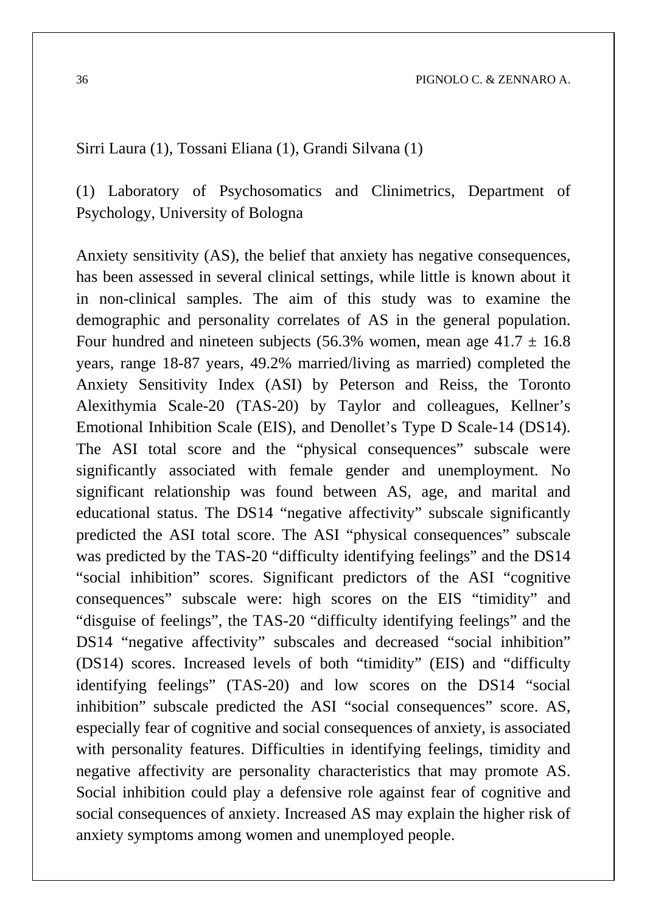Sirri Laura (1), Tossani Eliana (1), Grandi Silvana (1)

(1) Laboratory of Psychosomatics and Clinimetrics, Department of Psychology, University of Bologna

Anxiety sensitivity (AS), the belief that anxiety has negative consequences, has been assessed in several clinical settings, while little is known about it in non-clinical samples. The aim of this study was to examine the demographic and personality correlates of AS in the general population. Four hundred and nineteen subjects (56.3% women, mean age $41.7 \pm 16.8$ years, range 18-87 years, 49.2% married/living as married) completed the Anxiety Sensitivity Index (ASI) by Peterson and Reiss, the Toronto Alexithymia Scale-20 (TAS-20) by Taylor and colleagues, Kellner's Emotional Inhibition Scale (EIS), and Denollet's Type D Scale-14 (DS14). The ASI total score and the "physical consequences" subscale were significantly associated with female gender and unemployment. No significant relationship was found between AS, age, and marital and educational status. The DS14 "negative affectivity" subscale significantly predicted the ASI total score. The ASI "physical consequences" subscale was predicted by the TAS-20 "difficulty identifying feelings" and the DS14 "social inhibition" scores. Significant predictors of the ASI "cognitive consequences" subscale were: high scores on the EIS "timidity" and "disguise of feelings", the TAS-20 "difficulty identifying feelings" and the DS14 "negative affectivity" subscales and decreased "social inhibition" (DS14) scores. Increased levels of both "timidity" (EIS) and "difficulty identifying feelings" (TAS-20) and low scores on the DS14 "social inhibition" subscale predicted the ASI "social consequences" score. AS, especially fear of cognitive and social consequences of anxiety, is associated with personality features. Difficulties in identifying feelings, timidity and negative affectivity are personality characteristics that may promote AS. Social inhibition could play a defensive role against fear of cognitive and social consequences of anxiety. Increased AS may explain the higher risk of anxiety symptoms among women and unemployed people.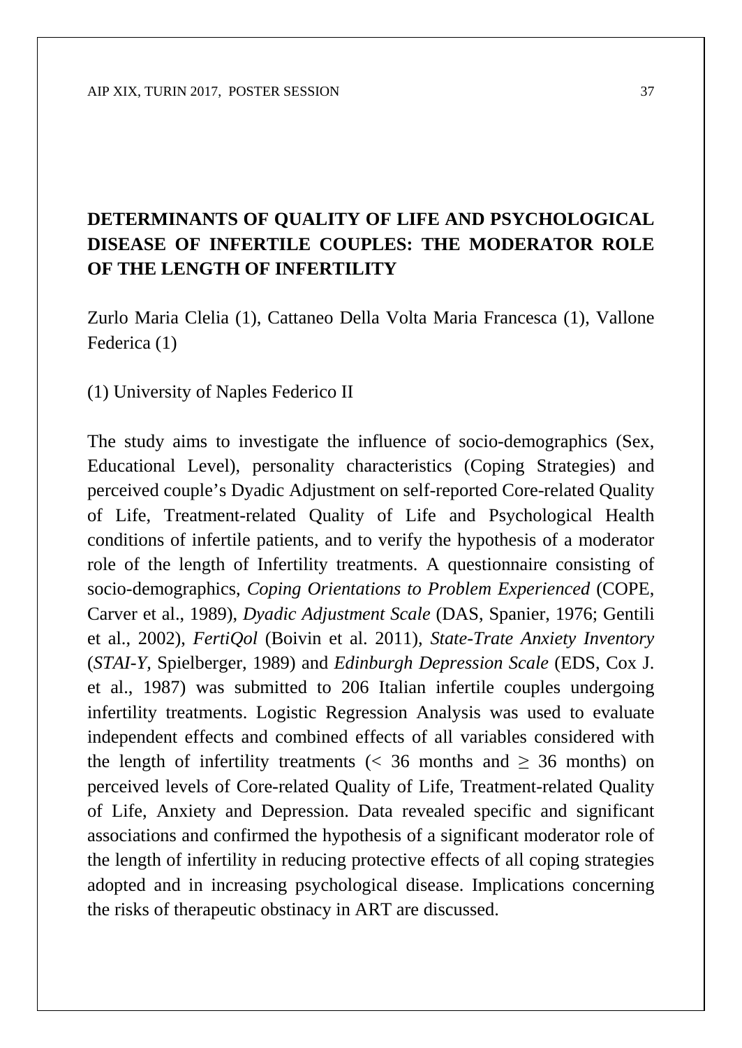# DETERMINANTS OF QUALITY OF LIFE AND PSYCHOLOGICAL DISEASE OF INFERTILE COUPLES: THE MODERATOR ROLE OF THE LENGTH OF INFERTILITY

Zurlo Maria Clelia (1), Cattaneo Della Volta Maria Francesca (1), Vallone Federica (1)

(1) University of Naples Federico II

The study aims to investigate the influence of socio-demographics (Sex, Educational Level), personality characteristics (Coping Strategies) and perceived couple's Dyadic Adjustment on self-reported Core-related Quality of Life, Treatment-related Quality of Life and Psychological Health conditions of infertile patients, and to verify the hypothesis of a moderator role of the length of Infertility treatments. A questionnaire consisting of socio-demographics, *Coping Orientations to Problem Experienced* (COPE, Carver et al., 1989), *Dyadic Adjustment Scale* (DAS, Spanier, 1976; Gentili et al., 2002), *FertiQol* (Boivin et al. 2011), *State-Trate Anxiety Inventory* (*STAI-Y*, Spielberger, 1989) and *Edinburgh Depression Scale* (EDS, Cox J. et al., 1987) was submitted to 206 Italian infertile couples undergoing infertility treatments. Logistic Regression Analysis was used to evaluate independent effects and combined effects of all variables considered with the length of infertility treatments ($< 36$ months and $\geq 36$ months) on perceived levels of Core-related Quality of Life, Treatment-related Quality of Life, Anxiety and Depression. Data revealed specific and significant associations and confirmed the hypothesis of a significant moderator role of the length of infertility in reducing protective effects of all coping strategies adopted and in increasing psychological disease. Implications concerning the risks of therapeutic obstinacy in ART are discussed.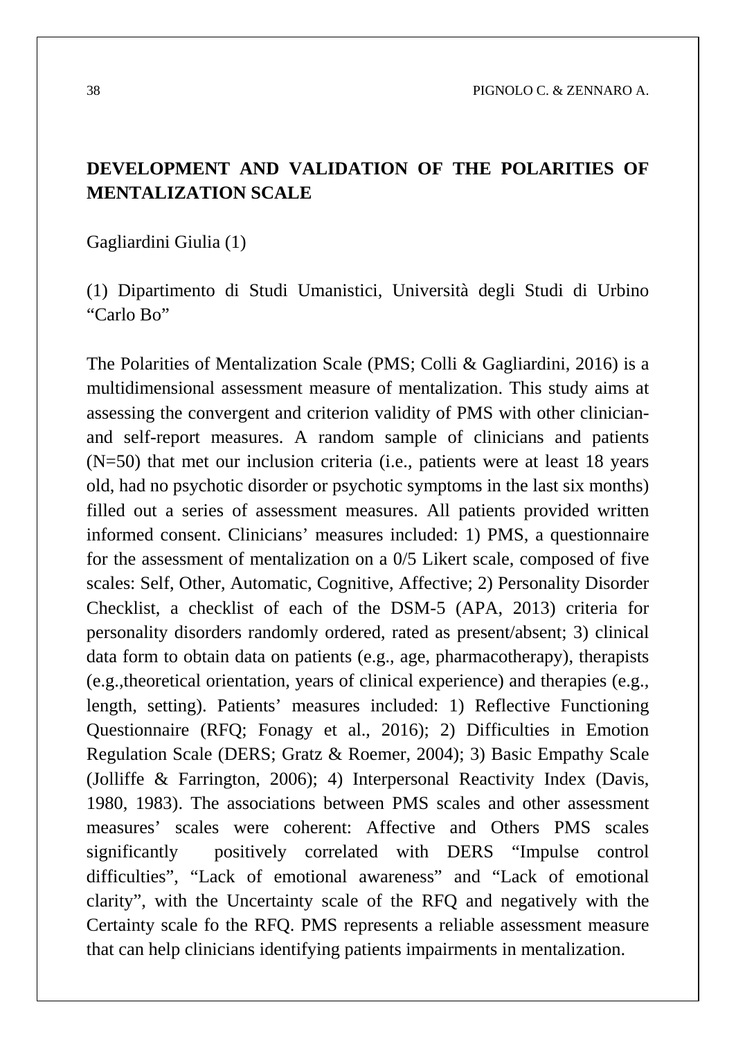## DEVELOPMENT AND VALIDATION OF THE POLARITIES OF MENTALIZATION SCALE

Gagliardini Giulia (1)

(1) Dipartimento di Studi Umanistici, Università degli Studi di Urbino "Carlo Bo"

The Polarities of Mentalization Scale (PMS; Colli & Gagliardini, 2016) is a multidimensional assessment measure of mentalization. This study aims at assessing the convergent and criterion validity of PMS with other clinician- and self-report measures. A random sample of clinicians and patients (N=50) that met our inclusion criteria (i.e., patients were at least 18 years old, had no psychotic disorder or psychotic symptoms in the last six months) filled out a series of assessment measures. All patients provided written informed consent. Clinicians' measures included: 1) PMS, a questionnaire for the assessment of mentalization on a 0/5 Likert scale, composed of five scales: Self, Other, Automatic, Cognitive, Affective; 2) Personality Disorder Checklist, a checklist of each of the DSM-5 (APA, 2013) criteria for personality disorders randomly ordered, rated as present/absent; 3) clinical data form to obtain data on patients (e.g., age, pharmacotherapy), therapists (e.g.,theoretical orientation, years of clinical experience) and therapies (e.g., length, setting). Patients' measures included: 1) Reflective Functioning Questionnaire (RFQ; Fonagy et al., 2016); 2) Difficulties in Emotion Regulation Scale (DERS; Gratz & Roemer, 2004); 3) Basic Empathy Scale (Jolliffe & Farrington, 2006); 4) Interpersonal Reactivity Index (Davis, 1980, 1983). The associations between PMS scales and other assessment measures' scales were coherent: Affective and Others PMS scales significantly positively correlated with DERS "Impulse control difficulties", "Lack of emotional awareness" and "Lack of emotional clarity", with the Uncertainty scale of the RFQ and negatively with the Certainty scale fo the RFQ. PMS represents a reliable assessment measure that can help clinicians identifying patients impairments in mentalization.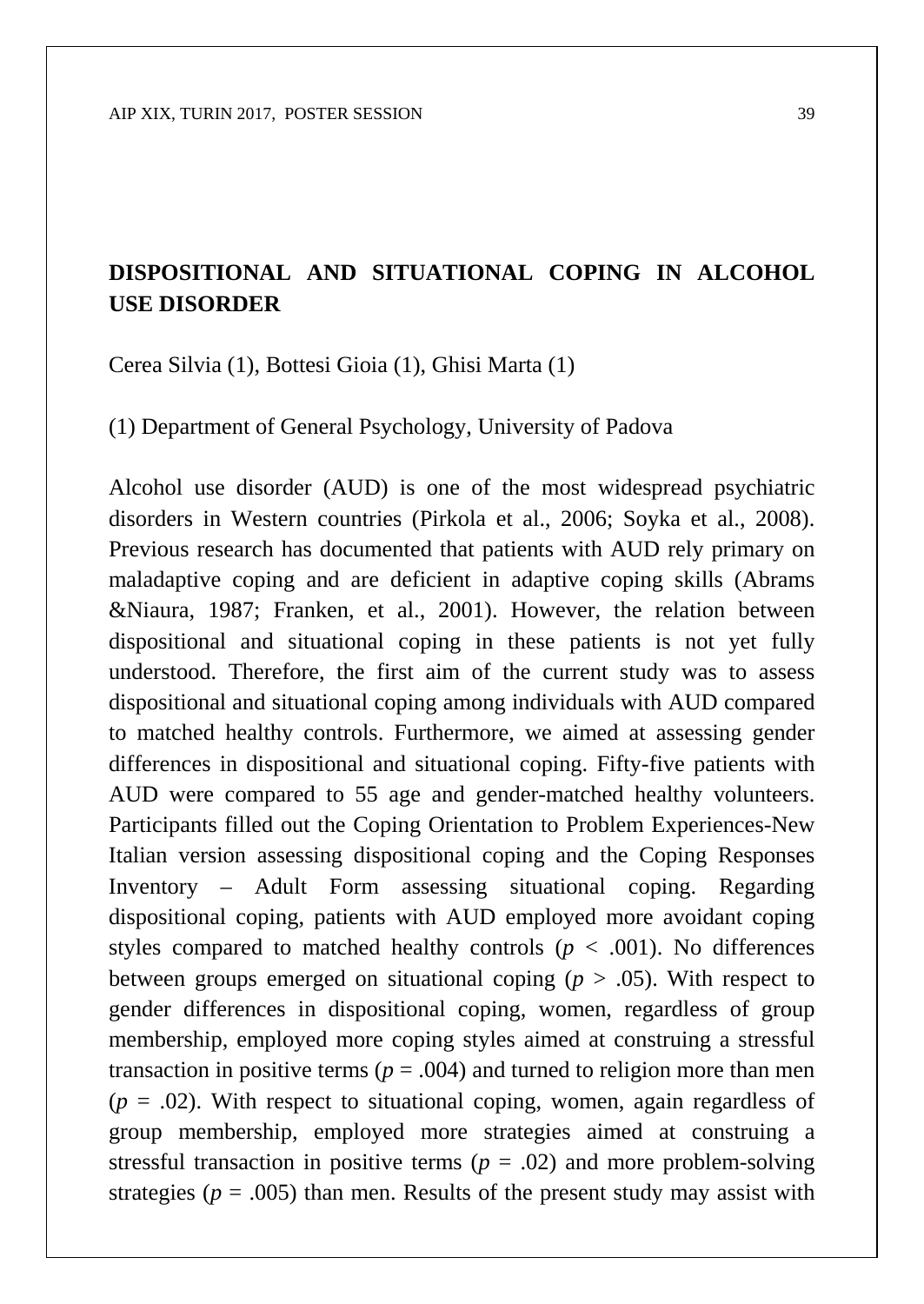## DISPOSITIONAL AND SITUATIONAL COPING IN ALCOHOL USE DISORDER

Cerea Silvia (1), Bottesi Gioia (1), Ghisi Marta (1)

(1) Department of General Psychology, University of Padova

Alcohol use disorder (AUD) is one of the most widespread psychiatric disorders in Western countries (Pirkola et al., 2006; Soyka et al., 2008). Previous research has documented that patients with AUD rely primary on maladaptive coping and are deficient in adaptive coping skills (Abrams &Niaura, 1987; Franken, et al., 2001). However, the relation between dispositional and situational coping in these patients is not yet fully understood. Therefore, the first aim of the current study was to assess dispositional and situational coping among individuals with AUD compared to matched healthy controls. Furthermore, we aimed at assessing gender differences in dispositional and situational coping. Fifty-five patients with AUD were compared to 55 age and gender-matched healthy volunteers. Participants filled out the Coping Orientation to Problem Experiences-New Italian version assessing dispositional coping and the Coping Responses Inventory – Adult Form assessing situational coping. Regarding dispositional coping, patients with AUD employed more avoidant coping styles compared to matched healthy controls ($p < .001$). No differences between groups emerged on situational coping ($p > .05$). With respect to gender differences in dispositional coping, women, regardless of group membership, employed more coping styles aimed at construing a stressful transaction in positive terms ($p = .004$) and turned to religion more than men ($p = .02$). With respect to situational coping, women, again regardless of group membership, employed more strategies aimed at construing a stressful transaction in positive terms ($p = .02$) and more problem-solving strategies ($p = .005$) than men. Results of the present study may assist with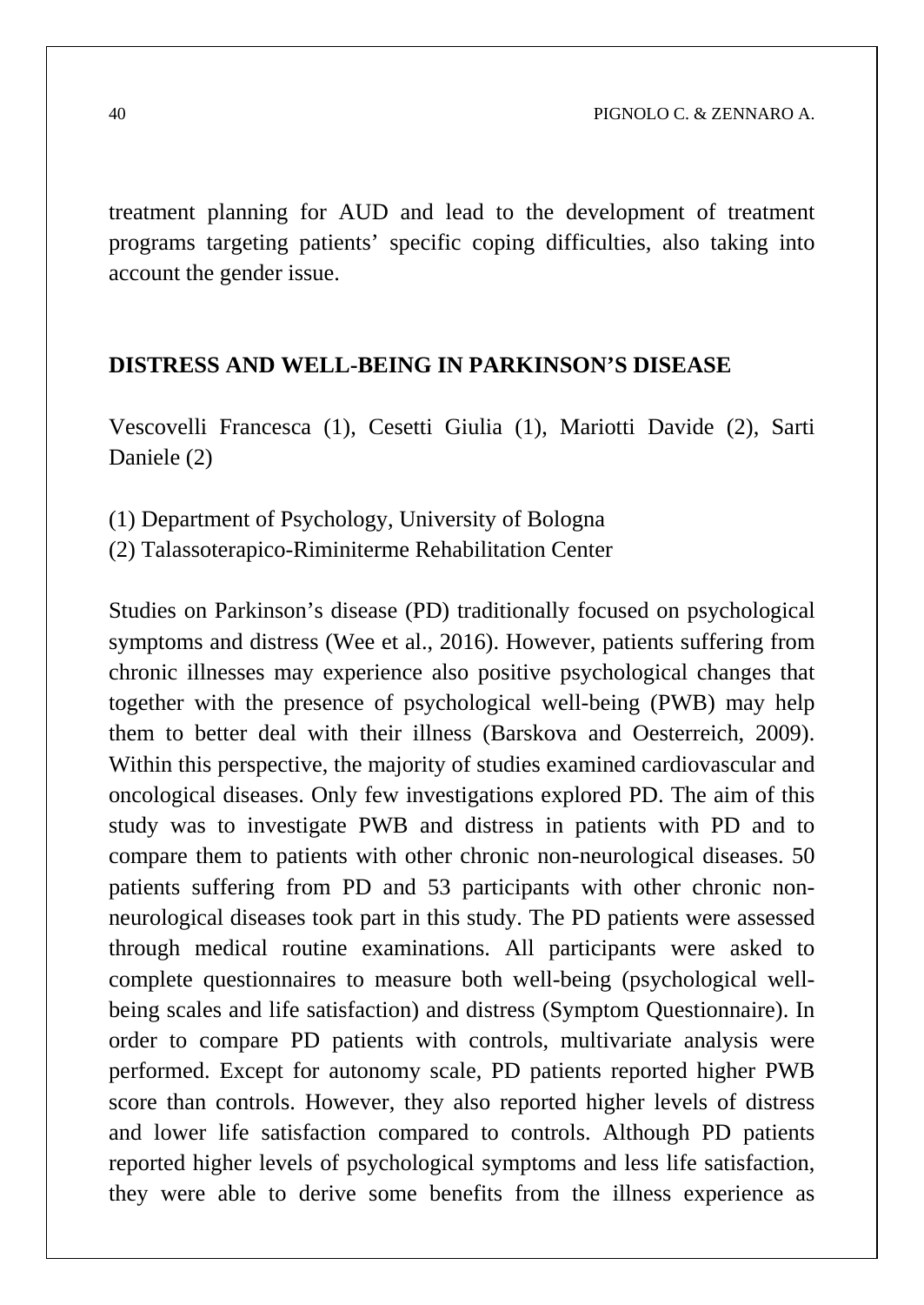treatment planning for AUD and lead to the development of treatment programs targeting patients' specific coping difficulties, also taking into account the gender issue.

## DISTRESS AND WELL-BEING IN PARKINSON'S DISEASE

Vescovelli Francesca (1), Cesetti Giulia (1), Mariotti Davide (2), Sarti Daniele (2)

(1) Department of Psychology, University of Bologna
(2) Talassoterapico-Riminiterme Rehabilitation Center

Studies on Parkinson's disease (PD) traditionally focused on psychological symptoms and distress (Wee et al., 2016). However, patients suffering from chronic illnesses may experience also positive psychological changes that together with the presence of psychological well-being (PWB) may help them to better deal with their illness (Barskova and Oesterreich, 2009). Within this perspective, the majority of studies examined cardiovascular and oncological diseases. Only few investigations explored PD. The aim of this study was to investigate PWB and distress in patients with PD and to compare them to patients with other chronic non-neurological diseases. 50 patients suffering from PD and 53 participants with other chronic non-neurological diseases took part in this study. The PD patients were assessed through medical routine examinations. All participants were asked to complete questionnaires to measure both well-being (psychological well-being scales and life satisfaction) and distress (Symptom Questionnaire). In order to compare PD patients with controls, multivariate analysis were performed. Except for autonomy scale, PD patients reported higher PWB score than controls. However, they also reported higher levels of distress and lower life satisfaction compared to controls. Although PD patients reported higher levels of psychological symptoms and less life satisfaction, they were able to derive some benefits from the illness experience as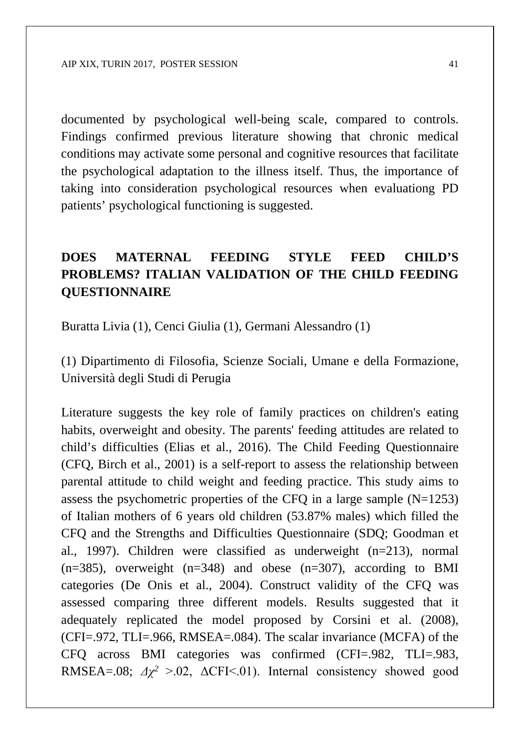documented by psychological well-being scale, compared to controls. Findings confirmed previous literature showing that chronic medical conditions may activate some personal and cognitive resources that facilitate the psychological adaptation to the illness itself. Thus, the importance of taking into consideration psychological resources when evaluationg PD patients' psychological functioning is suggested.

## DOES MATERNAL FEEDING STYLE FEED CHILD'S PROBLEMS? ITALIAN VALIDATION OF THE CHILD FEEDING QUESTIONNAIRE

Buratta Livia (1), Cenci Giulia (1), Germani Alessandro (1)

(1) Dipartimento di Filosofia, Scienze Sociali, Umane e della Formazione, Università degli Studi di Perugia

Literature suggests the key role of family practices on children's eating habits, overweight and obesity. The parents' feeding attitudes are related to child's difficulties (Elias et al., 2016). The Child Feeding Questionnaire (CFQ, Birch et al., 2001) is a self-report to assess the relationship between parental attitude to child weight and feeding practice. This study aims to assess the psychometric properties of the CFQ in a large sample (N=1253) of Italian mothers of 6 years old children (53.87% males) which filled the CFQ and the Strengths and Difficulties Questionnaire (SDQ; Goodman et al., 1997). Children were classified as underweight (n=213), normal (n=385), overweight (n=348) and obese (n=307), according to BMI categories (De Onis et al., 2004). Construct validity of the CFQ was assessed comparing three different models. Results suggested that it adequately replicated the model proposed by Corsini et al. (2008), (CFI=.972, TLI=.966, RMSEA=.084). The scalar invariance (MCFA) of the CFQ across BMI categories was confirmed (CFI=.982, TLI=.983, RMSEA=.08; $\Delta\chi^2$ >.02, ΔCFI<.01). Internal consistency showed good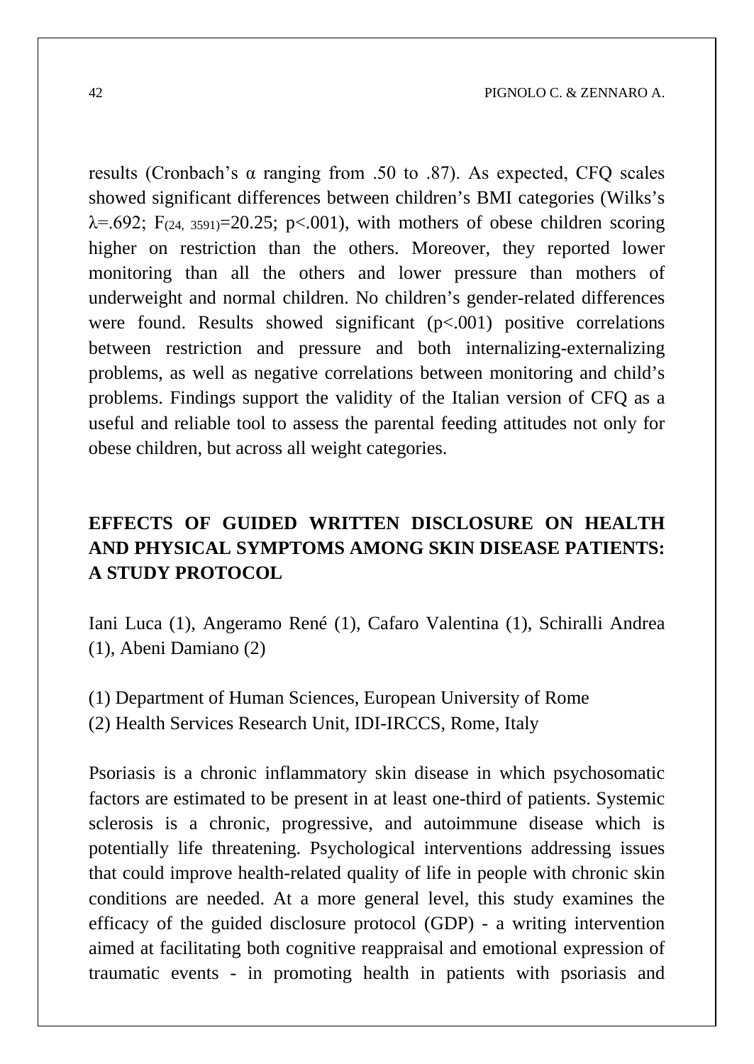results (Cronbach's α ranging from .50 to .87). As expected, CFQ scales showed significant differences between children's BMI categories (Wilks's $\lambda$=.692; $F_{(24, 3591)}$=20.25; $p$<.001), with mothers of obese children scoring higher on restriction than the others. Moreover, they reported lower monitoring than all the others and lower pressure than mothers of underweight and normal children. No children's gender-related differences were found. Results showed significant ($p$<.001) positive correlations between restriction and pressure and both internalizing-externalizing problems, as well as negative correlations between monitoring and child's problems. Findings support the validity of the Italian version of CFQ as a useful and reliable tool to assess the parental feeding attitudes not only for obese children, but across all weight categories.

## EFFECTS OF GUIDED WRITTEN DISCLOSURE ON HEALTH AND PHYSICAL SYMPTOMS AMONG SKIN DISEASE PATIENTS: A STUDY PROTOCOL

Iani Luca (1), Angeramo René (1), Cafaro Valentina (1), Schiralli Andrea (1), Abeni Damiano (2)

(1) Department of Human Sciences, European University of Rome
(2) Health Services Research Unit, IDI-IRCCS, Rome, Italy

Psoriasis is a chronic inflammatory skin disease in which psychosomatic factors are estimated to be present in at least one-third of patients. Systemic sclerosis is a chronic, progressive, and autoimmune disease which is potentially life threatening. Psychological interventions addressing issues that could improve health-related quality of life in people with chronic skin conditions are needed. At a more general level, this study examines the efficacy of the guided disclosure protocol (GDP) - a writing intervention aimed at facilitating both cognitive reappraisal and emotional expression of traumatic events - in promoting health in patients with psoriasis and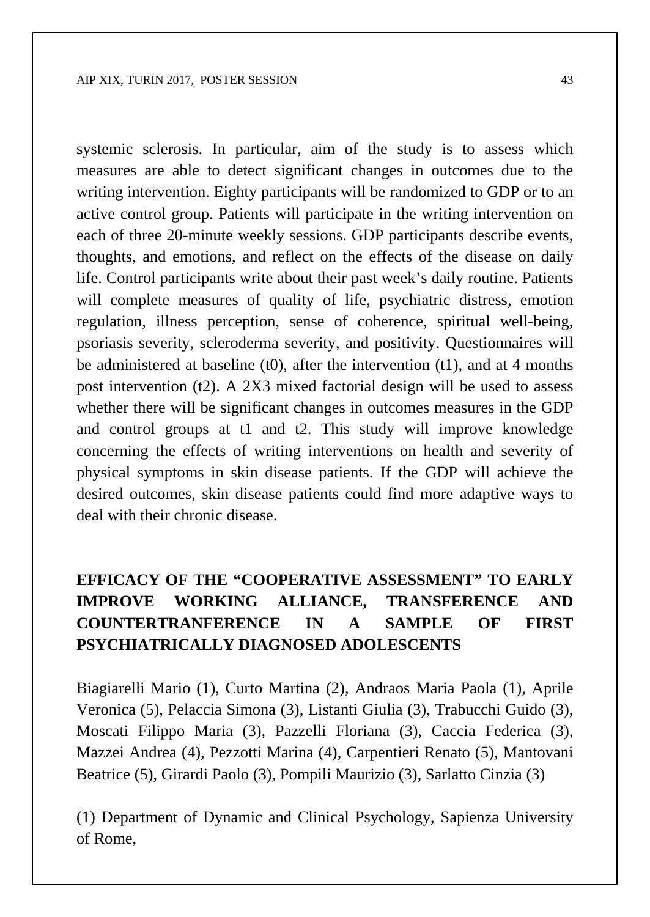systemic sclerosis. In particular, aim of the study is to assess which measures are able to detect significant changes in outcomes due to the writing intervention. Eighty participants will be randomized to GDP or to an active control group. Patients will participate in the writing intervention on each of three 20-minute weekly sessions. GDP participants describe events, thoughts, and emotions, and reflect on the effects of the disease on daily life. Control participants write about their past week's daily routine. Patients will complete measures of quality of life, psychiatric distress, emotion regulation, illness perception, sense of coherence, spiritual well-being, psoriasis severity, scleroderma severity, and positivity. Questionnaires will be administered at baseline (t0), after the intervention (t1), and at 4 months post intervention (t2). A 2X3 mixed factorial design will be used to assess whether there will be significant changes in outcomes measures in the GDP and control groups at t1 and t2. This study will improve knowledge concerning the effects of writing interventions on health and severity of physical symptoms in skin disease patients. If the GDP will achieve the desired outcomes, skin disease patients could find more adaptive ways to deal with their chronic disease.

## EFFICACY OF THE "COOPERATIVE ASSESSMENT" TO EARLY IMPROVE WORKING ALLIANCE, TRANSFERENCE AND COUNTERTRANFERENCE IN A SAMPLE OF FIRST PSYCHIATRICALLY DIAGNOSED ADOLESCENTS

Biagiarelli Mario (1), Curto Martina (2), Andraos Maria Paola (1), Aprile Veronica (5), Pelaccia Simona (3), Listanti Giulia (3), Trabucchi Guido (3), Moscati Filippo Maria (3), Pazzelli Floriana (3), Caccia Federica (3), Mazzei Andrea (4), Pezzotti Marina (4), Carpentieri Renato (5), Mantovani Beatrice (5), Girardi Paolo (3), Pompili Maurizio (3), Sarlatto Cinzia (3)

(1) Department of Dynamic and Clinical Psychology, Sapienza University of Rome,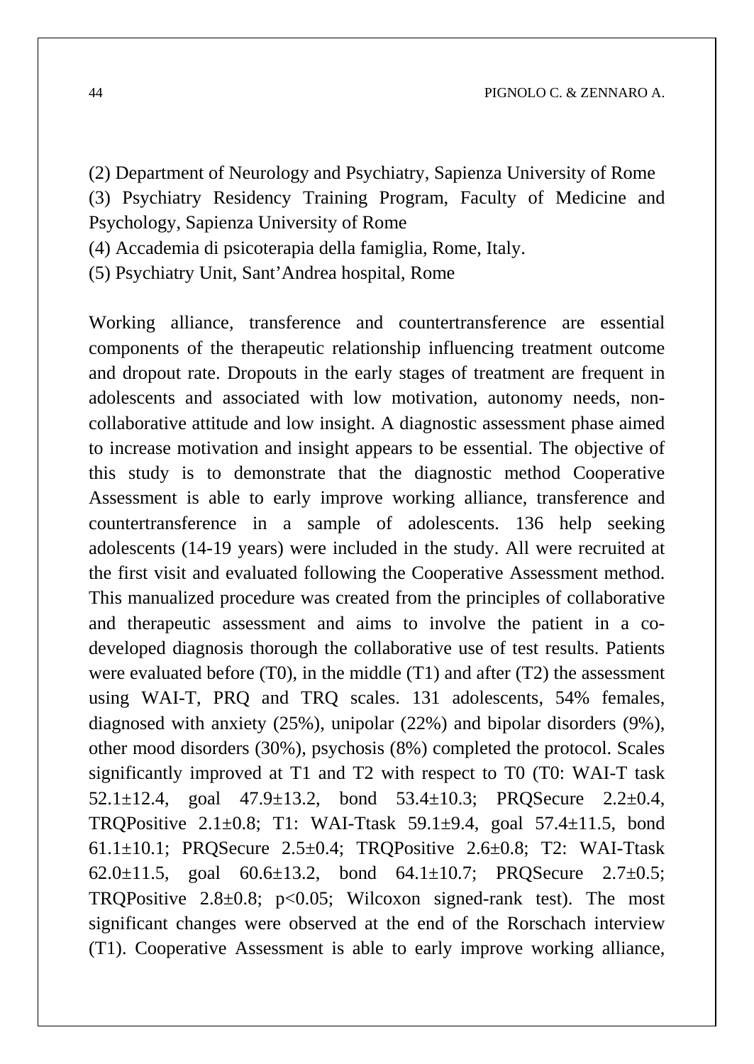(2) Department of Neurology and Psychiatry, Sapienza University of Rome
(3) Psychiatry Residency Training Program, Faculty of Medicine and Psychology, Sapienza University of Rome
(4) Accademia di psicoterapia della famiglia, Rome, Italy.
(5) Psychiatry Unit, Sant'Andrea hospital, Rome

Working alliance, transference and countertransference are essential components of the therapeutic relationship influencing treatment outcome and dropout rate. Dropouts in the early stages of treatment are frequent in adolescents and associated with low motivation, autonomy needs, non-collaborative attitude and low insight. A diagnostic assessment phase aimed to increase motivation and insight appears to be essential. The objective of this study is to demonstrate that the diagnostic method Cooperative Assessment is able to early improve working alliance, transference and countertransference in a sample of adolescents. 136 help seeking adolescents (14-19 years) were included in the study. All were recruited at the first visit and evaluated following the Cooperative Assessment method. This manualized procedure was created from the principles of collaborative and therapeutic assessment and aims to involve the patient in a co-developed diagnosis thorough the collaborative use of test results. Patients were evaluated before (T0), in the middle (T1) and after (T2) the assessment using WAI-T, PRQ and TRQ scales. 131 adolescents, 54% females, diagnosed with anxiety (25%), unipolar (22%) and bipolar disorders (9%), other mood disorders (30%), psychosis (8%) completed the protocol. Scales significantly improved at T1 and T2 with respect to T0 (T0: WAI-T task 52.1±12.4, goal 47.9±13.2, bond 53.4±10.3; PRQSecure 2.2±0.4, TRQPositive 2.1±0.8; T1: WAI-Ttask 59.1±9.4, goal 57.4±11.5, bond 61.1±10.1; PRQSecure 2.5±0.4; TRQPositive 2.6±0.8; T2: WAI-Ttask 62.0±11.5, goal 60.6±13.2, bond 64.1±10.7; PRQSecure 2.7±0.5; TRQPositive 2.8±0.8; $p<0.05$; Wilcoxon signed-rank test). The most significant changes were observed at the end of the Rorschach interview (T1). Cooperative Assessment is able to early improve working alliance,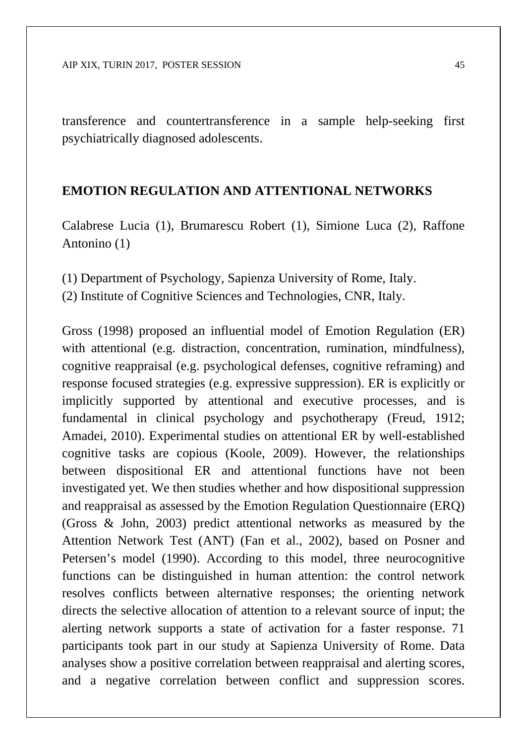transference and countertransference in a sample help-seeking first psychiatrically diagnosed adolescents.

## EMOTION REGULATION AND ATTENTIONAL NETWORKS

Calabrese Lucia (1), Brumarescu Robert (1), Simione Luca (2), Raffone Antonino (1)

(1) Department of Psychology, Sapienza University of Rome, Italy.
(2) Institute of Cognitive Sciences and Technologies, CNR, Italy.

Gross (1998) proposed an influential model of Emotion Regulation (ER) with attentional (e.g. distraction, concentration, rumination, mindfulness), cognitive reappraisal (e.g. psychological defenses, cognitive reframing) and response focused strategies (e.g. expressive suppression). ER is explicitly or implicitly supported by attentional and executive processes, and is fundamental in clinical psychology and psychotherapy (Freud, 1912; Amadei, 2010). Experimental studies on attentional ER by well-established cognitive tasks are copious (Koole, 2009). However, the relationships between dispositional ER and attentional functions have not been investigated yet. We then studies whether and how dispositional suppression and reappraisal as assessed by the Emotion Regulation Questionnaire (ERQ) (Gross & John, 2003) predict attentional networks as measured by the Attention Network Test (ANT) (Fan et al., 2002), based on Posner and Petersen's model (1990). According to this model, three neurocognitive functions can be distinguished in human attention: the control network resolves conflicts between alternative responses; the orienting network directs the selective allocation of attention to a relevant source of input; the alerting network supports a state of activation for a faster response. 71 participants took part in our study at Sapienza University of Rome. Data analyses show a positive correlation between reappraisal and alerting scores, and a negative correlation between conflict and suppression scores.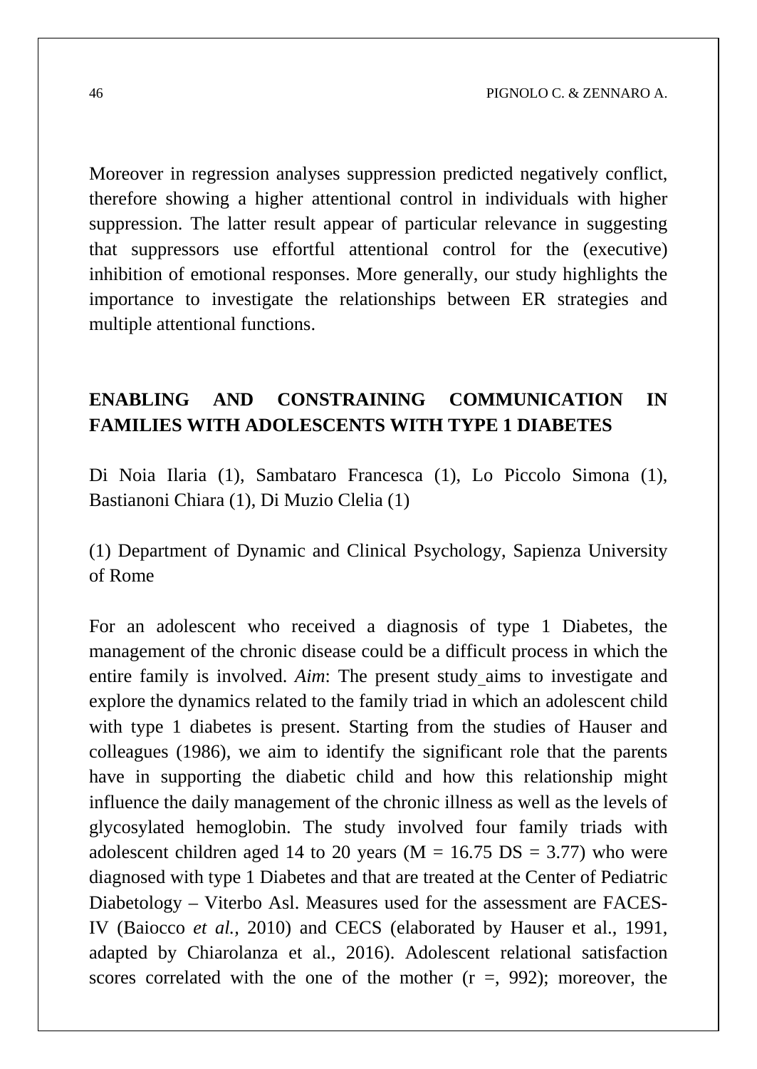Moreover in regression analyses suppression predicted negatively conflict, therefore showing a higher attentional control in individuals with higher suppression. The latter result appear of particular relevance in suggesting that suppressors use effortful attentional control for the (executive) inhibition of emotional responses. More generally, our study highlights the importance to investigate the relationships between ER strategies and multiple attentional functions.

## ENABLING AND CONSTRAINING COMMUNICATION IN FAMILIES WITH ADOLESCENTS WITH TYPE 1 DIABETES

Di Noia Ilaria (1), Sambataro Francesca (1), Lo Piccolo Simona (1), Bastianoni Chiara (1), Di Muzio Clelia (1)

(1) Department of Dynamic and Clinical Psychology, Sapienza University of Rome

For an adolescent who received a diagnosis of type 1 Diabetes, the management of the chronic disease could be a difficult process in which the entire family is involved. *Aim*: The present study aims to investigate and explore the dynamics related to the family triad in which an adolescent child with type 1 diabetes is present. Starting from the studies of Hauser and colleagues (1986), we aim to identify the significant role that the parents have in supporting the diabetic child and how this relationship might influence the daily management of the chronic illness as well as the levels of glycosylated hemoglobin. The study involved four family triads with adolescent children aged 14 to 20 years ($M = 16.75$ $DS = 3.77$) who were diagnosed with type 1 Diabetes and that are treated at the Center of Pediatric Diabetology – Viterbo Asl. Measures used for the assessment are FACES-IV (Baiocco *et al.*, 2010) and CECS (elaborated by Hauser et al., 1991, adapted by Chiarolanza et al., 2016). Adolescent relational satisfaction scores correlated with the one of the mother ($r =, 992$); moreover, the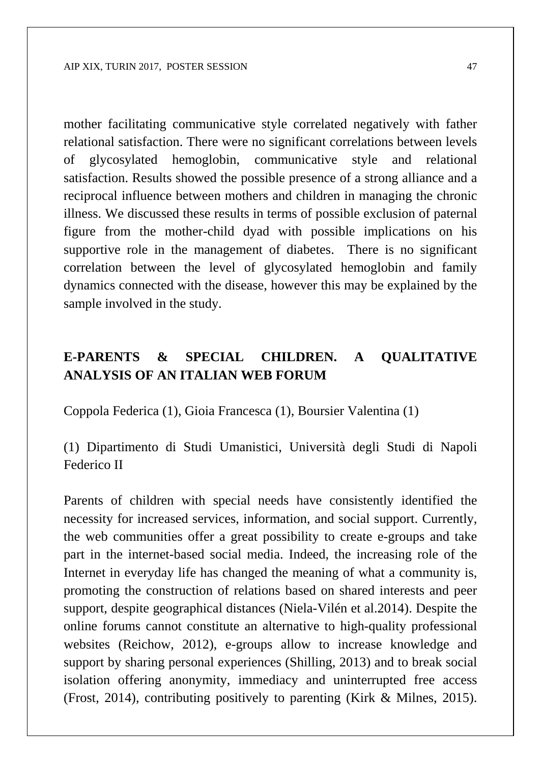mother facilitating communicative style correlated negatively with father relational satisfaction. There were no significant correlations between levels of glycosylated hemoglobin, communicative style and relational satisfaction. Results showed the possible presence of a strong alliance and a reciprocal influence between mothers and children in managing the chronic illness. We discussed these results in terms of possible exclusion of paternal figure from the mother-child dyad with possible implications on his supportive role in the management of diabetes. There is no significant correlation between the level of glycosylated hemoglobin and family dynamics connected with the disease, however this may be explained by the sample involved in the study.

## E-PARENTS & SPECIAL CHILDREN. A QUALITATIVE ANALYSIS OF AN ITALIAN WEB FORUM

Coppola Federica (1), Gioia Francesca (1), Boursier Valentina (1)

(1) Dipartimento di Studi Umanistici, Università degli Studi di Napoli Federico II

Parents of children with special needs have consistently identified the necessity for increased services, information, and social support. Currently, the web communities offer a great possibility to create e-groups and take part in the internet-based social media. Indeed, the increasing role of the Internet in everyday life has changed the meaning of what a community is, promoting the construction of relations based on shared interests and peer support, despite geographical distances (Niela-Vilén et al.2014). Despite the online forums cannot constitute an alternative to high-quality professional websites (Reichow, 2012), e-groups allow to increase knowledge and support by sharing personal experiences (Shilling, 2013) and to break social isolation offering anonymity, immediacy and uninterrupted free access (Frost, 2014), contributing positively to parenting (Kirk & Milnes, 2015).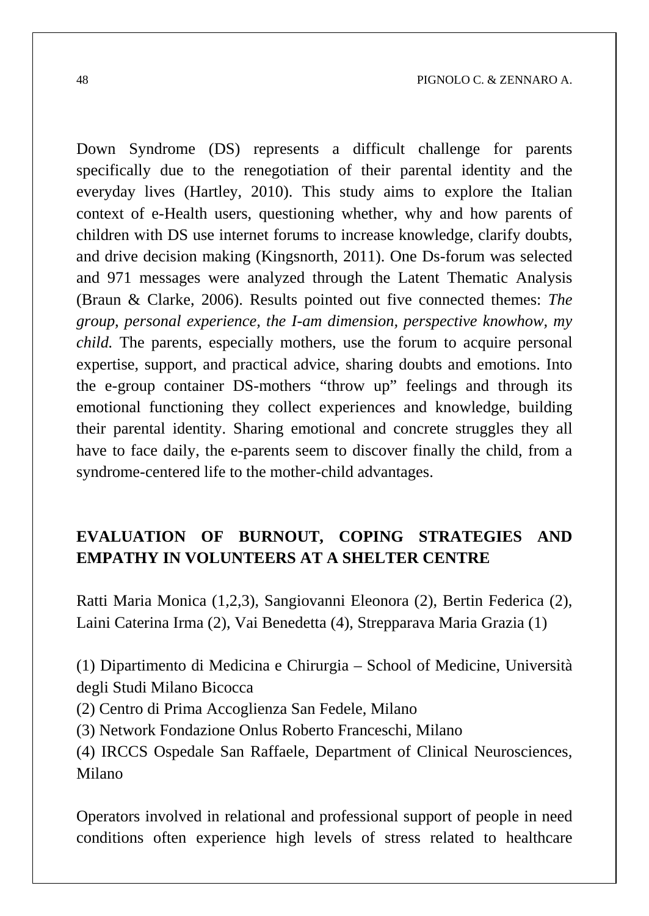Down Syndrome (DS) represents a difficult challenge for parents specifically due to the renegotiation of their parental identity and the everyday lives (Hartley, 2010). This study aims to explore the Italian context of e-Health users, questioning whether, why and how parents of children with DS use internet forums to increase knowledge, clarify doubts, and drive decision making (Kingsnorth, 2011). One Ds-forum was selected and 971 messages were analyzed through the Latent Thematic Analysis (Braun & Clarke, 2006). Results pointed out five connected themes: *The group, personal experience, the I-am dimension, perspective knowhow, my child.* The parents, especially mothers, use the forum to acquire personal expertise, support, and practical advice, sharing doubts and emotions. Into the e-group container DS-mothers "throw up" feelings and through its emotional functioning they collect experiences and knowledge, building their parental identity. Sharing emotional and concrete struggles they all have to face daily, the e-parents seem to discover finally the child, from a syndrome-centered life to the mother-child advantages.

## EVALUATION OF BURNOUT, COPING STRATEGIES AND EMPATHY IN VOLUNTEERS AT A SHELTER CENTRE

Ratti Maria Monica (1,2,3), Sangiovanni Eleonora (2), Bertin Federica (2), Laini Caterina Irma (2), Vai Benedetta (4), Strepparava Maria Grazia (1)

(1) Dipartimento di Medicina e Chirurgia – School of Medicine, Università degli Studi Milano Bicocca

(2) Centro di Prima Accoglienza San Fedele, Milano

(3) Network Fondazione Onlus Roberto Franceschi, Milano

(4) IRCCS Ospedale San Raffaele, Department of Clinical Neurosciences, Milano

Operators involved in relational and professional support of people in need conditions often experience high levels of stress related to healthcare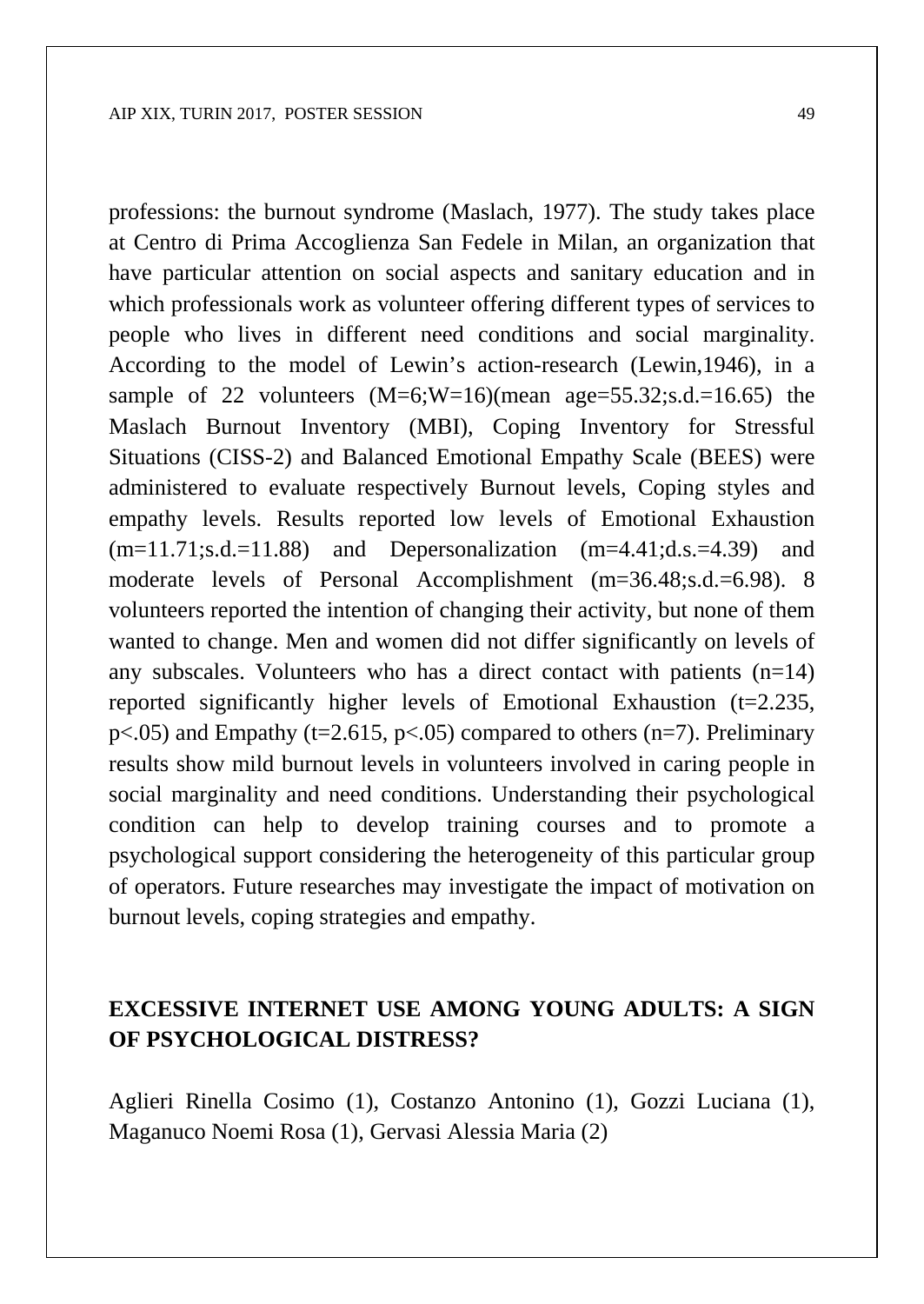professions: the burnout syndrome (Maslach, 1977). The study takes place at Centro di Prima Accoglienza San Fedele in Milan, an organization that have particular attention on social aspects and sanitary education and in which professionals work as volunteer offering different types of services to people who lives in different need conditions and social marginality. According to the model of Lewin's action-research (Lewin,1946), in a sample of 22 volunteers (M=6;W=16)(mean age=55.32;s.d.=16.65) the Maslach Burnout Inventory (MBI), Coping Inventory for Stressful Situations (CISS-2) and Balanced Emotional Empathy Scale (BEES) were administered to evaluate respectively Burnout levels, Coping styles and empathy levels. Results reported low levels of Emotional Exhaustion (m=11.71;s.d.=11.88) and Depersonalization (m=4.41;d.s.=4.39) and moderate levels of Personal Accomplishment (m=36.48;s.d.=6.98). 8 volunteers reported the intention of changing their activity, but none of them wanted to change. Men and women did not differ significantly on levels of any subscales. Volunteers who has a direct contact with patients (n=14) reported significantly higher levels of Emotional Exhaustion ($t=2.235$, $p<.05$) and Empathy ($t=2.615$, $p<.05$) compared to others (n=7). Preliminary results show mild burnout levels in volunteers involved in caring people in social marginality and need conditions. Understanding their psychological condition can help to develop training courses and to promote a psychological support considering the heterogeneity of this particular group of operators. Future researches may investigate the impact of motivation on burnout levels, coping strategies and empathy.

## EXCESSIVE INTERNET USE AMONG YOUNG ADULTS: A SIGN OF PSYCHOLOGICAL DISTRESS?

Aglieri Rinella Cosimo (1), Costanzo Antonino (1), Gozzi Luciana (1), Maganuco Noemi Rosa (1), Gervasi Alessia Maria (2)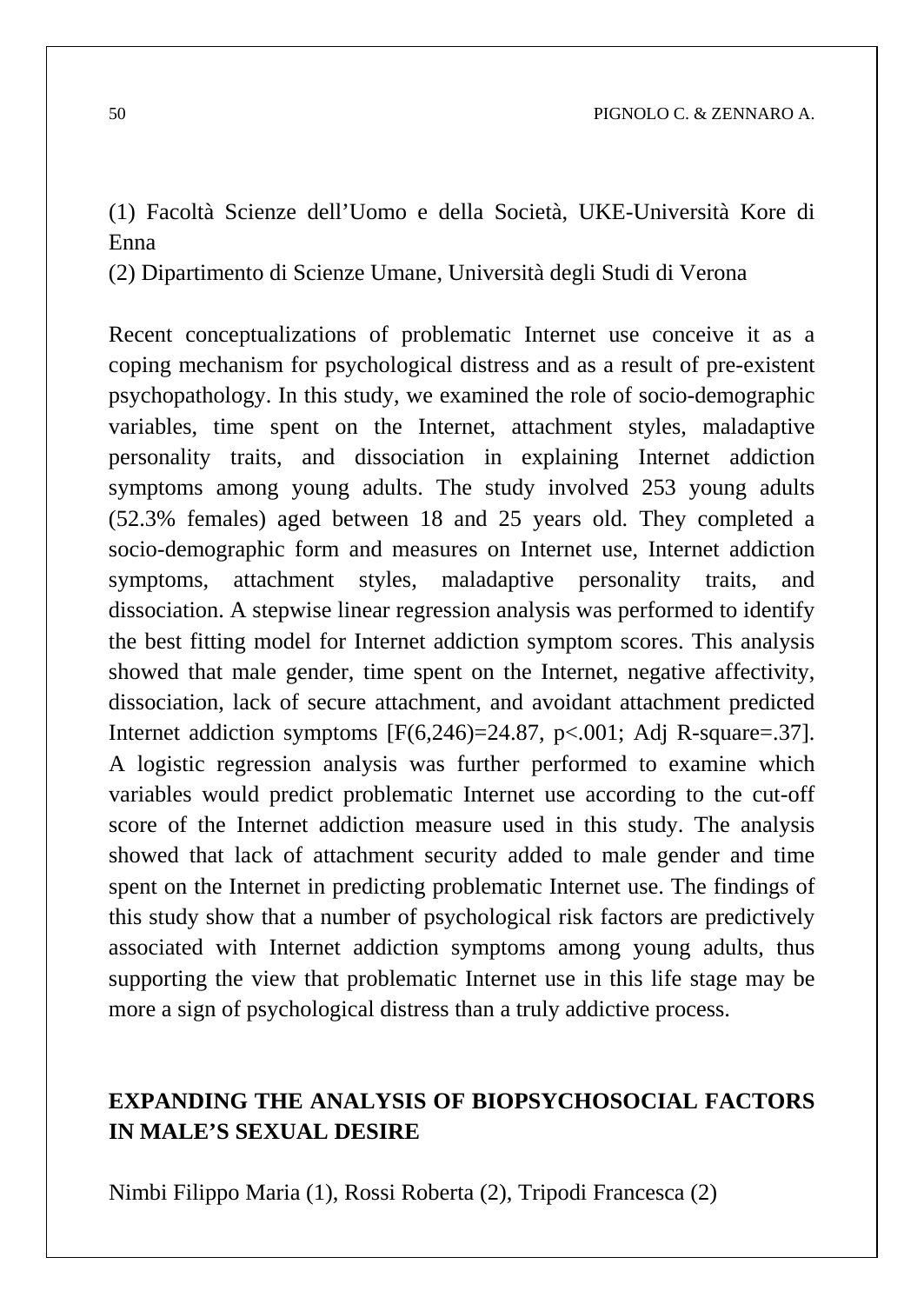(1) Facoltà Scienze dell'Uomo e della Società, UKE-Università Kore di Enna
(2) Dipartimento di Scienze Umane, Università degli Studi di Verona

Recent conceptualizations of problematic Internet use conceive it as a coping mechanism for psychological distress and as a result of pre-existent psychopathology. In this study, we examined the role of socio-demographic variables, time spent on the Internet, attachment styles, maladaptive personality traits, and dissociation in explaining Internet addiction symptoms among young adults. The study involved 253 young adults (52.3% females) aged between 18 and 25 years old. They completed a socio-demographic form and measures on Internet use, Internet addiction symptoms, attachment styles, maladaptive personality traits, and dissociation. A stepwise linear regression analysis was performed to identify the best fitting model for Internet addiction symptom scores. This analysis showed that male gender, time spent on the Internet, negative affectivity, dissociation, lack of secure attachment, and avoidant attachment predicted Internet addiction symptoms [$F(6,246)=24.87$, $p<.001$; Adj R-square=.37]. A logistic regression analysis was further performed to examine which variables would predict problematic Internet use according to the cut-off score of the Internet addiction measure used in this study. The analysis showed that lack of attachment security added to male gender and time spent on the Internet in predicting problematic Internet use. The findings of this study show that a number of psychological risk factors are predictively associated with Internet addiction symptoms among young adults, thus supporting the view that problematic Internet use in this life stage may be more a sign of psychological distress than a truly addictive process.

## EXPANDING THE ANALYSIS OF BIOPSYCHOSOCIAL FACTORS IN MALE'S SEXUAL DESIRE

Nimbi Filippo Maria (1), Rossi Roberta (2), Tripodi Francesca (2)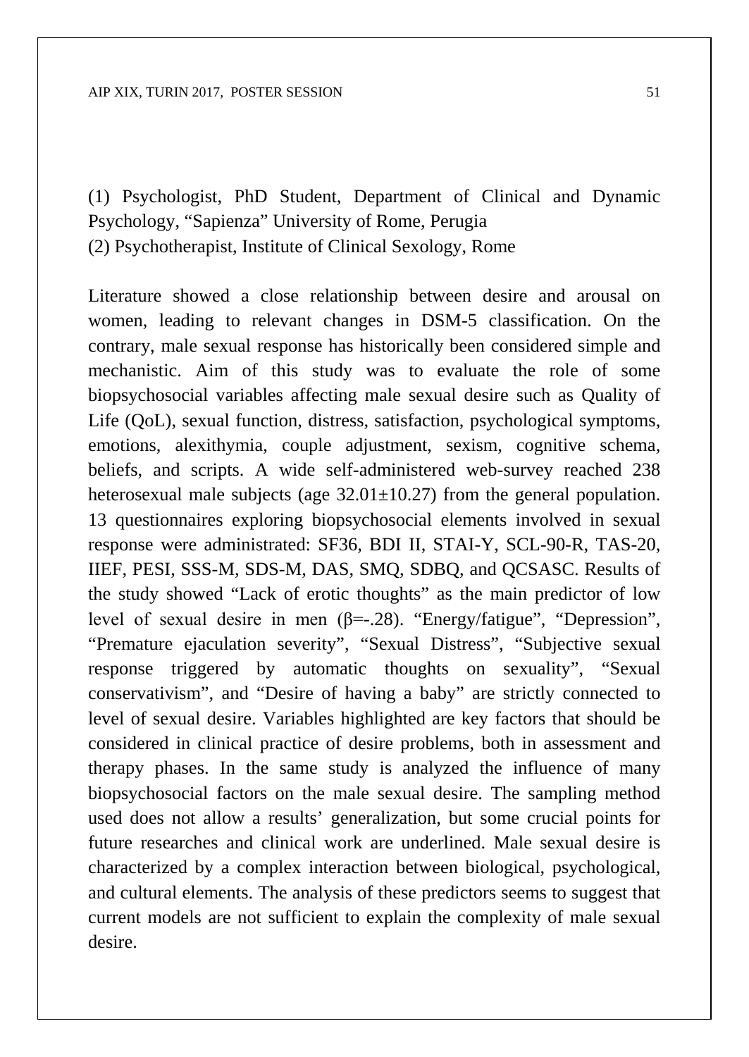(1) Psychologist, PhD Student, Department of Clinical and Dynamic Psychology, “Sapienza” University of Rome, Perugia
(2) Psychotherapist, Institute of Clinical Sexology, Rome

Literature showed a close relationship between desire and arousal on women, leading to relevant changes in DSM-5 classification. On the contrary, male sexual response has historically been considered simple and mechanistic. Aim of this study was to evaluate the role of some biopsychosocial variables affecting male sexual desire such as Quality of Life (QoL), sexual function, distress, satisfaction, psychological symptoms, emotions, alexithymia, couple adjustment, sexism, cognitive schema, beliefs, and scripts. A wide self-administered web-survey reached 238 heterosexual male subjects (age 32.01±10.27) from the general population. 13 questionnaires exploring biopsychosocial elements involved in sexual response were administrated: SF36, BDI II, STAI-Y, SCL-90-R, TAS-20, IIEF, PESI, SSS-M, SDS-M, DAS, SMQ, SDBQ, and QCSASC. Results of the study showed “Lack of erotic thoughts” as the main predictor of low level of sexual desire in men (β=-.28). “Energy/fatigue”, “Depression”, “Premature ejaculation severity”, “Sexual Distress”, “Subjective sexual response triggered by automatic thoughts on sexuality”, “Sexual conservativism”, and “Desire of having a baby” are strictly connected to level of sexual desire. Variables highlighted are key factors that should be considered in clinical practice of desire problems, both in assessment and therapy phases. In the same study is analyzed the influence of many biopsychosocial factors on the male sexual desire. The sampling method used does not allow a results’ generalization, but some crucial points for future researches and clinical work are underlined. Male sexual desire is characterized by a complex interaction between biological, psychological, and cultural elements. The analysis of these predictors seems to suggest that current models are not sufficient to explain the complexity of male sexual desire.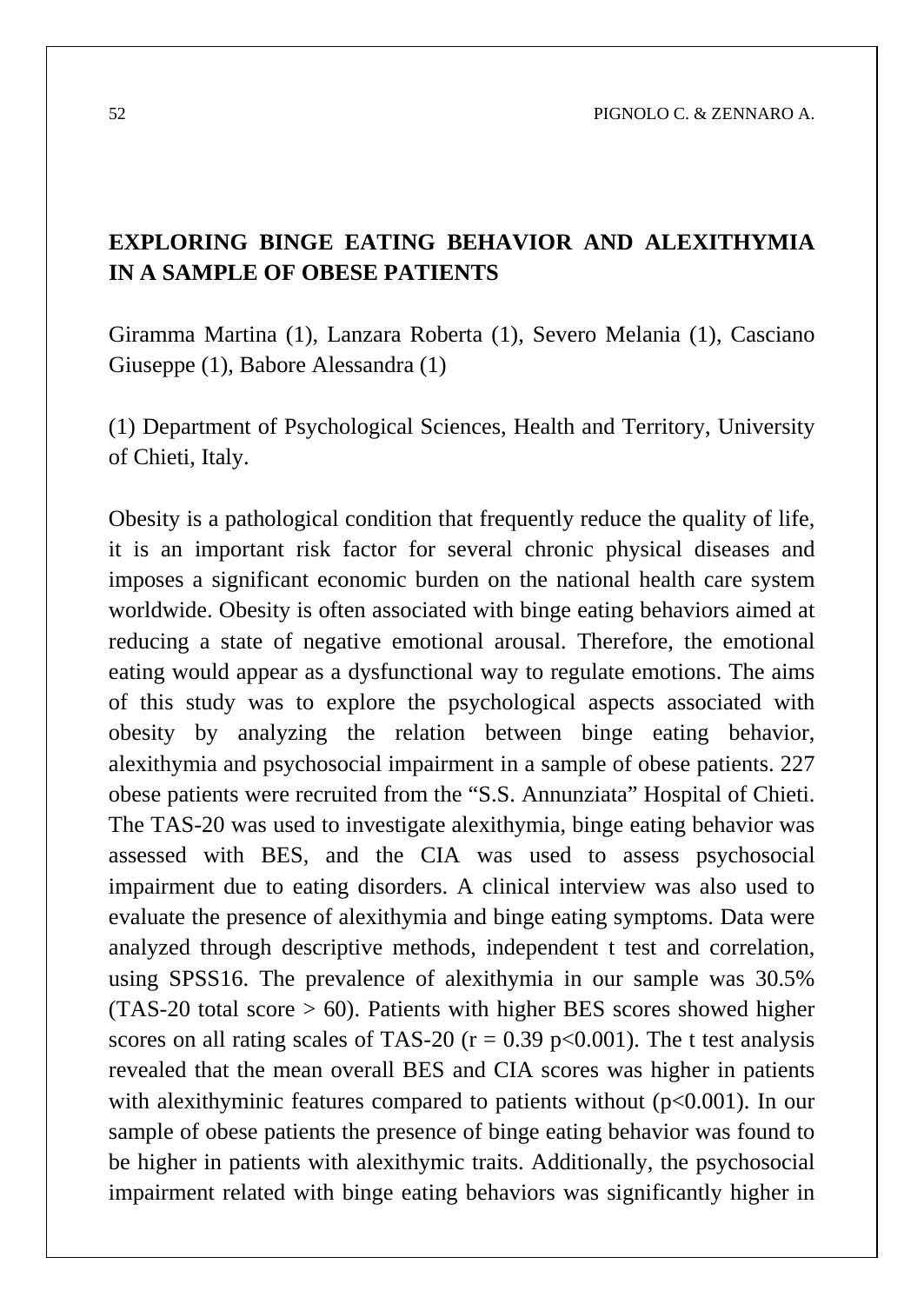## EXPLORING BINGE EATING BEHAVIOR AND ALEXITHYMIA IN A SAMPLE OF OBESE PATIENTS

Giramma Martina (1), Lanzara Roberta (1), Severo Melania (1), Casciano Giuseppe (1), Babore Alessandra (1)

(1) Department of Psychological Sciences, Health and Territory, University of Chieti, Italy.

Obesity is a pathological condition that frequently reduce the quality of life, it is an important risk factor for several chronic physical diseases and imposes a significant economic burden on the national health care system worldwide. Obesity is often associated with binge eating behaviors aimed at reducing a state of negative emotional arousal. Therefore, the emotional eating would appear as a dysfunctional way to regulate emotions. The aims of this study was to explore the psychological aspects associated with obesity by analyzing the relation between binge eating behavior, alexithymia and psychosocial impairment in a sample of obese patients. 227 obese patients were recruited from the "S.S. Annunziata" Hospital of Chieti. The TAS-20 was used to investigate alexithymia, binge eating behavior was assessed with BES, and the CIA was used to assess psychosocial impairment due to eating disorders. A clinical interview was also used to evaluate the presence of alexithymia and binge eating symptoms. Data were analyzed through descriptive methods, independent t test and correlation, using SPSS16. The prevalence of alexithymia in our sample was 30.5% (TAS-20 total score $> 60$). Patients with higher BES scores showed higher scores on all rating scales of TAS-20 ($r = 0.39$ $p<0.001$). The t test analysis revealed that the mean overall BES and CIA scores was higher in patients with alexithyminic features compared to patients without ($p<0.001$). In our sample of obese patients the presence of binge eating behavior was found to be higher in patients with alexithymic traits. Additionally, the psychosocial impairment related with binge eating behaviors was significantly higher in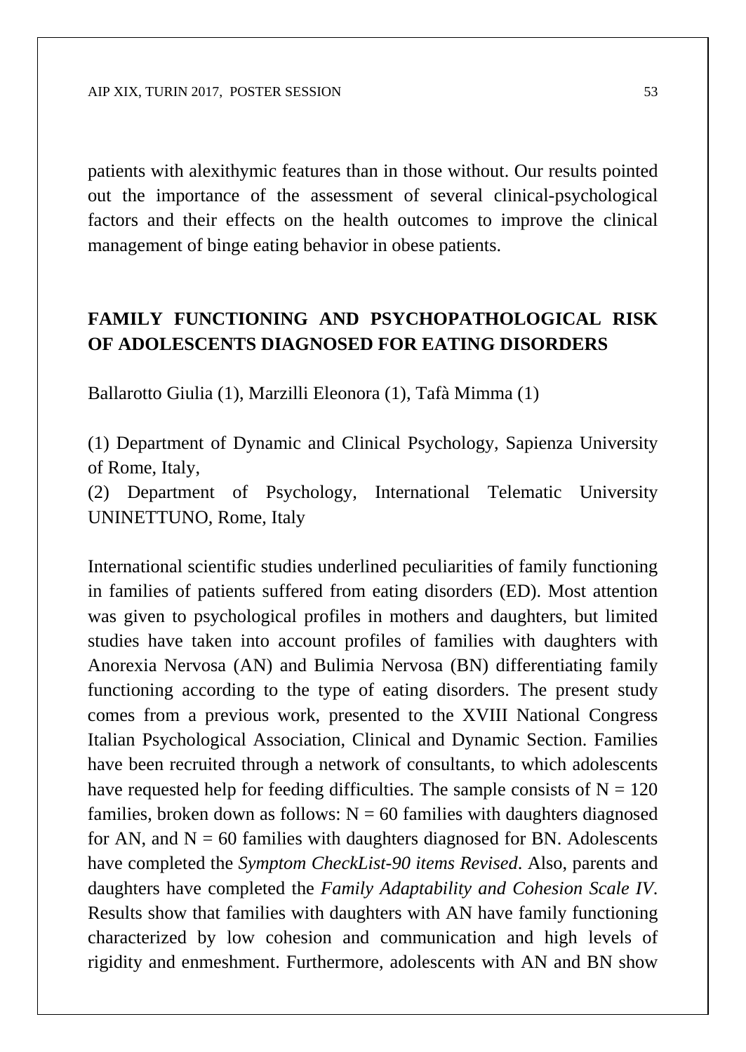patients with alexithymic features than in those without. Our results pointed out the importance of the assessment of several clinical-psychological factors and their effects on the health outcomes to improve the clinical management of binge eating behavior in obese patients.

## FAMILY FUNCTIONING AND PSYCHOPATHOLOGICAL RISK OF ADOLESCENTS DIAGNOSED FOR EATING DISORDERS

Ballarotto Giulia (1), Marzilli Eleonora (1), Tafà Mimma (1)

(1) Department of Dynamic and Clinical Psychology, Sapienza University of Rome, Italy,
(2) Department of Psychology, International Telematic University UNINETTUNO, Rome, Italy

International scientific studies underlined peculiarities of family functioning in families of patients suffered from eating disorders (ED). Most attention was given to psychological profiles in mothers and daughters, but limited studies have taken into account profiles of families with daughters with Anorexia Nervosa (AN) and Bulimia Nervosa (BN) differentiating family functioning according to the type of eating disorders. The present study comes from a previous work, presented to the XVIII National Congress Italian Psychological Association, Clinical and Dynamic Section. Families have been recruited through a network of consultants, to which adolescents have requested help for feeding difficulties. The sample consists of N = 120 families, broken down as follows: N = 60 families with daughters diagnosed for AN, and N = 60 families with daughters diagnosed for BN. Adolescents have completed the *Symptom CheckList-90 items Revised*. Also, parents and daughters have completed the *Family Adaptability and Cohesion Scale IV*. Results show that families with daughters with AN have family functioning characterized by low cohesion and communication and high levels of rigidity and enmeshment. Furthermore, adolescents with AN and BN show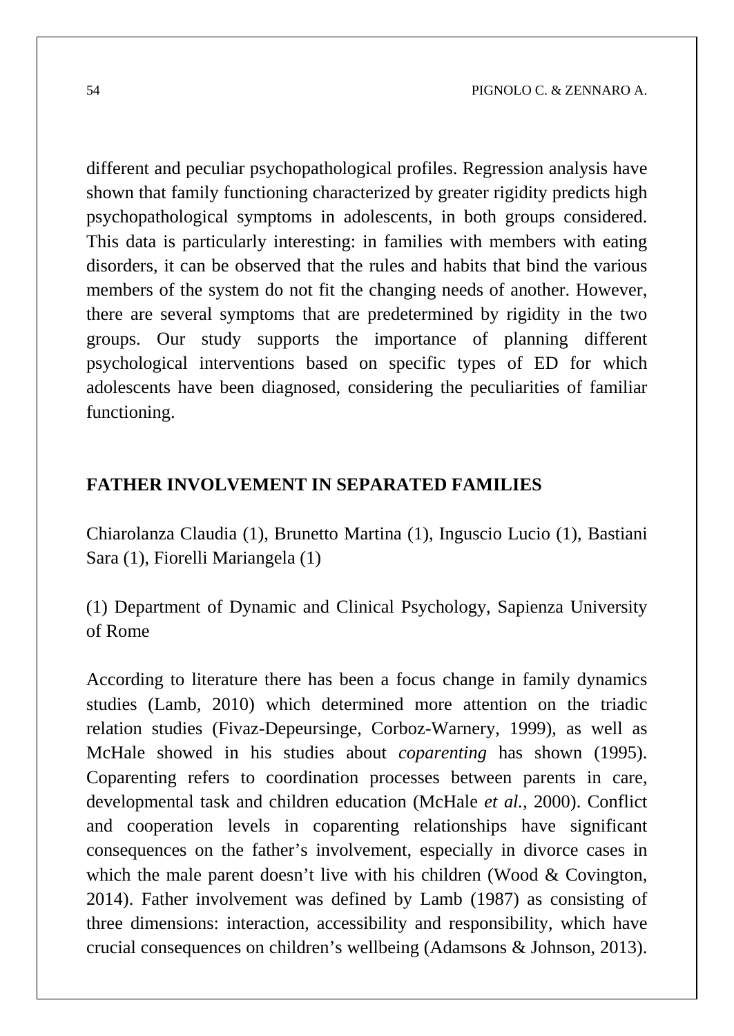different and peculiar psychopathological profiles. Regression analysis have shown that family functioning characterized by greater rigidity predicts high psychopathological symptoms in adolescents, in both groups considered. This data is particularly interesting: in families with members with eating disorders, it can be observed that the rules and habits that bind the various members of the system do not fit the changing needs of another. However, there are several symptoms that are predetermined by rigidity in the two groups. Our study supports the importance of planning different psychological interventions based on specific types of ED for which adolescents have been diagnosed, considering the peculiarities of familiar functioning.

## FATHER INVOLVEMENT IN SEPARATED FAMILIES

Chiarolanza Claudia (1), Brunetto Martina (1), Inguscio Lucio (1), Bastiani Sara (1), Fiorelli Mariangela (1)

(1) Department of Dynamic and Clinical Psychology, Sapienza University of Rome

According to literature there has been a focus change in family dynamics studies (Lamb, 2010) which determined more attention on the triadic relation studies (Fivaz-Depeursinge, Corboz-Warnery, 1999), as well as McHale showed in his studies about *coparenting* has shown (1995). Coparenting refers to coordination processes between parents in care, developmental task and children education (McHale *et al.,* 2000). Conflict and cooperation levels in coparenting relationships have significant consequences on the father's involvement, especially in divorce cases in which the male parent doesn't live with his children (Wood & Covington, 2014). Father involvement was defined by Lamb (1987) as consisting of three dimensions: interaction, accessibility and responsibility, which have crucial consequences on children's wellbeing (Adamsons & Johnson, 2013).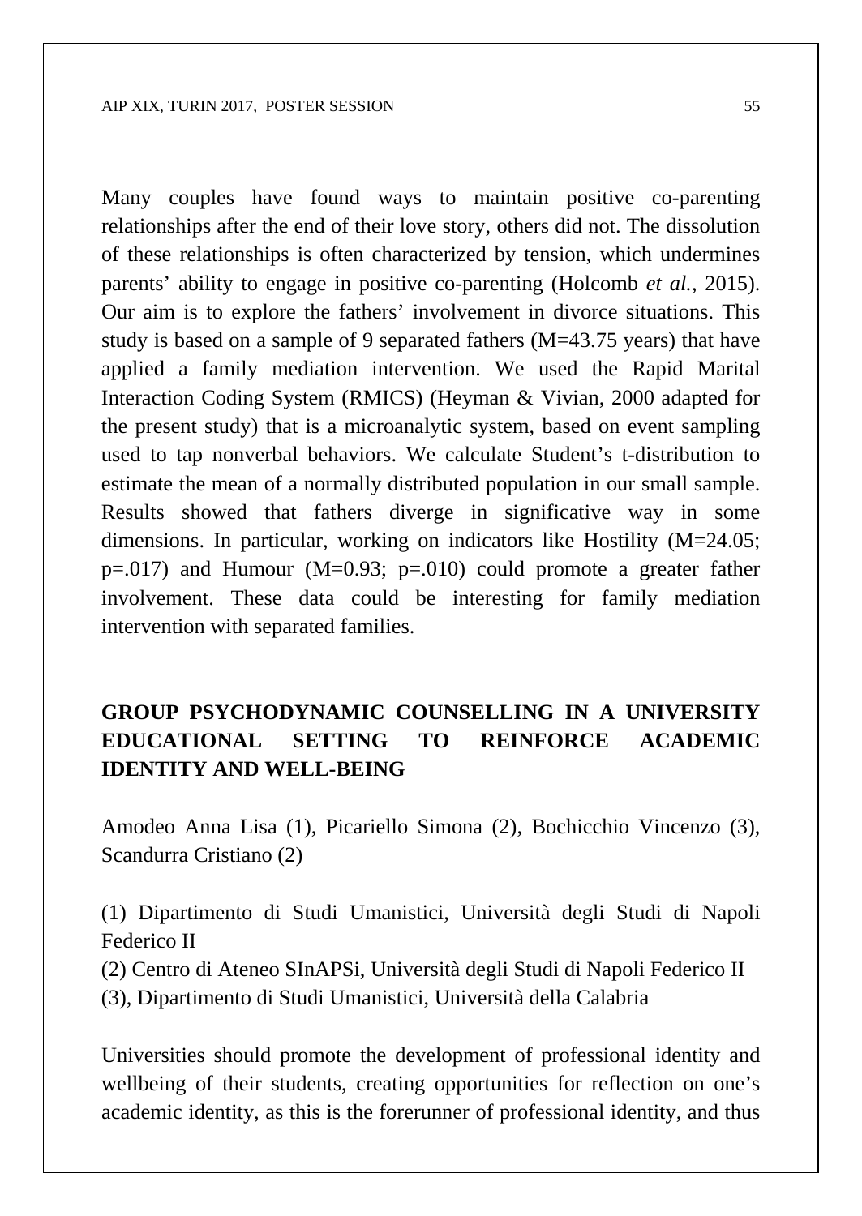Many couples have found ways to maintain positive co-parenting relationships after the end of their love story, others did not. The dissolution of these relationships is often characterized by tension, which undermines parents' ability to engage in positive co-parenting (Holcomb *et al.*, 2015). Our aim is to explore the fathers' involvement in divorce situations. This study is based on a sample of 9 separated fathers (M=43.75 years) that have applied a family mediation intervention. We used the Rapid Marital Interaction Coding System (RMICS) (Heyman & Vivian, 2000 adapted for the present study) that is a microanalytic system, based on event sampling used to tap nonverbal behaviors. We calculate Student's t-distribution to estimate the mean of a normally distributed population in our small sample. Results showed that fathers diverge in significative way in some dimensions. In particular, working on indicators like Hostility (M=24.05; p=.017) and Humour (M=0.93; p=.010) could promote a greater father involvement. These data could be interesting for family mediation intervention with separated families.

## GROUP PSYCHODYNAMIC COUNSELLING IN A UNIVERSITY EDUCATIONAL SETTING TO REINFORCE ACADEMIC IDENTITY AND WELL-BEING

Amodeo Anna Lisa (1), Picariello Simona (2), Bochicchio Vincenzo (3), Scandurra Cristiano (2)

(1) Dipartimento di Studi Umanistici, Università degli Studi di Napoli Federico II
(2) Centro di Ateneo SInAPSi, Università degli Studi di Napoli Federico II
(3), Dipartimento di Studi Umanistici, Università della Calabria

Universities should promote the development of professional identity and wellbeing of their students, creating opportunities for reflection on one's academic identity, as this is the forerunner of professional identity, and thus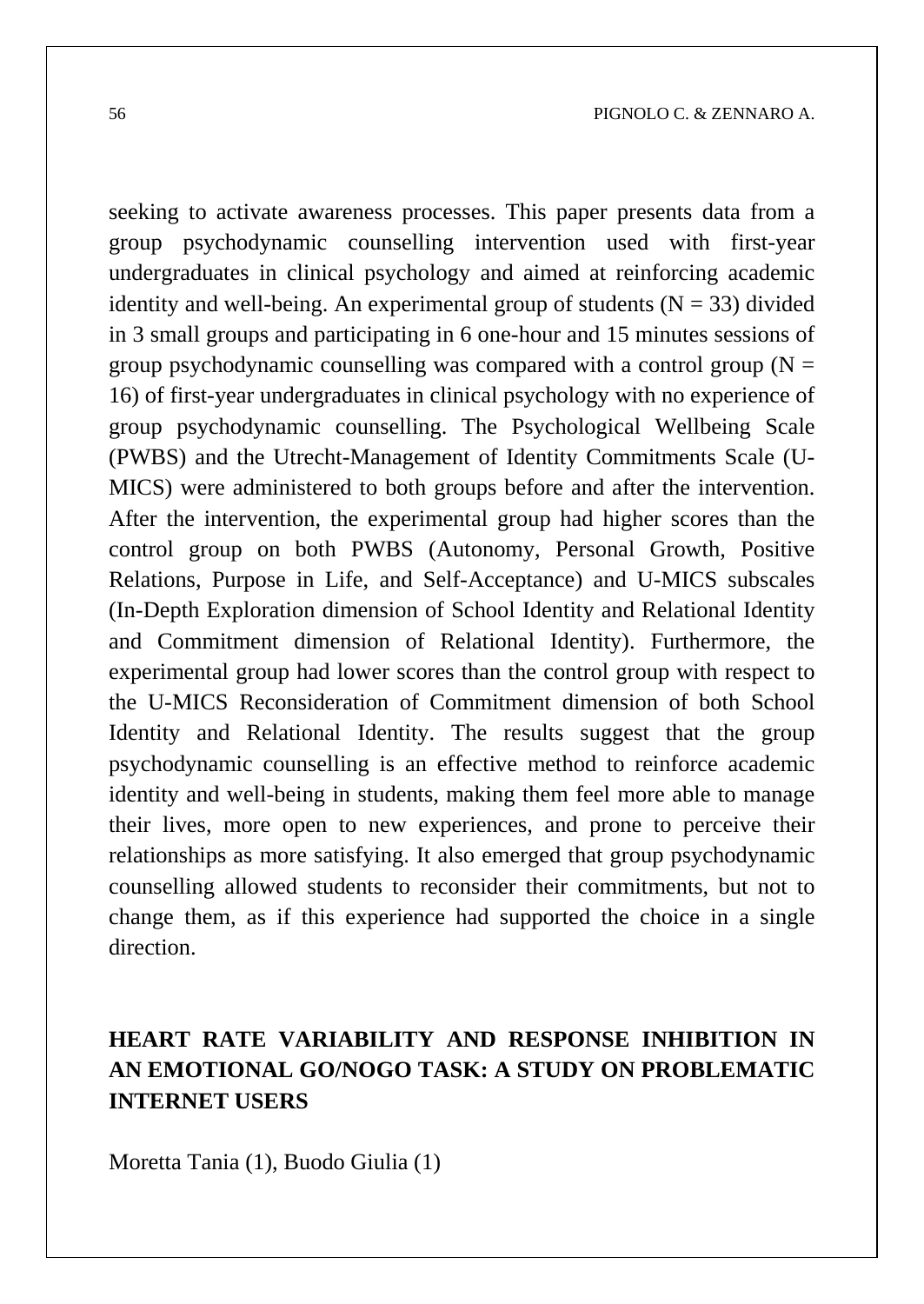seeking to activate awareness processes. This paper presents data from a group psychodynamic counselling intervention used with first-year undergraduates in clinical psychology and aimed at reinforcing academic identity and well-being. An experimental group of students (N = 33) divided in 3 small groups and participating in 6 one-hour and 15 minutes sessions of group psychodynamic counselling was compared with a control group (N = 16) of first-year undergraduates in clinical psychology with no experience of group psychodynamic counselling. The Psychological Wellbeing Scale (PWBS) and the Utrecht-Management of Identity Commitments Scale (U-MICS) were administered to both groups before and after the intervention. After the intervention, the experimental group had higher scores than the control group on both PWBS (Autonomy, Personal Growth, Positive Relations, Purpose in Life, and Self-Acceptance) and U-MICS subscales (In-Depth Exploration dimension of School Identity and Relational Identity and Commitment dimension of Relational Identity). Furthermore, the experimental group had lower scores than the control group with respect to the U-MICS Reconsideration of Commitment dimension of both School Identity and Relational Identity. The results suggest that the group psychodynamic counselling is an effective method to reinforce academic identity and well-being in students, making them feel more able to manage their lives, more open to new experiences, and prone to perceive their relationships as more satisfying. It also emerged that group psychodynamic counselling allowed students to reconsider their commitments, but not to change them, as if this experience had supported the choice in a single direction.

## HEART RATE VARIABILITY AND RESPONSE INHIBITION IN AN EMOTIONAL GO/NOGO TASK: A STUDY ON PROBLEMATIC INTERNET USERS

Moretta Tania (1), Buodo Giulia (1)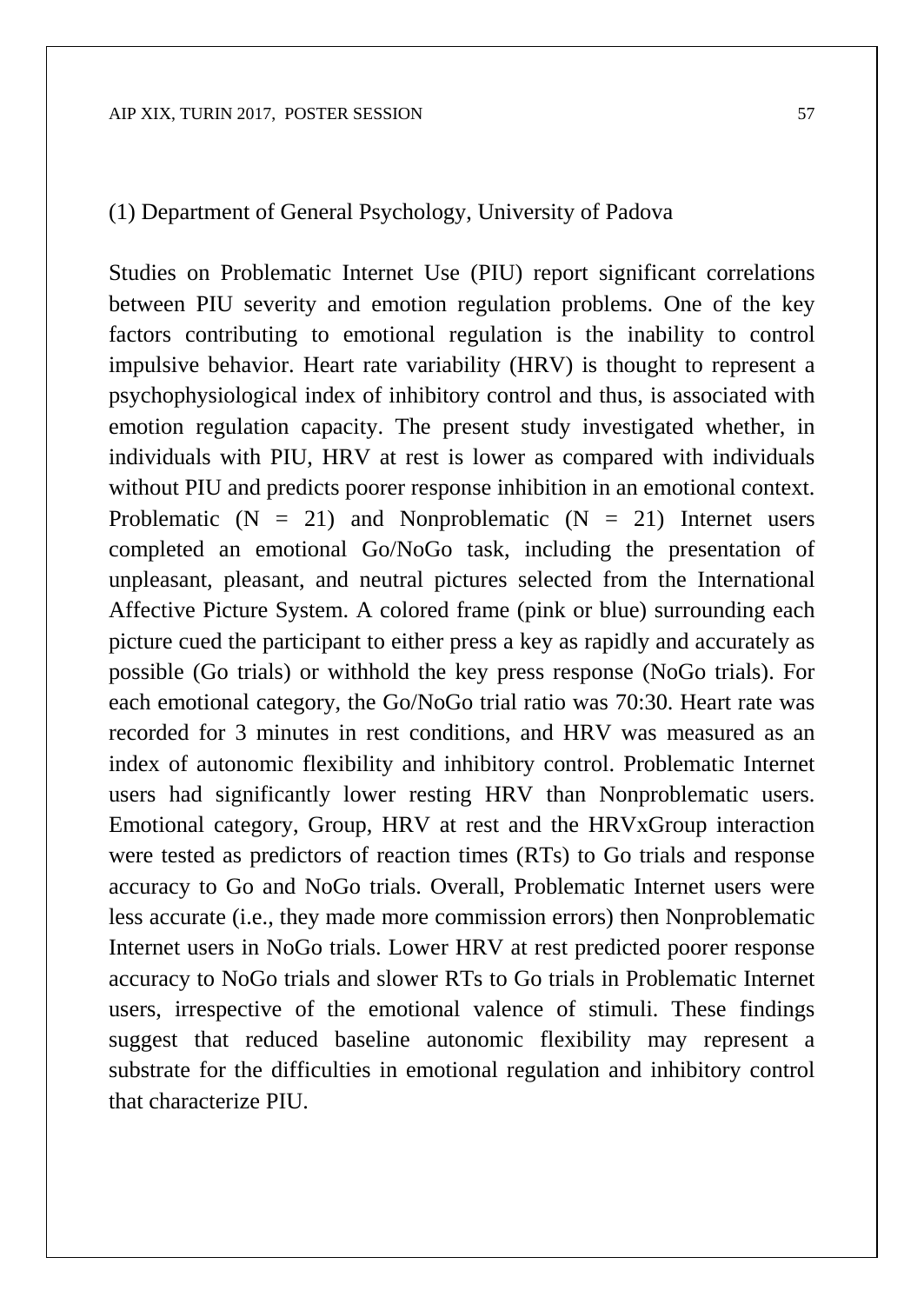(1) Department of General Psychology, University of Padova

Studies on Problematic Internet Use (PIU) report significant correlations between PIU severity and emotion regulation problems. One of the key factors contributing to emotional regulation is the inability to control impulsive behavior. Heart rate variability (HRV) is thought to represent a psychophysiological index of inhibitory control and thus, is associated with emotion regulation capacity. The present study investigated whether, in individuals with PIU, HRV at rest is lower as compared with individuals without PIU and predicts poorer response inhibition in an emotional context. Problematic (N = 21) and Nonproblematic (N = 21) Internet users completed an emotional Go/NoGo task, including the presentation of unpleasant, pleasant, and neutral pictures selected from the International Affective Picture System. A colored frame (pink or blue) surrounding each picture cued the participant to either press a key as rapidly and accurately as possible (Go trials) or withhold the key press response (NoGo trials). For each emotional category, the Go/NoGo trial ratio was 70:30. Heart rate was recorded for 3 minutes in rest conditions, and HRV was measured as an index of autonomic flexibility and inhibitory control. Problematic Internet users had significantly lower resting HRV than Nonproblematic users. Emotional category, Group, HRV at rest and the HRVxGroup interaction were tested as predictors of reaction times (RTs) to Go trials and response accuracy to Go and NoGo trials. Overall, Problematic Internet users were less accurate (i.e., they made more commission errors) then Nonproblematic Internet users in NoGo trials. Lower HRV at rest predicted poorer response accuracy to NoGo trials and slower RTs to Go trials in Problematic Internet users, irrespective of the emotional valence of stimuli. These findings suggest that reduced baseline autonomic flexibility may represent a substrate for the difficulties in emotional regulation and inhibitory control that characterize PIU.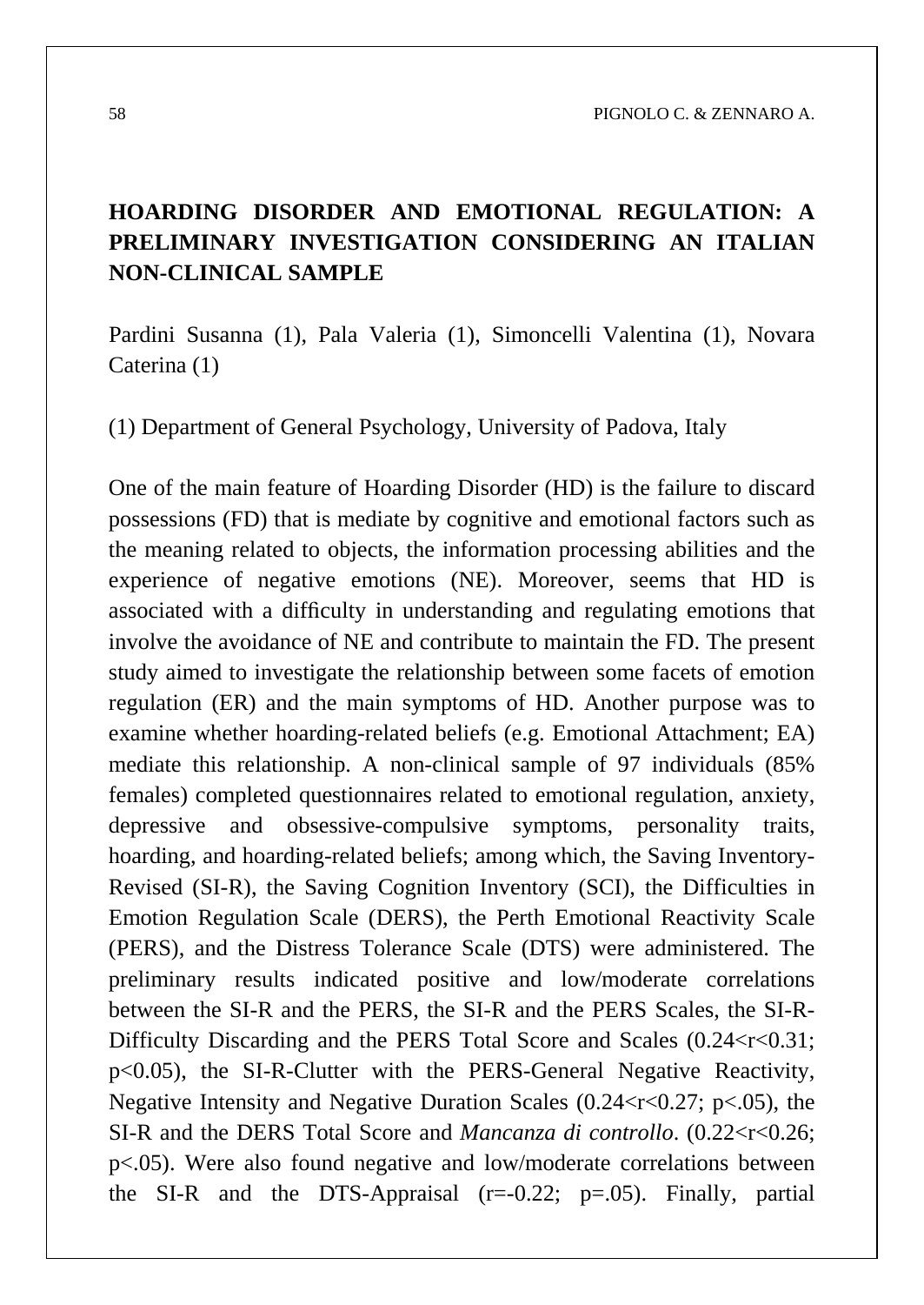# HOARDING DISORDER AND EMOTIONAL REGULATION: A PRELIMINARY INVESTIGATION CONSIDERING AN ITALIAN NON-CLINICAL SAMPLE

Pardini Susanna (1), Pala Valeria (1), Simoncelli Valentina (1), Novara Caterina (1)

(1) Department of General Psychology, University of Padova, Italy

One of the main feature of Hoarding Disorder (HD) is the failure to discard possessions (FD) that is mediate by cognitive and emotional factors such as the meaning related to objects, the information processing abilities and the experience of negative emotions (NE). Moreover, seems that HD is associated with a difficulty in understanding and regulating emotions that involve the avoidance of NE and contribute to maintain the FD. The present study aimed to investigate the relationship between some facets of emotion regulation (ER) and the main symptoms of HD. Another purpose was to examine whether hoarding-related beliefs (e.g. Emotional Attachment; EA) mediate this relationship. A non-clinical sample of 97 individuals (85% females) completed questionnaires related to emotional regulation, anxiety, depressive and obsessive-compulsive symptoms, personality traits, hoarding, and hoarding-related beliefs; among which, the Saving Inventory-Revised (SI-R), the Saving Cognition Inventory (SCI), the Difficulties in Emotion Regulation Scale (DERS), the Perth Emotional Reactivity Scale (PERS), and the Distress Tolerance Scale (DTS) were administered. The preliminary results indicated positive and low/moderate correlations between the SI-R and the PERS, the SI-R and the PERS Scales, the SI-R-Difficulty Discarding and the PERS Total Score and Scales ($0.24<r<0.31$; $p<0.05$), the SI-R-Clutter with the PERS-General Negative Reactivity, Negative Intensity and Negative Duration Scales ($0.24<r<0.27$; $p<.05$), the SI-R and the DERS Total Score and *Mancanza di controllo*. ($0.22<r<0.26$; $p<.05$). Were also found negative and low/moderate correlations between the SI-R and the DTS-Appraisal ($r=-0.22$; $p=.05$). Finally, partial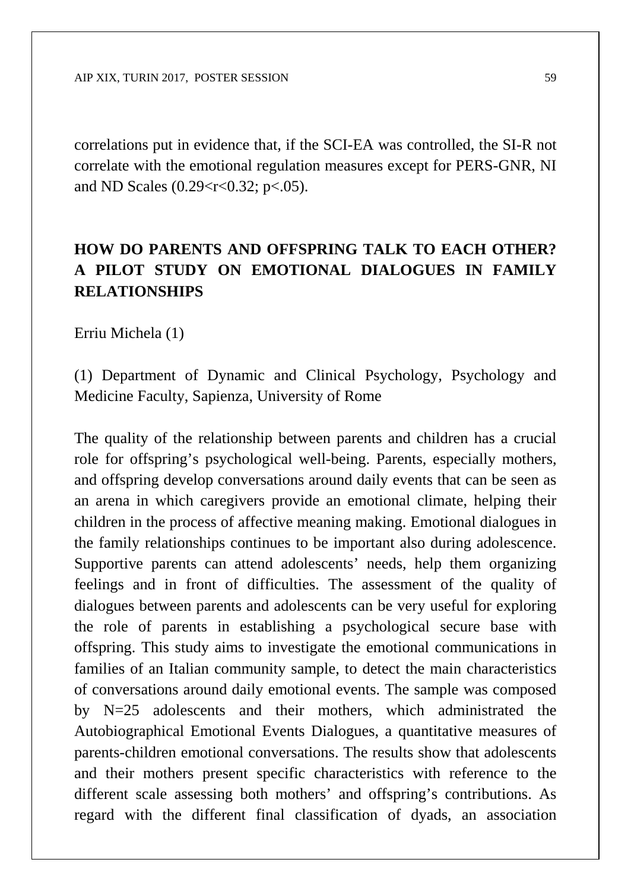correlations put in evidence that, if the SCI-EA was controlled, the SI-R not correlate with the emotional regulation measures except for PERS-GNR, NI and ND Scales ($0.29<r<0.32$; $p<.05$).

## HOW DO PARENTS AND OFFSPRING TALK TO EACH OTHER? A PILOT STUDY ON EMOTIONAL DIALOGUES IN FAMILY RELATIONSHIPS

Erriu Michela (1)

(1) Department of Dynamic and Clinical Psychology, Psychology and Medicine Faculty, Sapienza, University of Rome

The quality of the relationship between parents and children has a crucial role for offspring's psychological well-being. Parents, especially mothers, and offspring develop conversations around daily events that can be seen as an arena in which caregivers provide an emotional climate, helping their children in the process of affective meaning making. Emotional dialogues in the family relationships continues to be important also during adolescence. Supportive parents can attend adolescents' needs, help them organizing feelings and in front of difficulties. The assessment of the quality of dialogues between parents and adolescents can be very useful for exploring the role of parents in establishing a psychological secure base with offspring. This study aims to investigate the emotional communications in families of an Italian community sample, to detect the main characteristics of conversations around daily emotional events. The sample was composed by N=25 adolescents and their mothers, which administrated the Autobiographical Emotional Events Dialogues, a quantitative measures of parents-children emotional conversations. The results show that adolescents and their mothers present specific characteristics with reference to the different scale assessing both mothers' and offspring's contributions. As regard with the different final classification of dyads, an association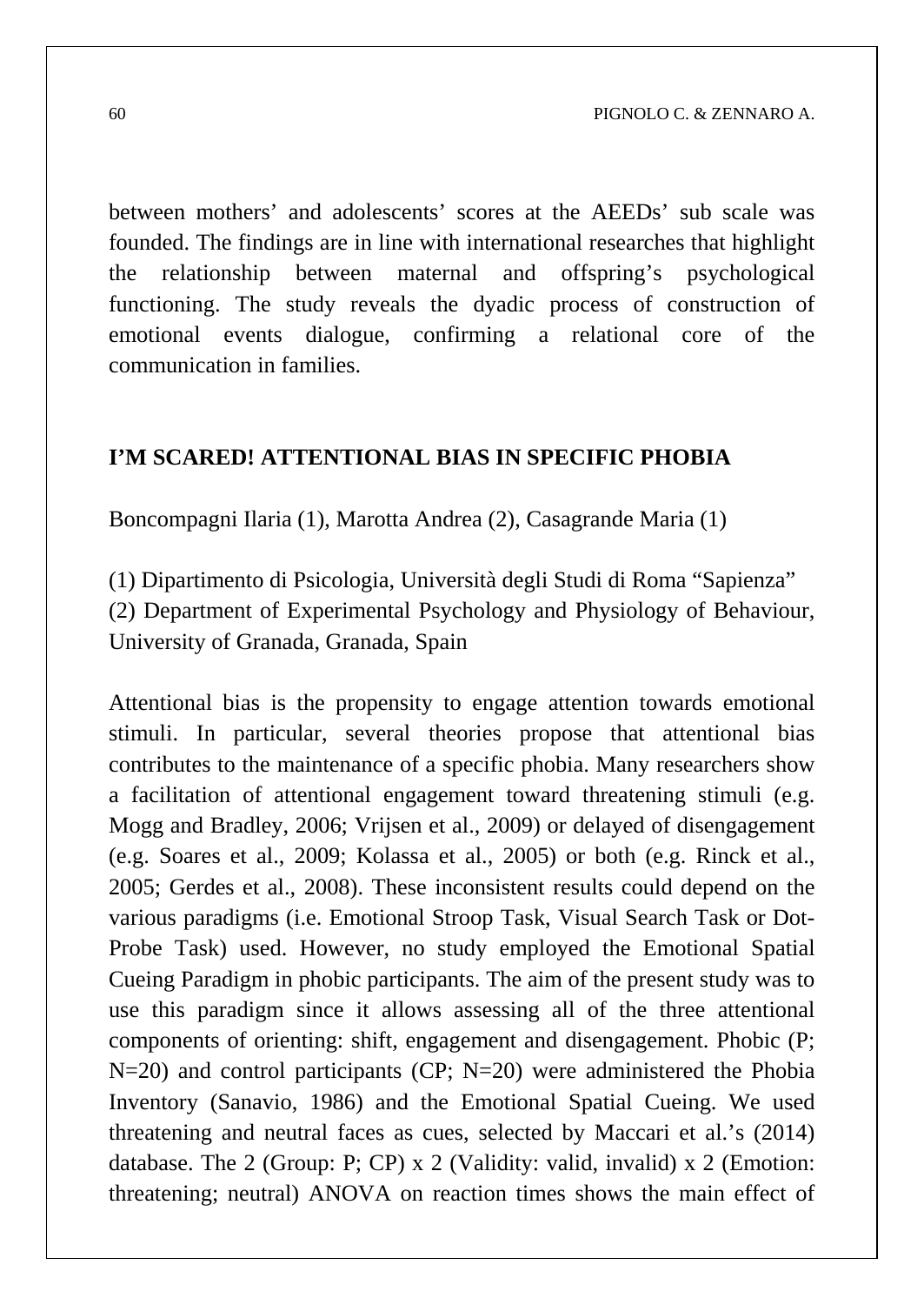between mothers' and adolescents' scores at the AEEDs' sub scale was founded. The findings are in line with international researches that highlight the relationship between maternal and offspring's psychological functioning. The study reveals the dyadic process of construction of emotional events dialogue, confirming a relational core of the communication in families.

## I'M SCARED! ATTENTIONAL BIAS IN SPECIFIC PHOBIA

Boncompagni Ilaria (1), Marotta Andrea (2), Casagrande Maria (1)

(1) Dipartimento di Psicologia, Università degli Studi di Roma "Sapienza"
(2) Department of Experimental Psychology and Physiology of Behaviour, University of Granada, Granada, Spain

Attentional bias is the propensity to engage attention towards emotional stimuli. In particular, several theories propose that attentional bias contributes to the maintenance of a specific phobia. Many researchers show a facilitation of attentional engagement toward threatening stimuli (e.g. Mogg and Bradley, 2006; Vrijsen et al., 2009) or delayed of disengagement (e.g. Soares et al., 2009; Kolassa et al., 2005) or both (e.g. Rinck et al., 2005; Gerdes et al., 2008). These inconsistent results could depend on the various paradigms (i.e. Emotional Stroop Task, Visual Search Task or Dot-Probe Task) used. However, no study employed the Emotional Spatial Cueing Paradigm in phobic participants. The aim of the present study was to use this paradigm since it allows assessing all of the three attentional components of orienting: shift, engagement and disengagement. Phobic (P; N=20) and control participants (CP; N=20) were administered the Phobia Inventory (Sanavio, 1986) and the Emotional Spatial Cueing. We used threatening and neutral faces as cues, selected by Maccari et al.'s (2014) database. The 2 (Group: P; CP) x 2 (Validity: valid, invalid) x 2 (Emotion: threatening; neutral) ANOVA on reaction times shows the main effect of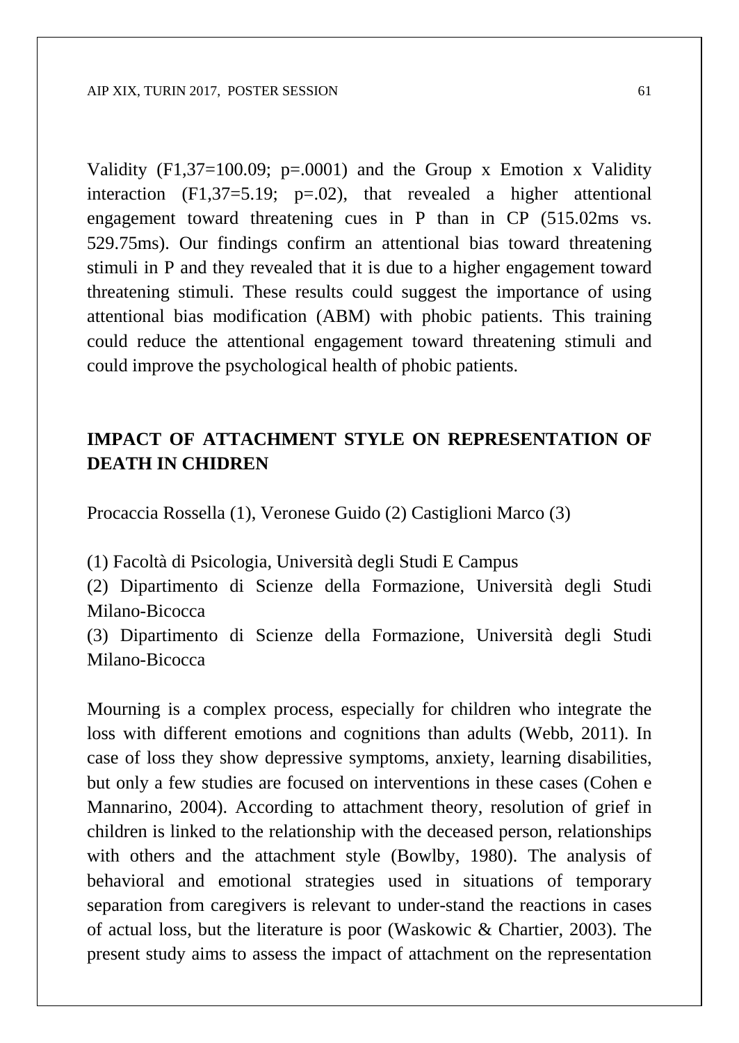Validity ($F_{1,37}$=100.09; p=.0001) and the Group x Emotion x Validity interaction ($F_{1,37}$=5.19; p=.02), that revealed a higher attentional engagement toward threatening cues in P than in CP (515.02ms vs. 529.75ms). Our findings confirm an attentional bias toward threatening stimuli in P and they revealed that it is due to a higher engagement toward threatening stimuli. These results could suggest the importance of using attentional bias modification (ABM) with phobic patients. This training could reduce the attentional engagement toward threatening stimuli and could improve the psychological health of phobic patients.

## IMPACT OF ATTACHMENT STYLE ON REPRESENTATION OF DEATH IN CHIDREN

Procaccia Rossella (1), Veronese Guido (2) Castiglioni Marco (3)

(1) Facoltà di Psicologia, Università degli Studi E Campus
(2) Dipartimento di Scienze della Formazione, Università degli Studi Milano-Bicocca
(3) Dipartimento di Scienze della Formazione, Università degli Studi Milano-Bicocca

Mourning is a complex process, especially for children who integrate the loss with different emotions and cognitions than adults (Webb, 2011). In case of loss they show depressive symptoms, anxiety, learning disabilities, but only a few studies are focused on interventions in these cases (Cohen e Mannarino, 2004). According to attachment theory, resolution of grief in children is linked to the relationship with the deceased person, relationships with others and the attachment style (Bowlby, 1980). The analysis of behavioral and emotional strategies used in situations of temporary separation from caregivers is relevant to under-stand the reactions in cases of actual loss, but the literature is poor (Waskowic & Chartier, 2003). The present study aims to assess the impact of attachment on the representation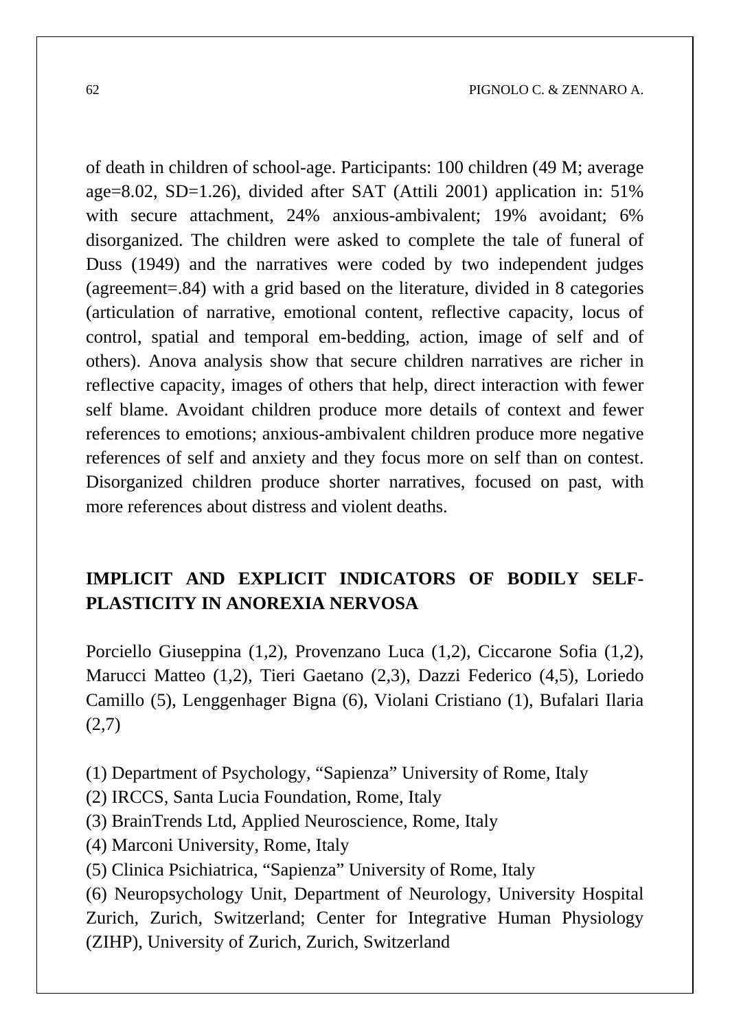of death in children of school-age. Participants: 100 children (49 M; average age=8.02, SD=1.26), divided after SAT (Attili 2001) application in: 51% with secure attachment, 24% anxious-ambivalent; 19% avoidant; 6% disorganized. The children were asked to complete the tale of funeral of Duss (1949) and the narratives were coded by two independent judges (agreement=.84) with a grid based on the literature, divided in 8 categories (articulation of narrative, emotional content, reflective capacity, locus of control, spatial and temporal em-bedding, action, image of self and of others). Anova analysis show that secure children narratives are richer in reflective capacity, images of others that help, direct interaction with fewer self blame. Avoidant children produce more details of context and fewer references to emotions; anxious-ambivalent children produce more negative references of self and anxiety and they focus more on self than on contest. Disorganized children produce shorter narratives, focused on past, with more references about distress and violent deaths.

## IMPLICIT AND EXPLICIT INDICATORS OF BODILY SELF-PLASTICITY IN ANOREXIA NERVOSA

Porciello Giuseppina (1,2), Provenzano Luca (1,2), Ciccarone Sofia (1,2), Marucci Matteo (1,2), Tieri Gaetano (2,3), Dazzi Federico (4,5), Loriedo Camillo (5), Lenggenhager Bigna (6), Violani Cristiano (1), Bufalari Ilaria (2,7)

(1) Department of Psychology, "Sapienza" University of Rome, Italy
(2) IRCCS, Santa Lucia Foundation, Rome, Italy
(3) BrainTrends Ltd, Applied Neuroscience, Rome, Italy
(4) Marconi University, Rome, Italy
(5) Clinica Psichiatrica, "Sapienza" University of Rome, Italy
(6) Neuropsychology Unit, Department of Neurology, University Hospital Zurich, Zurich, Switzerland; Center for Integrative Human Physiology (ZIHP), University of Zurich, Zurich, Switzerland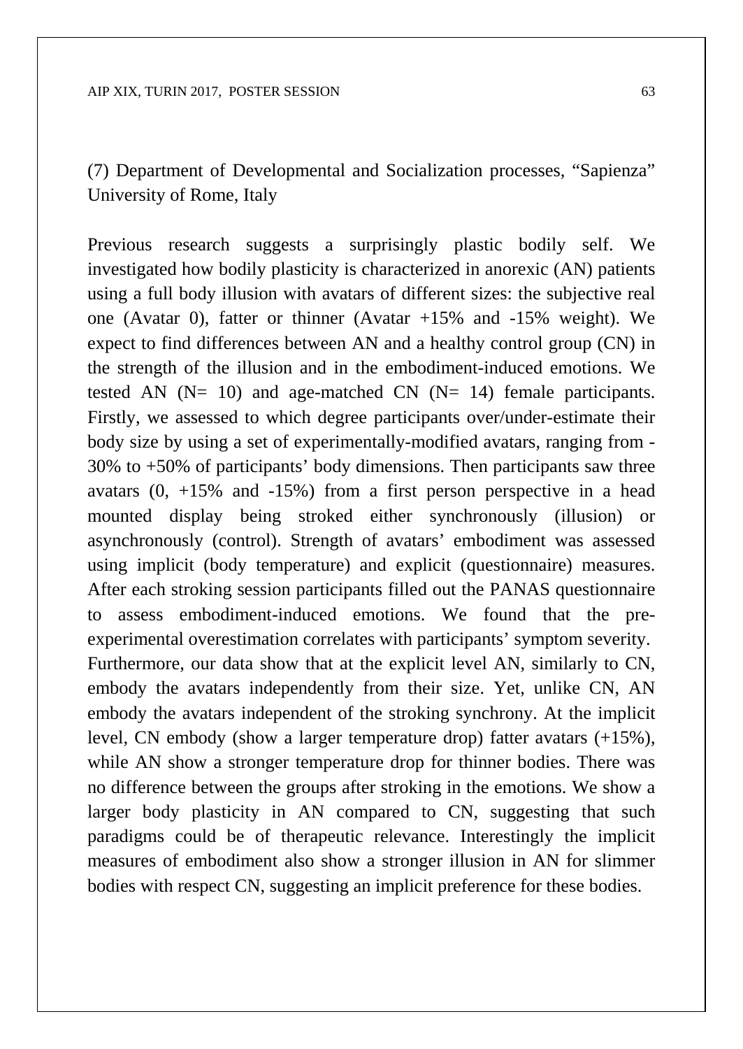(7) Department of Developmental and Socialization processes, "Sapienza" University of Rome, Italy

Previous research suggests a surprisingly plastic bodily self. We investigated how bodily plasticity is characterized in anorexic (AN) patients using a full body illusion with avatars of different sizes: the subjective real one (Avatar 0), fatter or thinner (Avatar +15% and -15% weight). We expect to find differences between AN and a healthy control group (CN) in the strength of the illusion and in the embodiment-induced emotions. We tested AN (N= 10) and age-matched CN (N= 14) female participants. Firstly, we assessed to which degree participants over/under-estimate their body size by using a set of experimentally-modified avatars, ranging from -30% to +50% of participants' body dimensions. Then participants saw three avatars (0, +15% and -15%) from a first person perspective in a head mounted display being stroked either synchronously (illusion) or asynchronously (control). Strength of avatars' embodiment was assessed using implicit (body temperature) and explicit (questionnaire) measures. After each stroking session participants filled out the PANAS questionnaire to assess embodiment-induced emotions. We found that the pre-experimental overestimation correlates with participants' symptom severity. Furthermore, our data show that at the explicit level AN, similarly to CN, embody the avatars independently from their size. Yet, unlike CN, AN embody the avatars independent of the stroking synchrony. At the implicit level, CN embody (show a larger temperature drop) fatter avatars (+15%), while AN show a stronger temperature drop for thinner bodies. There was no difference between the groups after stroking in the emotions. We show a larger body plasticity in AN compared to CN, suggesting that such paradigms could be of therapeutic relevance. Interestingly the implicit measures of embodiment also show a stronger illusion in AN for slimmer bodies with respect CN, suggesting an implicit preference for these bodies.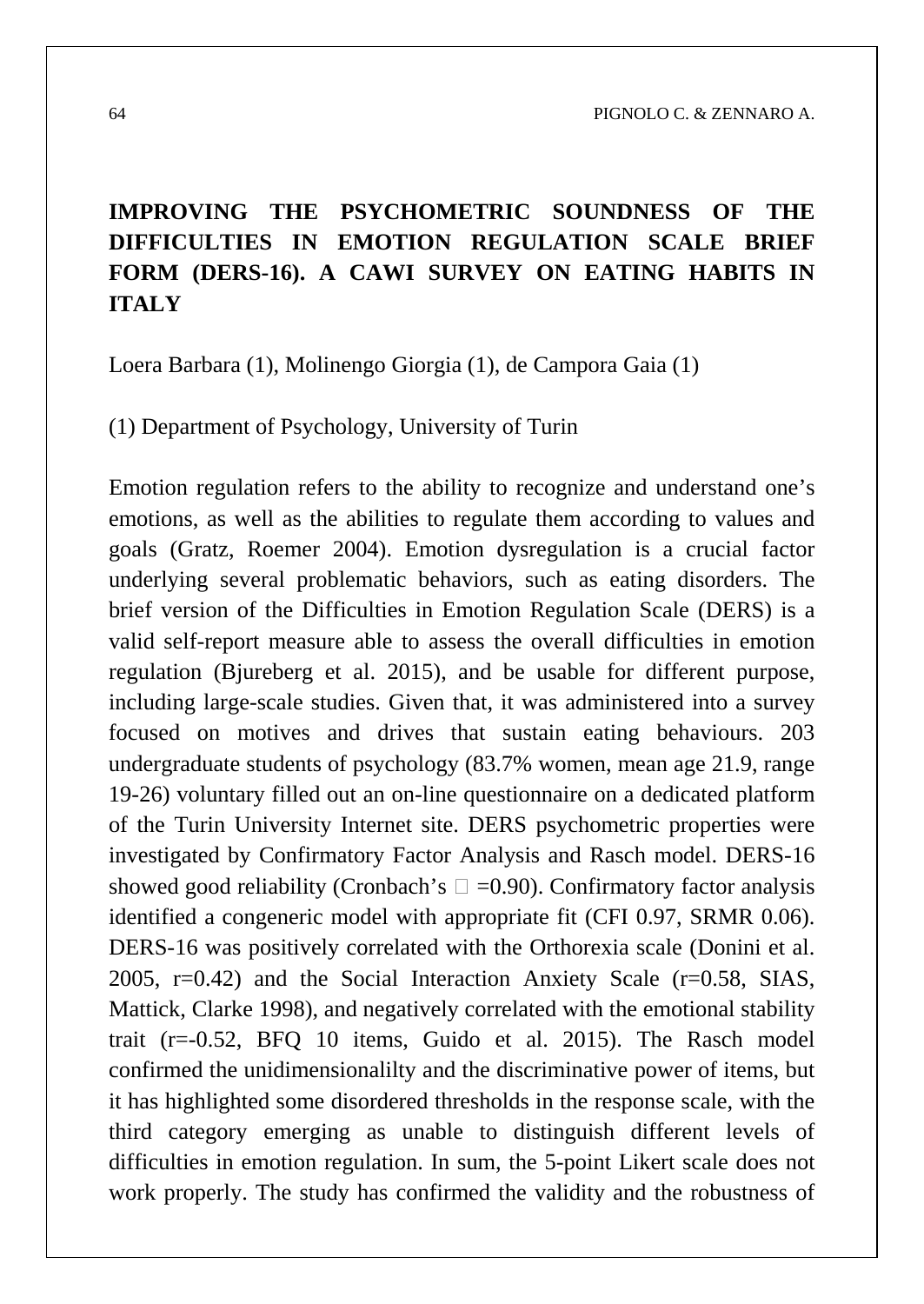# IMPROVING THE PSYCHOMETRIC SOUNDNESS OF THE DIFFICULTIES IN EMOTION REGULATION SCALE BRIEF FORM (DERS-16). A CAWI SURVEY ON EATING HABITS IN ITALY

Loera Barbara (1), Molinengo Giorgia (1), de Campora Gaia (1)

(1) Department of Psychology, University of Turin

Emotion regulation refers to the ability to recognize and understand one's emotions, as well as the abilities to regulate them according to values and goals (Gratz, Roemer 2004). Emotion dysregulation is a crucial factor underlying several problematic behaviors, such as eating disorders. The brief version of the Difficulties in Emotion Regulation Scale (DERS) is a valid self-report measure able to assess the overall difficulties in emotion regulation (Bjureberg et al. 2015), and be usable for different purpose, including large-scale studies. Given that, it was administered into a survey focused on motives and drives that sustain eating behaviours. 203 undergraduate students of psychology (83.7% women, mean age 21.9, range 19-26) voluntary filled out an on-line questionnaire on a dedicated platform of the Turin University Internet site. DERS psychometric properties were investigated by Confirmatory Factor Analysis and Rasch model. DERS-16 showed good reliability (Cronbach's $\alpha$ =0.90). Confirmatory factor analysis identified a congeneric model with appropriate fit (CFI 0.97, SRMR 0.06). DERS-16 was positively correlated with the Orthorexia scale (Donini et al. 2005, r=0.42) and the Social Interaction Anxiety Scale (r=0.58, SIAS, Mattick, Clarke 1998), and negatively correlated with the emotional stability trait (r=-0.52, BFQ 10 items, Guido et al. 2015). The Rasch model confirmed the unidimensionalilty and the discriminative power of items, but it has highlighted some disordered thresholds in the response scale, with the third category emerging as unable to distinguish different levels of difficulties in emotion regulation. In sum, the 5-point Likert scale does not work properly. The study has confirmed the validity and the robustness of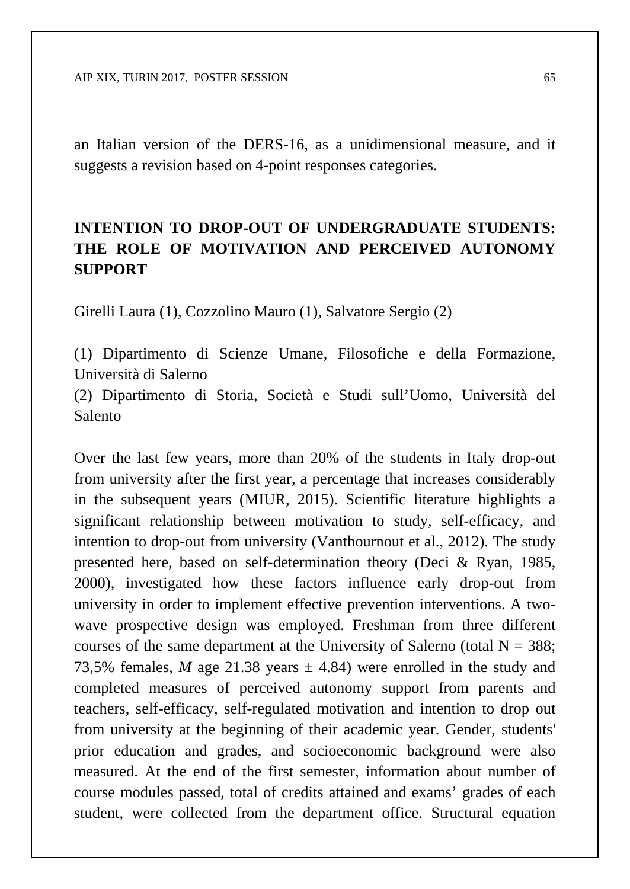an Italian version of the DERS-16, as a unidimensional measure, and it suggests a revision based on 4-point responses categories.

## INTENTION TO DROP-OUT OF UNDERGRADUATE STUDENTS: THE ROLE OF MOTIVATION AND PERCEIVED AUTONOMY SUPPORT

Girelli Laura (1), Cozzolino Mauro (1), Salvatore Sergio (2)

(1) Dipartimento di Scienze Umane, Filosofiche e della Formazione, Università di Salerno
(2) Dipartimento di Storia, Società e Studi sull'Uomo, Università del Salento

Over the last few years, more than 20% of the students in Italy drop-out from university after the first year, a percentage that increases considerably in the subsequent years (MIUR, 2015). Scientific literature highlights a significant relationship between motivation to study, self-efficacy, and intention to drop-out from university (Vanthournout et al., 2012). The study presented here, based on self-determination theory (Deci & Ryan, 1985, 2000), investigated how these factors influence early drop-out from university in order to implement effective prevention interventions. A two-wave prospective design was employed. Freshman from three different courses of the same department at the University of Salerno (total N = 388; 73,5% females, *M* age 21.38 years ± 4.84) were enrolled in the study and completed measures of perceived autonomy support from parents and teachers, self-efficacy, self-regulated motivation and intention to drop out from university at the beginning of their academic year. Gender, students' prior education and grades, and socioeconomic background were also measured. At the end of the first semester, information about number of course modules passed, total of credits attained and exams' grades of each student, were collected from the department office. Structural equation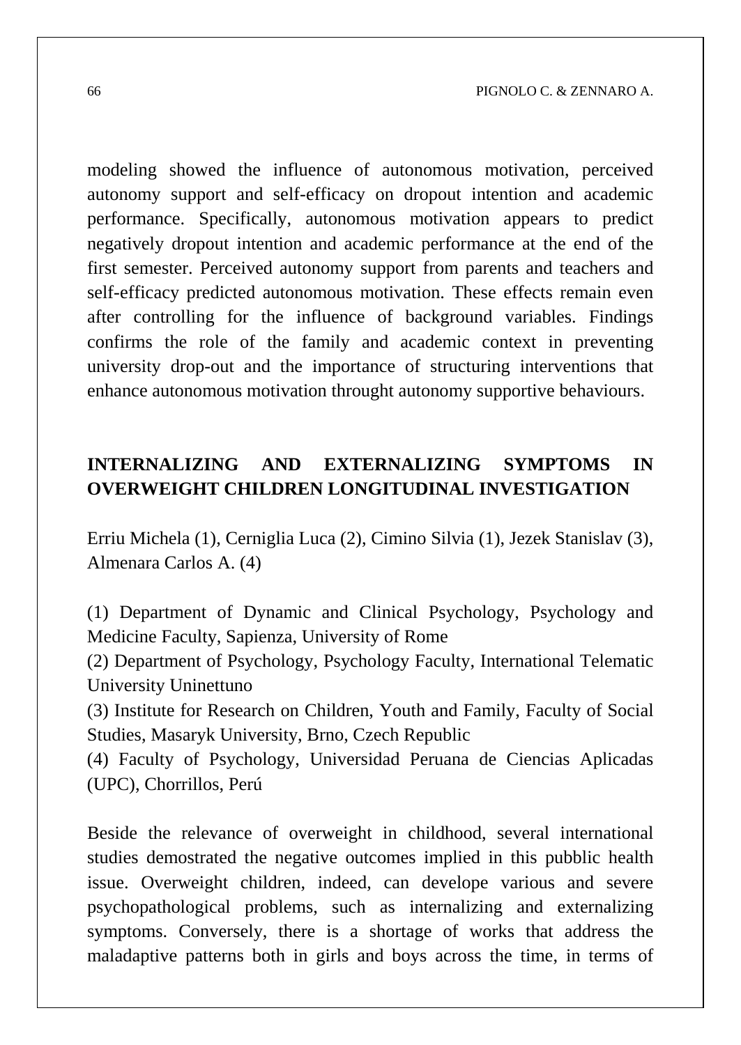modeling showed the influence of autonomous motivation, perceived autonomy support and self-efficacy on dropout intention and academic performance. Specifically, autonomous motivation appears to predict negatively dropout intention and academic performance at the end of the first semester. Perceived autonomy support from parents and teachers and self-efficacy predicted autonomous motivation. These effects remain even after controlling for the influence of background variables. Findings confirms the role of the family and academic context in preventing university drop-out and the importance of structuring interventions that enhance autonomous motivation throught autonomy supportive behaviours.

## INTERNALIZING AND EXTERNALIZING SYMPTOMS IN OVERWEIGHT CHILDREN LONGITUDINAL INVESTIGATION

Erriu Michela (1), Cerniglia Luca (2), Cimino Silvia (1), Jezek Stanislav (3), Almenara Carlos A. (4)

(1) Department of Dynamic and Clinical Psychology, Psychology and Medicine Faculty, Sapienza, University of Rome
(2) Department of Psychology, Psychology Faculty, International Telematic University Uninettuno
(3) Institute for Research on Children, Youth and Family, Faculty of Social Studies, Masaryk University, Brno, Czech Republic
(4) Faculty of Psychology, Universidad Peruana de Ciencias Aplicadas (UPC), Chorrillos, Perú

Beside the relevance of overweight in childhood, several international studies demostrated the negative outcomes implied in this pubblic health issue. Overweight children, indeed, can develope various and severe psychopathological problems, such as internalizing and externalizing symptoms. Conversely, there is a shortage of works that address the maladaptive patterns both in girls and boys across the time, in terms of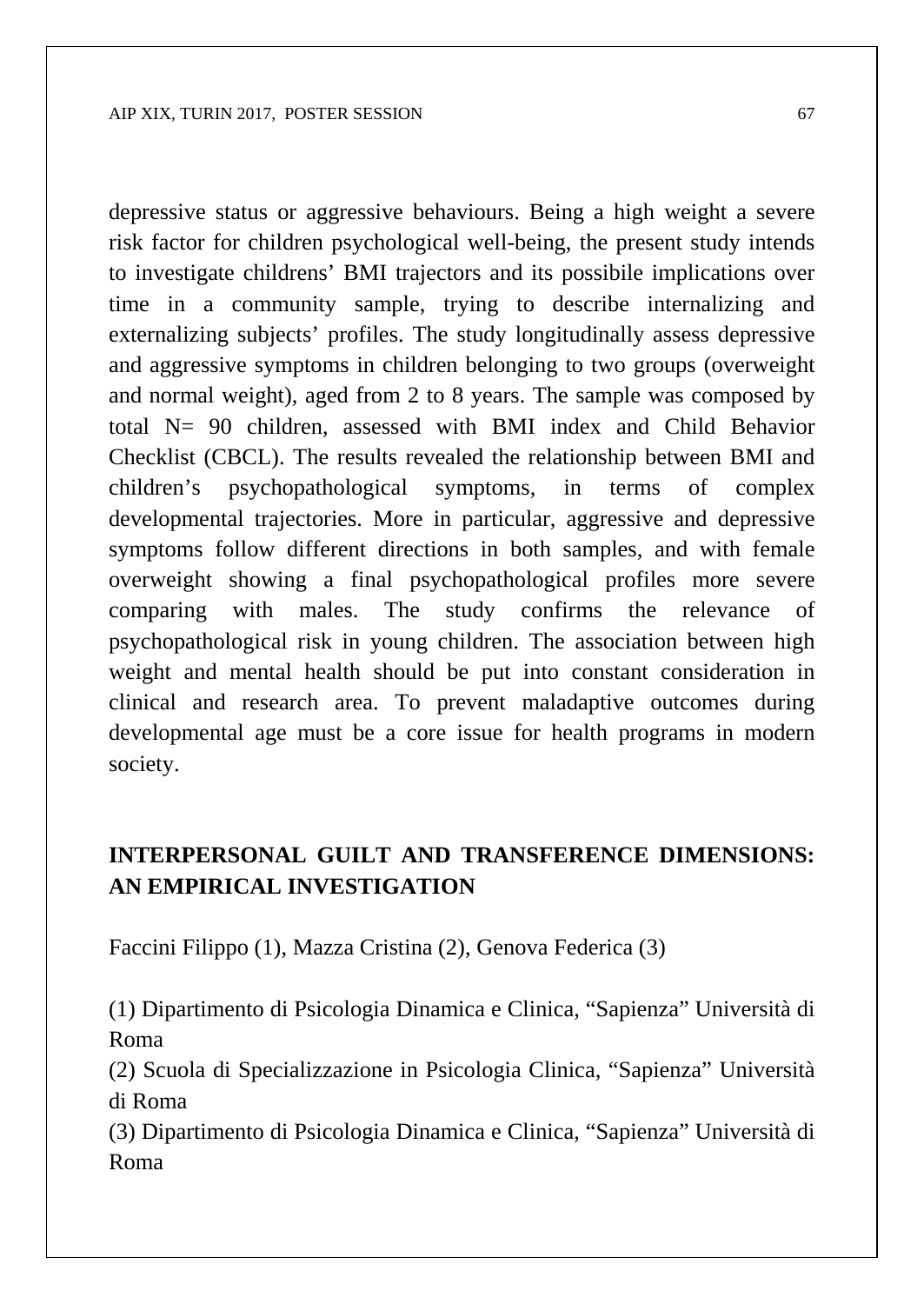depressive status or aggressive behaviours. Being a high weight a severe risk factor for children psychological well-being, the present study intends to investigate childrens' BMI trajectors and its possibile implications over time in a community sample, trying to describe internalizing and externalizing subjects' profiles. The study longitudinally assess depressive and aggressive symptoms in children belonging to two groups (overweight and normal weight), aged from 2 to 8 years. The sample was composed by total N= 90 children, assessed with BMI index and Child Behavior Checklist (CBCL). The results revealed the relationship between BMI and children's psychopathological symptoms, in terms of complex developmental trajectories. More in particular, aggressive and depressive symptoms follow different directions in both samples, and with female overweight showing a final psychopathological profiles more severe comparing with males. The study confirms the relevance of psychopathological risk in young children. The association between high weight and mental health should be put into constant consideration in clinical and research area. To prevent maladaptive outcomes during developmental age must be a core issue for health programs in modern society.

## INTERPERSONAL GUILT AND TRANSFERENCE DIMENSIONS: AN EMPIRICAL INVESTIGATION

Faccini Filippo (1), Mazza Cristina (2), Genova Federica (3)

(1) Dipartimento di Psicologia Dinamica e Clinica, "Sapienza" Università di Roma
(2) Scuola di Specializzazione in Psicologia Clinica, "Sapienza" Università di Roma
(3) Dipartimento di Psicologia Dinamica e Clinica, "Sapienza" Università di Roma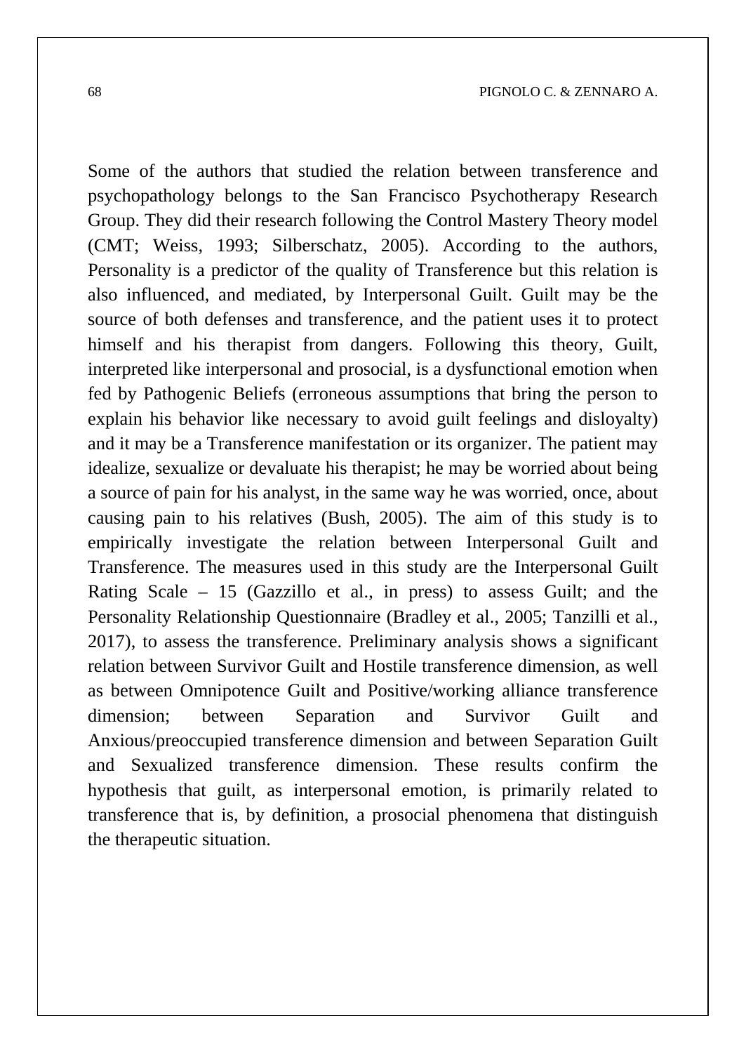Some of the authors that studied the relation between transference and psychopathology belongs to the San Francisco Psychotherapy Research Group. They did their research following the Control Mastery Theory model (CMT; Weiss, 1993; Silberschatz, 2005). According to the authors, Personality is a predictor of the quality of Transference but this relation is also influenced, and mediated, by Interpersonal Guilt. Guilt may be the source of both defenses and transference, and the patient uses it to protect himself and his therapist from dangers. Following this theory, Guilt, interpreted like interpersonal and prosocial, is a dysfunctional emotion when fed by Pathogenic Beliefs (erroneous assumptions that bring the person to explain his behavior like necessary to avoid guilt feelings and disloyalty) and it may be a Transference manifestation or its organizer. The patient may idealize, sexualize or devaluate his therapist; he may be worried about being a source of pain for his analyst, in the same way he was worried, once, about causing pain to his relatives (Bush, 2005). The aim of this study is to empirically investigate the relation between Interpersonal Guilt and Transference. The measures used in this study are the Interpersonal Guilt Rating Scale – 15 (Gazzillo et al., in press) to assess Guilt; and the Personality Relationship Questionnaire (Bradley et al., 2005; Tanzilli et al., 2017), to assess the transference. Preliminary analysis shows a significant relation between Survivor Guilt and Hostile transference dimension, as well as between Omnipotence Guilt and Positive/working alliance transference dimension; between Separation and Survivor Guilt and Anxious/preoccupied transference dimension and between Separation Guilt and Sexualized transference dimension. These results confirm the hypothesis that guilt, as interpersonal emotion, is primarily related to transference that is, by definition, a prosocial phenomena that distinguish the therapeutic situation.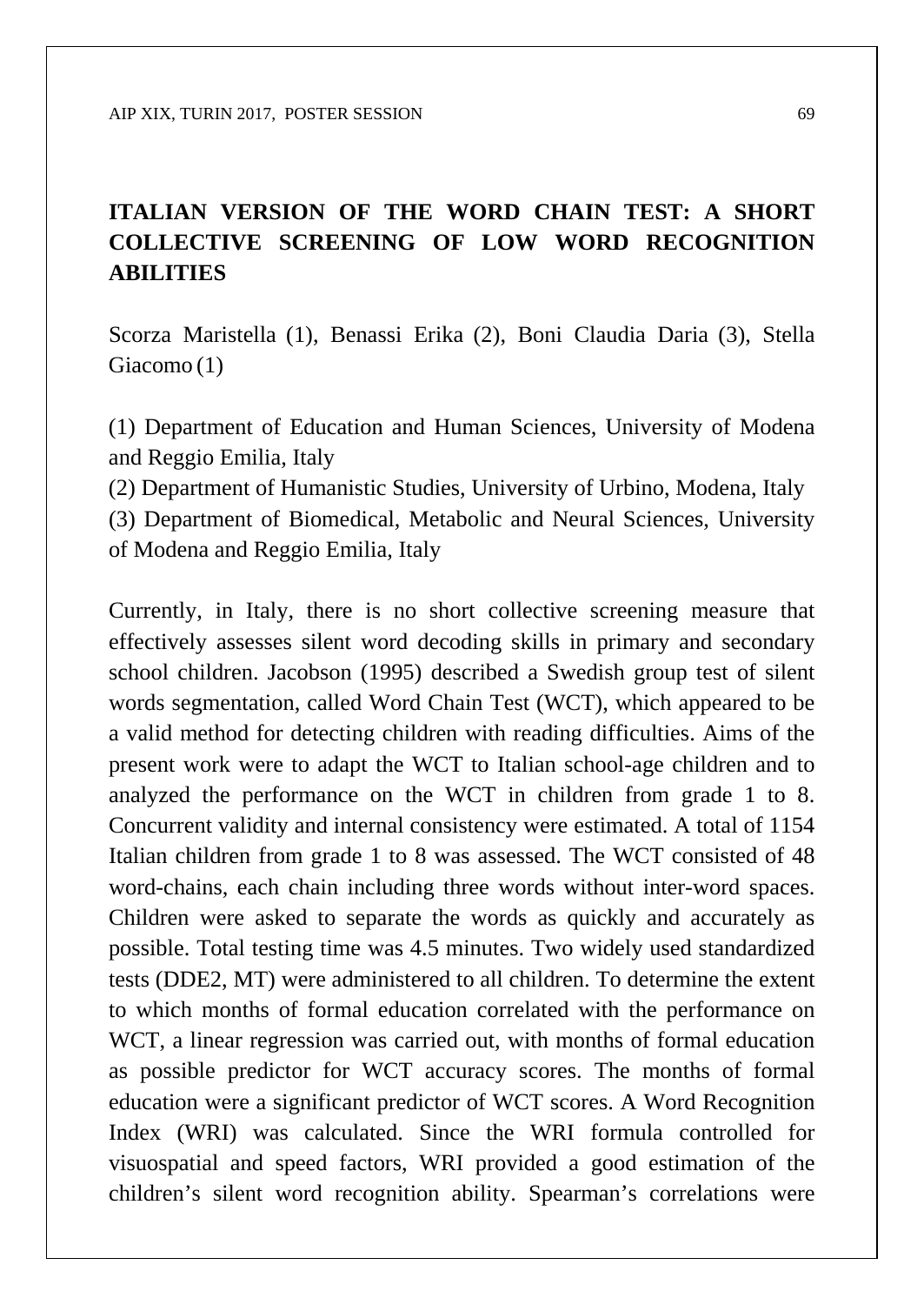# ITALIAN VERSION OF THE WORD CHAIN TEST: A SHORT COLLECTIVE SCREENING OF LOW WORD RECOGNITION ABILITIES

Scorza Maristella (1), Benassi Erika (2), Boni Claudia Daria (3), Stella Giacomo (1)

(1) Department of Education and Human Sciences, University of Modena and Reggio Emilia, Italy
(2) Department of Humanistic Studies, University of Urbino, Modena, Italy
(3) Department of Biomedical, Metabolic and Neural Sciences, University of Modena and Reggio Emilia, Italy

Currently, in Italy, there is no short collective screening measure that effectively assesses silent word decoding skills in primary and secondary school children. Jacobson (1995) described a Swedish group test of silent words segmentation, called Word Chain Test (WCT), which appeared to be a valid method for detecting children with reading difficulties. Aims of the present work were to adapt the WCT to Italian school-age children and to analyzed the performance on the WCT in children from grade 1 to 8. Concurrent validity and internal consistency were estimated. A total of 1154 Italian children from grade 1 to 8 was assessed. The WCT consisted of 48 word-chains, each chain including three words without inter-word spaces. Children were asked to separate the words as quickly and accurately as possible. Total testing time was 4.5 minutes. Two widely used standardized tests (DDE2, MT) were administered to all children. To determine the extent to which months of formal education correlated with the performance on WCT, a linear regression was carried out, with months of formal education as possible predictor for WCT accuracy scores. The months of formal education were a significant predictor of WCT scores. A Word Recognition Index (WRI) was calculated. Since the WRI formula controlled for visuospatial and speed factors, WRI provided a good estimation of the children's silent word recognition ability. Spearman's correlations were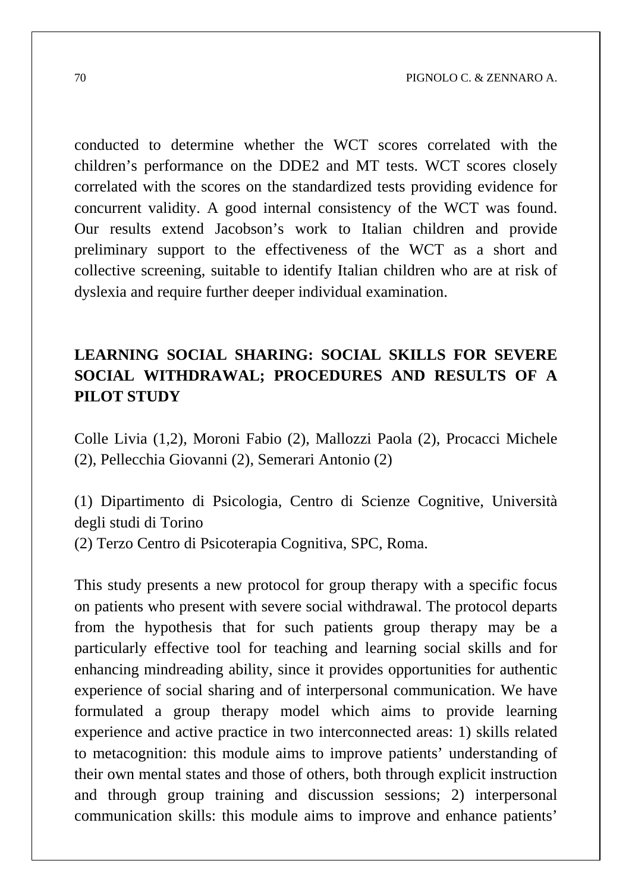conducted to determine whether the WCT scores correlated with the children's performance on the DDE2 and MT tests. WCT scores closely correlated with the scores on the standardized tests providing evidence for concurrent validity. A good internal consistency of the WCT was found. Our results extend Jacobson's work to Italian children and provide preliminary support to the effectiveness of the WCT as a short and collective screening, suitable to identify Italian children who are at risk of dyslexia and require further deeper individual examination.

## LEARNING SOCIAL SHARING: SOCIAL SKILLS FOR SEVERE SOCIAL WITHDRAWAL; PROCEDURES AND RESULTS OF A PILOT STUDY

Colle Livia (1,2), Moroni Fabio (2), Mallozzi Paola (2), Procacci Michele (2), Pellecchia Giovanni (2), Semerari Antonio (2)

(1) Dipartimento di Psicologia, Centro di Scienze Cognitive, Università degli studi di Torino

(2) Terzo Centro di Psicoterapia Cognitiva, SPC, Roma.

This study presents a new protocol for group therapy with a specific focus on patients who present with severe social withdrawal. The protocol departs from the hypothesis that for such patients group therapy may be a particularly effective tool for teaching and learning social skills and for enhancing mindreading ability, since it provides opportunities for authentic experience of social sharing and of interpersonal communication. We have formulated a group therapy model which aims to provide learning experience and active practice in two interconnected areas: 1) skills related to metacognition: this module aims to improve patients' understanding of their own mental states and those of others, both through explicit instruction and through group training and discussion sessions; 2) interpersonal communication skills: this module aims to improve and enhance patients'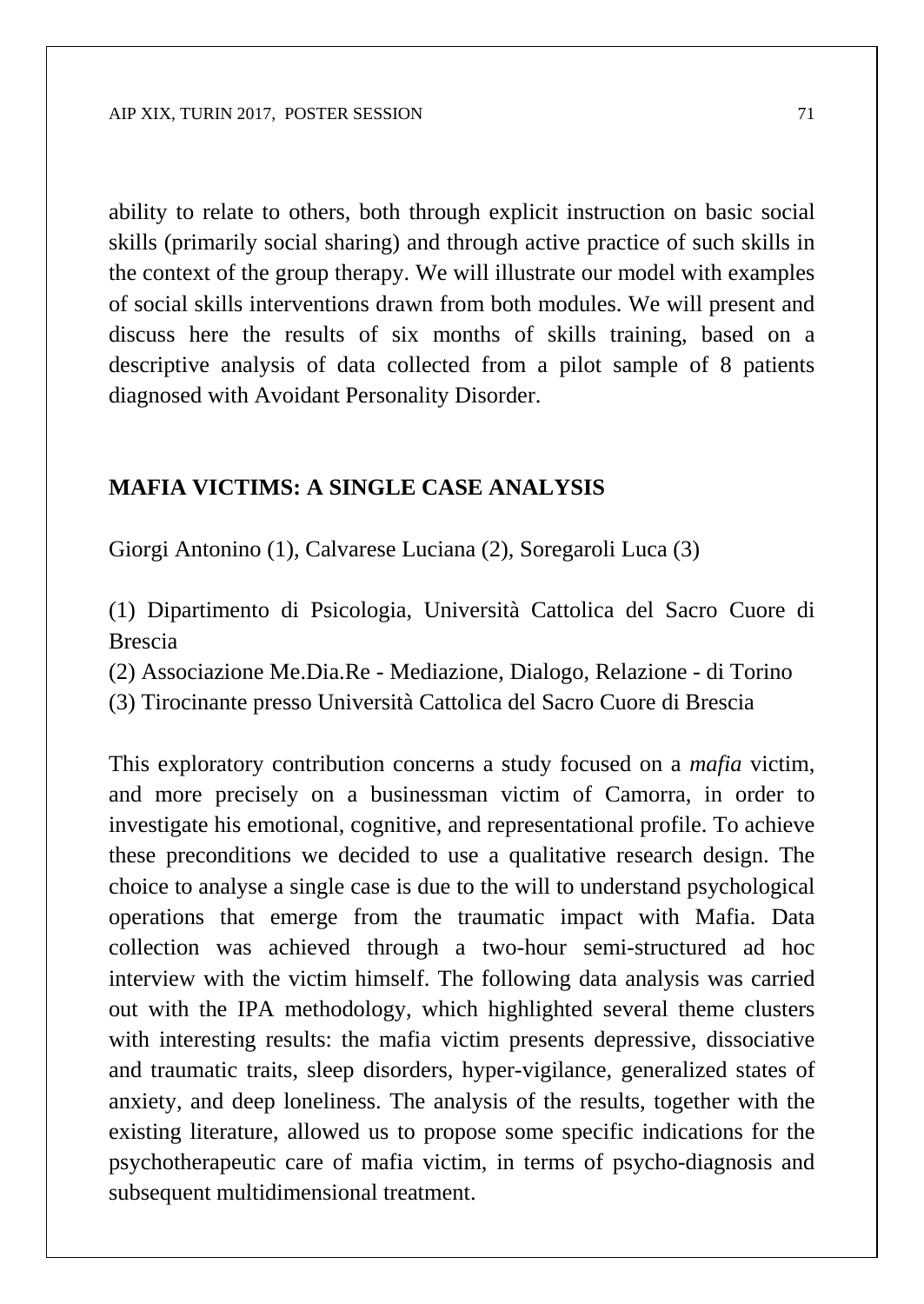ability to relate to others, both through explicit instruction on basic social skills (primarily social sharing) and through active practice of such skills in the context of the group therapy. We will illustrate our model with examples of social skills interventions drawn from both modules. We will present and discuss here the results of six months of skills training, based on a descriptive analysis of data collected from a pilot sample of 8 patients diagnosed with Avoidant Personality Disorder.

## MAFIA VICTIMS: A SINGLE CASE ANALYSIS

Giorgi Antonino (1), Calvarese Luciana (2), Soregaroli Luca (3)

(1) Dipartimento di Psicologia, Università Cattolica del Sacro Cuore di Brescia
(2) Associazione Me.Dia.Re - Mediazione, Dialogo, Relazione - di Torino
(3) Tirocinante presso Università Cattolica del Sacro Cuore di Brescia

This exploratory contribution concerns a study focused on a *mafia* victim, and more precisely on a businessman victim of Camorra, in order to investigate his emotional, cognitive, and representational profile. To achieve these preconditions we decided to use a qualitative research design. The choice to analyse a single case is due to the will to understand psychological operations that emerge from the traumatic impact with Mafia. Data collection was achieved through a two-hour semi-structured ad hoc interview with the victim himself. The following data analysis was carried out with the IPA methodology, which highlighted several theme clusters with interesting results: the mafia victim presents depressive, dissociative and traumatic traits, sleep disorders, hyper-vigilance, generalized states of anxiety, and deep loneliness. The analysis of the results, together with the existing literature, allowed us to propose some specific indications for the psychotherapeutic care of mafia victim, in terms of psycho-diagnosis and subsequent multidimensional treatment.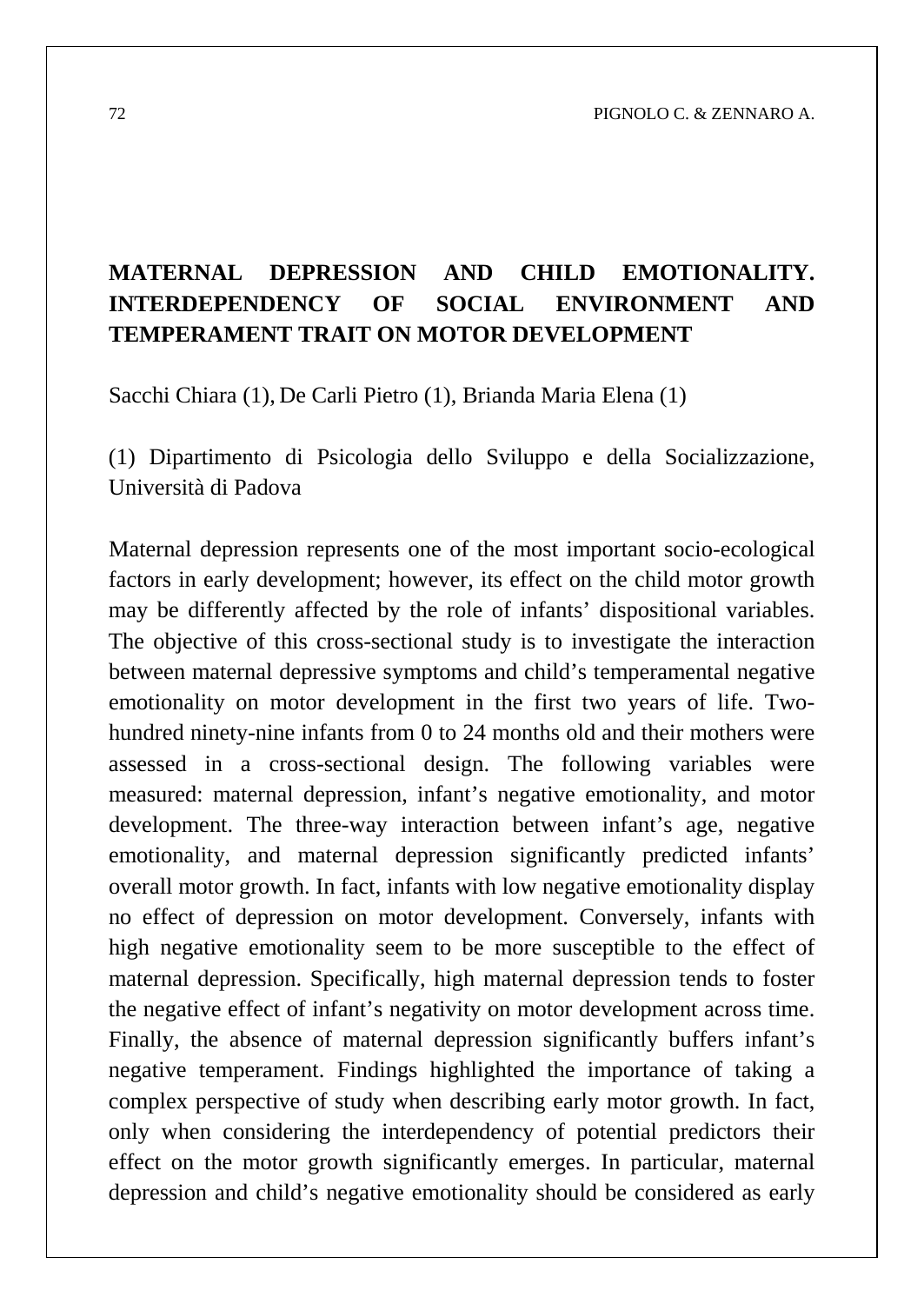# MATERNAL DEPRESSION AND CHILD EMOTIONALITY. INTERDEPENDENCY OF SOCIAL ENVIRONMENT AND TEMPERAMENT TRAIT ON MOTOR DEVELOPMENT

Sacchi Chiara (1), De Carli Pietro (1), Brianda Maria Elena (1)

(1) Dipartimento di Psicologia dello Sviluppo e della Socializzazione, Università di Padova

Maternal depression represents one of the most important socio-ecological factors in early development; however, its effect on the child motor growth may be differently affected by the role of infants' dispositional variables. The objective of this cross-sectional study is to investigate the interaction between maternal depressive symptoms and child's temperamental negative emotionality on motor development in the first two years of life. Two-hundred ninety-nine infants from 0 to 24 months old and their mothers were assessed in a cross-sectional design. The following variables were measured: maternal depression, infant's negative emotionality, and motor development. The three-way interaction between infant's age, negative emotionality, and maternal depression significantly predicted infants' overall motor growth. In fact, infants with low negative emotionality display no effect of depression on motor development. Conversely, infants with high negative emotionality seem to be more susceptible to the effect of maternal depression. Specifically, high maternal depression tends to foster the negative effect of infant's negativity on motor development across time. Finally, the absence of maternal depression significantly buffers infant's negative temperament. Findings highlighted the importance of taking a complex perspective of study when describing early motor growth. In fact, only when considering the interdependency of potential predictors their effect on the motor growth significantly emerges. In particular, maternal depression and child's negative emotionality should be considered as early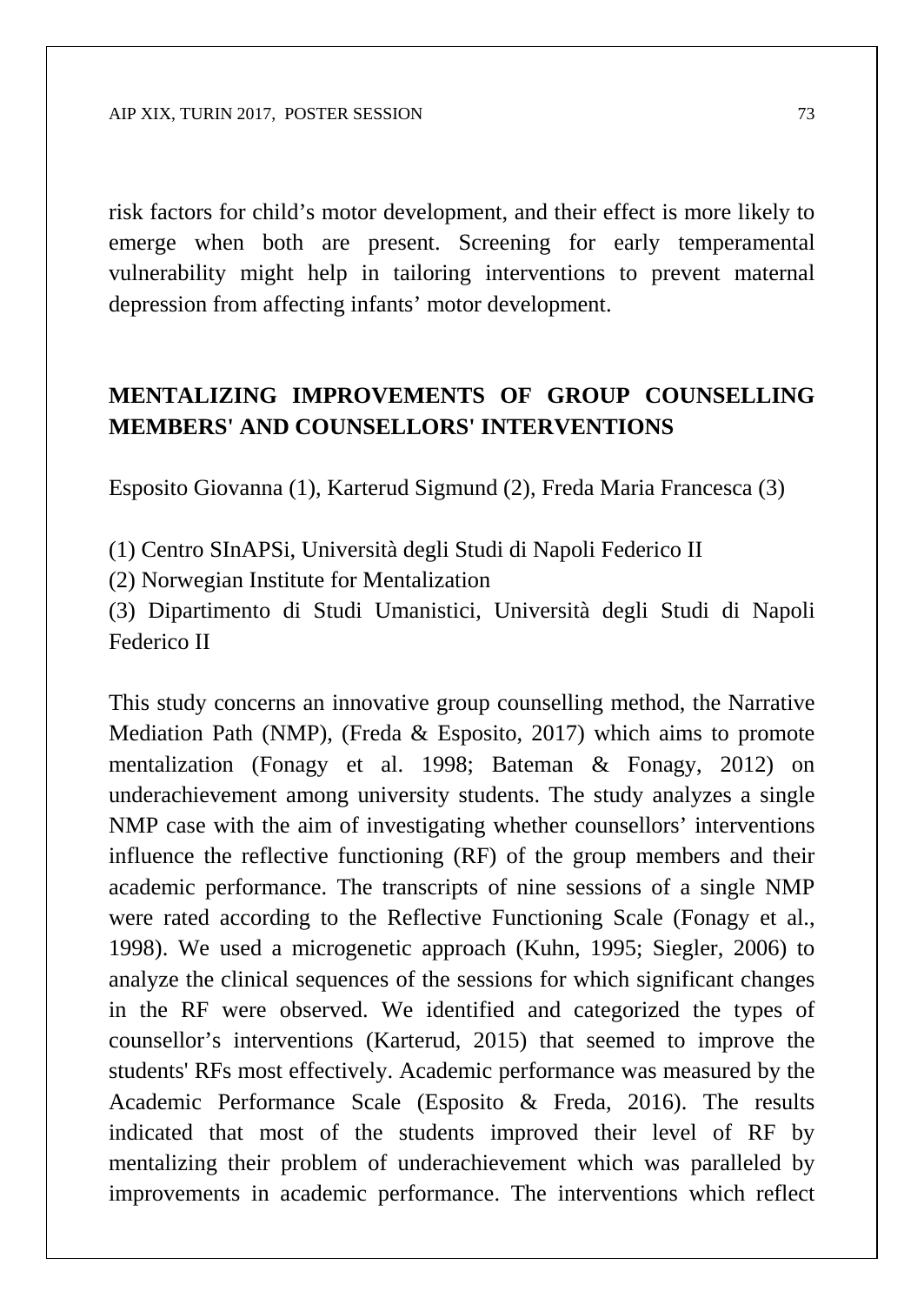risk factors for child's motor development, and their effect is more likely to emerge when both are present. Screening for early temperamental vulnerability might help in tailoring interventions to prevent maternal depression from affecting infants' motor development.

## MENTALIZING IMPROVEMENTS OF GROUP COUNSELLING MEMBERS' AND COUNSELLORS' INTERVENTIONS

Esposito Giovanna (1), Karterud Sigmund (2), Freda Maria Francesca (3)

(1) Centro SInAPSi, Università degli Studi di Napoli Federico II
(2) Norwegian Institute for Mentalization
(3) Dipartimento di Studi Umanistici, Università degli Studi di Napoli Federico II

This study concerns an innovative group counselling method, the Narrative Mediation Path (NMP), (Freda & Esposito, 2017) which aims to promote mentalization (Fonagy et al. 1998; Bateman & Fonagy, 2012) on underachievement among university students. The study analyzes a single NMP case with the aim of investigating whether counsellors' interventions influence the reflective functioning (RF) of the group members and their academic performance. The transcripts of nine sessions of a single NMP were rated according to the Reflective Functioning Scale (Fonagy et al., 1998). We used a microgenetic approach (Kuhn, 1995; Siegler, 2006) to analyze the clinical sequences of the sessions for which significant changes in the RF were observed. We identified and categorized the types of counsellor's interventions (Karterud, 2015) that seemed to improve the students' RFs most effectively. Academic performance was measured by the Academic Performance Scale (Esposito & Freda, 2016). The results indicated that most of the students improved their level of RF by mentalizing their problem of underachievement which was paralleled by improvements in academic performance. The interventions which reflect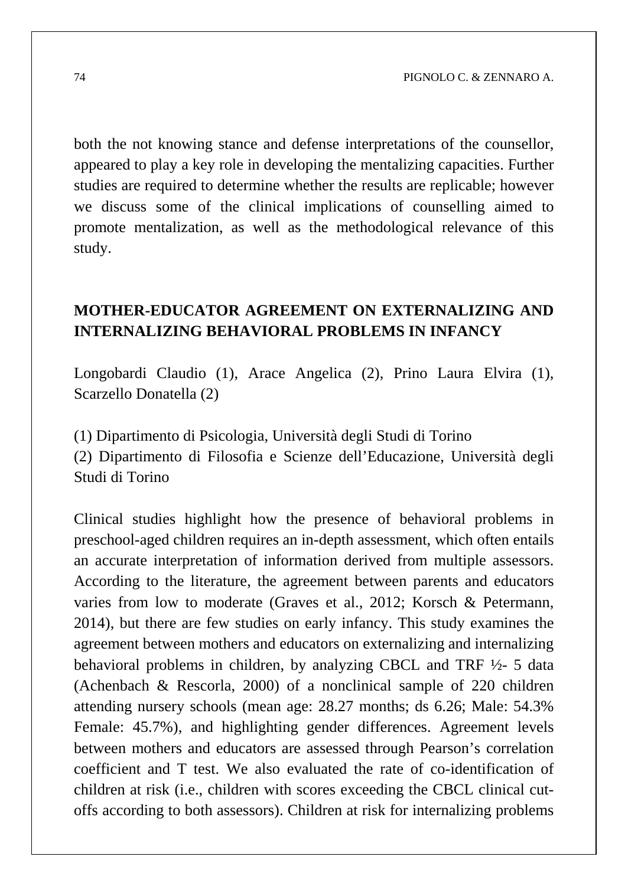both the not knowing stance and defense interpretations of the counsellor, appeared to play a key role in developing the mentalizing capacities. Further studies are required to determine whether the results are replicable; however we discuss some of the clinical implications of counselling aimed to promote mentalization, as well as the methodological relevance of this study.

## MOTHER-EDUCATOR AGREEMENT ON EXTERNALIZING AND INTERNALIZING BEHAVIORAL PROBLEMS IN INFANCY

Longobardi Claudio (1), Arace Angelica (2), Prino Laura Elvira (1), Scarzello Donatella (2)

(1) Dipartimento di Psicologia, Università degli Studi di Torino
(2) Dipartimento di Filosofia e Scienze dell'Educazione, Università degli Studi di Torino

Clinical studies highlight how the presence of behavioral problems in preschool-aged children requires an in-depth assessment, which often entails an accurate interpretation of information derived from multiple assessors. According to the literature, the agreement between parents and educators varies from low to moderate (Graves et al., 2012; Korsch & Petermann, 2014), but there are few studies on early infancy. This study examines the agreement between mothers and educators on externalizing and internalizing behavioral problems in children, by analyzing CBCL and TRF ½- 5 data (Achenbach & Rescorla, 2000) of a nonclinical sample of 220 children attending nursery schools (mean age: 28.27 months; ds 6.26; Male: 54.3% Female: 45.7%), and highlighting gender differences. Agreement levels between mothers and educators are assessed through Pearson's correlation coefficient and T test. We also evaluated the rate of co-identification of children at risk (i.e., children with scores exceeding the CBCL clinical cut-offs according to both assessors). Children at risk for internalizing problems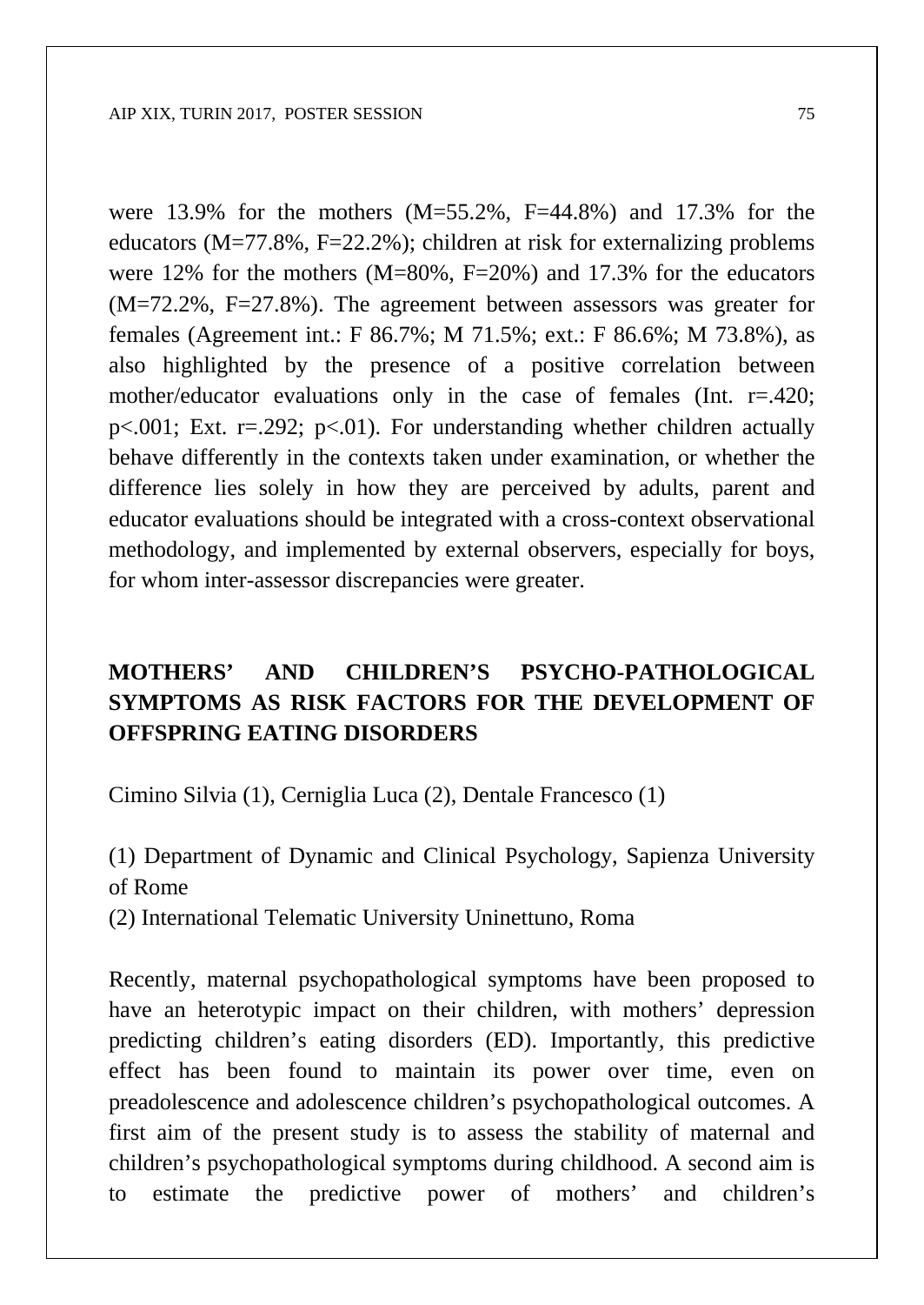were 13.9% for the mothers (M=55.2%, F=44.8%) and 17.3% for the educators (M=77.8%, F=22.2%); children at risk for externalizing problems were 12% for the mothers (M=80%, F=20%) and 17.3% for the educators (M=72.2%, F=27.8%). The agreement between assessors was greater for females (Agreement int.: F 86.7%; M 71.5%; ext.: F 86.6%; M 73.8%), as also highlighted by the presence of a positive correlation between mother/educator evaluations only in the case of females (Int. $r=.420$; $p<.001$; Ext. $r=.292$; $p<.01$). For understanding whether children actually behave differently in the contexts taken under examination, or whether the difference lies solely in how they are perceived by adults, parent and educator evaluations should be integrated with a cross-context observational methodology, and implemented by external observers, especially for boys, for whom inter-assessor discrepancies were greater.

## MOTHERS' AND CHILDREN'S PSYCHO-PATHOLOGICAL SYMPTOMS AS RISK FACTORS FOR THE DEVELOPMENT OF OFFSPRING EATING DISORDERS

Cimino Silvia (1), Cerniglia Luca (2), Dentale Francesco (1)

(1) Department of Dynamic and Clinical Psychology, Sapienza University of Rome

(2) International Telematic University Uninettuno, Roma

Recently, maternal psychopathological symptoms have been proposed to have an heterotypic impact on their children, with mothers' depression predicting children's eating disorders (ED). Importantly, this predictive effect has been found to maintain its power over time, even on preadolescence and adolescence children's psychopathological outcomes. A first aim of the present study is to assess the stability of maternal and children's psychopathological symptoms during childhood. A second aim is to estimate the predictive power of mothers' and children's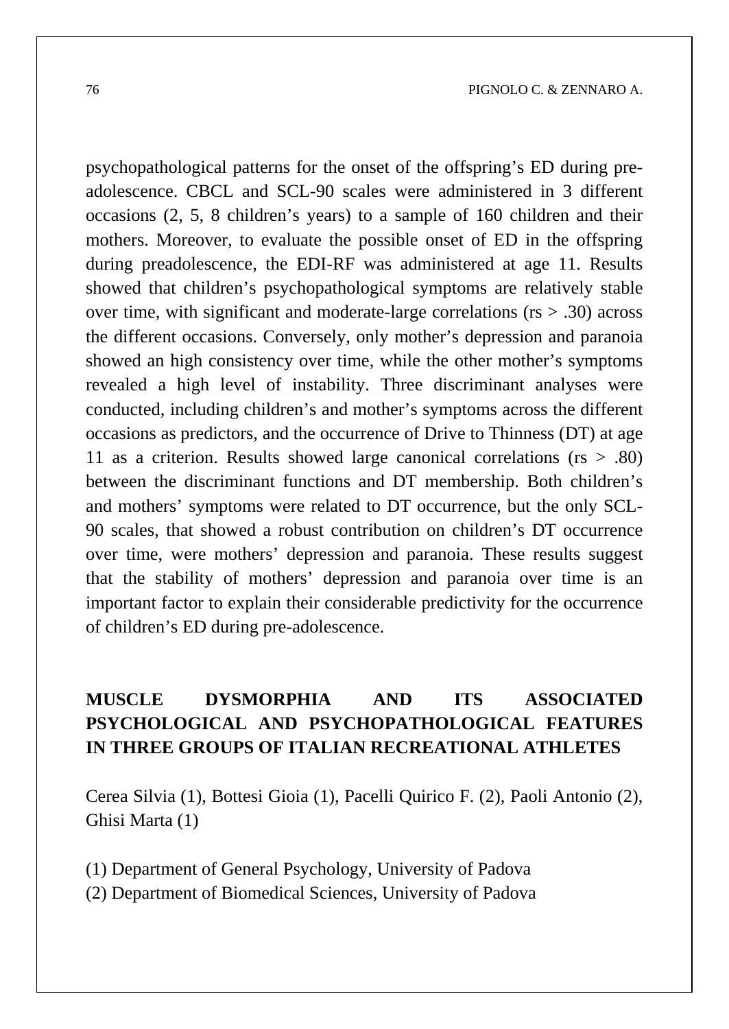psychopathological patterns for the onset of the offspring's ED during pre-adolescence. CBCL and SCL-90 scales were administered in 3 different occasions (2, 5, 8 children's years) to a sample of 160 children and their mothers. Moreover, to evaluate the possible onset of ED in the offspring during preadolescence, the EDI-RF was administered at age 11. Results showed that children's psychopathological symptoms are relatively stable over time, with significant and moderate-large correlations (rs > .30) across the different occasions. Conversely, only mother's depression and paranoia showed an high consistency over time, while the other mother's symptoms revealed a high level of instability. Three discriminant analyses were conducted, including children's and mother's symptoms across the different occasions as predictors, and the occurrence of Drive to Thinness (DT) at age 11 as a criterion. Results showed large canonical correlations (rs > .80) between the discriminant functions and DT membership. Both children's and mothers' symptoms were related to DT occurrence, but the only SCL-90 scales, that showed a robust contribution on children's DT occurrence over time, were mothers' depression and paranoia. These results suggest that the stability of mothers' depression and paranoia over time is an important factor to explain their considerable predictivity for the occurrence of children's ED during pre-adolescence.

## MUSCLE DYSMORPHIA AND ITS ASSOCIATED PSYCHOLOGICAL AND PSYCHOPATHOLOGICAL FEATURES IN THREE GROUPS OF ITALIAN RECREATIONAL ATHLETES

Cerea Silvia (1), Bottesi Gioia (1), Pacelli Quirico F. (2), Paoli Antonio (2), Ghisi Marta (1)

(1) Department of General Psychology, University of Padova
(2) Department of Biomedical Sciences, University of Padova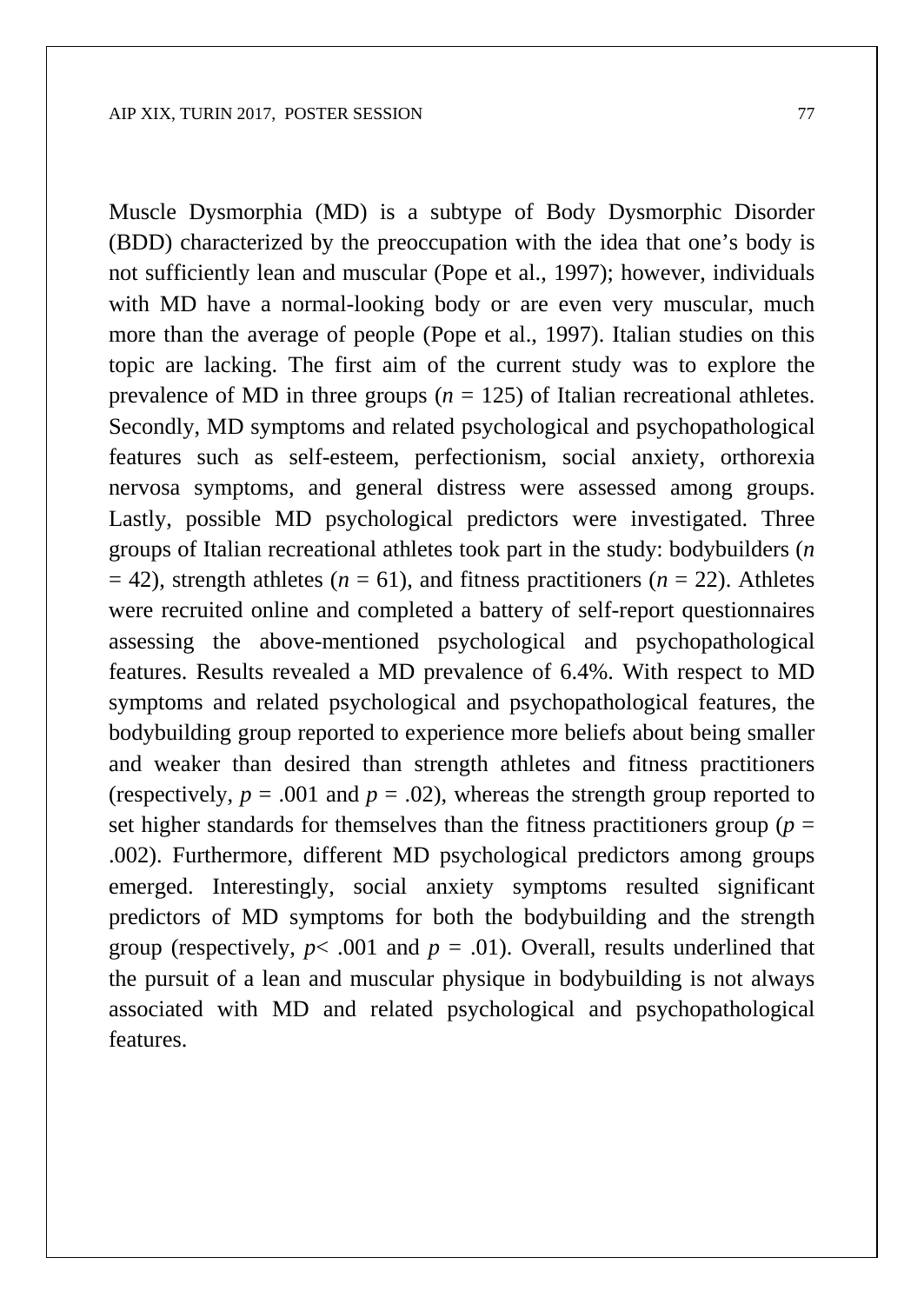Muscle Dysmorphia (MD) is a subtype of Body Dysmorphic Disorder (BDD) characterized by the preoccupation with the idea that one's body is not sufficiently lean and muscular (Pope et al., 1997); however, individuals with MD have a normal-looking body or are even very muscular, much more than the average of people (Pope et al., 1997). Italian studies on this topic are lacking. The first aim of the current study was to explore the prevalence of MD in three groups ($n$ = 125) of Italian recreational athletes. Secondly, MD symptoms and related psychological and psychopathological features such as self-esteem, perfectionism, social anxiety, orthorexia nervosa symptoms, and general distress were assessed among groups. Lastly, possible MD psychological predictors were investigated. Three groups of Italian recreational athletes took part in the study: bodybuilders ($n$ = 42), strength athletes ($n$ = 61), and fitness practitioners ($n$ = 22). Athletes were recruited online and completed a battery of self-report questionnaires assessing the above-mentioned psychological and psychopathological features. Results revealed a MD prevalence of 6.4%. With respect to MD symptoms and related psychological and psychopathological features, the bodybuilding group reported to experience more beliefs about being smaller and weaker than desired than strength athletes and fitness practitioners (respectively, $p$ = .001 and $p$ = .02), whereas the strength group reported to set higher standards for themselves than the fitness practitioners group ($p$ = .002). Furthermore, different MD psychological predictors among groups emerged. Interestingly, social anxiety symptoms resulted significant predictors of MD symptoms for both the bodybuilding and the strength group (respectively, $p$< .001 and $p$ = .01). Overall, results underlined that the pursuit of a lean and muscular physique in bodybuilding is not always associated with MD and related psychological and psychopathological features.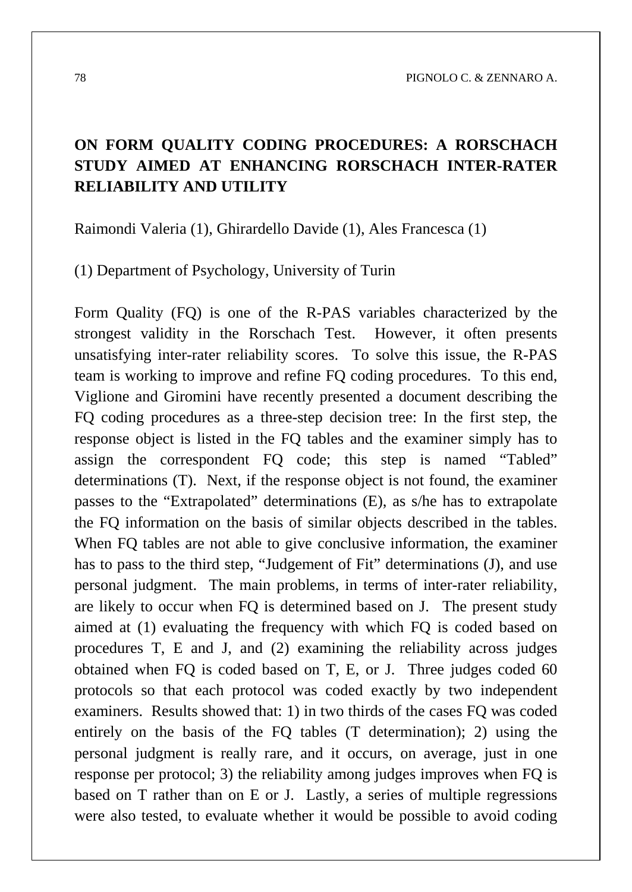## ON FORM QUALITY CODING PROCEDURES: A RORSCHACH STUDY AIMED AT ENHANCING RORSCHACH INTER-RATER RELIABILITY AND UTILITY

Raimondi Valeria (1), Ghirardello Davide (1), Ales Francesca (1)

(1) Department of Psychology, University of Turin

Form Quality (FQ) is one of the R-PAS variables characterized by the strongest validity in the Rorschach Test. However, it often presents unsatisfying inter-rater reliability scores. To solve this issue, the R-PAS team is working to improve and refine FQ coding procedures. To this end, Viglione and Giromini have recently presented a document describing the FQ coding procedures as a three-step decision tree: In the first step, the response object is listed in the FQ tables and the examiner simply has to assign the correspondent FQ code; this step is named "Tabled" determinations (T). Next, if the response object is not found, the examiner passes to the "Extrapolated" determinations (E), as s/he has to extrapolate the FQ information on the basis of similar objects described in the tables. When FQ tables are not able to give conclusive information, the examiner has to pass to the third step, "Judgement of Fit" determinations (J), and use personal judgment. The main problems, in terms of inter-rater reliability, are likely to occur when FQ is determined based on J. The present study aimed at (1) evaluating the frequency with which FQ is coded based on procedures T, E and J, and (2) examining the reliability across judges obtained when FQ is coded based on T, E, or J. Three judges coded 60 protocols so that each protocol was coded exactly by two independent examiners. Results showed that: 1) in two thirds of the cases FQ was coded entirely on the basis of the FQ tables (T determination); 2) using the personal judgment is really rare, and it occurs, on average, just in one response per protocol; 3) the reliability among judges improves when FQ is based on T rather than on E or J. Lastly, a series of multiple regressions were also tested, to evaluate whether it would be possible to avoid coding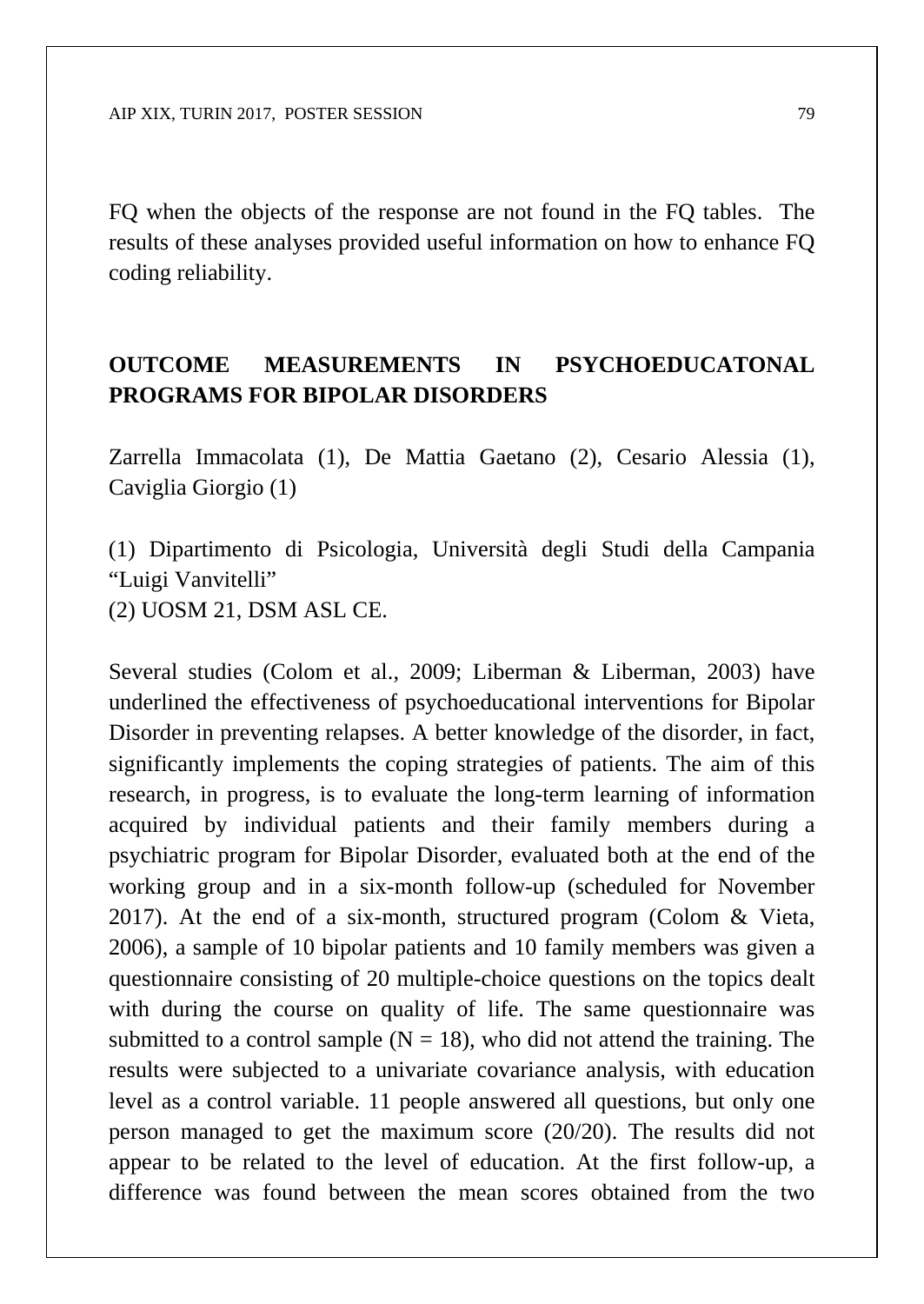FQ when the objects of the response are not found in the FQ tables. The results of these analyses provided useful information on how to enhance FQ coding reliability.

## OUTCOME MEASUREMENTS IN PSYCHOEDUCATONAL PROGRAMS FOR BIPOLAR DISORDERS

Zarrella Immacolata (1), De Mattia Gaetano (2), Cesario Alessia (1), Caviglia Giorgio (1)

(1) Dipartimento di Psicologia, Università degli Studi della Campania "Luigi Vanvitelli"
(2) UOSM 21, DSM ASL CE.

Several studies (Colom et al., 2009; Liberman & Liberman, 2003) have underlined the effectiveness of psychoeducational interventions for Bipolar Disorder in preventing relapses. A better knowledge of the disorder, in fact, significantly implements the coping strategies of patients. The aim of this research, in progress, is to evaluate the long-term learning of information acquired by individual patients and their family members during a psychiatric program for Bipolar Disorder, evaluated both at the end of the working group and in a six-month follow-up (scheduled for November 2017). At the end of a six-month, structured program (Colom & Vieta, 2006), a sample of 10 bipolar patients and 10 family members was given a questionnaire consisting of 20 multiple-choice questions on the topics dealt with during the course on quality of life. The same questionnaire was submitted to a control sample ($N = 18$), who did not attend the training. The results were subjected to a univariate covariance analysis, with education level as a control variable. 11 people answered all questions, but only one person managed to get the maximum score (20/20). The results did not appear to be related to the level of education. At the first follow-up, a difference was found between the mean scores obtained from the two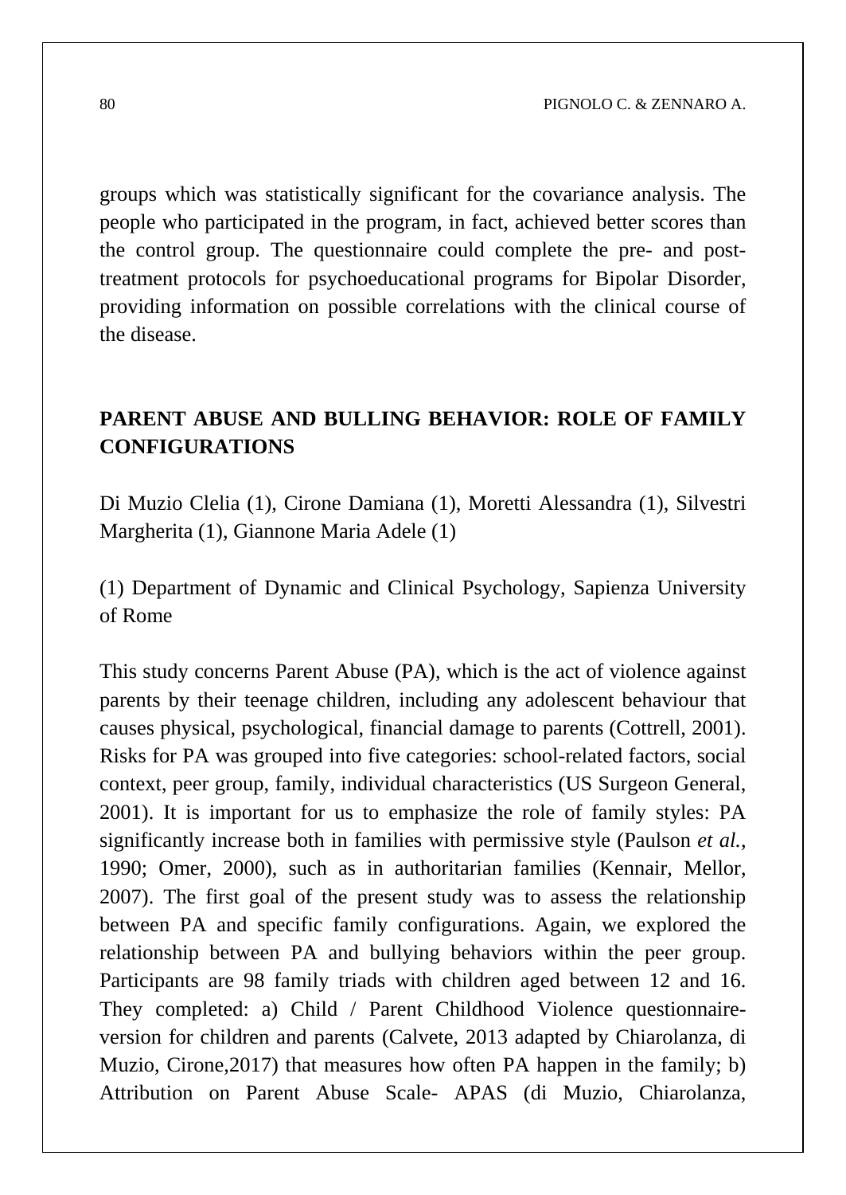groups which was statistically significant for the covariance analysis. The people who participated in the program, in fact, achieved better scores than the control group. The questionnaire could complete the pre- and post-treatment protocols for psychoeducational programs for Bipolar Disorder, providing information on possible correlations with the clinical course of the disease.

## PARENT ABUSE AND BULLING BEHAVIOR: ROLE OF FAMILY CONFIGURATIONS

Di Muzio Clelia (1), Cirone Damiana (1), Moretti Alessandra (1), Silvestri Margherita (1), Giannone Maria Adele (1)

(1) Department of Dynamic and Clinical Psychology, Sapienza University of Rome

This study concerns Parent Abuse (PA), which is the act of violence against parents by their teenage children, including any adolescent behaviour that causes physical, psychological, financial damage to parents (Cottrell, 2001). Risks for PA was grouped into five categories: school-related factors, social context, peer group, family, individual characteristics (US Surgeon General, 2001). It is important for us to emphasize the role of family styles: PA significantly increase both in families with permissive style (Paulson *et al.*, 1990; Omer, 2000), such as in authoritarian families (Kennair, Mellor, 2007). The first goal of the present study was to assess the relationship between PA and specific family configurations. Again, we explored the relationship between PA and bullying behaviors within the peer group. Participants are 98 family triads with children aged between 12 and 16. They completed: a) Child / Parent Childhood Violence questionnaire-version for children and parents (Calvete, 2013 adapted by Chiarolanza, di Muzio, Cirone,2017) that measures how often PA happen in the family; b) Attribution on Parent Abuse Scale- APAS (di Muzio, Chiarolanza,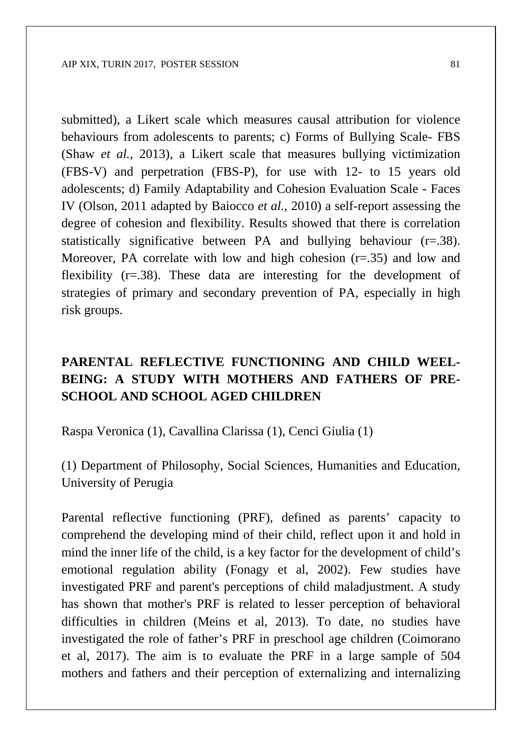submitted), a Likert scale which measures causal attribution for violence behaviours from adolescents to parents; c) Forms of Bullying Scale- FBS (Shaw *et al.*, 2013), a Likert scale that measures bullying victimization (FBS-V) and perpetration (FBS-P), for use with 12- to 15 years old adolescents; d) Family Adaptability and Cohesion Evaluation Scale - Faces IV (Olson, 2011 adapted by Baiocco *et al.*, 2010) a self-report assessing the degree of cohesion and flexibility. Results showed that there is correlation statistically significative between PA and bullying behaviour (r=.38). Moreover, PA correlate with low and high cohesion (r=.35) and low and flexibility (r=.38). These data are interesting for the development of strategies of primary and secondary prevention of PA, especially in high risk groups.

## PARENTAL REFLECTIVE FUNCTIONING AND CHILD WEEL-BEING: A STUDY WITH MOTHERS AND FATHERS OF PRE-SCHOOL AND SCHOOL AGED CHILDREN

Raspa Veronica (1), Cavallina Clarissa (1), Cenci Giulia (1)

(1) Department of Philosophy, Social Sciences, Humanities and Education, University of Perugia

Parental reflective functioning (PRF), defined as parents' capacity to comprehend the developing mind of their child, reflect upon it and hold in mind the inner life of the child, is a key factor for the development of child's emotional regulation ability (Fonagy et al, 2002). Few studies have investigated PRF and parent's perceptions of child maladjustment. A study has shown that mother's PRF is related to lesser perception of behavioral difficulties in children (Meins et al, 2013). To date, no studies have investigated the role of father's PRF in preschool age children (Coimorano et al, 2017). The aim is to evaluate the PRF in a large sample of 504 mothers and fathers and their perception of externalizing and internalizing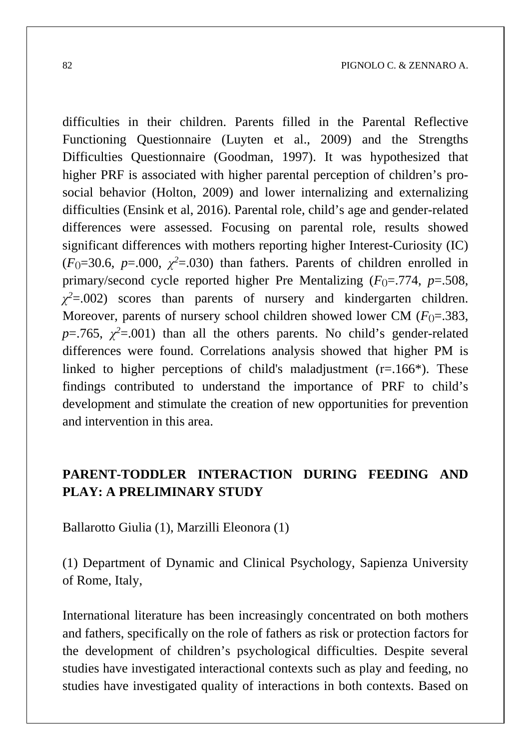difficulties in their children. Parents filled in the Parental Reflective Functioning Questionnaire (Luyten et al., 2009) and the Strengths Difficulties Questionnaire (Goodman, 1997). It was hypothesized that higher PRF is associated with higher parental perception of children's pro-social behavior (Holton, 2009) and lower internalizing and externalizing difficulties (Ensink et al, 2016). Parental role, child's age and gender-related differences were assessed. Focusing on parental role, results showed significant differences with mothers reporting higher Interest-Curiosity (IC) ($F_{()}$=30.6, $p$=.000, $\chi^2$=.030) than fathers. Parents of children enrolled in primary/second cycle reported higher Pre Mentalizing ($F_{()}$=.774, $p$=.508, $\chi^2$=.002) scores than parents of nursery and kindergarten children. Moreover, parents of nursery school children showed lower CM ($F_{()}$=.383, $p$=.765, $\chi^2$=.001) than all the others parents. No child's gender-related differences were found. Correlations analysis showed that higher PM is linked to higher perceptions of child's maladjustment (r=.166*). These findings contributed to understand the importance of PRF to child's development and stimulate the creation of new opportunities for prevention and intervention in this area.

**PARENT-TODDLER INTERACTION DURING FEEDING AND PLAY: A PRELIMINARY STUDY**

Ballarotto Giulia (1), Marzilli Eleonora (1)

(1) Department of Dynamic and Clinical Psychology, Sapienza University of Rome, Italy,

International literature has been increasingly concentrated on both mothers and fathers, specifically on the role of fathers as risk or protection factors for the development of children's psychological difficulties. Despite several studies have investigated interactional contexts such as play and feeding, no studies have investigated quality of interactions in both contexts. Based on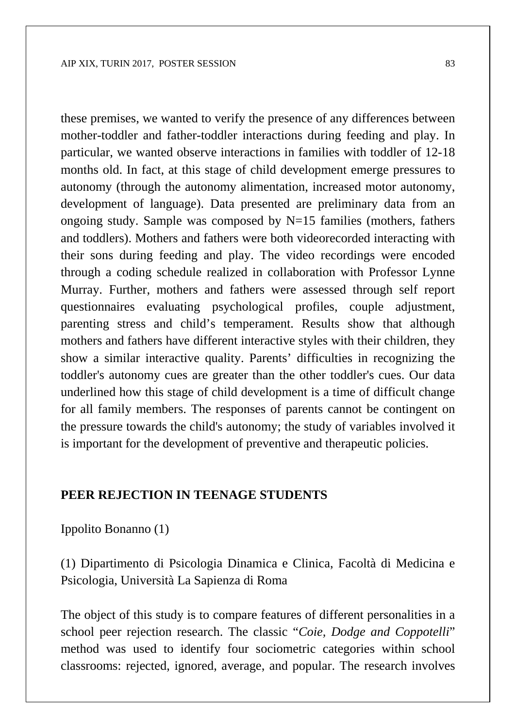these premises, we wanted to verify the presence of any differences between mother-toddler and father-toddler interactions during feeding and play. In particular, we wanted observe interactions in families with toddler of 12-18 months old. In fact, at this stage of child development emerge pressures to autonomy (through the autonomy alimentation, increased motor autonomy, development of language). Data presented are preliminary data from an ongoing study. Sample was composed by N=15 families (mothers, fathers and toddlers). Mothers and fathers were both videorecorded interacting with their sons during feeding and play. The video recordings were encoded through a coding schedule realized in collaboration with Professor Lynne Murray. Further, mothers and fathers were assessed through self report questionnaires evaluating psychological profiles, couple adjustment, parenting stress and child's temperament. Results show that although mothers and fathers have different interactive styles with their children, they show a similar interactive quality. Parents' difficulties in recognizing the toddler's autonomy cues are greater than the other toddler's cues. Our data underlined how this stage of child development is a time of difficult change for all family members. The responses of parents cannot be contingent on the pressure towards the child's autonomy; the study of variables involved it is important for the development of preventive and therapeutic policies.

## PEER REJECTION IN TEENAGE STUDENTS

Ippolito Bonanno (1)

(1) Dipartimento di Psicologia Dinamica e Clinica, Facoltà di Medicina e Psicologia, Università La Sapienza di Roma

The object of this study is to compare features of different personalities in a school peer rejection research. The classic "*Coie, Dodge and Coppotelli*" method was used to identify four sociometric categories within school classrooms: rejected, ignored, average, and popular. The research involves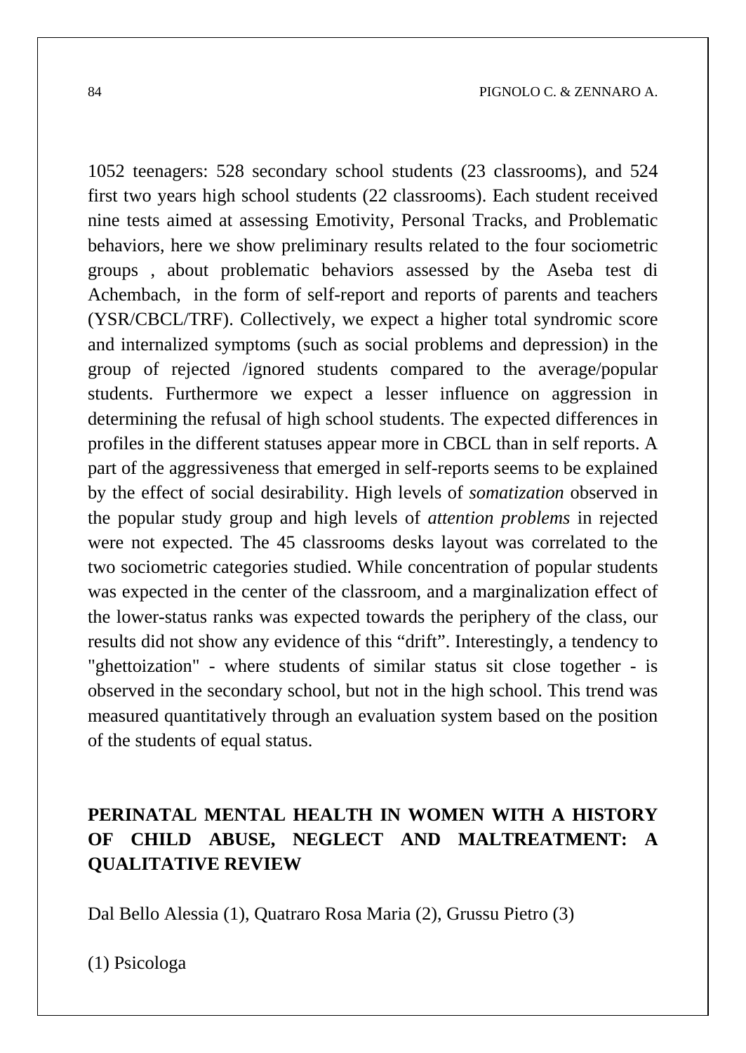1052 teenagers: 528 secondary school students (23 classrooms), and 524 first two years high school students (22 classrooms). Each student received nine tests aimed at assessing Emotivity, Personal Tracks, and Problematic behaviors, here we show preliminary results related to the four sociometric groups , about problematic behaviors assessed by the Aseba test di Achembach, in the form of self-report and reports of parents and teachers (YSR/CBCL/TRF). Collectively, we expect a higher total syndromic score and internalized symptoms (such as social problems and depression) in the group of rejected /ignored students compared to the average/popular students. Furthermore we expect a lesser influence on aggression in determining the refusal of high school students. The expected differences in profiles in the different statuses appear more in CBCL than in self reports. A part of the aggressiveness that emerged in self-reports seems to be explained by the effect of social desirability. High levels of *somatization* observed in the popular study group and high levels of *attention problems* in rejected were not expected. The 45 classrooms desks layout was correlated to the two sociometric categories studied. While concentration of popular students was expected in the center of the classroom, and a marginalization effect of the lower-status ranks was expected towards the periphery of the class, our results did not show any evidence of this “drift”. Interestingly, a tendency to "ghettoization" - where students of similar status sit close together - is observed in the secondary school, but not in the high school. This trend was measured quantitatively through an evaluation system based on the position of the students of equal status.

## PERINATAL MENTAL HEALTH IN WOMEN WITH A HISTORY OF CHILD ABUSE, NEGLECT AND MALTREATMENT: A QUALITATIVE REVIEW

Dal Bello Alessia (1), Quatraro Rosa Maria (2), Grussu Pietro (3)

(1) Psicologa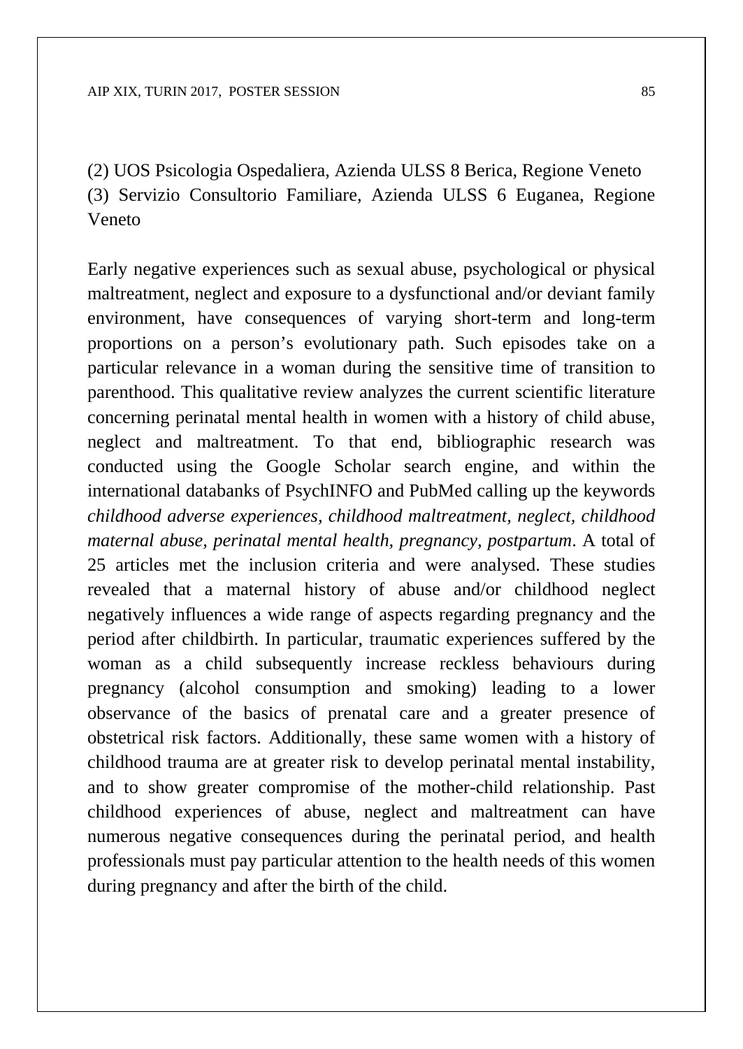(2) UOS Psicologia Ospedaliera, Azienda ULSS 8 Berica, Regione Veneto
(3) Servizio Consultorio Familiare, Azienda ULSS 6 Euganea, Regione Veneto

Early negative experiences such as sexual abuse, psychological or physical maltreatment, neglect and exposure to a dysfunctional and/or deviant family environment, have consequences of varying short-term and long-term proportions on a person's evolutionary path. Such episodes take on a particular relevance in a woman during the sensitive time of transition to parenthood. This qualitative review analyzes the current scientific literature concerning perinatal mental health in women with a history of child abuse, neglect and maltreatment. To that end, bibliographic research was conducted using the Google Scholar search engine, and within the international databanks of PsychINFO and PubMed calling up the keywords *childhood adverse experiences, childhood maltreatment, neglect, childhood maternal abuse, perinatal mental health, pregnancy, postpartum*. A total of 25 articles met the inclusion criteria and were analysed. These studies revealed that a maternal history of abuse and/or childhood neglect negatively influences a wide range of aspects regarding pregnancy and the period after childbirth. In particular, traumatic experiences suffered by the woman as a child subsequently increase reckless behaviours during pregnancy (alcohol consumption and smoking) leading to a lower observance of the basics of prenatal care and a greater presence of obstetrical risk factors. Additionally, these same women with a history of childhood trauma are at greater risk to develop perinatal mental instability, and to show greater compromise of the mother-child relationship. Past childhood experiences of abuse, neglect and maltreatment can have numerous negative consequences during the perinatal period, and health professionals must pay particular attention to the health needs of this women during pregnancy and after the birth of the child.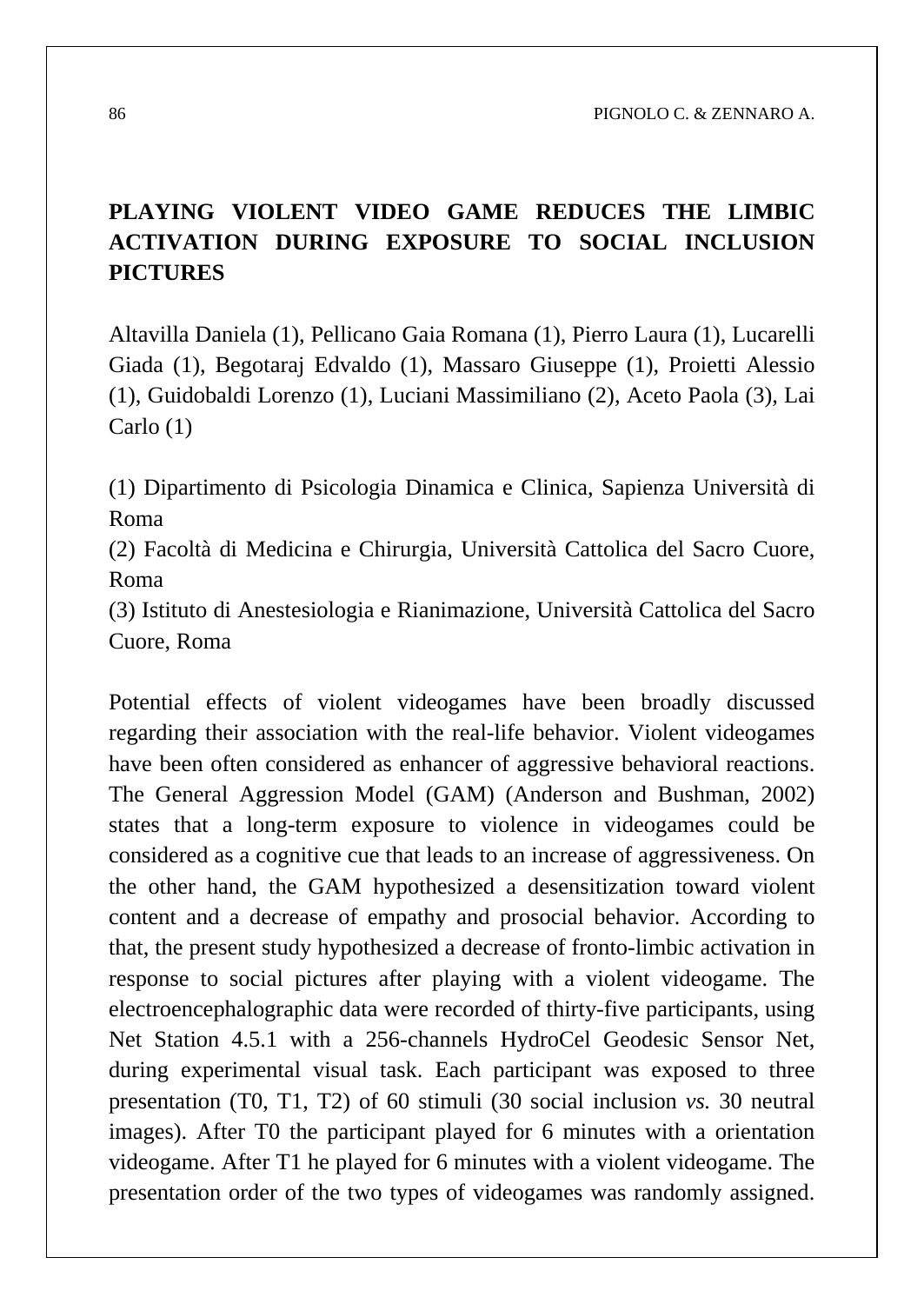## PLAYING VIOLENT VIDEO GAME REDUCES THE LIMBIC ACTIVATION DURING EXPOSURE TO SOCIAL INCLUSION PICTURES

Altavilla Daniela (1), Pellicano Gaia Romana (1), Pierro Laura (1), Lucarelli Giada (1), Begotaraj Edvaldo (1), Massaro Giuseppe (1), Proietti Alessio (1), Guidobaldi Lorenzo (1), Luciani Massimiliano (2), Aceto Paola (3), Lai Carlo (1)

(1) Dipartimento di Psicologia Dinamica e Clinica, Sapienza Università di Roma
(2) Facoltà di Medicina e Chirurgia, Università Cattolica del Sacro Cuore, Roma
(3) Istituto di Anestesiologia e Rianimazione, Università Cattolica del Sacro Cuore, Roma

Potential effects of violent videogames have been broadly discussed regarding their association with the real-life behavior. Violent videogames have been often considered as enhancer of aggressive behavioral reactions. The General Aggression Model (GAM) (Anderson and Bushman, 2002) states that a long-term exposure to violence in videogames could be considered as a cognitive cue that leads to an increase of aggressiveness. On the other hand, the GAM hypothesized a desensitization toward violent content and a decrease of empathy and prosocial behavior. According to that, the present study hypothesized a decrease of fronto-limbic activation in response to social pictures after playing with a violent videogame. The electroencephalographic data were recorded of thirty-five participants, using Net Station 4.5.1 with a 256-channels HydroCel Geodesic Sensor Net, during experimental visual task. Each participant was exposed to three presentation (T0, T1, T2) of 60 stimuli (30 social inclusion *vs.* 30 neutral images). After T0 the participant played for 6 minutes with a orientation videogame. After T1 he played for 6 minutes with a violent videogame. The presentation order of the two types of videogames was randomly assigned.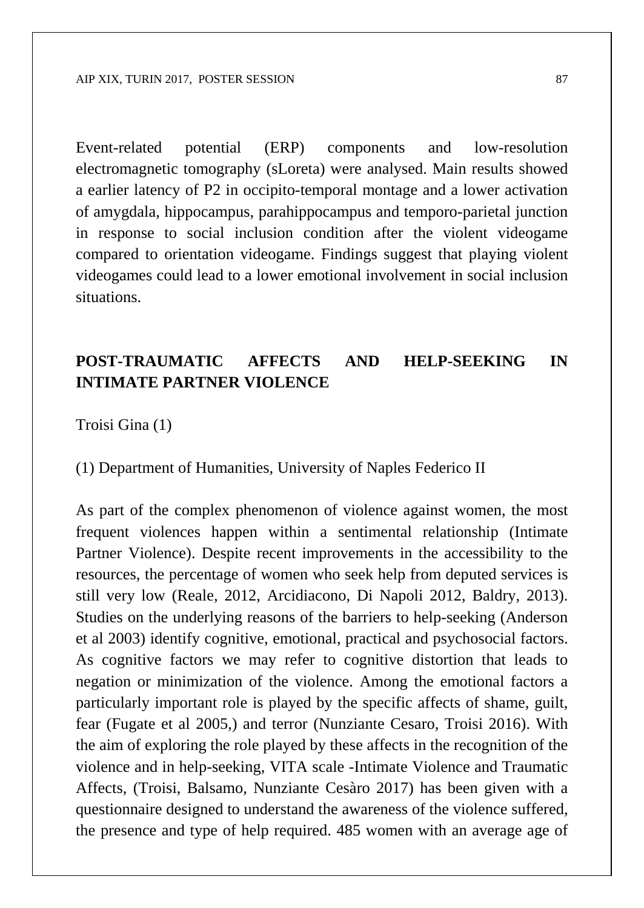Event-related potential (ERP) components and low-resolution electromagnetic tomography (sLoreta) were analysed. Main results showed a earlier latency of P2 in occipito-temporal montage and a lower activation of amygdala, hippocampus, parahippocampus and temporo-parietal junction in response to social inclusion condition after the violent videogame compared to orientation videogame. Findings suggest that playing violent videogames could lead to a lower emotional involvement in social inclusion situations.

## POST-TRAUMATIC AFFECTS AND HELP-SEEKING IN INTIMATE PARTNER VIOLENCE

Troisi Gina (1)

(1) Department of Humanities, University of Naples Federico II

As part of the complex phenomenon of violence against women, the most frequent violences happen within a sentimental relationship (Intimate Partner Violence). Despite recent improvements in the accessibility to the resources, the percentage of women who seek help from deputed services is still very low (Reale, 2012, Arcidiacono, Di Napoli 2012, Baldry, 2013). Studies on the underlying reasons of the barriers to help-seeking (Anderson et al 2003) identify cognitive, emotional, practical and psychosocial factors. As cognitive factors we may refer to cognitive distortion that leads to negation or minimization of the violence. Among the emotional factors a particularly important role is played by the specific affects of shame, guilt, fear (Fugate et al 2005,) and terror (Nunziante Cesaro, Troisi 2016). With the aim of exploring the role played by these affects in the recognition of the violence and in help-seeking, VITA scale -Intimate Violence and Traumatic Affects, (Troisi, Balsamo, Nunziante Cesàro 2017) has been given with a questionnaire designed to understand the awareness of the violence suffered, the presence and type of help required. 485 women with an average age of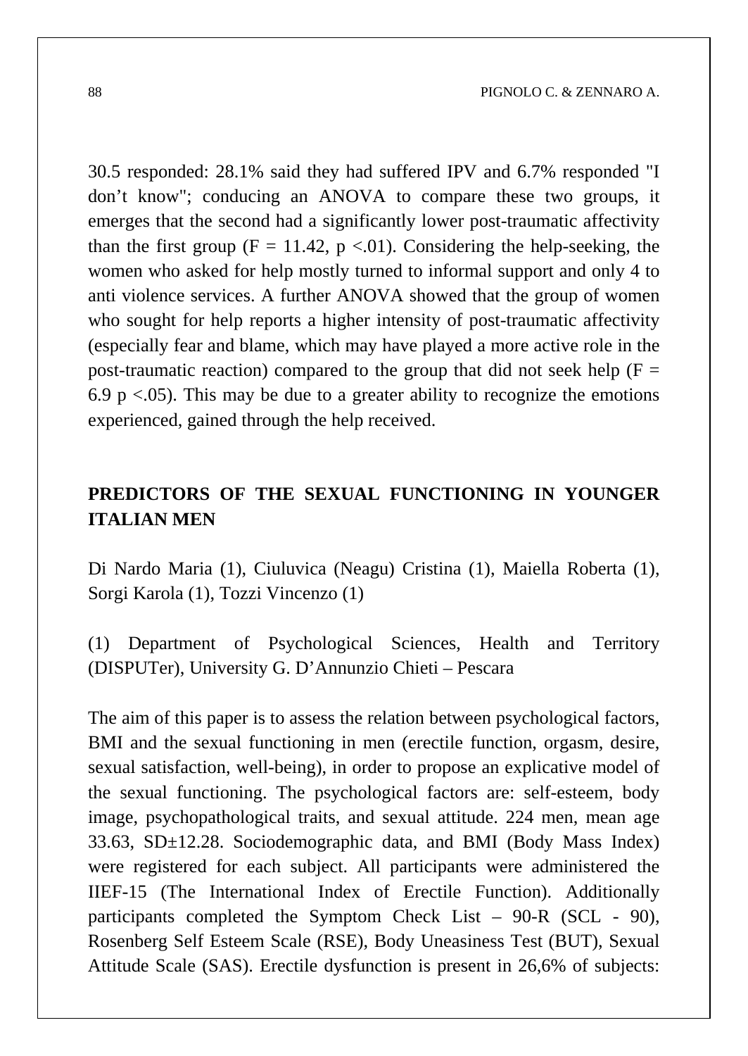30.5 responded: 28.1% said they had suffered IPV and 6.7% responded "I don't know"; conducing an ANOVA to compare these two groups, it emerges that the second had a significantly lower post-traumatic affectivity than the first group ($F = 11.42$, $p < .01$). Considering the help-seeking, the women who asked for help mostly turned to informal support and only 4 to anti violence services. A further ANOVA showed that the group of women who sought for help reports a higher intensity of post-traumatic affectivity (especially fear and blame, which may have played a more active role in the post-traumatic reaction) compared to the group that did not seek help ($F = 6.9$ $p < .05$). This may be due to a greater ability to recognize the emotions experienced, gained through the help received.

## PREDICTORS OF THE SEXUAL FUNCTIONING IN YOUNGER ITALIAN MEN

Di Nardo Maria (1), Ciuluvica (Neagu) Cristina (1), Maiella Roberta (1), Sorgi Karola (1), Tozzi Vincenzo (1)

(1) Department of Psychological Sciences, Health and Territory (DISPUTer), University G. D'Annunzio Chieti – Pescara

The aim of this paper is to assess the relation between psychological factors, BMI and the sexual functioning in men (erectile function, orgasm, desire, sexual satisfaction, well-being), in order to propose an explicative model of the sexual functioning. The psychological factors are: self-esteem, body image, psychopathological traits, and sexual attitude. 224 men, mean age 33.63, SD±12.28. Sociodemographic data, and BMI (Body Mass Index) were registered for each subject. All participants were administered the IIEF-15 (The International Index of Erectile Function). Additionally participants completed the Symptom Check List – 90-R (SCL - 90), Rosenberg Self Esteem Scale (RSE), Body Uneasiness Test (BUT), Sexual Attitude Scale (SAS). Erectile dysfunction is present in 26,6% of subjects: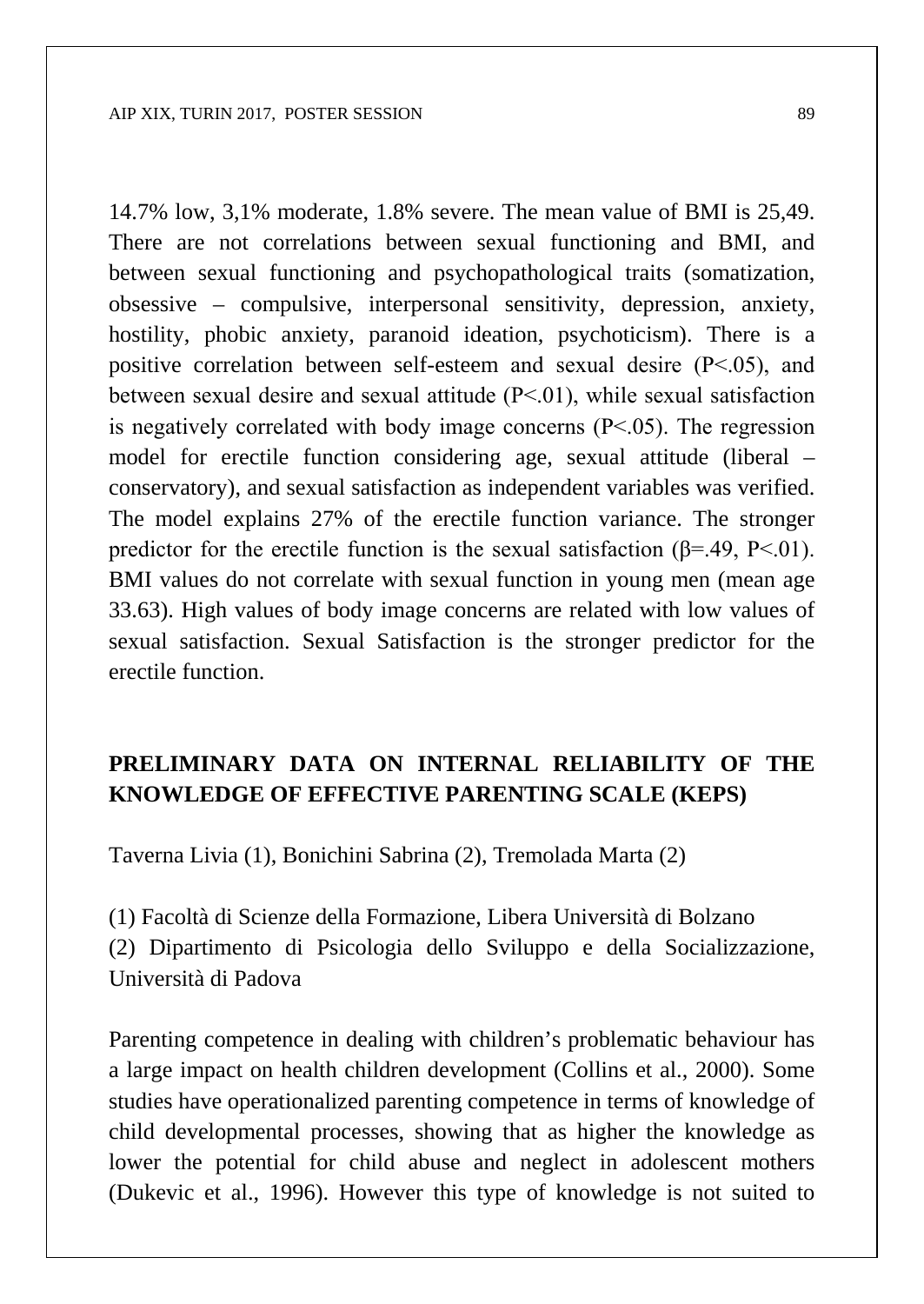14.7% low, 3,1% moderate, 1.8% severe. The mean value of BMI is 25,49. There are not correlations between sexual functioning and BMI, and between sexual functioning and psychopathological traits (somatization, obsessive – compulsive, interpersonal sensitivity, depression, anxiety, hostility, phobic anxiety, paranoid ideation, psychoticism). There is a positive correlation between self-esteem and sexual desire ($P<.05$), and between sexual desire and sexual attitude ($P<.01$), while sexual satisfaction is negatively correlated with body image concerns ($P<.05$). The regression model for erectile function considering age, sexual attitude (liberal – conservatory), and sexual satisfaction as independent variables was verified. The model explains 27% of the erectile function variance. The stronger predictor for the erectile function is the sexual satisfaction ($\beta=.49$, $P<.01$). BMI values do not correlate with sexual function in young men (mean age 33.63). High values of body image concerns are related with low values of sexual satisfaction. Sexual Satisfaction is the stronger predictor for the erectile function.

## PRELIMINARY DATA ON INTERNAL RELIABILITY OF THE KNOWLEDGE OF EFFECTIVE PARENTING SCALE (KEPS)

Taverna Livia (1), Bonichini Sabrina (2), Tremolada Marta (2)

(1) Facoltà di Scienze della Formazione, Libera Università di Bolzano
(2) Dipartimento di Psicologia dello Sviluppo e della Socializzazione, Università di Padova

Parenting competence in dealing with children's problematic behaviour has a large impact on health children development (Collins et al., 2000). Some studies have operationalized parenting competence in terms of knowledge of child developmental processes, showing that as higher the knowledge as lower the potential for child abuse and neglect in adolescent mothers (Dukevic et al., 1996). However this type of knowledge is not suited to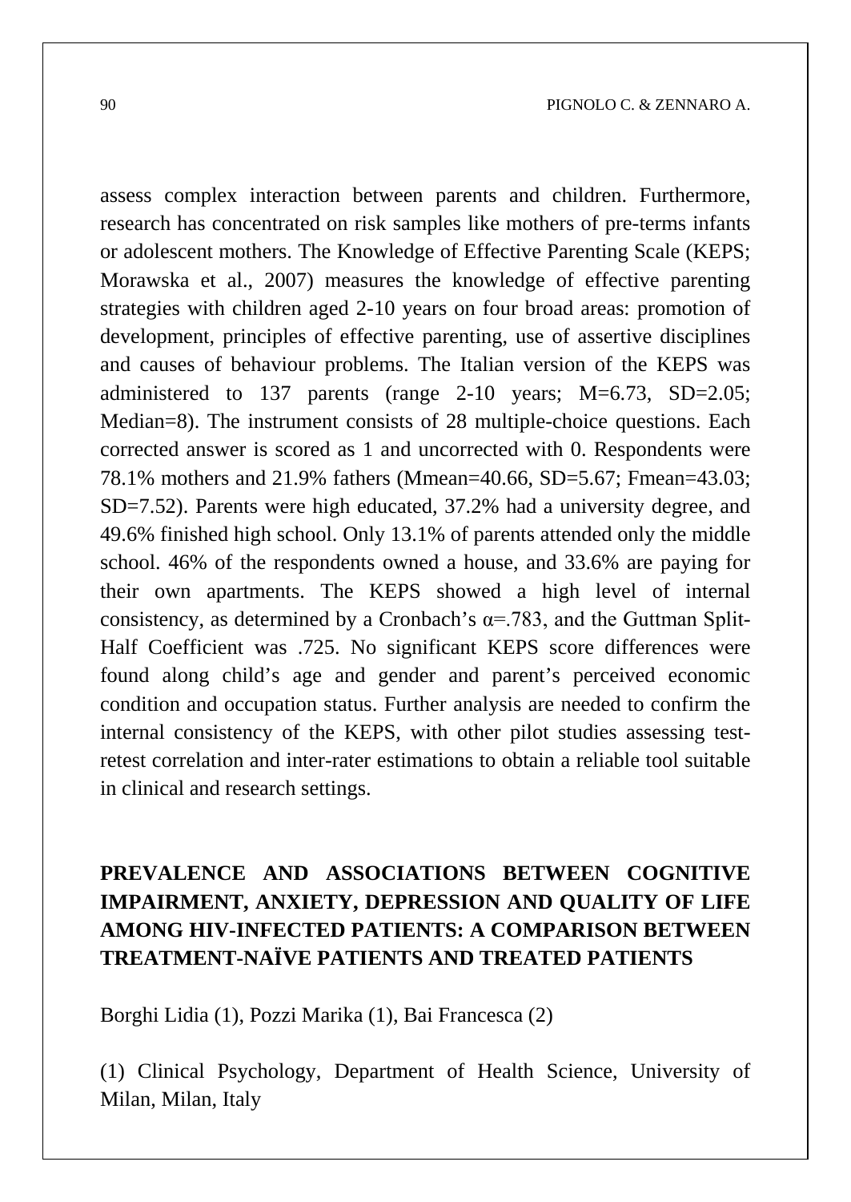assess complex interaction between parents and children. Furthermore, research has concentrated on risk samples like mothers of pre-terms infants or adolescent mothers. The Knowledge of Effective Parenting Scale (KEPS; Morawska et al., 2007) measures the knowledge of effective parenting strategies with children aged 2-10 years on four broad areas: promotion of development, principles of effective parenting, use of assertive disciplines and causes of behaviour problems. The Italian version of the KEPS was administered to 137 parents (range 2-10 years; M=6.73, SD=2.05; Median=8). The instrument consists of 28 multiple-choice questions. Each corrected answer is scored as 1 and uncorrected with 0. Respondents were 78.1% mothers and 21.9% fathers (Mmean=40.66, SD=5.67; Fmean=43.03; SD=7.52). Parents were high educated, 37.2% had a university degree, and 49.6% finished high school. Only 13.1% of parents attended only the middle school. 46% of the respondents owned a house, and 33.6% are paying for their own apartments. The KEPS showed a high level of internal consistency, as determined by a Cronbach's $\alpha$=.783, and the Guttman Split-Half Coefficient was .725. No significant KEPS score differences were found along child's age and gender and parent's perceived economic condition and occupation status. Further analysis are needed to confirm the internal consistency of the KEPS, with other pilot studies assessing test-retest correlation and inter-rater estimations to obtain a reliable tool suitable in clinical and research settings.

## PREVALENCE AND ASSOCIATIONS BETWEEN COGNITIVE IMPAIRMENT, ANXIETY, DEPRESSION AND QUALITY OF LIFE AMONG HIV-INFECTED PATIENTS: A COMPARISON BETWEEN TREATMENT-NAÏVE PATIENTS AND TREATED PATIENTS

Borghi Lidia (1), Pozzi Marika (1), Bai Francesca (2)

(1) Clinical Psychology, Department of Health Science, University of Milan, Milan, Italy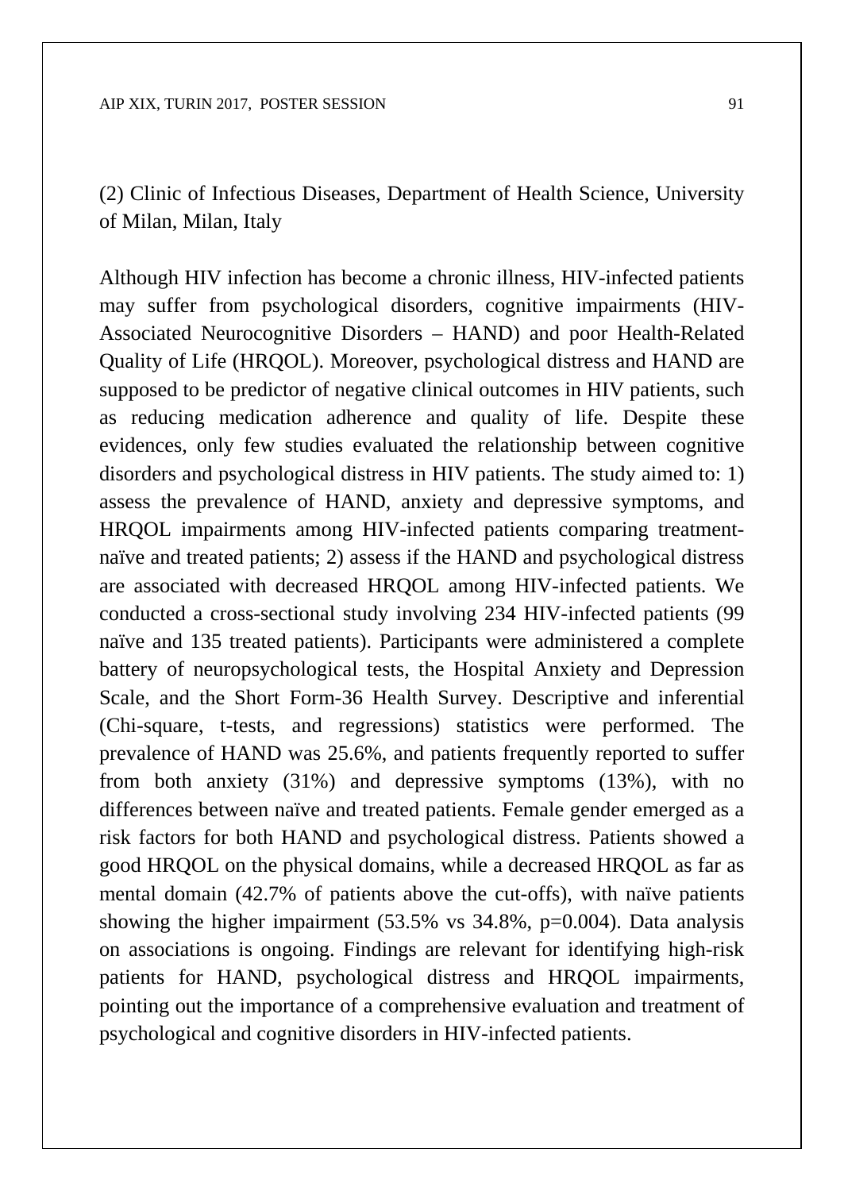(2) Clinic of Infectious Diseases, Department of Health Science, University of Milan, Milan, Italy

Although HIV infection has become a chronic illness, HIV-infected patients may suffer from psychological disorders, cognitive impairments (HIV-Associated Neurocognitive Disorders – HAND) and poor Health-Related Quality of Life (HRQOL). Moreover, psychological distress and HAND are supposed to be predictor of negative clinical outcomes in HIV patients, such as reducing medication adherence and quality of life. Despite these evidences, only few studies evaluated the relationship between cognitive disorders and psychological distress in HIV patients. The study aimed to: 1) assess the prevalence of HAND, anxiety and depressive symptoms, and HRQOL impairments among HIV-infected patients comparing treatment-naïve and treated patients; 2) assess if the HAND and psychological distress are associated with decreased HRQOL among HIV-infected patients. We conducted a cross-sectional study involving 234 HIV-infected patients (99 naïve and 135 treated patients). Participants were administered a complete battery of neuropsychological tests, the Hospital Anxiety and Depression Scale, and the Short Form-36 Health Survey. Descriptive and inferential (Chi-square, t-tests, and regressions) statistics were performed. The prevalence of HAND was 25.6%, and patients frequently reported to suffer from both anxiety (31%) and depressive symptoms (13%), with no differences between naïve and treated patients. Female gender emerged as a risk factors for both HAND and psychological distress. Patients showed a good HRQOL on the physical domains, while a decreased HRQOL as far as mental domain (42.7% of patients above the cut-offs), with naïve patients showing the higher impairment (53.5% vs 34.8%, $p=0.004$). Data analysis on associations is ongoing. Findings are relevant for identifying high-risk patients for HAND, psychological distress and HRQOL impairments, pointing out the importance of a comprehensive evaluation and treatment of psychological and cognitive disorders in HIV-infected patients.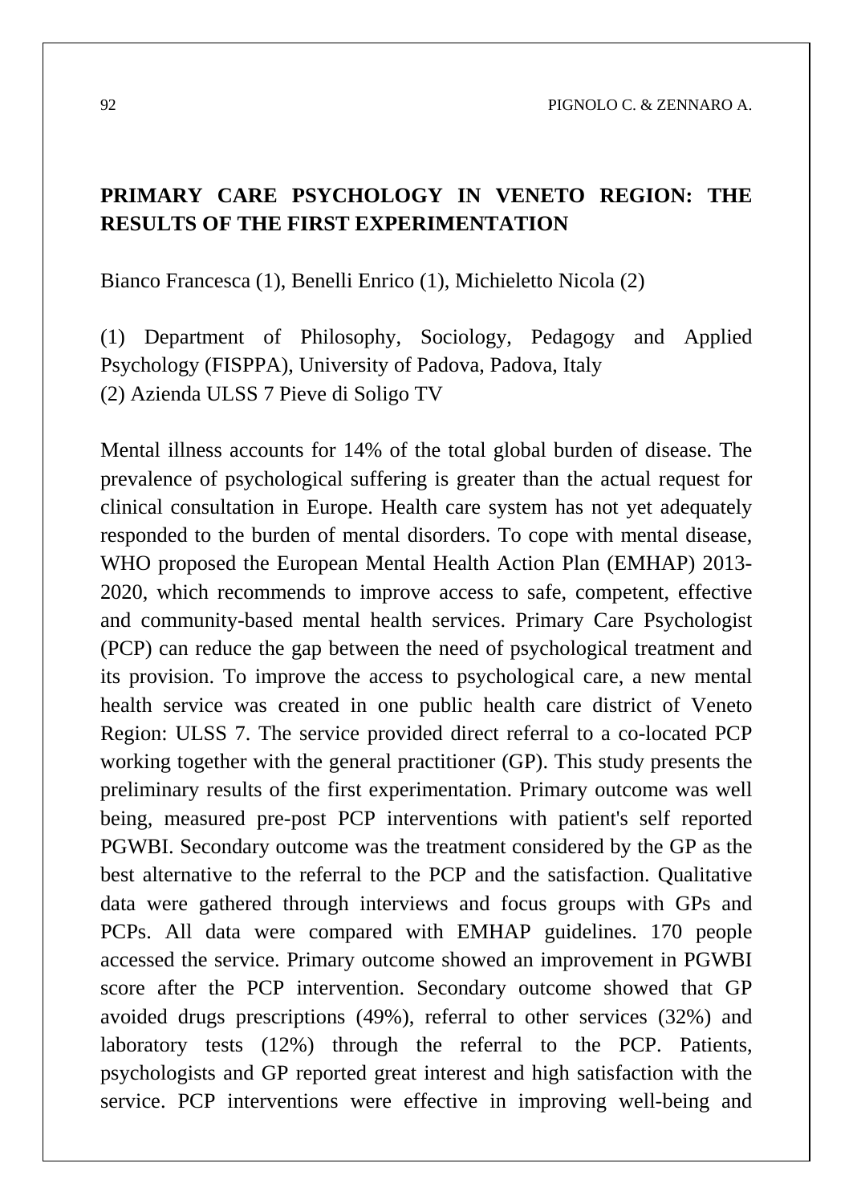## PRIMARY CARE PSYCHOLOGY IN VENETO REGION: THE RESULTS OF THE FIRST EXPERIMENTATION

Bianco Francesca (1), Benelli Enrico (1), Michieletto Nicola (2)

(1) Department of Philosophy, Sociology, Pedagogy and Applied Psychology (FISPPA), University of Padova, Padova, Italy
(2) Azienda ULSS 7 Pieve di Soligo TV

Mental illness accounts for 14% of the total global burden of disease. The prevalence of psychological suffering is greater than the actual request for clinical consultation in Europe. Health care system has not yet adequately responded to the burden of mental disorders. To cope with mental disease, WHO proposed the European Mental Health Action Plan (EMHAP) 2013-2020, which recommends to improve access to safe, competent, effective and community-based mental health services. Primary Care Psychologist (PCP) can reduce the gap between the need of psychological treatment and its provision. To improve the access to psychological care, a new mental health service was created in one public health care district of Veneto Region: ULSS 7. The service provided direct referral to a co-located PCP working together with the general practitioner (GP). This study presents the preliminary results of the first experimentation. Primary outcome was well being, measured pre-post PCP interventions with patient's self reported PGWBI. Secondary outcome was the treatment considered by the GP as the best alternative to the referral to the PCP and the satisfaction. Qualitative data were gathered through interviews and focus groups with GPs and PCPs. All data were compared with EMHAP guidelines. 170 people accessed the service. Primary outcome showed an improvement in PGWBI score after the PCP intervention. Secondary outcome showed that GP avoided drugs prescriptions (49%), referral to other services (32%) and laboratory tests (12%) through the referral to the PCP. Patients, psychologists and GP reported great interest and high satisfaction with the service. PCP interventions were effective in improving well-being and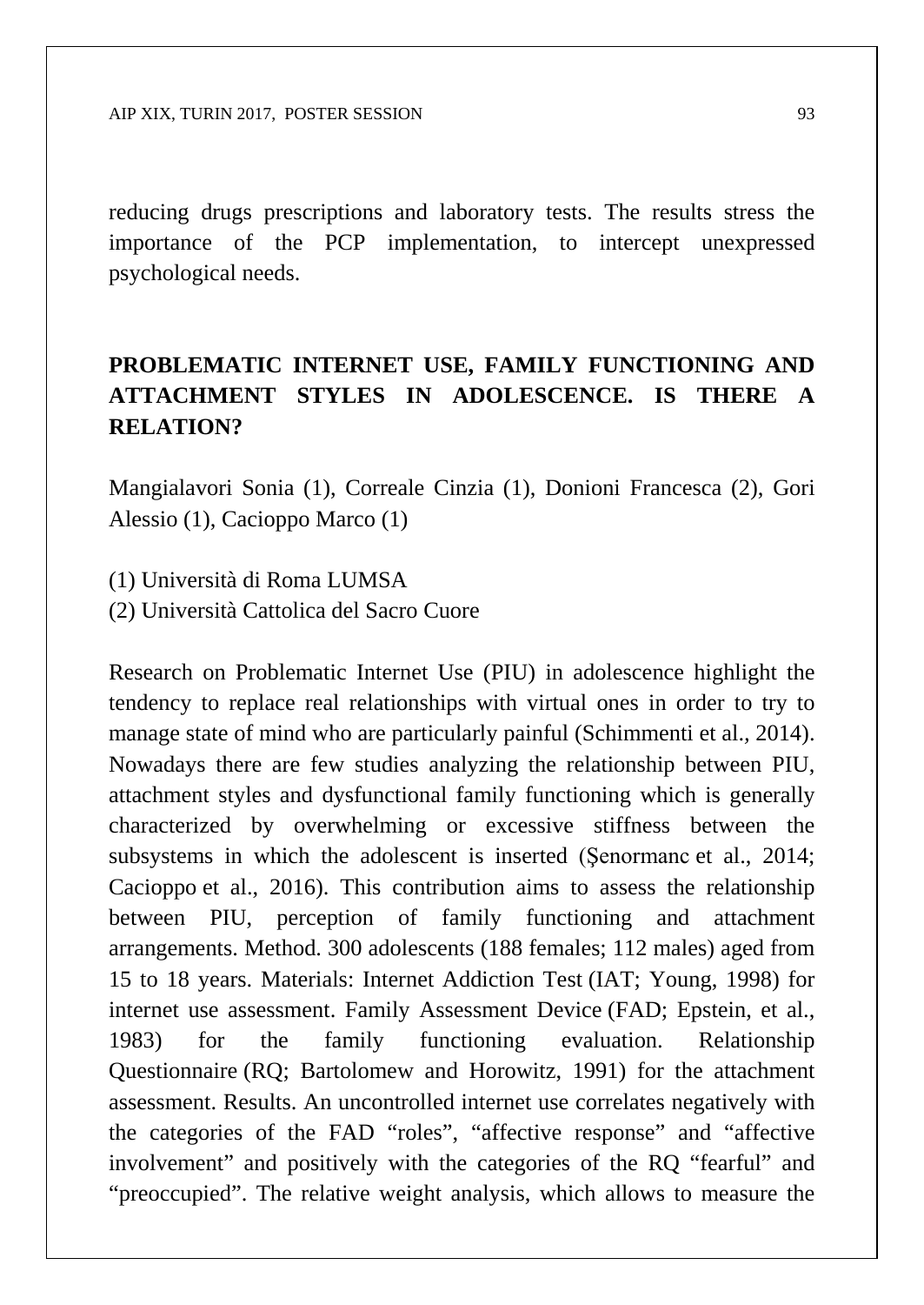reducing drugs prescriptions and laboratory tests. The results stress the importance of the PCP implementation, to intercept unexpressed psychological needs.

## PROBLEMATIC INTERNET USE, FAMILY FUNCTIONING AND ATTACHMENT STYLES IN ADOLESCENCE. IS THERE A RELATION?

Mangialavori Sonia (1), Correale Cinzia (1), Donioni Francesca (2), Gori Alessio (1), Cacioppo Marco (1)

(1) Università di Roma LUMSA
(2) Università Cattolica del Sacro Cuore

Research on Problematic Internet Use (PIU) in adolescence highlight the tendency to replace real relationships with virtual ones in order to try to manage state of mind who are particularly painful (Schimmenti et al., 2014). Nowadays there are few studies analyzing the relationship between PIU, attachment styles and dysfunctional family functioning which is generally characterized by overwhelming or excessive stiffness between the subsystems in which the adolescent is inserted (Şenormanc et al., 2014; Cacioppo et al., 2016). This contribution aims to assess the relationship between PIU, perception of family functioning and attachment arrangements. Method. 300 adolescents (188 females; 112 males) aged from 15 to 18 years. Materials: Internet Addiction Test (IAT; Young, 1998) for internet use assessment. Family Assessment Device (FAD; Epstein, et al., 1983) for the family functioning evaluation. Relationship Questionnaire (RQ; Bartolomew and Horowitz, 1991) for the attachment assessment. Results. An uncontrolled internet use correlates negatively with the categories of the FAD “roles”, “affective response” and “affective involvement” and positively with the categories of the RQ “fearful” and “preoccupied”. The relative weight analysis, which allows to measure the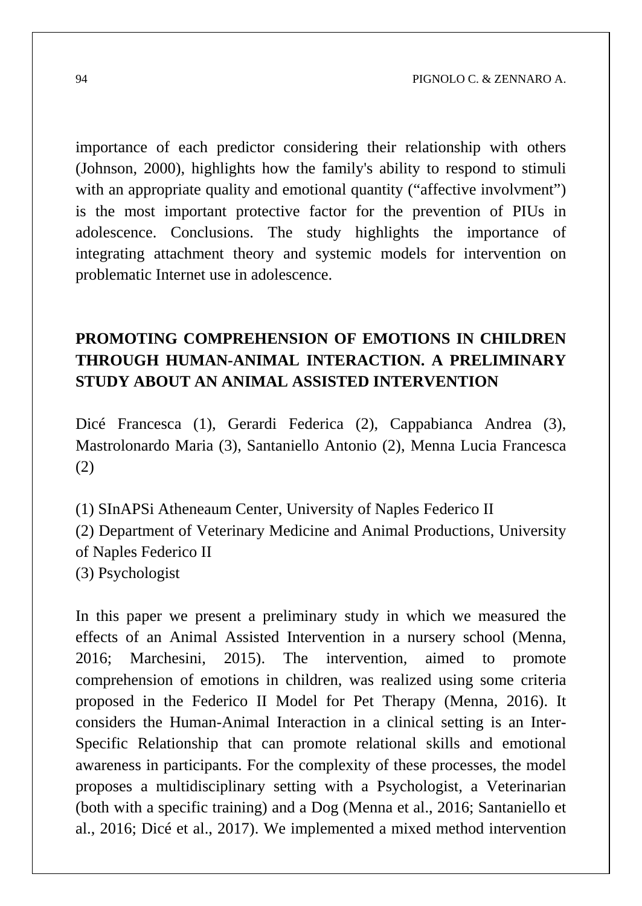importance of each predictor considering their relationship with others (Johnson, 2000), highlights how the family's ability to respond to stimuli with an appropriate quality and emotional quantity ("affective involvment") is the most important protective factor for the prevention of PIUs in adolescence. Conclusions. The study highlights the importance of integrating attachment theory and systemic models for intervention on problematic Internet use in adolescence.

## PROMOTING COMPREHENSION OF EMOTIONS IN CHILDREN THROUGH HUMAN-ANIMAL INTERACTION. A PRELIMINARY STUDY ABOUT AN ANIMAL ASSISTED INTERVENTION

Dicé Francesca (1), Gerardi Federica (2), Cappabianca Andrea (3), Mastrolonardo Maria (3), Santaniello Antonio (2), Menna Lucia Francesca (2)

(1) SInAPSi Atheneaum Center, University of Naples Federico II
(2) Department of Veterinary Medicine and Animal Productions, University of Naples Federico II
(3) Psychologist

In this paper we present a preliminary study in which we measured the effects of an Animal Assisted Intervention in a nursery school (Menna, 2016; Marchesini, 2015). The intervention, aimed to promote comprehension of emotions in children, was realized using some criteria proposed in the Federico II Model for Pet Therapy (Menna, 2016). It considers the Human-Animal Interaction in a clinical setting is an Inter-Specific Relationship that can promote relational skills and emotional awareness in participants. For the complexity of these processes, the model proposes a multidisciplinary setting with a Psychologist, a Veterinarian (both with a specific training) and a Dog (Menna et al., 2016; Santaniello et al., 2016; Dicé et al., 2017). We implemented a mixed method intervention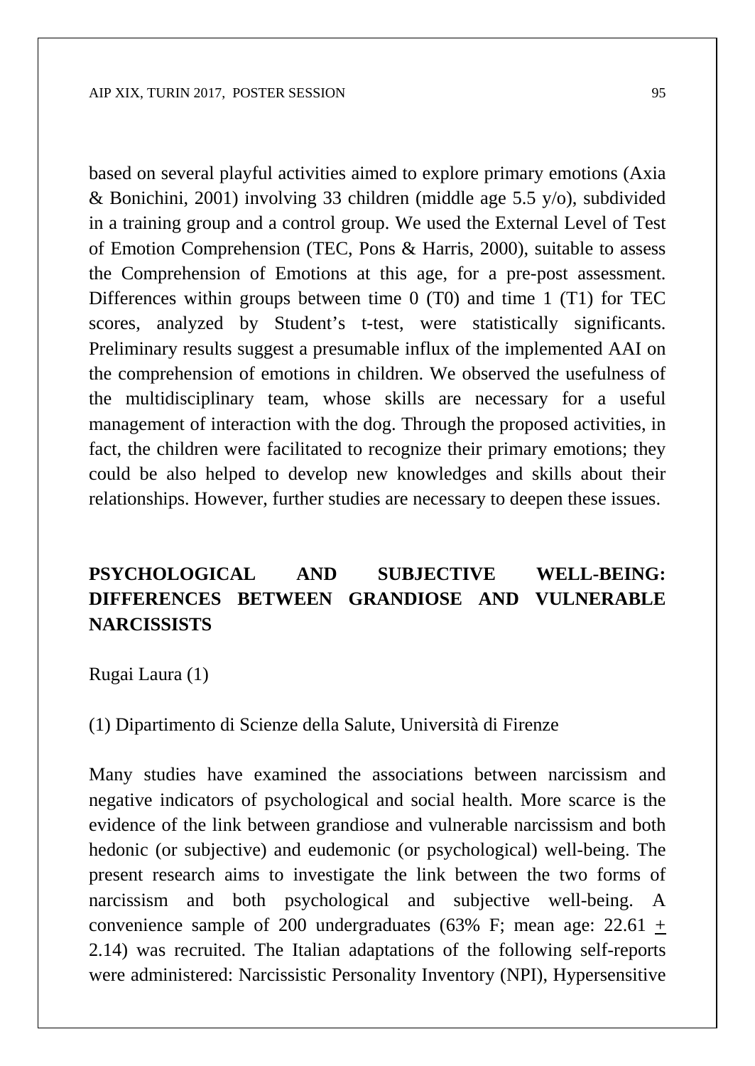based on several playful activities aimed to explore primary emotions (Axia & Bonichini, 2001) involving 33 children (middle age 5.5 y/o), subdivided in a training group and a control group. We used the External Level of Test of Emotion Comprehension (TEC, Pons & Harris, 2000), suitable to assess the Comprehension of Emotions at this age, for a pre-post assessment. Differences within groups between time 0 (T0) and time 1 (T1) for TEC scores, analyzed by Student's t-test, were statistically significants. Preliminary results suggest a presumable influx of the implemented AAI on the comprehension of emotions in children. We observed the usefulness of the multidisciplinary team, whose skills are necessary for a useful management of interaction with the dog. Through the proposed activities, in fact, the children were facilitated to recognize their primary emotions; they could be also helped to develop new knowledges and skills about their relationships. However, further studies are necessary to deepen these issues.

## PSYCHOLOGICAL AND SUBJECTIVE WELL-BEING: DIFFERENCES BETWEEN GRANDIOSE AND VULNERABLE NARCISSISTS

Rugai Laura (1)

(1) Dipartimento di Scienze della Salute, Università di Firenze

Many studies have examined the associations between narcissism and negative indicators of psychological and social health. More scarce is the evidence of the link between grandiose and vulnerable narcissism and both hedonic (or subjective) and eudemonic (or psychological) well-being. The present research aims to investigate the link between the two forms of narcissism and both psychological and subjective well-being. A convenience sample of 200 undergraduates (63% F; mean age: 22.61 $\pm$ 2.14) was recruited. The Italian adaptations of the following self-reports were administered: Narcissistic Personality Inventory (NPI), Hypersensitive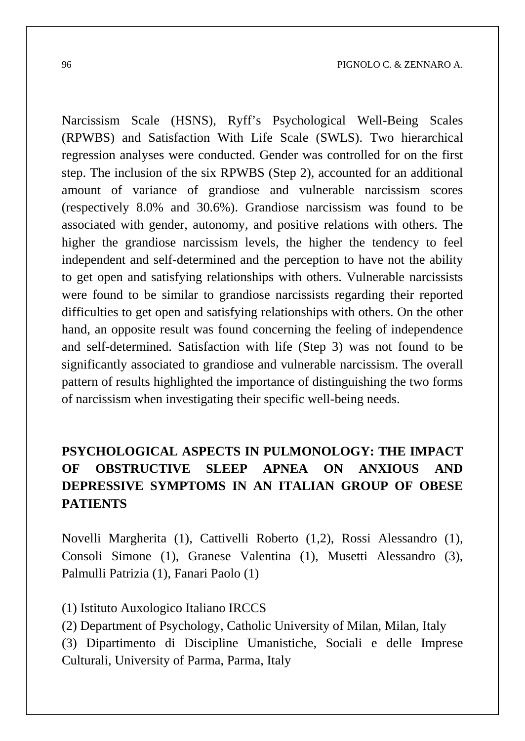Narcissism Scale (HSNS), Ryff's Psychological Well-Being Scales (RPWBS) and Satisfaction With Life Scale (SWLS). Two hierarchical regression analyses were conducted. Gender was controlled for on the first step. The inclusion of the six RPWBS (Step 2), accounted for an additional amount of variance of grandiose and vulnerable narcissism scores (respectively 8.0% and 30.6%). Grandiose narcissism was found to be associated with gender, autonomy, and positive relations with others. The higher the grandiose narcissism levels, the higher the tendency to feel independent and self-determined and the perception to have not the ability to get open and satisfying relationships with others. Vulnerable narcissists were found to be similar to grandiose narcissists regarding their reported difficulties to get open and satisfying relationships with others. On the other hand, an opposite result was found concerning the feeling of independence and self-determined. Satisfaction with life (Step 3) was not found to be significantly associated to grandiose and vulnerable narcissism. The overall pattern of results highlighted the importance of distinguishing the two forms of narcissism when investigating their specific well-being needs.

## PSYCHOLOGICAL ASPECTS IN PULMONOLOGY: THE IMPACT OF OBSTRUCTIVE SLEEP APNEA ON ANXIOUS AND DEPRESSIVE SYMPTOMS IN AN ITALIAN GROUP OF OBESE PATIENTS

Novelli Margherita (1), Cattivelli Roberto (1,2), Rossi Alessandro (1), Consoli Simone (1), Granese Valentina (1), Musetti Alessandro (3), Palmulli Patrizia (1), Fanari Paolo (1)

(1) Istituto Auxologico Italiano IRCCS

(2) Department of Psychology, Catholic University of Milan, Milan, Italy

(3) Dipartimento di Discipline Umanistiche, Sociali e delle Imprese Culturali, University of Parma, Parma, Italy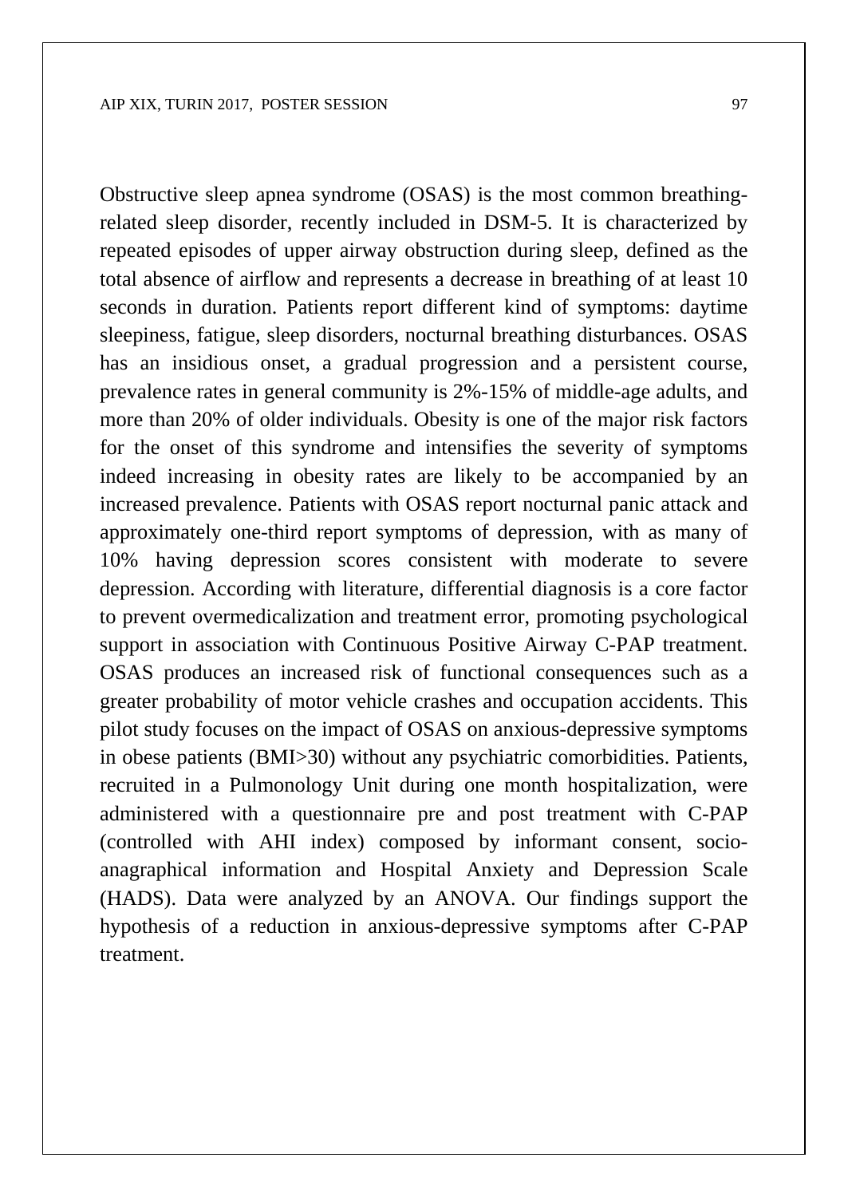Obstructive sleep apnea syndrome (OSAS) is the most common breathing-related sleep disorder, recently included in DSM-5. It is characterized by repeated episodes of upper airway obstruction during sleep, defined as the total absence of airflow and represents a decrease in breathing of at least 10 seconds in duration. Patients report different kind of symptoms: daytime sleepiness, fatigue, sleep disorders, nocturnal breathing disturbances. OSAS has an insidious onset, a gradual progression and a persistent course, prevalence rates in general community is 2%-15% of middle-age adults, and more than 20% of older individuals. Obesity is one of the major risk factors for the onset of this syndrome and intensifies the severity of symptoms indeed increasing in obesity rates are likely to be accompanied by an increased prevalence. Patients with OSAS report nocturnal panic attack and approximately one-third report symptoms of depression, with as many of 10% having depression scores consistent with moderate to severe depression. According with literature, differential diagnosis is a core factor to prevent overmedicalization and treatment error, promoting psychological support in association with Continuous Positive Airway C-PAP treatment. OSAS produces an increased risk of functional consequences such as a greater probability of motor vehicle crashes and occupation accidents. This pilot study focuses on the impact of OSAS on anxious-depressive symptoms in obese patients (BMI>30) without any psychiatric comorbidities. Patients, recruited in a Pulmonology Unit during one month hospitalization, were administered with a questionnaire pre and post treatment with C-PAP (controlled with AHI index) composed by informant consent, socio-anagraphical information and Hospital Anxiety and Depression Scale (HADS). Data were analyzed by an ANOVA. Our findings support the hypothesis of a reduction in anxious-depressive symptoms after C-PAP treatment.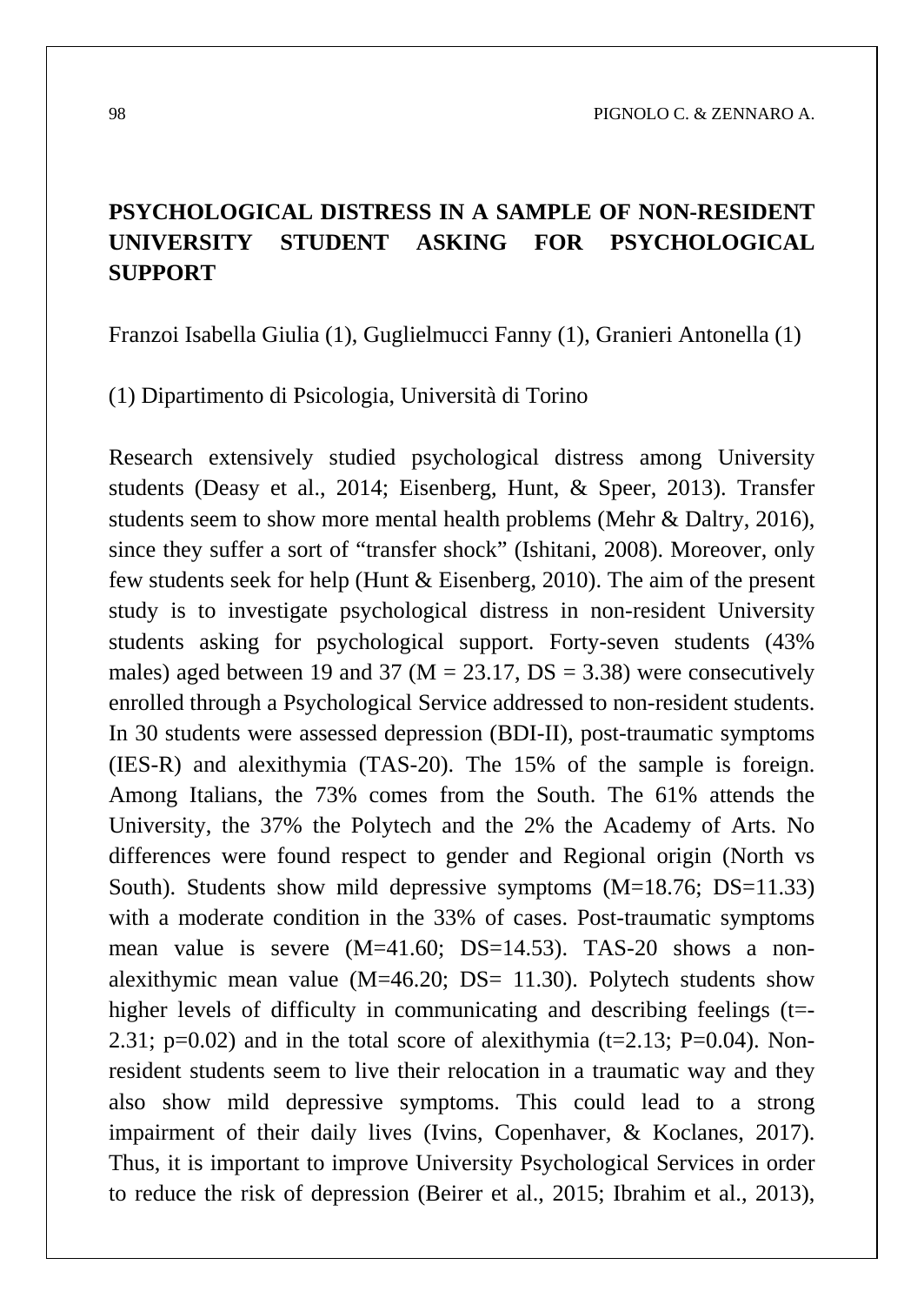## PSYCHOLOGICAL DISTRESS IN A SAMPLE OF NON-RESIDENT UNIVERSITY STUDENT ASKING FOR PSYCHOLOGICAL SUPPORT

Franzoi Isabella Giulia (1), Guglielmucci Fanny (1), Granieri Antonella (1)

(1) Dipartimento di Psicologia, Università di Torino

Research extensively studied psychological distress among University students (Deasy et al., 2014; Eisenberg, Hunt, & Speer, 2013). Transfer students seem to show more mental health problems (Mehr & Daltry, 2016), since they suffer a sort of "transfer shock" (Ishitani, 2008). Moreover, only few students seek for help (Hunt & Eisenberg, 2010). The aim of the present study is to investigate psychological distress in non-resident University students asking for psychological support. Forty-seven students (43% males) aged between 19 and 37 ($M = 23.17$, $DS = 3.38$) were consecutively enrolled through a Psychological Service addressed to non-resident students. In 30 students were assessed depression (BDI-II), post-traumatic symptoms (IES-R) and alexithymia (TAS-20). The 15% of the sample is foreign. Among Italians, the 73% comes from the South. The 61% attends the University, the 37% the Polytech and the 2% the Academy of Arts. No differences were found respect to gender and Regional origin (North vs South). Students show mild depressive symptoms ($M=18.76$; $DS=11.33$) with a moderate condition in the 33% of cases. Post-traumatic symptoms mean value is severe ($M=41.60$; $DS=14.53$). TAS-20 shows a non-alexithymic mean value ($M=46.20$; $DS= 11.30$). Polytech students show higher levels of difficulty in communicating and describing feelings ($t=-2.31$; $p=0.02$) and in the total score of alexithymia ($t=2.13$; $P=0.04$). Non-resident students seem to live their relocation in a traumatic way and they also show mild depressive symptoms. This could lead to a strong impairment of their daily lives (Ivins, Copenhaver, & Koclanes, 2017). Thus, it is important to improve University Psychological Services in order to reduce the risk of depression (Beirer et al., 2015; Ibrahim et al., 2013),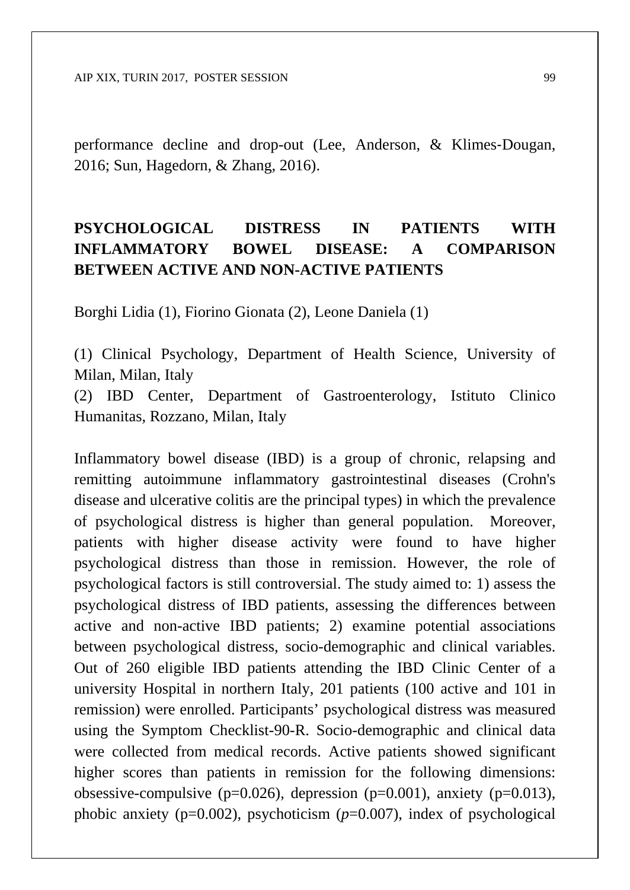performance decline and drop-out (Lee, Anderson, & Klimes-Dougan, 2016; Sun, Hagedorn, & Zhang, 2016).

## PSYCHOLOGICAL DISTRESS IN PATIENTS WITH INFLAMMATORY BOWEL DISEASE: A COMPARISON BETWEEN ACTIVE AND NON-ACTIVE PATIENTS

Borghi Lidia (1), Fiorino Gionata (2), Leone Daniela (1)

(1) Clinical Psychology, Department of Health Science, University of Milan, Milan, Italy
(2) IBD Center, Department of Gastroenterology, Istituto Clinico Humanitas, Rozzano, Milan, Italy

Inflammatory bowel disease (IBD) is a group of chronic, relapsing and remitting autoimmune inflammatory gastrointestinal diseases (Crohn's disease and ulcerative colitis are the principal types) in which the prevalence of psychological distress is higher than general population. Moreover, patients with higher disease activity were found to have higher psychological distress than those in remission. However, the role of psychological factors is still controversial. The study aimed to: 1) assess the psychological distress of IBD patients, assessing the differences between active and non-active IBD patients; 2) examine potential associations between psychological distress, socio-demographic and clinical variables. Out of 260 eligible IBD patients attending the IBD Clinic Center of a university Hospital in northern Italy, 201 patients (100 active and 101 in remission) were enrolled. Participants' psychological distress was measured using the Symptom Checklist-90-R. Socio-demographic and clinical data were collected from medical records. Active patients showed significant higher scores than patients in remission for the following dimensions: obsessive-compulsive ($p=0.026$), depression ($p=0.001$), anxiety ($p=0.013$), phobic anxiety ($p=0.002$), psychoticism ($p=0.007$), index of psychological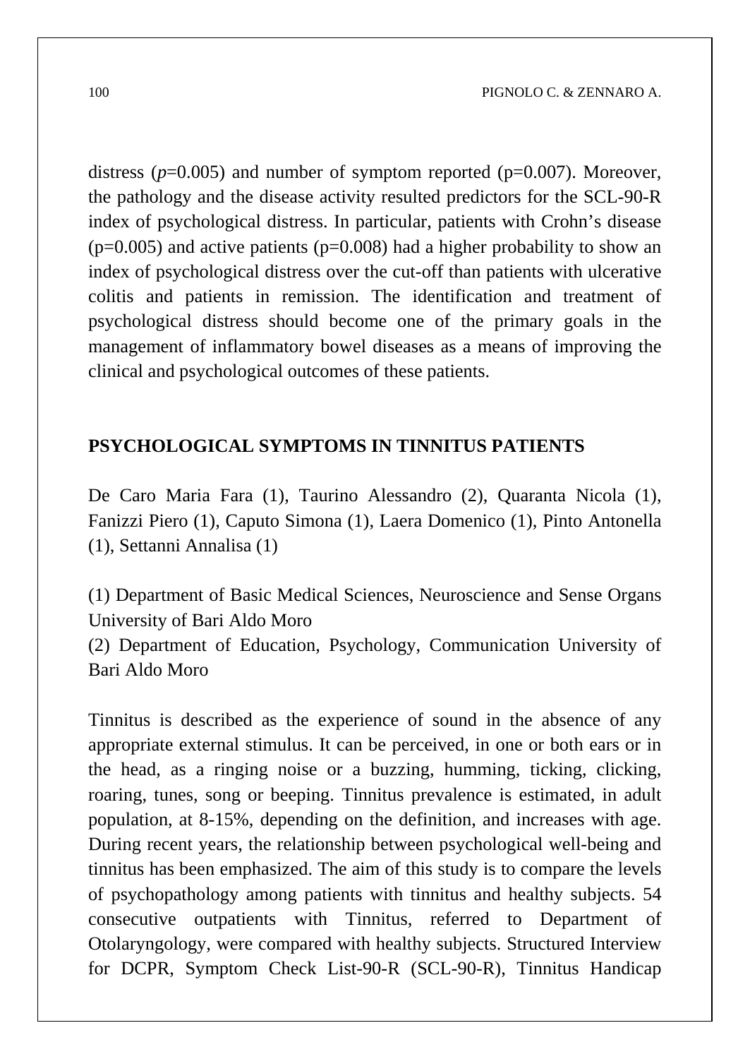distress ($p$=0.005) and number of symptom reported (p=0.007). Moreover, the pathology and the disease activity resulted predictors for the SCL-90-R index of psychological distress. In particular, patients with Crohn's disease (p=0.005) and active patients (p=0.008) had a higher probability to show an index of psychological distress over the cut-off than patients with ulcerative colitis and patients in remission. The identification and treatment of psychological distress should become one of the primary goals in the management of inflammatory bowel diseases as a means of improving the clinical and psychological outcomes of these patients.

## PSYCHOLOGICAL SYMPTOMS IN TINNITUS PATIENTS

De Caro Maria Fara (1), Taurino Alessandro (2), Quaranta Nicola (1), Fanizzi Piero (1), Caputo Simona (1), Laera Domenico (1), Pinto Antonella (1), Settanni Annalisa (1)

(1) Department of Basic Medical Sciences, Neuroscience and Sense Organs University of Bari Aldo Moro
(2) Department of Education, Psychology, Communication University of Bari Aldo Moro

Tinnitus is described as the experience of sound in the absence of any appropriate external stimulus. It can be perceived, in one or both ears or in the head, as a ringing noise or a buzzing, humming, ticking, clicking, roaring, tunes, song or beeping. Tinnitus prevalence is estimated, in adult population, at 8-15%, depending on the definition, and increases with age. During recent years, the relationship between psychological well-being and tinnitus has been emphasized. The aim of this study is to compare the levels of psychopathology among patients with tinnitus and healthy subjects. 54 consecutive outpatients with Tinnitus, referred to Department of Otolaryngology, were compared with healthy subjects. Structured Interview for DCPR, Symptom Check List-90-R (SCL-90-R), Tinnitus Handicap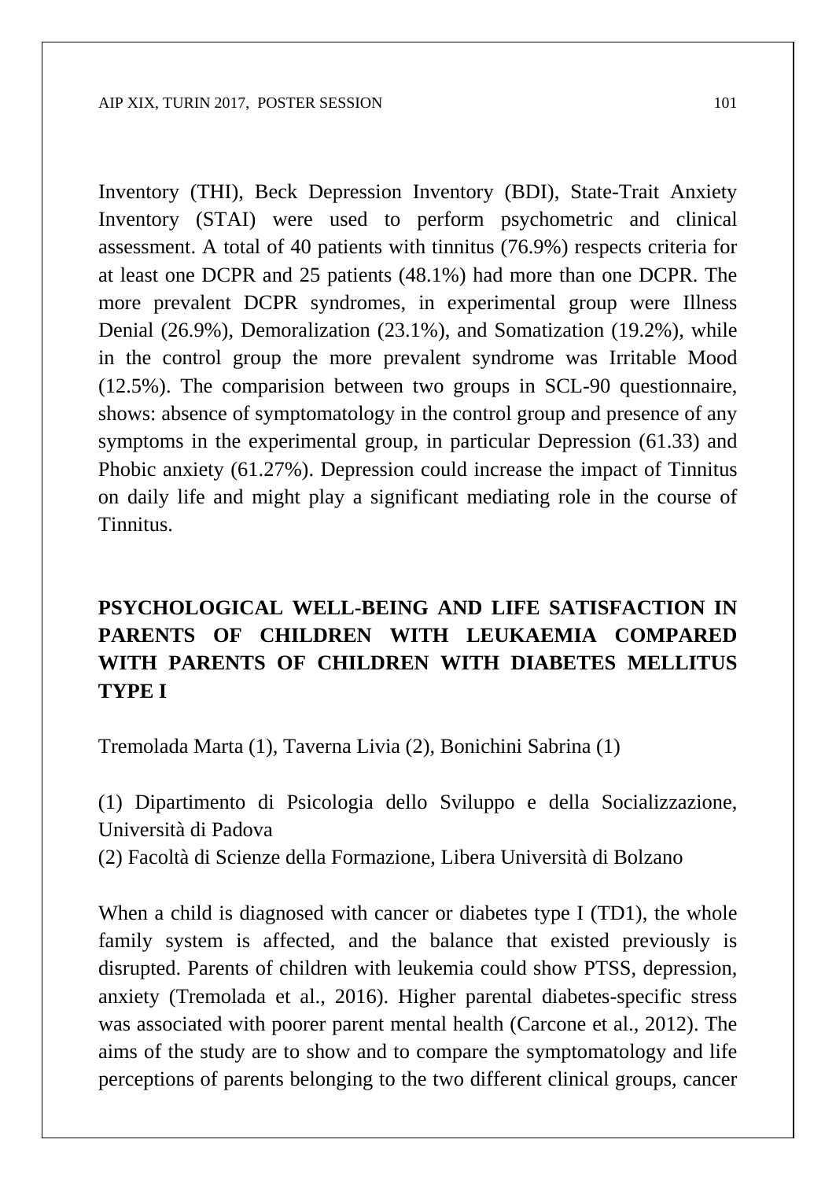Inventory (THI), Beck Depression Inventory (BDI), State-Trait Anxiety Inventory (STAI) were used to perform psychometric and clinical assessment. A total of 40 patients with tinnitus (76.9%) respects criteria for at least one DCPR and 25 patients (48.1%) had more than one DCPR. The more prevalent DCPR syndromes, in experimental group were Illness Denial (26.9%), Demoralization (23.1%), and Somatization (19.2%), while in the control group the more prevalent syndrome was Irritable Mood (12.5%). The comparision between two groups in SCL-90 questionnaire, shows: absence of symptomatology in the control group and presence of any symptoms in the experimental group, in particular Depression (61.33) and Phobic anxiety (61.27%). Depression could increase the impact of Tinnitus on daily life and might play a significant mediating role in the course of Tinnitus.

## PSYCHOLOGICAL WELL-BEING AND LIFE SATISFACTION IN PARENTS OF CHILDREN WITH LEUKAEMIA COMPARED WITH PARENTS OF CHILDREN WITH DIABETES MELLITUS TYPE I

Tremolada Marta (1), Taverna Livia (2), Bonichini Sabrina (1)

(1) Dipartimento di Psicologia dello Sviluppo e della Socializzazione, Università di Padova
(2) Facoltà di Scienze della Formazione, Libera Università di Bolzano

When a child is diagnosed with cancer or diabetes type I (TD1), the whole family system is affected, and the balance that existed previously is disrupted. Parents of children with leukemia could show PTSS, depression, anxiety (Tremolada et al., 2016). Higher parental diabetes-specific stress was associated with poorer parent mental health (Carcone et al., 2012). The aims of the study are to show and to compare the symptomatology and life perceptions of parents belonging to the two different clinical groups, cancer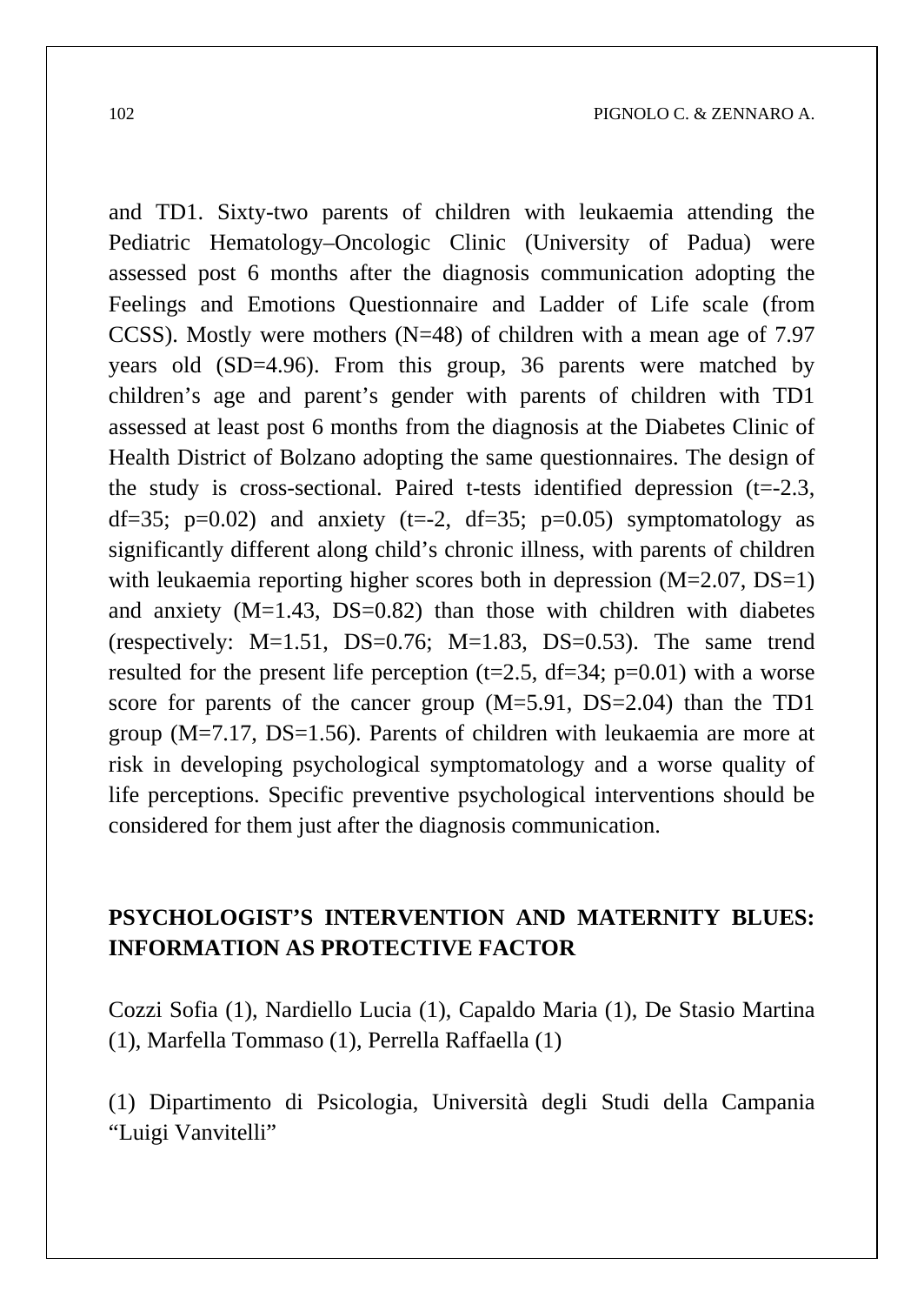and TD1. Sixty-two parents of children with leukaemia attending the Pediatric Hematology–Oncologic Clinic (University of Padua) were assessed post 6 months after the diagnosis communication adopting the Feelings and Emotions Questionnaire and Ladder of Life scale (from CCSS). Mostly were mothers (N=48) of children with a mean age of 7.97 years old (SD=4.96). From this group, 36 parents were matched by children's age and parent's gender with parents of children with TD1 assessed at least post 6 months from the diagnosis at the Diabetes Clinic of Health District of Bolzano adopting the same questionnaires. The design of the study is cross-sectional. Paired t-tests identified depression ($t=-2.3$, $df=35$; $p=0.02$) and anxiety ($t=-2$, $df=35$; $p=0.05$) symptomatology as significantly different along child's chronic illness, with parents of children with leukaemia reporting higher scores both in depression (M=2.07, DS=1) and anxiety (M=1.43, DS=0.82) than those with children with diabetes (respectively: M=1.51, DS=0.76; M=1.83, DS=0.53). The same trend resulted for the present life perception ($t=2.5$, $df=34$; $p=0.01$) with a worse score for parents of the cancer group (M=5.91, DS=2.04) than the TD1 group (M=7.17, DS=1.56). Parents of children with leukaemia are more at risk in developing psychological symptomatology and a worse quality of life perceptions. Specific preventive psychological interventions should be considered for them just after the diagnosis communication.

## PSYCHOLOGIST'S INTERVENTION AND MATERNITY BLUES: INFORMATION AS PROTECTIVE FACTOR

Cozzi Sofia (1), Nardiello Lucia (1), Capaldo Maria (1), De Stasio Martina (1), Marfella Tommaso (1), Perrella Raffaella (1)

(1) Dipartimento di Psicologia, Università degli Studi della Campania "Luigi Vanvitelli"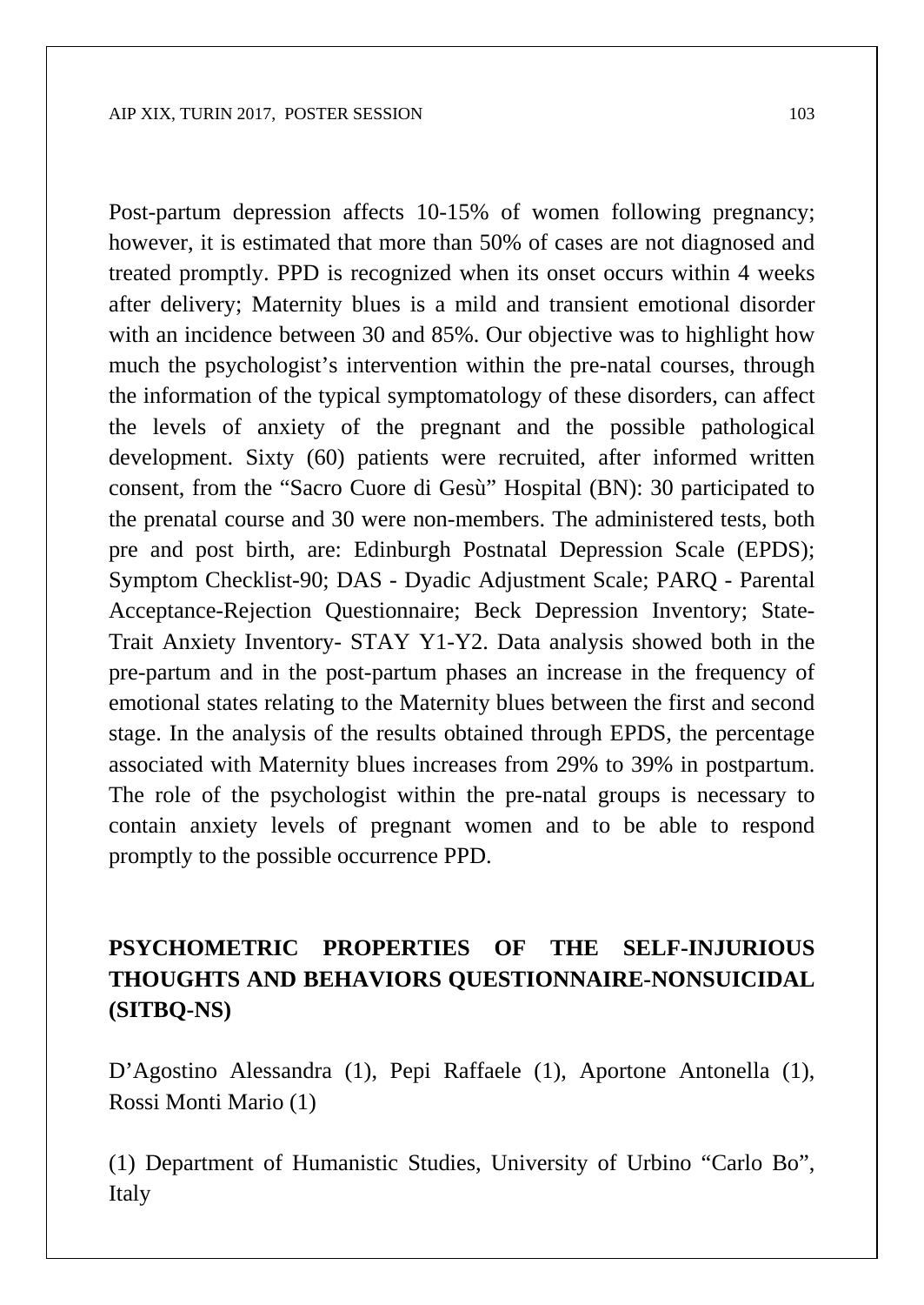Post-partum depression affects 10-15% of women following pregnancy; however, it is estimated that more than 50% of cases are not diagnosed and treated promptly. PPD is recognized when its onset occurs within 4 weeks after delivery; Maternity blues is a mild and transient emotional disorder with an incidence between 30 and 85%. Our objective was to highlight how much the psychologist's intervention within the pre-natal courses, through the information of the typical symptomatology of these disorders, can affect the levels of anxiety of the pregnant and the possible pathological development. Sixty (60) patients were recruited, after informed written consent, from the "Sacro Cuore di Gesù" Hospital (BN): 30 participated to the prenatal course and 30 were non-members. The administered tests, both pre and post birth, are: Edinburgh Postnatal Depression Scale (EPDS); Symptom Checklist-90; DAS - Dyadic Adjustment Scale; PARQ - Parental Acceptance-Rejection Questionnaire; Beck Depression Inventory; State-Trait Anxiety Inventory- STAY Y1-Y2. Data analysis showed both in the pre-partum and in the post-partum phases an increase in the frequency of emotional states relating to the Maternity blues between the first and second stage. In the analysis of the results obtained through EPDS, the percentage associated with Maternity blues increases from 29% to 39% in postpartum. The role of the psychologist within the pre-natal groups is necessary to contain anxiety levels of pregnant women and to be able to respond promptly to the possible occurrence PPD.

## PSYCHOMETRIC PROPERTIES OF THE SELF-INJURIOUS THOUGHTS AND BEHAVIORS QUESTIONNAIRE-NONSUICIDAL (SITBQ-NS)

D'Agostino Alessandra (1), Pepi Raffaele (1), Aportone Antonella (1), Rossi Monti Mario (1)

(1) Department of Humanistic Studies, University of Urbino "Carlo Bo", Italy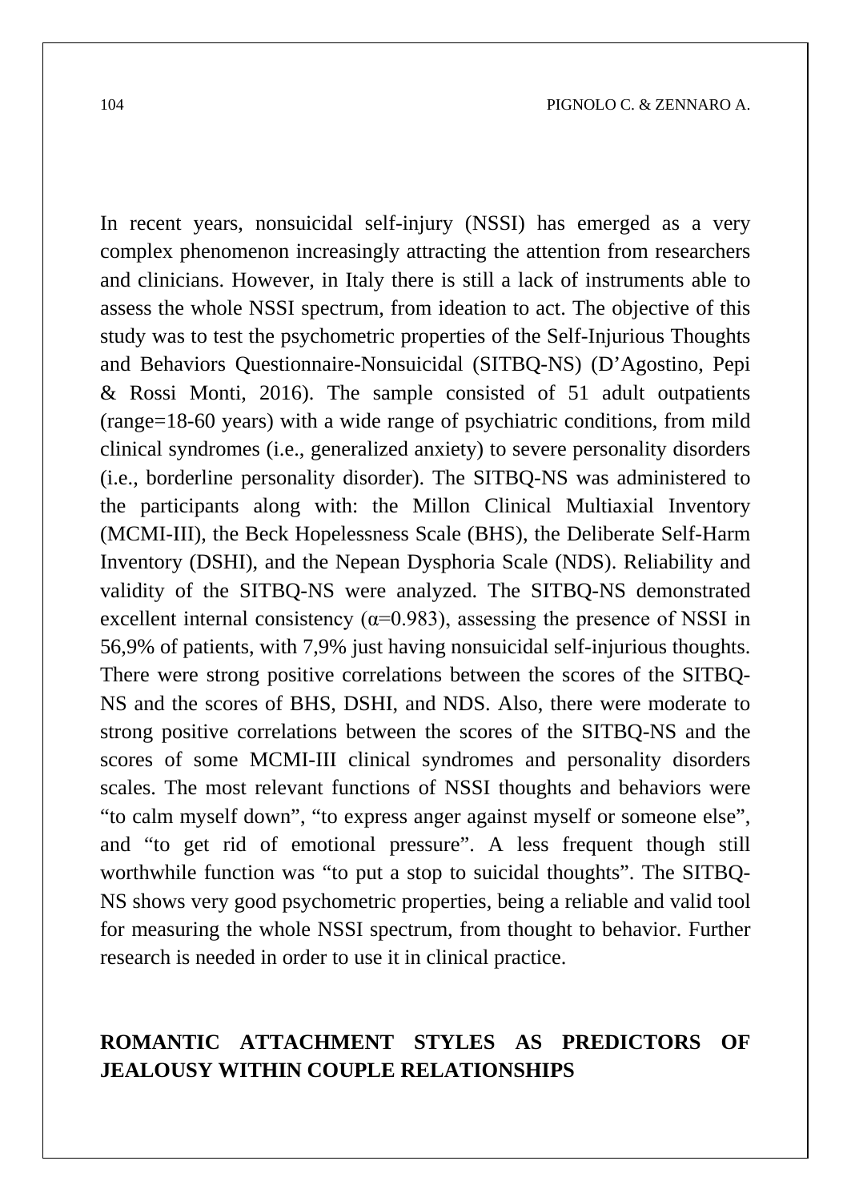In recent years, nonsuicidal self-injury (NSSI) has emerged as a very complex phenomenon increasingly attracting the attention from researchers and clinicians. However, in Italy there is still a lack of instruments able to assess the whole NSSI spectrum, from ideation to act. The objective of this study was to test the psychometric properties of the Self-Injurious Thoughts and Behaviors Questionnaire-Nonsuicidal (SITBQ-NS) (D'Agostino, Pepi & Rossi Monti, 2016). The sample consisted of 51 adult outpatients (range=18-60 years) with a wide range of psychiatric conditions, from mild clinical syndromes (i.e., generalized anxiety) to severe personality disorders (i.e., borderline personality disorder). The SITBQ-NS was administered to the participants along with: the Millon Clinical Multiaxial Inventory (MCMI-III), the Beck Hopelessness Scale (BHS), the Deliberate Self-Harm Inventory (DSHI), and the Nepean Dysphoria Scale (NDS). Reliability and validity of the SITBQ-NS were analyzed. The SITBQ-NS demonstrated excellent internal consistency ($\alpha$=0.983), assessing the presence of NSSI in 56,9% of patients, with 7,9% just having nonsuicidal self-injurious thoughts. There were strong positive correlations between the scores of the SITBQ-NS and the scores of BHS, DSHI, and NDS. Also, there were moderate to strong positive correlations between the scores of the SITBQ-NS and the scores of some MCMI-III clinical syndromes and personality disorders scales. The most relevant functions of NSSI thoughts and behaviors were "to calm myself down", "to express anger against myself or someone else", and "to get rid of emotional pressure". A less frequent though still worthwhile function was "to put a stop to suicidal thoughts". The SITBQ-NS shows very good psychometric properties, being a reliable and valid tool for measuring the whole NSSI spectrum, from thought to behavior. Further research is needed in order to use it in clinical practice.

## ROMANTIC ATTACHMENT STYLES AS PREDICTORS OF JEALOUSY WITHIN COUPLE RELATIONSHIPS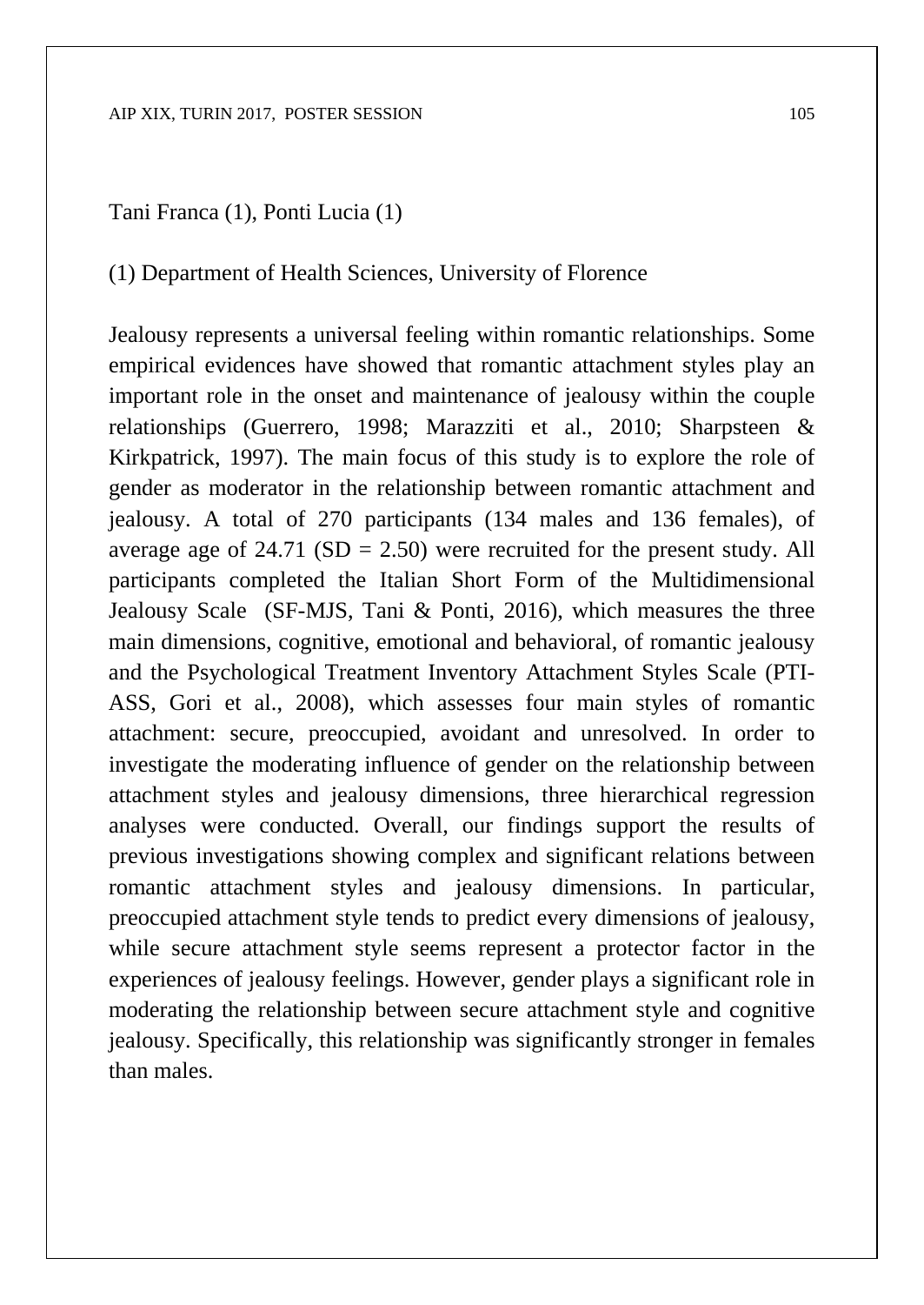Tani Franca (1), Ponti Lucia (1)

(1) Department of Health Sciences, University of Florence

Jealousy represents a universal feeling within romantic relationships. Some empirical evidences have showed that romantic attachment styles play an important role in the onset and maintenance of jealousy within the couple relationships (Guerrero, 1998; Marazziti et al., 2010; Sharpsteen & Kirkpatrick, 1997). The main focus of this study is to explore the role of gender as moderator in the relationship between romantic attachment and jealousy. A total of 270 participants (134 males and 136 females), of average age of 24.71 (SD = 2.50) were recruited for the present study. All participants completed the Italian Short Form of the Multidimensional Jealousy Scale (SF-MJS, Tani & Ponti, 2016), which measures the three main dimensions, cognitive, emotional and behavioral, of romantic jealousy and the Psychological Treatment Inventory Attachment Styles Scale (PTI-ASS, Gori et al., 2008), which assesses four main styles of romantic attachment: secure, preoccupied, avoidant and unresolved. In order to investigate the moderating influence of gender on the relationship between attachment styles and jealousy dimensions, three hierarchical regression analyses were conducted. Overall, our findings support the results of previous investigations showing complex and significant relations between romantic attachment styles and jealousy dimensions. In particular, preoccupied attachment style tends to predict every dimensions of jealousy, while secure attachment style seems represent a protector factor in the experiences of jealousy feelings. However, gender plays a significant role in moderating the relationship between secure attachment style and cognitive jealousy. Specifically, this relationship was significantly stronger in females than males.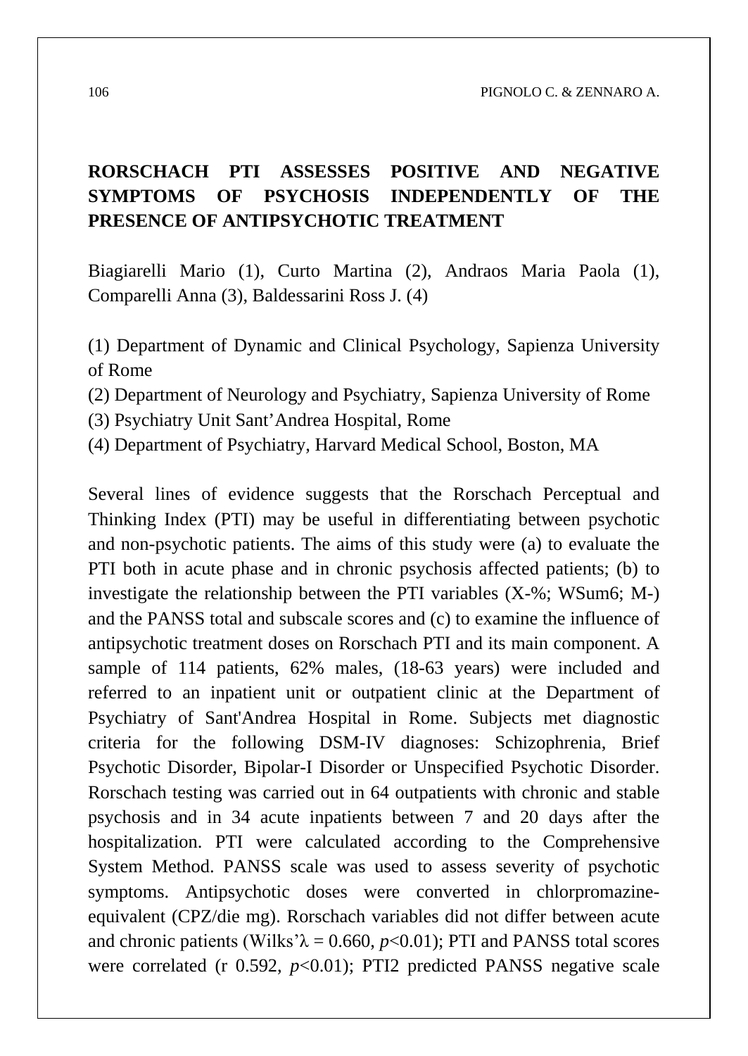## RORSCHACH PTI ASSESSES POSITIVE AND NEGATIVE SYMPTOMS OF PSYCHOSIS INDEPENDENTLY OF THE PRESENCE OF ANTIPSYCHOTIC TREATMENT

Biagiarelli Mario (1), Curto Martina (2), Andraos Maria Paola (1), Comparelli Anna (3), Baldessarini Ross J. (4)

(1) Department of Dynamic and Clinical Psychology, Sapienza University of Rome
(2) Department of Neurology and Psychiatry, Sapienza University of Rome
(3) Psychiatry Unit Sant'Andrea Hospital, Rome
(4) Department of Psychiatry, Harvard Medical School, Boston, MA

Several lines of evidence suggests that the Rorschach Perceptual and Thinking Index (PTI) may be useful in differentiating between psychotic and non-psychotic patients. The aims of this study were (a) to evaluate the PTI both in acute phase and in chronic psychosis affected patients; (b) to investigate the relationship between the PTI variables (X-%; WSum6; M-) and the PANSS total and subscale scores and (c) to examine the influence of antipsychotic treatment doses on Rorschach PTI and its main component. A sample of 114 patients, 62% males, (18-63 years) were included and referred to an inpatient unit or outpatient clinic at the Department of Psychiatry of Sant'Andrea Hospital in Rome. Subjects met diagnostic criteria for the following DSM-IV diagnoses: Schizophrenia, Brief Psychotic Disorder, Bipolar-I Disorder or Unspecified Psychotic Disorder. Rorschach testing was carried out in 64 outpatients with chronic and stable psychosis and in 34 acute inpatients between 7 and 20 days after the hospitalization. PTI were calculated according to the Comprehensive System Method. PANSS scale was used to assess severity of psychotic symptoms. Antipsychotic doses were converted in chlorpromazine-equivalent (CPZ/die mg). Rorschach variables did not differ between acute and chronic patients (Wilks'$\lambda = 0.660$, $p<0.01$); PTI and PANSS total scores were correlated (r 0.592, $p<0.01$); PTI2 predicted PANSS negative scale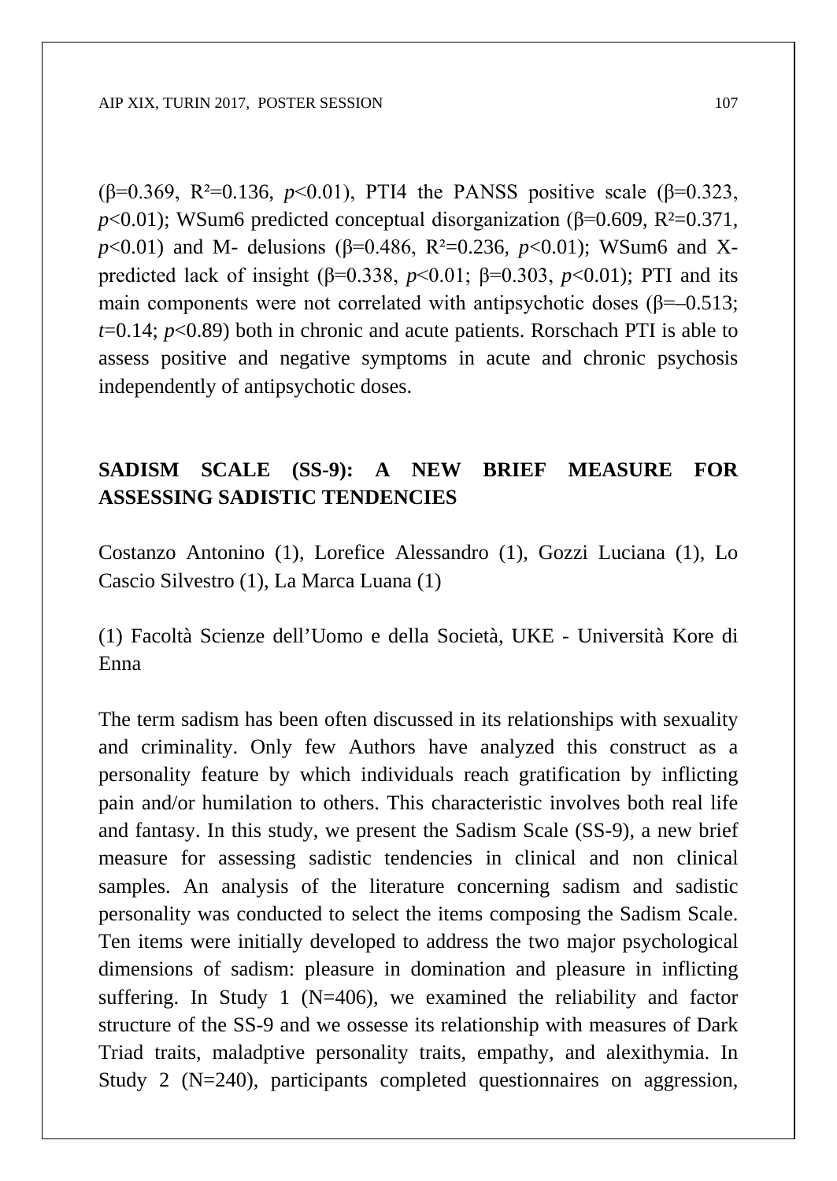($\beta$=0.369, $R^2$=0.136, $p$<0.01), PTI4 the PANSS positive scale ($\beta$=0.323, $p$<0.01); WSum6 predicted conceptual disorganization ($\beta$=0.609, $R^2$=0.371, $p$<0.01) and M- delusions ($\beta$=0.486, $R^2$=0.236, $p$<0.01); WSum6 and X- predicted lack of insight ($\beta$=0.338, $p$<0.01; $\beta$=0.303, $p$<0.01); PTI and its main components were not correlated with antipsychotic doses ($\beta$=–0.513; $t$=0.14; $p$<0.89) both in chronic and acute patients. Rorschach PTI is able to assess positive and negative symptoms in acute and chronic psychosis independently of antipsychotic doses.

## SADISM SCALE (SS-9): A NEW BRIEF MEASURE FOR ASSESSING SADISTIC TENDENCIES

Costanzo Antonino (1), Lorefice Alessandro (1), Gozzi Luciana (1), Lo Cascio Silvestro (1), La Marca Luana (1)

(1) Facoltà Scienze dell'Uomo e della Società, UKE - Università Kore di Enna

The term sadism has been often discussed in its relationships with sexuality and criminality. Only few Authors have analyzed this construct as a personality feature by which individuals reach gratification by inflicting pain and/or humilation to others. This characteristic involves both real life and fantasy. In this study, we present the Sadism Scale (SS-9), a new brief measure for assessing sadistic tendencies in clinical and non clinical samples. An analysis of the literature concerning sadism and sadistic personality was conducted to select the items composing the Sadism Scale. Ten items were initially developed to address the two major psychological dimensions of sadism: pleasure in domination and pleasure in inflicting suffering. In Study 1 (N=406), we examined the reliability and factor structure of the SS-9 and we ossesse its relationship with measures of Dark Triad traits, maladptive personality traits, empathy, and alexithymia. In Study 2 (N=240), participants completed questionnaires on aggression,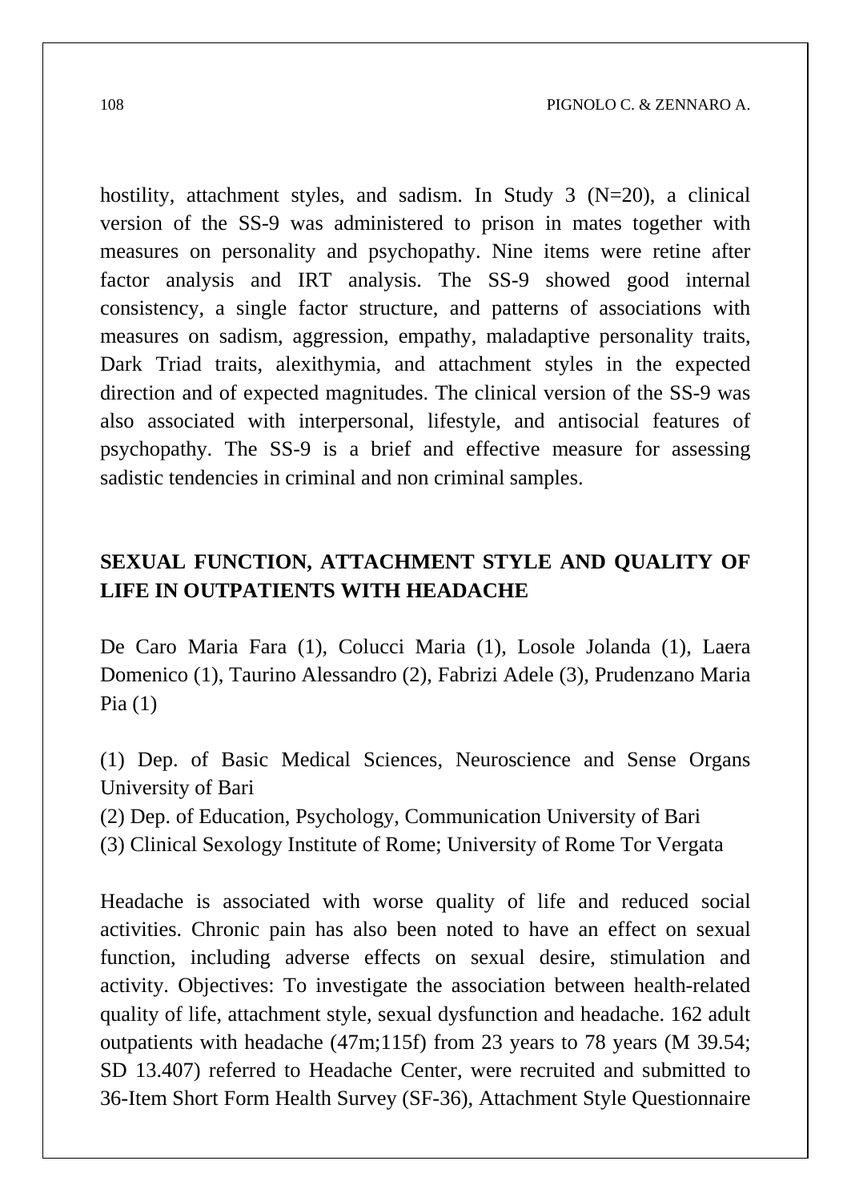hostility, attachment styles, and sadism. In Study 3 (N=20), a clinical version of the SS-9 was administered to prison in mates together with measures on personality and psychopathy. Nine items were retine after factor analysis and IRT analysis. The SS-9 showed good internal consistency, a single factor structure, and patterns of associations with measures on sadism, aggression, empathy, maladaptive personality traits, Dark Triad traits, alexithymia, and attachment styles in the expected direction and of expected magnitudes. The clinical version of the SS-9 was also associated with interpersonal, lifestyle, and antisocial features of psychopathy. The SS-9 is a brief and effective measure for assessing sadistic tendencies in criminal and non criminal samples.

## SEXUAL FUNCTION, ATTACHMENT STYLE AND QUALITY OF LIFE IN OUTPATIENTS WITH HEADACHE

De Caro Maria Fara (1), Colucci Maria (1), Losole Jolanda (1), Laera Domenico (1), Taurino Alessandro (2), Fabrizi Adele (3), Prudenzano Maria Pia (1)

(1) Dep. of Basic Medical Sciences, Neuroscience and Sense Organs University of Bari

(2) Dep. of Education, Psychology, Communication University of Bari

(3) Clinical Sexology Institute of Rome; University of Rome Tor Vergata

Headache is associated with worse quality of life and reduced social activities. Chronic pain has also been noted to have an effect on sexual function, including adverse effects on sexual desire, stimulation and activity. Objectives: To investigate the association between health-related quality of life, attachment style, sexual dysfunction and headache. 162 adult outpatients with headache (47m;115f) from 23 years to 78 years (M 39.54; SD 13.407) referred to Headache Center, were recruited and submitted to 36-Item Short Form Health Survey (SF-36), Attachment Style Questionnaire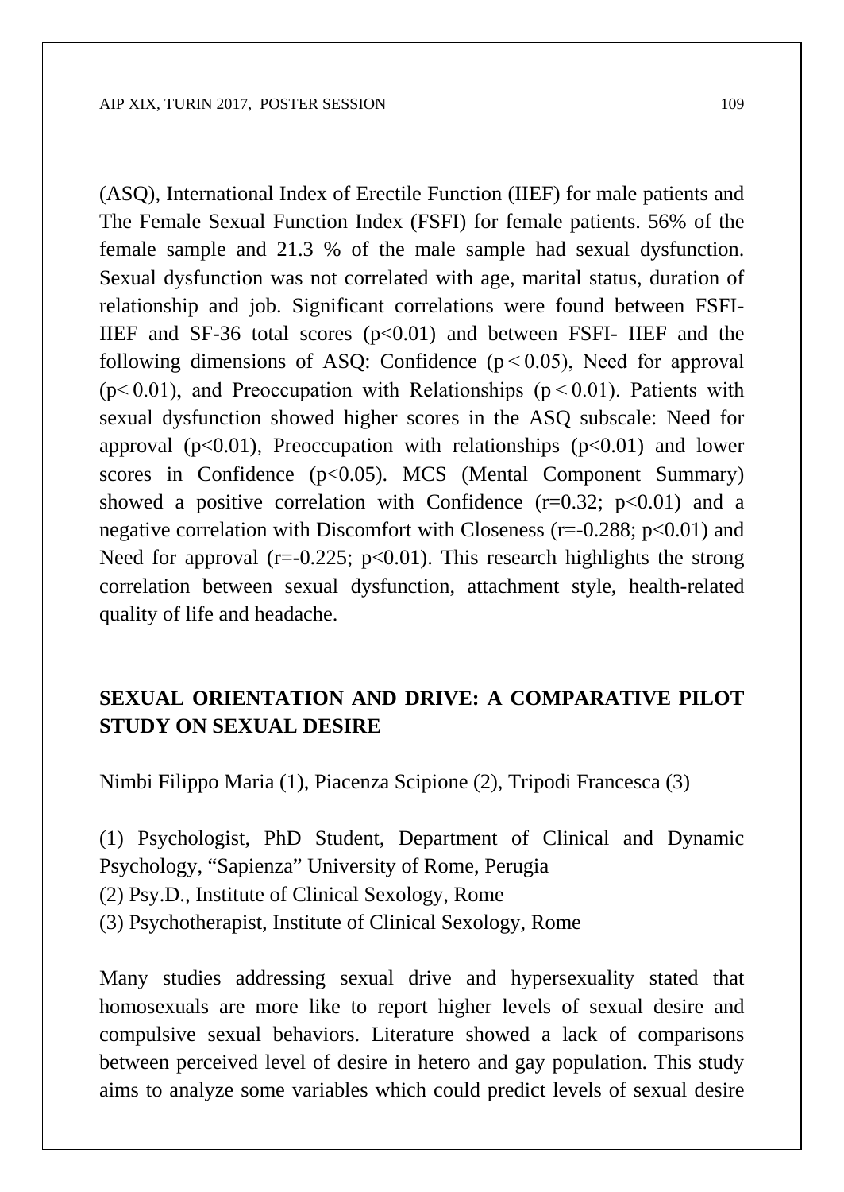(ASQ), International Index of Erectile Function (IIEF) for male patients and The Female Sexual Function Index (FSFI) for female patients. 56% of the female sample and 21.3 % of the male sample had sexual dysfunction. Sexual dysfunction was not correlated with age, marital status, duration of relationship and job. Significant correlations were found between FSFI-IIEF and SF-36 total scores ($p<0.01$) and between FSFI- IIEF and the following dimensions of ASQ: Confidence ($p < 0.05$), Need for approval ($p< 0.01$), and Preoccupation with Relationships ($p < 0.01$). Patients with sexual dysfunction showed higher scores in the ASQ subscale: Need for approval ($p<0.01$), Preoccupation with relationships ($p<0.01$) and lower scores in Confidence ($p<0.05$). MCS (Mental Component Summary) showed a positive correlation with Confidence ($r=0.32$; $p<0.01$) and a negative correlation with Discomfort with Closeness ($r=-0.288$; $p<0.01$) and Need for approval ($r=-0.225$; $p<0.01$). This research highlights the strong correlation between sexual dysfunction, attachment style, health-related quality of life and headache.

## SEXUAL ORIENTATION AND DRIVE: A COMPARATIVE PILOT STUDY ON SEXUAL DESIRE

Nimbi Filippo Maria (1), Piacenza Scipione (2), Tripodi Francesca (3)

(1) Psychologist, PhD Student, Department of Clinical and Dynamic Psychology, "Sapienza" University of Rome, Perugia
(2) Psy.D., Institute of Clinical Sexology, Rome
(3) Psychotherapist, Institute of Clinical Sexology, Rome

Many studies addressing sexual drive and hypersexuality stated that homosexuals are more like to report higher levels of sexual desire and compulsive sexual behaviors. Literature showed a lack of comparisons between perceived level of desire in hetero and gay population. This study aims to analyze some variables which could predict levels of sexual desire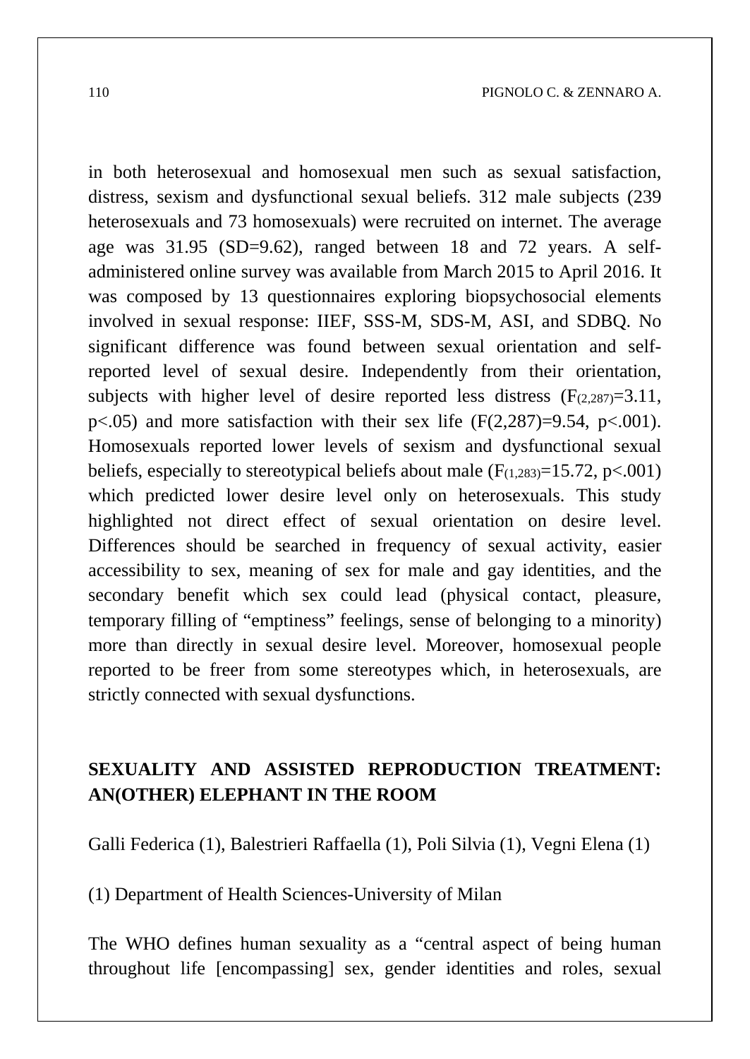in both heterosexual and homosexual men such as sexual satisfaction, distress, sexism and dysfunctional sexual beliefs. 312 male subjects (239 heterosexuals and 73 homosexuals) were recruited on internet. The average age was 31.95 (SD=9.62), ranged between 18 and 72 years. A self-administered online survey was available from March 2015 to April 2016. It was composed by 13 questionnaires exploring biopsychosocial elements involved in sexual response: IIEF, SSS-M, SDS-M, ASI, and SDBQ. No significant difference was found between sexual orientation and self-reported level of sexual desire. Independently from their orientation, subjects with higher level of desire reported less distress ($F_{(2,287)}=3.11$, $p<.05$) and more satisfaction with their sex life ($F(2,287)=9.54$, $p<.001$). Homosexuals reported lower levels of sexism and dysfunctional sexual beliefs, especially to stereotypical beliefs about male ($F_{(1,283)}=15.72$, $p<.001$) which predicted lower desire level only on heterosexuals. This study highlighted not direct effect of sexual orientation on desire level. Differences should be searched in frequency of sexual activity, easier accessibility to sex, meaning of sex for male and gay identities, and the secondary benefit which sex could lead (physical contact, pleasure, temporary filling of "emptiness" feelings, sense of belonging to a minority) more than directly in sexual desire level. Moreover, homosexual people reported to be freer from some stereotypes which, in heterosexuals, are strictly connected with sexual dysfunctions.

## SEXUALITY AND ASSISTED REPRODUCTION TREATMENT: AN(OTHER) ELEPHANT IN THE ROOM

Galli Federica (1), Balestrieri Raffaella (1), Poli Silvia (1), Vegni Elena (1)

(1) Department of Health Sciences-University of Milan

The WHO defines human sexuality as a "central aspect of being human throughout life [encompassing] sex, gender identities and roles, sexual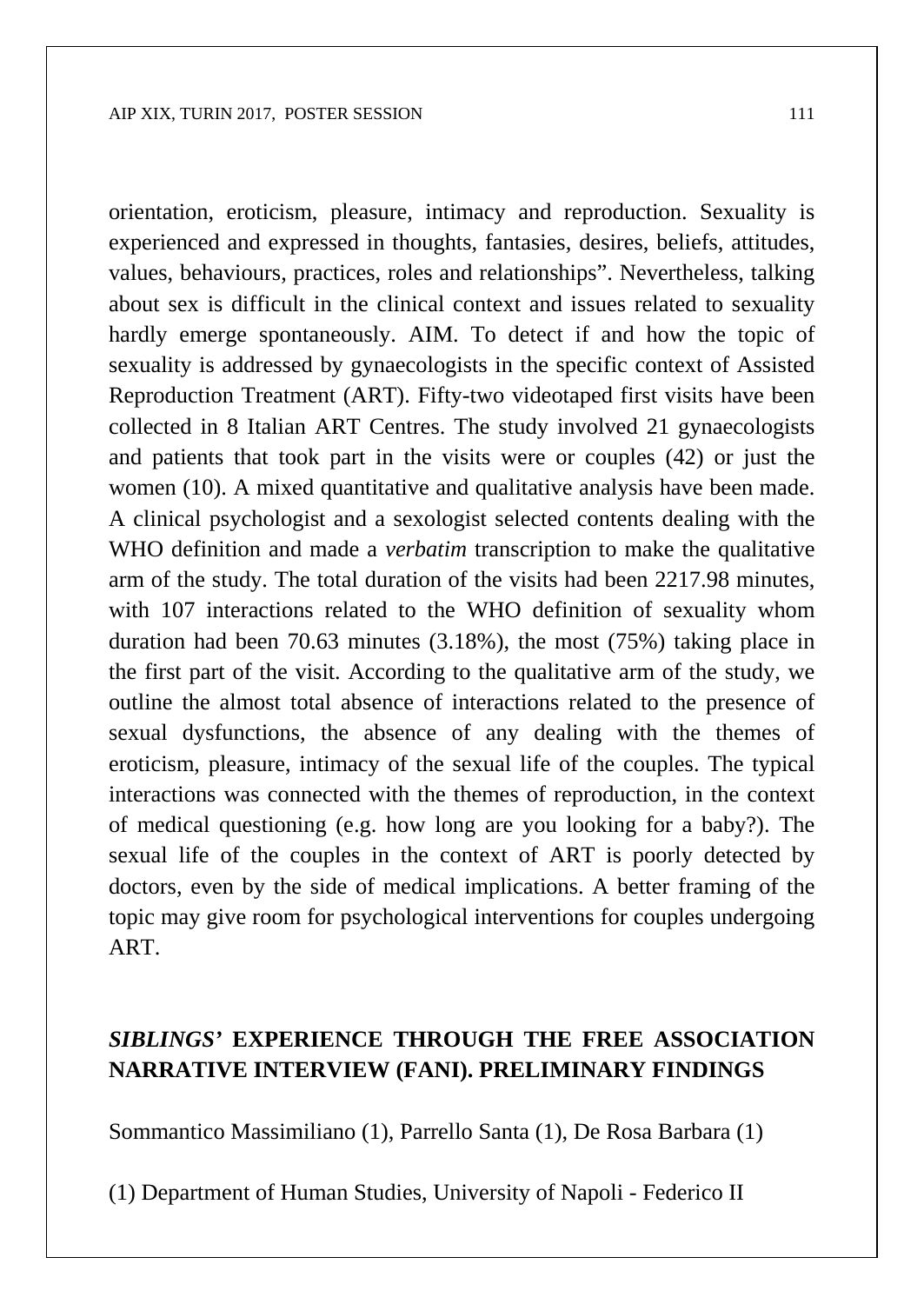orientation, eroticism, pleasure, intimacy and reproduction. Sexuality is experienced and expressed in thoughts, fantasies, desires, beliefs, attitudes, values, behaviours, practices, roles and relationships". Nevertheless, talking about sex is difficult in the clinical context and issues related to sexuality hardly emerge spontaneously. AIM. To detect if and how the topic of sexuality is addressed by gynaecologists in the specific context of Assisted Reproduction Treatment (ART). Fifty-two videotaped first visits have been collected in 8 Italian ART Centres. The study involved 21 gynaecologists and patients that took part in the visits were or couples (42) or just the women (10). A mixed quantitative and qualitative analysis have been made. A clinical psychologist and a sexologist selected contents dealing with the WHO definition and made a *verbatim* transcription to make the qualitative arm of the study. The total duration of the visits had been 2217.98 minutes, with 107 interactions related to the WHO definition of sexuality whom duration had been 70.63 minutes (3.18%), the most (75%) taking place in the first part of the visit. According to the qualitative arm of the study, we outline the almost total absence of interactions related to the presence of sexual dysfunctions, the absence of any dealing with the themes of eroticism, pleasure, intimacy of the sexual life of the couples. The typical interactions was connected with the themes of reproduction, in the context of medical questioning (e.g. how long are you looking for a baby?). The sexual life of the couples in the context of ART is poorly detected by doctors, even by the side of medical implications. A better framing of the topic may give room for psychological interventions for couples undergoing ART.

## *SIBLINGS'* EXPERIENCE THROUGH THE FREE ASSOCIATION NARRATIVE INTERVIEW (FANI). PRELIMINARY FINDINGS

Sommantico Massimiliano (1), Parrello Santa (1), De Rosa Barbara (1)

(1) Department of Human Studies, University of Napoli - Federico II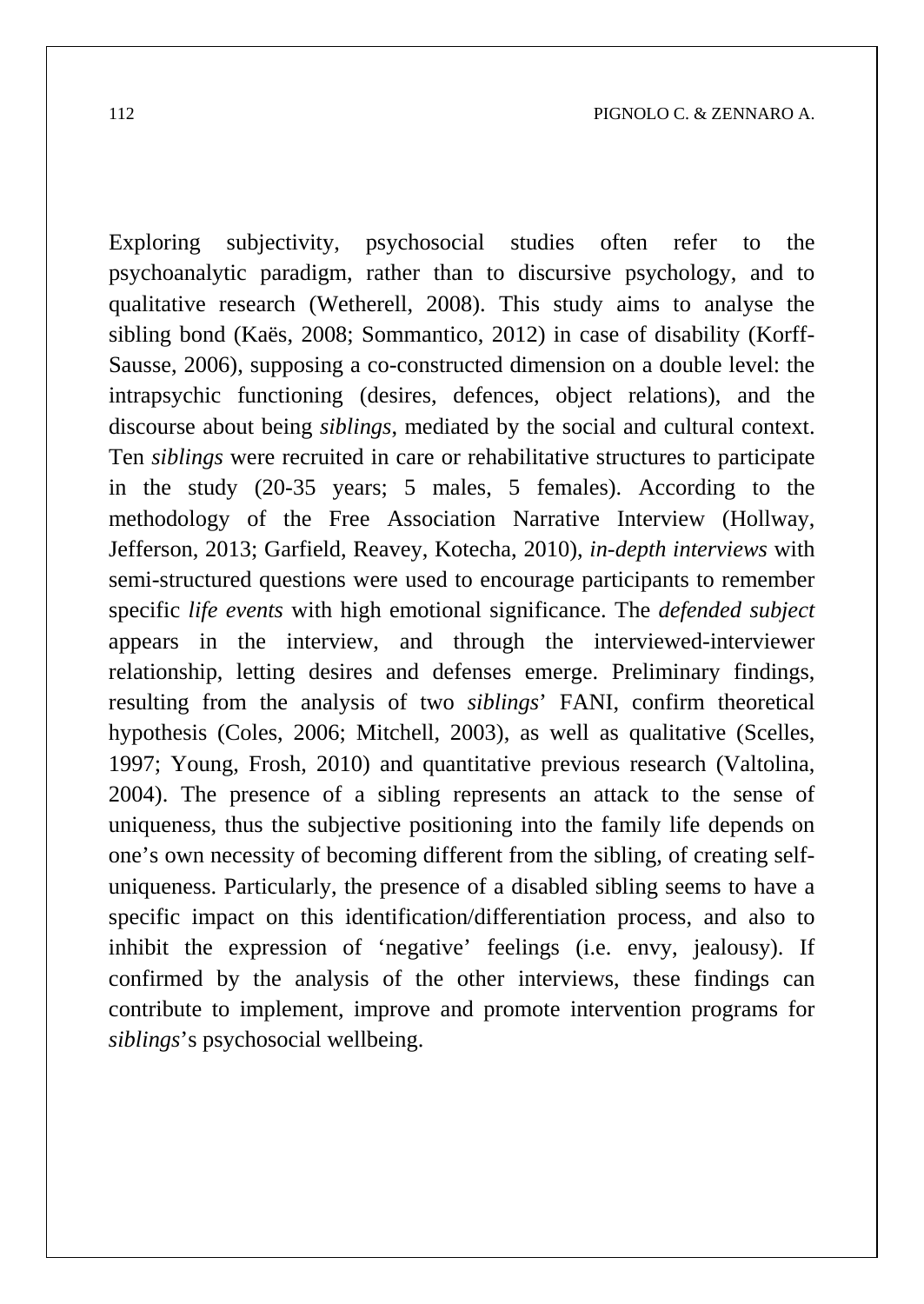Exploring subjectivity, psychosocial studies often refer to the psychoanalytic paradigm, rather than to discursive psychology, and to qualitative research (Wetherell, 2008). This study aims to analyse the sibling bond (Kaës, 2008; Sommantico, 2012) in case of disability (Korff-Sausse, 2006), supposing a co-constructed dimension on a double level: the intrapsychic functioning (desires, defences, object relations), and the discourse about being *siblings*, mediated by the social and cultural context. Ten *siblings* were recruited in care or rehabilitative structures to participate in the study (20-35 years; 5 males, 5 females). According to the methodology of the Free Association Narrative Interview (Hollway, Jefferson, 2013; Garfield, Reavey, Kotecha, 2010), *in-depth interviews* with semi-structured questions were used to encourage participants to remember specific *life events* with high emotional significance. The *defended subject* appears in the interview, and through the interviewed-interviewer relationship, letting desires and defenses emerge. Preliminary findings, resulting from the analysis of two *siblings*' FANI, confirm theoretical hypothesis (Coles, 2006; Mitchell, 2003), as well as qualitative (Scelles, 1997; Young, Frosh, 2010) and quantitative previous research (Valtolina, 2004). The presence of a sibling represents an attack to the sense of uniqueness, thus the subjective positioning into the family life depends on one's own necessity of becoming different from the sibling, of creating self-uniqueness. Particularly, the presence of a disabled sibling seems to have a specific impact on this identification/differentiation process, and also to inhibit the expression of 'negative' feelings (i.e. envy, jealousy). If confirmed by the analysis of the other interviews, these findings can contribute to implement, improve and promote intervention programs for *siblings*'s psychosocial wellbeing.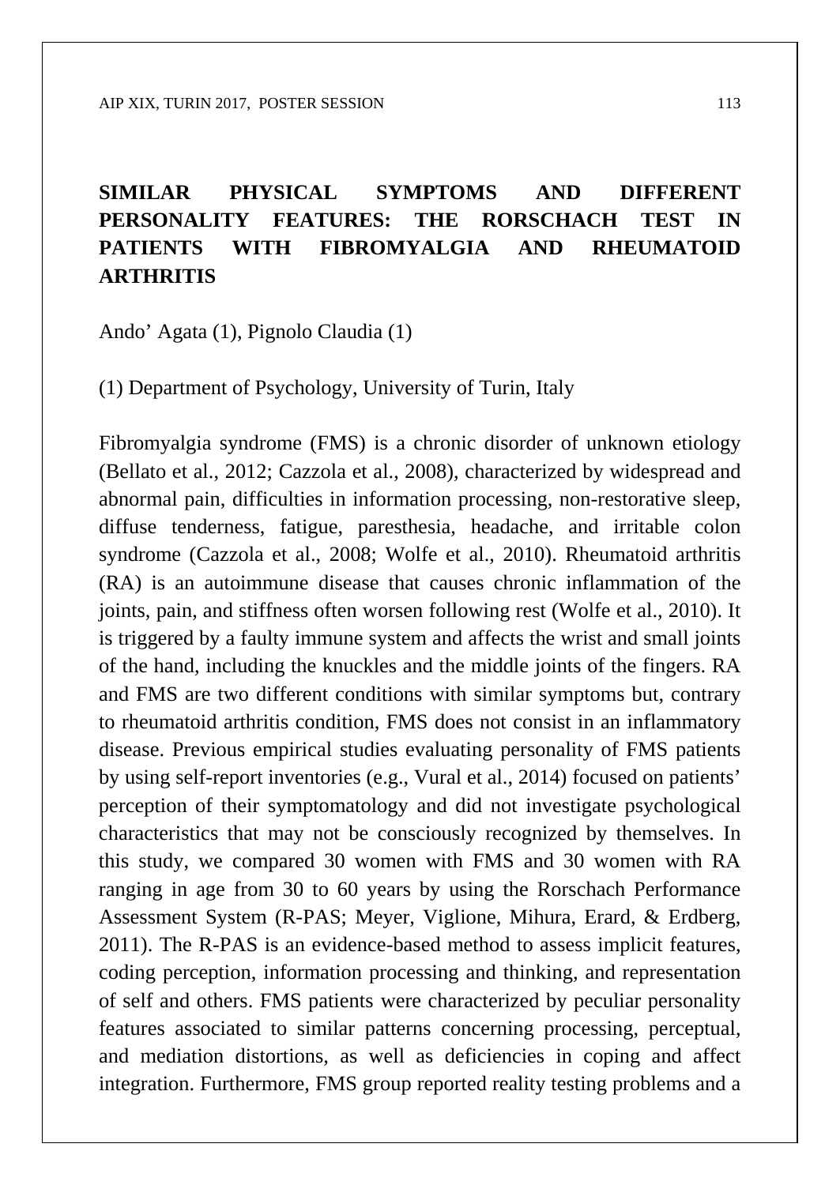# SIMILAR PHYSICAL SYMPTOMS AND DIFFERENT PERSONALITY FEATURES: THE RORSCHACH TEST IN PATIENTS WITH FIBROMYALGIA AND RHEUMATOID ARTHRITIS

Ando’ Agata (1), Pignolo Claudia (1)

(1) Department of Psychology, University of Turin, Italy

Fibromyalgia syndrome (FMS) is a chronic disorder of unknown etiology (Bellato et al., 2012; Cazzola et al., 2008), characterized by widespread and abnormal pain, difficulties in information processing, non-restorative sleep, diffuse tenderness, fatigue, paresthesia, headache, and irritable colon syndrome (Cazzola et al., 2008; Wolfe et al., 2010). Rheumatoid arthritis (RA) is an autoimmune disease that causes chronic inflammation of the joints, pain, and stiffness often worsen following rest (Wolfe et al., 2010). It is triggered by a faulty immune system and affects the wrist and small joints of the hand, including the knuckles and the middle joints of the fingers. RA and FMS are two different conditions with similar symptoms but, contrary to rheumatoid arthritis condition, FMS does not consist in an inflammatory disease. Previous empirical studies evaluating personality of FMS patients by using self-report inventories (e.g., Vural et al., 2014) focused on patients’ perception of their symptomatology and did not investigate psychological characteristics that may not be consciously recognized by themselves. In this study, we compared 30 women with FMS and 30 women with RA ranging in age from 30 to 60 years by using the Rorschach Performance Assessment System (R-PAS; Meyer, Viglione, Mihura, Erard, & Erdberg, 2011). The R-PAS is an evidence-based method to assess implicit features, coding perception, information processing and thinking, and representation of self and others. FMS patients were characterized by peculiar personality features associated to similar patterns concerning processing, perceptual, and mediation distortions, as well as deficiencies in coping and affect integration. Furthermore, FMS group reported reality testing problems and a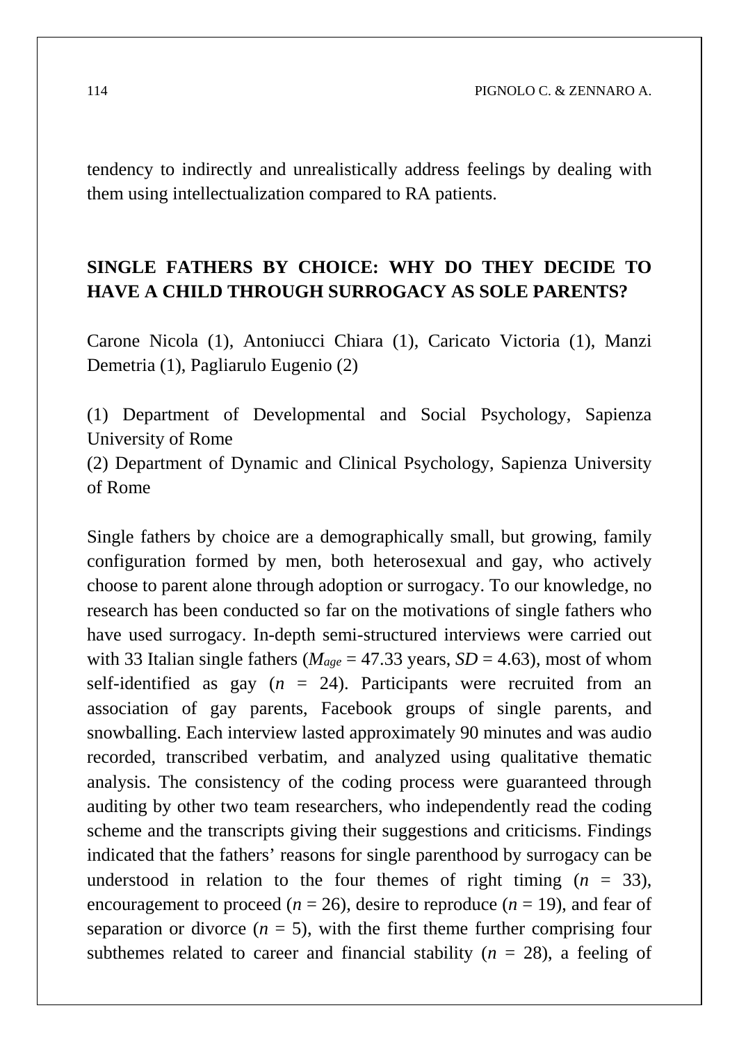tendency to indirectly and unrealistically address feelings by dealing with them using intellectualization compared to RA patients.

## SINGLE FATHERS BY CHOICE: WHY DO THEY DECIDE TO HAVE A CHILD THROUGH SURROGACY AS SOLE PARENTS?

Carone Nicola (1), Antoniucci Chiara (1), Caricato Victoria (1), Manzi Demetria (1), Pagliarulo Eugenio (2)

(1) Department of Developmental and Social Psychology, Sapienza University of Rome
(2) Department of Dynamic and Clinical Psychology, Sapienza University of Rome

Single fathers by choice are a demographically small, but growing, family configuration formed by men, both heterosexual and gay, who actively choose to parent alone through adoption or surrogacy. To our knowledge, no research has been conducted so far on the motivations of single fathers who have used surrogacy. In-depth semi-structured interviews were carried out with 33 Italian single fathers ($M_{age}$ = 47.33 years, $SD$ = 4.63), most of whom self-identified as gay ($n$ = 24). Participants were recruited from an association of gay parents, Facebook groups of single parents, and snowballing. Each interview lasted approximately 90 minutes and was audio recorded, transcribed verbatim, and analyzed using qualitative thematic analysis. The consistency of the coding process were guaranteed through auditing by other two team researchers, who independently read the coding scheme and the transcripts giving their suggestions and criticisms. Findings indicated that the fathers' reasons for single parenthood by surrogacy can be understood in relation to the four themes of right timing ($n$ = 33), encouragement to proceed ($n$ = 26), desire to reproduce ($n$ = 19), and fear of separation or divorce ($n$ = 5), with the first theme further comprising four subthemes related to career and financial stability ($n$ = 28), a feeling of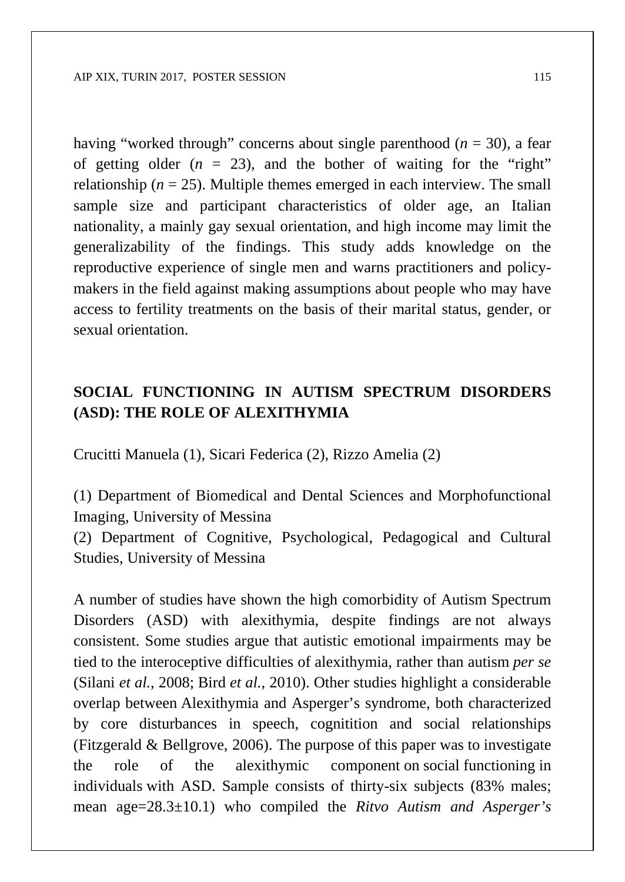having "worked through" concerns about single parenthood ($n$ = 30), a fear of getting older ($n$ = 23), and the bother of waiting for the "right" relationship ($n$ = 25). Multiple themes emerged in each interview. The small sample size and participant characteristics of older age, an Italian nationality, a mainly gay sexual orientation, and high income may limit the generalizability of the findings. This study adds knowledge on the reproductive experience of single men and warns practitioners and policy-makers in the field against making assumptions about people who may have access to fertility treatments on the basis of their marital status, gender, or sexual orientation.

## SOCIAL FUNCTIONING IN AUTISM SPECTRUM DISORDERS (ASD): THE ROLE OF ALEXITHYMIA

Crucitti Manuela (1), Sicari Federica (2), Rizzo Amelia (2)

(1) Department of Biomedical and Dental Sciences and Morphofunctional Imaging, University of Messina
(2) Department of Cognitive, Psychological, Pedagogical and Cultural Studies, University of Messina

A number of studies have shown the high comorbidity of Autism Spectrum Disorders (ASD) with alexithymia, despite findings are not always consistent. Some studies argue that autistic emotional impairments may be tied to the interoceptive difficulties of alexithymia, rather than autism *per se* (Silani *et al.*, 2008; Bird *et al.*, 2010). Other studies highlight a considerable overlap between Alexithymia and Asperger's syndrome, both characterized by core disturbances in speech, cognitition and social relationships (Fitzgerald & Bellgrove, 2006). The purpose of this paper was to investigate the role of the alexithymic component on social functioning in individuals with ASD. Sample consists of thirty-six subjects (83% males; mean age=28.3±10.1) who compiled the *Ritvo Autism and Asperger's*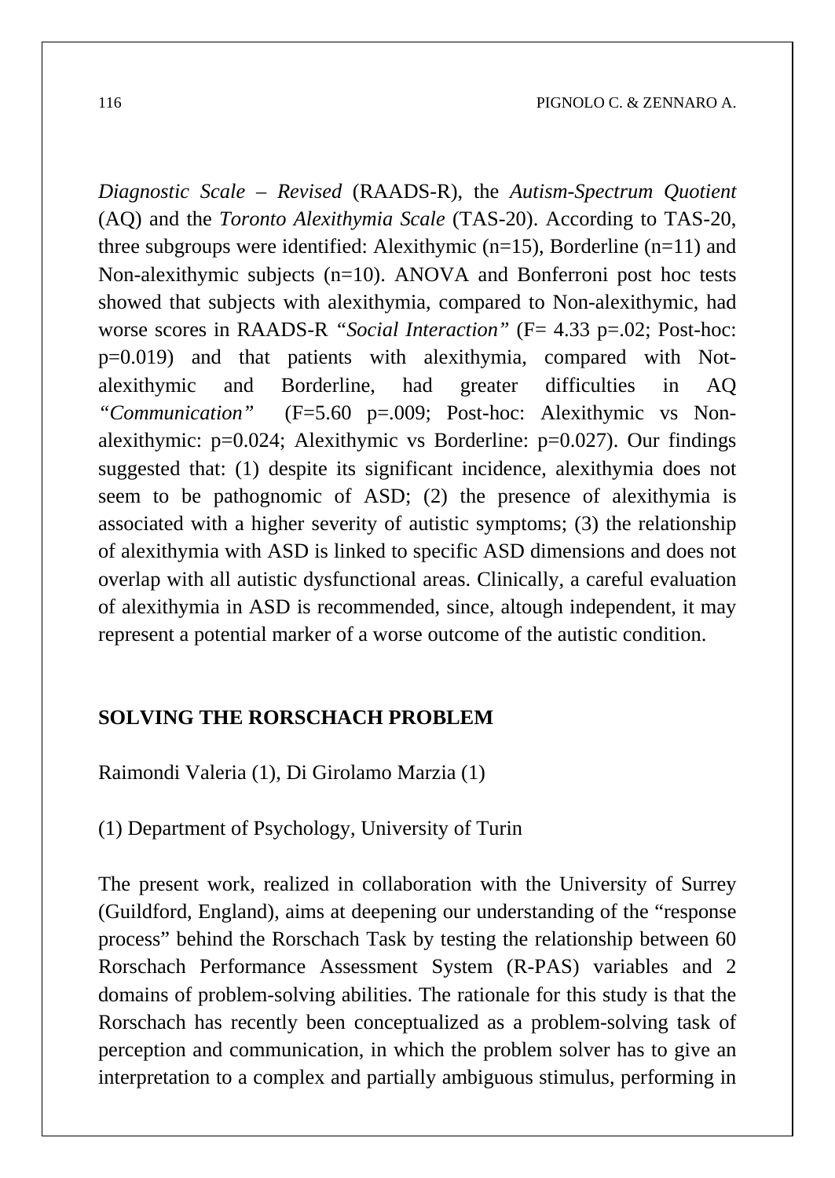*Diagnostic Scale – Revised* (RAADS-R), the *Autism-Spectrum Quotient* (AQ) and the *Toronto Alexithymia Scale* (TAS-20). According to TAS-20, three subgroups were identified: Alexithymic (n=15), Borderline (n=11) and Non-alexithymic subjects (n=10). ANOVA and Bonferroni post hoc tests showed that subjects with alexithymia, compared to Non-alexithymic, had worse scores in RAADS-R *"Social Interaction"* (F= 4.33 p=.02; Post-hoc: p=0.019) and that patients with alexithymia, compared with Not-alexithymic and Borderline, had greater difficulties in AQ *"Communication"* (F=5.60 p=.009; Post-hoc: Alexithymic vs Non-alexithymic: p=0.024; Alexithymic vs Borderline: p=0.027). Our findings suggested that: (1) despite its significant incidence, alexithymia does not seem to be pathognomic of ASD; (2) the presence of alexithymia is associated with a higher severity of autistic symptoms; (3) the relationship of alexithymia with ASD is linked to specific ASD dimensions and does not overlap with all autistic dysfunctional areas. Clinically, a careful evaluation of alexithymia in ASD is recommended, since, altough independent, it may represent a potential marker of a worse outcome of the autistic condition.

## SOLVING THE RORSCHACH PROBLEM

Raimondi Valeria (1), Di Girolamo Marzia (1)

(1) Department of Psychology, University of Turin

The present work, realized in collaboration with the University of Surrey (Guildford, England), aims at deepening our understanding of the "response process" behind the Rorschach Task by testing the relationship between 60 Rorschach Performance Assessment System (R-PAS) variables and 2 domains of problem-solving abilities. The rationale for this study is that the Rorschach has recently been conceptualized as a problem-solving task of perception and communication, in which the problem solver has to give an interpretation to a complex and partially ambiguous stimulus, performing in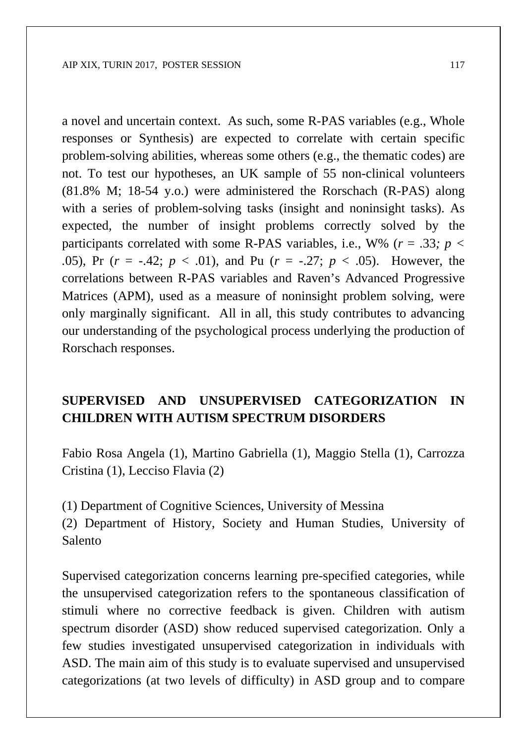a novel and uncertain context. As such, some R-PAS variables (e.g., Whole responses or Synthesis) are expected to correlate with certain specific problem-solving abilities, whereas some others (e.g., the thematic codes) are not. To test our hypotheses, an UK sample of 55 non-clinical volunteers (81.8% M; 18-54 y.o.) were administered the Rorschach (R-PAS) along with a series of problem-solving tasks (insight and noninsight tasks). As expected, the number of insight problems correctly solved by the participants correlated with some R-PAS variables, i.e., W% ($r$ = .33; $p$ < .05), Pr ($r$ = -.42; $p$ < .01), and Pu ($r$ = -.27; $p$ < .05). However, the correlations between R-PAS variables and Raven's Advanced Progressive Matrices (APM), used as a measure of noninsight problem solving, were only marginally significant. All in all, this study contributes to advancing our understanding of the psychological process underlying the production of Rorschach responses.

## SUPERVISED AND UNSUPERVISED CATEGORIZATION IN CHILDREN WITH AUTISM SPECTRUM DISORDERS

Fabio Rosa Angela (1), Martino Gabriella (1), Maggio Stella (1), Carrozza Cristina (1), Lecciso Flavia (2)

(1) Department of Cognitive Sciences, University of Messina
(2) Department of History, Society and Human Studies, University of Salento

Supervised categorization concerns learning pre-specified categories, while the unsupervised categorization refers to the spontaneous classification of stimuli where no corrective feedback is given. Children with autism spectrum disorder (ASD) show reduced supervised categorization. Only a few studies investigated unsupervised categorization in individuals with ASD. The main aim of this study is to evaluate supervised and unsupervised categorizations (at two levels of difficulty) in ASD group and to compare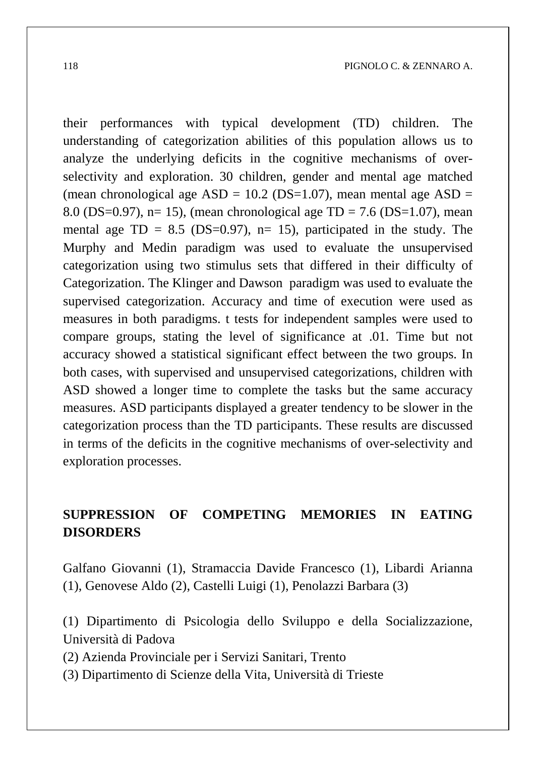their performances with typical development (TD) children. The understanding of categorization abilities of this population allows us to analyze the underlying deficits in the cognitive mechanisms of over-selectivity and exploration. 30 children, gender and mental age matched (mean chronological age ASD = 10.2 (DS=1.07), mean mental age ASD = 8.0 (DS=0.97), n= 15), (mean chronological age TD = 7.6 (DS=1.07), mean mental age TD = 8.5 (DS=0.97), n= 15), participated in the study. The Murphy and Medin paradigm was used to evaluate the unsupervised categorization using two stimulus sets that differed in their difficulty of Categorization. The Klinger and Dawson paradigm was used to evaluate the supervised categorization. Accuracy and time of execution were used as measures in both paradigms. t tests for independent samples were used to compare groups, stating the level of significance at .01. Time but not accuracy showed a statistical significant effect between the two groups. In both cases, with supervised and unsupervised categorizations, children with ASD showed a longer time to complete the tasks but the same accuracy measures. ASD participants displayed a greater tendency to be slower in the categorization process than the TD participants. These results are discussed in terms of the deficits in the cognitive mechanisms of over-selectivity and exploration processes.

## SUPPRESSION OF COMPETING MEMORIES IN EATING DISORDERS

Galfano Giovanni (1), Stramaccia Davide Francesco (1), Libardi Arianna (1), Genovese Aldo (2), Castelli Luigi (1), Penolazzi Barbara (3)

(1) Dipartimento di Psicologia dello Sviluppo e della Socializzazione, Università di Padova
(2) Azienda Provinciale per i Servizi Sanitari, Trento
(3) Dipartimento di Scienze della Vita, Università di Trieste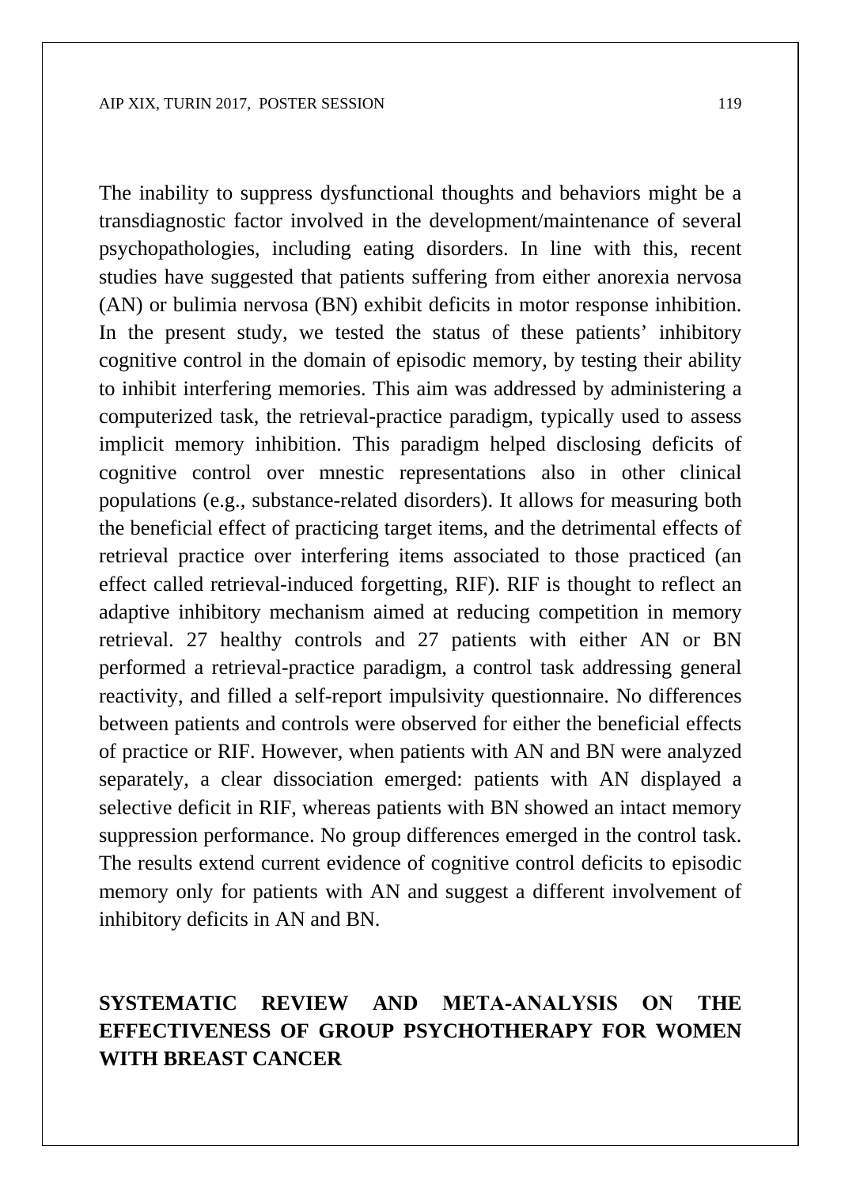The inability to suppress dysfunctional thoughts and behaviors might be a transdiagnostic factor involved in the development/maintenance of several psychopathologies, including eating disorders. In line with this, recent studies have suggested that patients suffering from either anorexia nervosa (AN) or bulimia nervosa (BN) exhibit deficits in motor response inhibition. In the present study, we tested the status of these patients' inhibitory cognitive control in the domain of episodic memory, by testing their ability to inhibit interfering memories. This aim was addressed by administering a computerized task, the retrieval-practice paradigm, typically used to assess implicit memory inhibition. This paradigm helped disclosing deficits of cognitive control over mnestic representations also in other clinical populations (e.g., substance-related disorders). It allows for measuring both the beneficial effect of practicing target items, and the detrimental effects of retrieval practice over interfering items associated to those practiced (an effect called retrieval-induced forgetting, RIF). RIF is thought to reflect an adaptive inhibitory mechanism aimed at reducing competition in memory retrieval. 27 healthy controls and 27 patients with either AN or BN performed a retrieval-practice paradigm, a control task addressing general reactivity, and filled a self-report impulsivity questionnaire. No differences between patients and controls were observed for either the beneficial effects of practice or RIF. However, when patients with AN and BN were analyzed separately, a clear dissociation emerged: patients with AN displayed a selective deficit in RIF, whereas patients with BN showed an intact memory suppression performance. No group differences emerged in the control task. The results extend current evidence of cognitive control deficits to episodic memory only for patients with AN and suggest a different involvement of inhibitory deficits in AN and BN.

## SYSTEMATIC REVIEW AND META-ANALYSIS ON THE EFFECTIVENESS OF GROUP PSYCHOTHERAPY FOR WOMEN WITH BREAST CANCER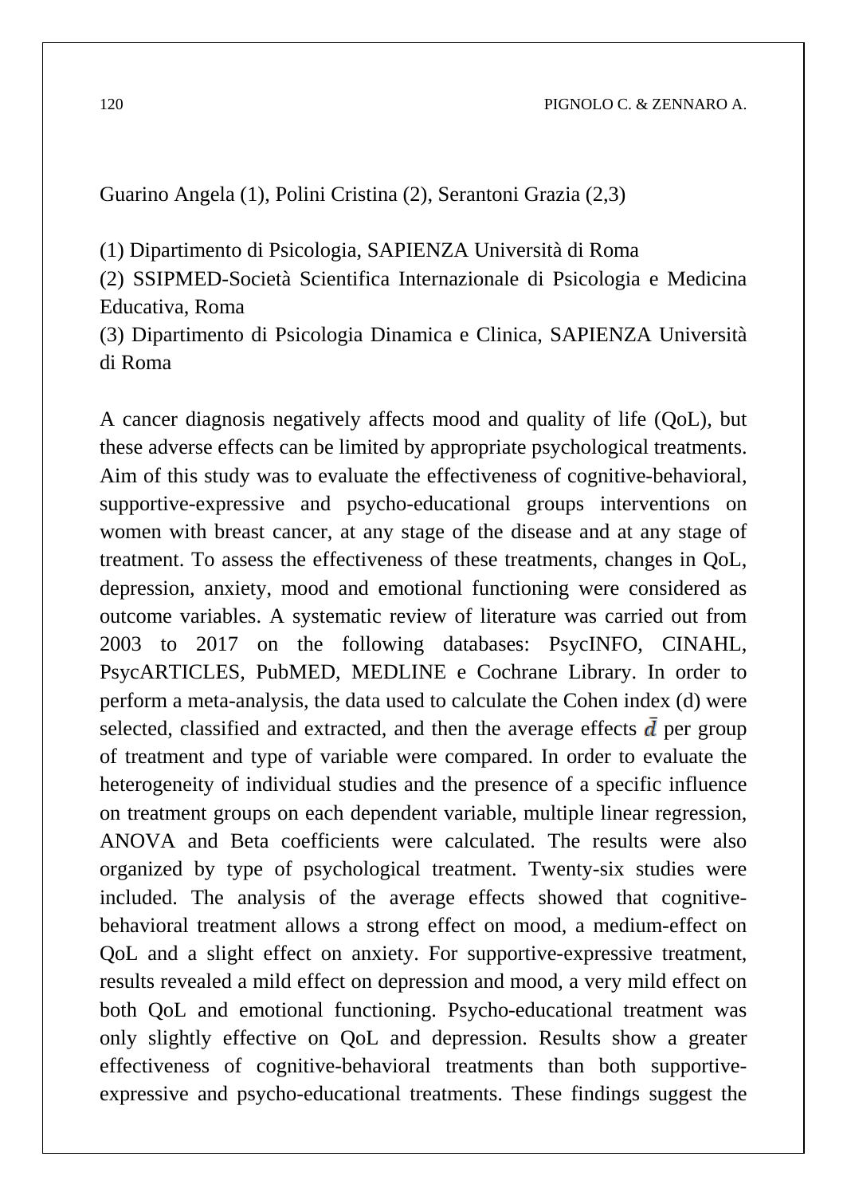Guarino Angela (1), Polini Cristina (2), Serantoni Grazia (2,3)

(1) Dipartimento di Psicologia, SAPIENZA Università di Roma
(2) SSIPMED-Società Scientifica Internazionale di Psicologia e Medicina Educativa, Roma
(3) Dipartimento di Psicologia Dinamica e Clinica, SAPIENZA Università di Roma

A cancer diagnosis negatively affects mood and quality of life (QoL), but these adverse effects can be limited by appropriate psychological treatments. Aim of this study was to evaluate the effectiveness of cognitive-behavioral, supportive-expressive and psycho-educational groups interventions on women with breast cancer, at any stage of the disease and at any stage of treatment. To assess the effectiveness of these treatments, changes in QoL, depression, anxiety, mood and emotional functioning were considered as outcome variables. A systematic review of literature was carried out from 2003 to 2017 on the following databases: PsycINFO, CINAHL, PsycARTICLES, PubMED, MEDLINE e Cochrane Library. In order to perform a meta-analysis, the data used to calculate the Cohen index (d) were selected, classified and extracted, and then the average effects $\bar{d}$ per group of treatment and type of variable were compared. In order to evaluate the heterogeneity of individual studies and the presence of a specific influence on treatment groups on each dependent variable, multiple linear regression, ANOVA and Beta coefficients were calculated. The results were also organized by type of psychological treatment. Twenty-six studies were included. The analysis of the average effects showed that cognitive-behavioral treatment allows a strong effect on mood, a medium-effect on QoL and a slight effect on anxiety. For supportive-expressive treatment, results revealed a mild effect on depression and mood, a very mild effect on both QoL and emotional functioning. Psycho-educational treatment was only slightly effective on QoL and depression. Results show a greater effectiveness of cognitive-behavioral treatments than both supportive-expressive and psycho-educational treatments. These findings suggest the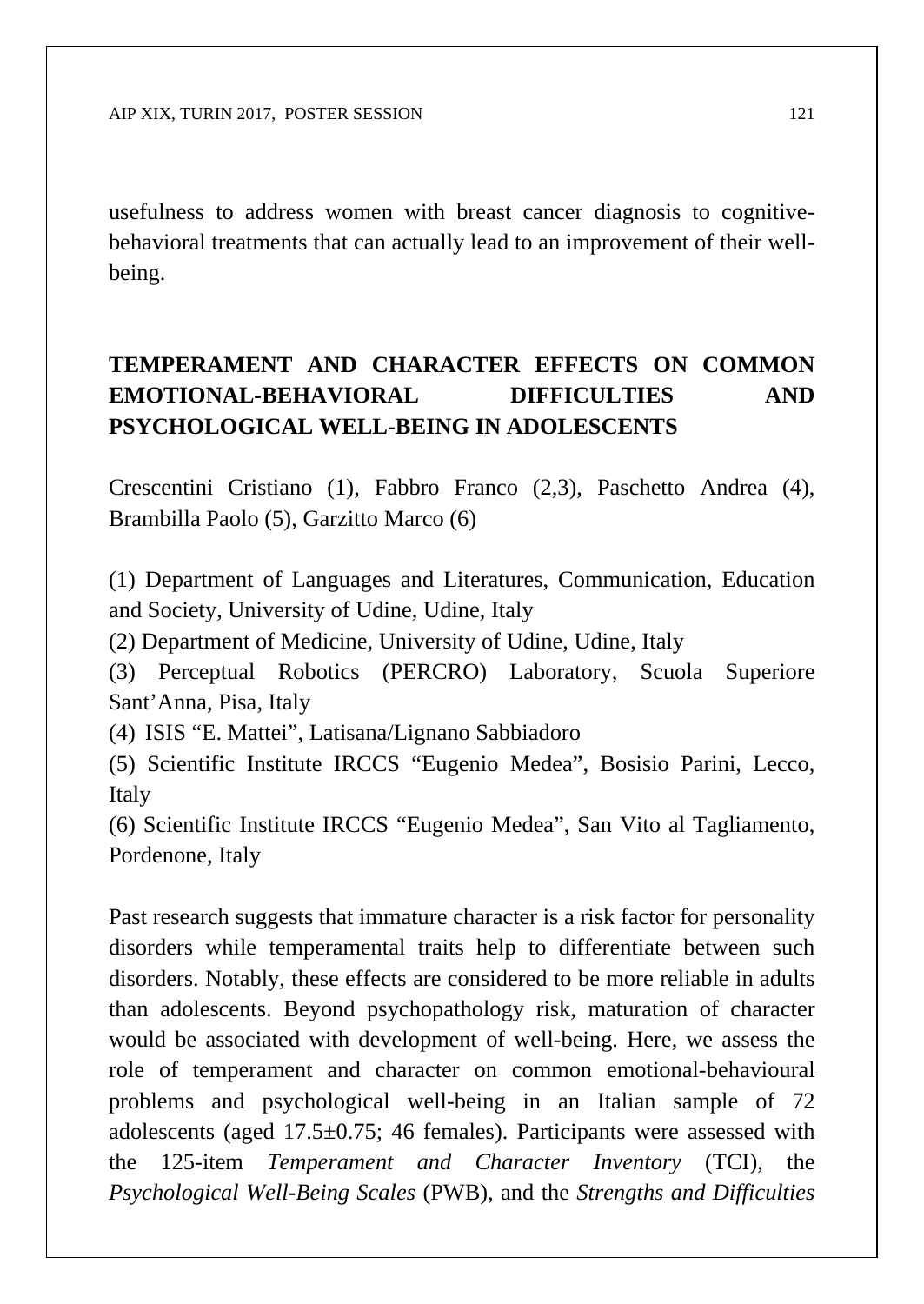usefulness to address women with breast cancer diagnosis to cognitive-behavioral treatments that can actually lead to an improvement of their well-being.

## TEMPERAMENT AND CHARACTER EFFECTS ON COMMON EMOTIONAL-BEHAVIORAL DIFFICULTIES AND PSYCHOLOGICAL WELL-BEING IN ADOLESCENTS

Crescentini Cristiano (1), Fabbro Franco (2,3), Paschetto Andrea (4), Brambilla Paolo (5), Garzitto Marco (6)

(1) Department of Languages and Literatures, Communication, Education and Society, University of Udine, Udine, Italy

(2) Department of Medicine, University of Udine, Udine, Italy

(3) Perceptual Robotics (PERCRO) Laboratory, Scuola Superiore Sant'Anna, Pisa, Italy

(4) ISIS "E. Mattei", Latisana/Lignano Sabbiadoro

(5) Scientific Institute IRCCS "Eugenio Medea", Bosisio Parini, Lecco, Italy

(6) Scientific Institute IRCCS "Eugenio Medea", San Vito al Tagliamento, Pordenone, Italy

Past research suggests that immature character is a risk factor for personality disorders while temperamental traits help to differentiate between such disorders. Notably, these effects are considered to be more reliable in adults than adolescents. Beyond psychopathology risk, maturation of character would be associated with development of well-being. Here, we assess the role of temperament and character on common emotional-behavioural problems and psychological well-being in an Italian sample of 72 adolescents (aged 17.5±0.75; 46 females). Participants were assessed with the 125-item *Temperament and Character Inventory* (TCI), the *Psychological Well-Being Scales* (PWB), and the *Strengths and Difficulties*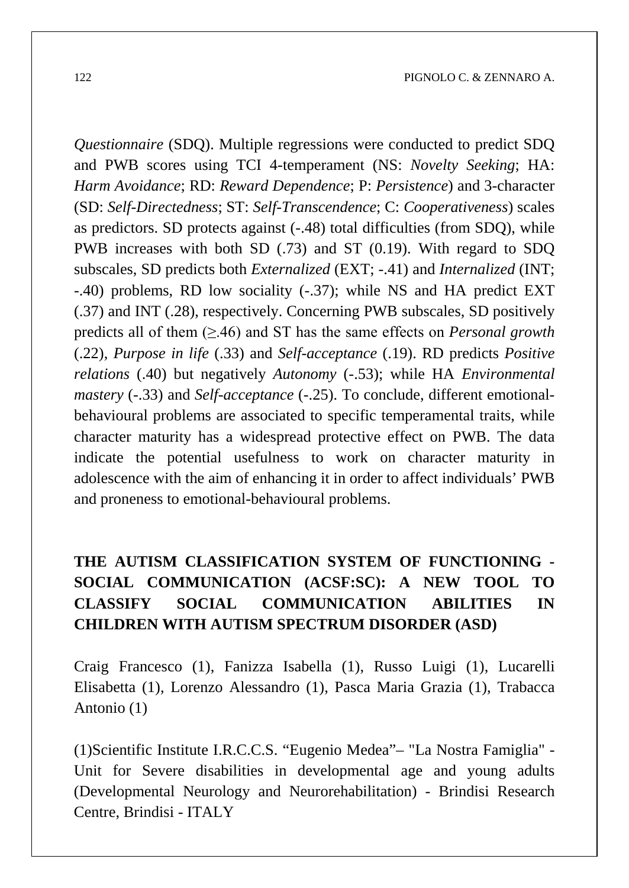*Questionnaire* (SDQ). Multiple regressions were conducted to predict SDQ and PWB scores using TCI 4-temperament (NS: *Novelty Seeking*; HA: *Harm Avoidance*; RD: *Reward Dependence*; P: *Persistence*) and 3-character (SD: *Self-Directedness*; ST: *Self-Transcendence*; C: *Cooperativeness*) scales as predictors. SD protects against (-.48) total difficulties (from SDQ), while PWB increases with both SD (.73) and ST (0.19). With regard to SDQ subscales, SD predicts both *Externalized* (EXT; -.41) and *Internalized* (INT; -.40) problems, RD low sociality (-.37); while NS and HA predict EXT (.37) and INT (.28), respectively. Concerning PWB subscales, SD positively predicts all of them (≥.46) and ST has the same effects on *Personal growth* (.22), *Purpose in life* (.33) and *Self-acceptance* (.19). RD predicts *Positive relations* (.40) but negatively *Autonomy* (-.53); while HA *Environmental mastery* (-.33) and *Self-acceptance* (-.25). To conclude, different emotional-behavioural problems are associated to specific temperamental traits, while character maturity has a widespread protective effect on PWB. The data indicate the potential usefulness to work on character maturity in adolescence with the aim of enhancing it in order to affect individuals' PWB and proneness to emotional-behavioural problems.

## THE AUTISM CLASSIFICATION SYSTEM OF FUNCTIONING - SOCIAL COMMUNICATION (ACSF:SC): A NEW TOOL TO CLASSIFY SOCIAL COMMUNICATION ABILITIES IN CHILDREN WITH AUTISM SPECTRUM DISORDER (ASD)

Craig Francesco (1), Fanizza Isabella (1), Russo Luigi (1), Lucarelli Elisabetta (1), Lorenzo Alessandro (1), Pasca Maria Grazia (1), Trabacca Antonio (1)

(1)Scientific Institute I.R.C.C.S. "Eugenio Medea"– "La Nostra Famiglia" - Unit for Severe disabilities in developmental age and young adults (Developmental Neurology and Neurorehabilitation) - Brindisi Research Centre, Brindisi - ITALY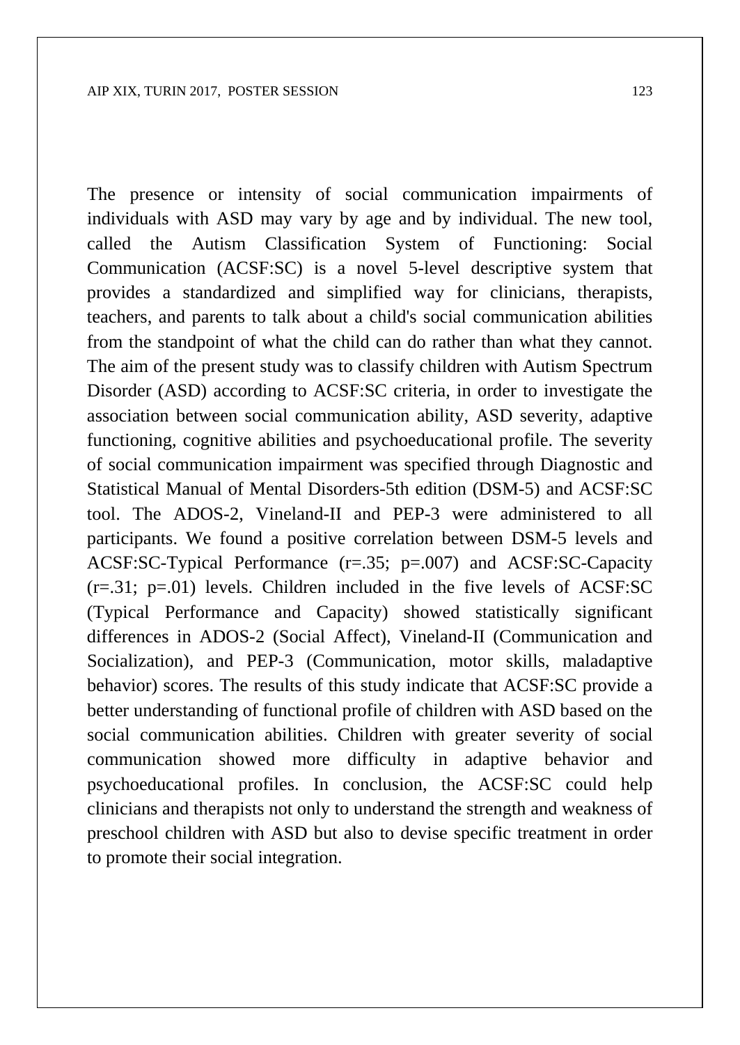The presence or intensity of social communication impairments of individuals with ASD may vary by age and by individual. The new tool, called the Autism Classification System of Functioning: Social Communication (ACSF:SC) is a novel 5-level descriptive system that provides a standardized and simplified way for clinicians, therapists, teachers, and parents to talk about a child's social communication abilities from the standpoint of what the child can do rather than what they cannot. The aim of the present study was to classify children with Autism Spectrum Disorder (ASD) according to ACSF:SC criteria, in order to investigate the association between social communication ability, ASD severity, adaptive functioning, cognitive abilities and psychoeducational profile. The severity of social communication impairment was specified through Diagnostic and Statistical Manual of Mental Disorders-5th edition (DSM-5) and ACSF:SC tool. The ADOS-2, Vineland-II and PEP-3 were administered to all participants. We found a positive correlation between DSM-5 levels and ACSF:SC-Typical Performance (r=.35; p=.007) and ACSF:SC-Capacity (r=.31; p=.01) levels. Children included in the five levels of ACSF:SC (Typical Performance and Capacity) showed statistically significant differences in ADOS-2 (Social Affect), Vineland-II (Communication and Socialization), and PEP-3 (Communication, motor skills, maladaptive behavior) scores. The results of this study indicate that ACSF:SC provide a better understanding of functional profile of children with ASD based on the social communication abilities. Children with greater severity of social communication showed more difficulty in adaptive behavior and psychoeducational profiles. In conclusion, the ACSF:SC could help clinicians and therapists not only to understand the strength and weakness of preschool children with ASD but also to devise specific treatment in order to promote their social integration.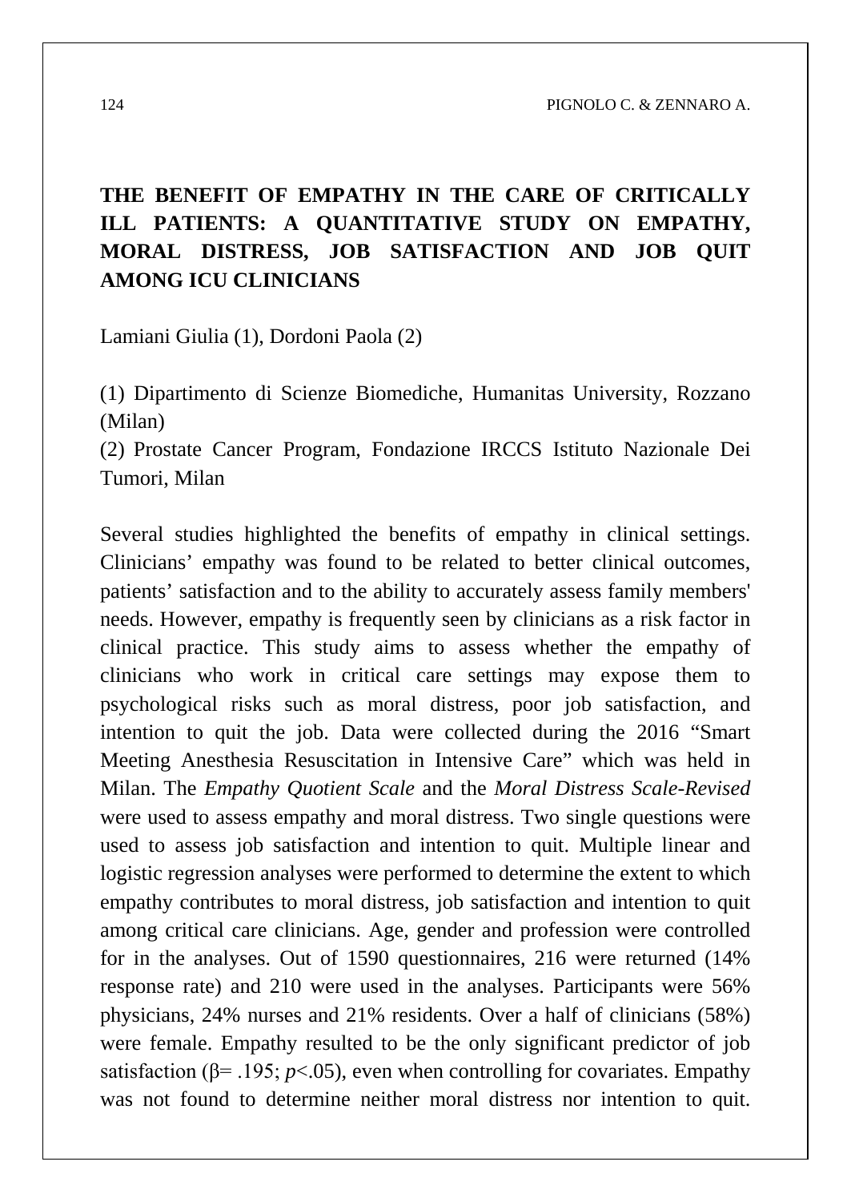# THE BENEFIT OF EMPATHY IN THE CARE OF CRITICALLY ILL PATIENTS: A QUANTITATIVE STUDY ON EMPATHY, MORAL DISTRESS, JOB SATISFACTION AND JOB QUIT AMONG ICU CLINICIANS

Lamiani Giulia (1), Dordoni Paola (2)

(1) Dipartimento di Scienze Biomediche, Humanitas University, Rozzano (Milan)
(2) Prostate Cancer Program, Fondazione IRCCS Istituto Nazionale Dei Tumori, Milan

Several studies highlighted the benefits of empathy in clinical settings. Clinicians' empathy was found to be related to better clinical outcomes, patients' satisfaction and to the ability to accurately assess family members' needs. However, empathy is frequently seen by clinicians as a risk factor in clinical practice. This study aims to assess whether the empathy of clinicians who work in critical care settings may expose them to psychological risks such as moral distress, poor job satisfaction, and intention to quit the job. Data were collected during the 2016 "Smart Meeting Anesthesia Resuscitation in Intensive Care" which was held in Milan. The *Empathy Quotient Scale* and the *Moral Distress Scale-Revised* were used to assess empathy and moral distress. Two single questions were used to assess job satisfaction and intention to quit. Multiple linear and logistic regression analyses were performed to determine the extent to which empathy contributes to moral distress, job satisfaction and intention to quit among critical care clinicians. Age, gender and profession were controlled for in the analyses. Out of 1590 questionnaires, 216 were returned (14% response rate) and 210 were used in the analyses. Participants were 56% physicians, 24% nurses and 21% residents. Over a half of clinicians (58%) were female. Empathy resulted to be the only significant predictor of job satisfaction ($\beta = .195$; $p < .05$), even when controlling for covariates. Empathy was not found to determine neither moral distress nor intention to quit.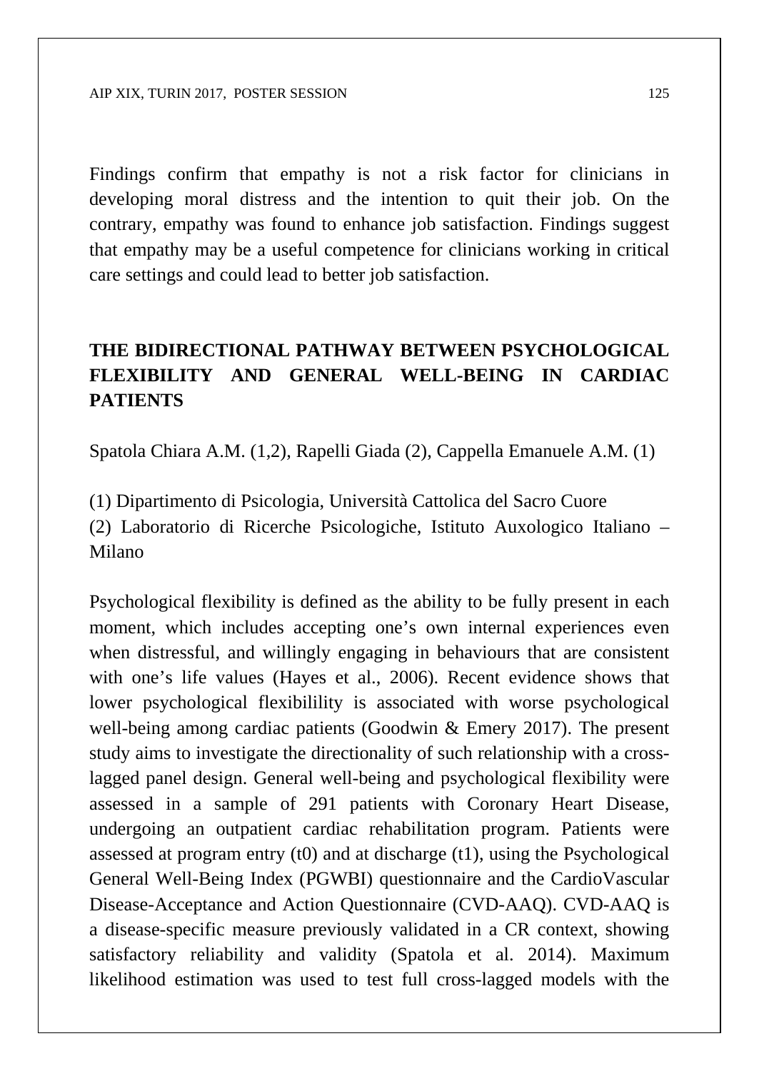Findings confirm that empathy is not a risk factor for clinicians in developing moral distress and the intention to quit their job. On the contrary, empathy was found to enhance job satisfaction. Findings suggest that empathy may be a useful competence for clinicians working in critical care settings and could lead to better job satisfaction.

## THE BIDIRECTIONAL PATHWAY BETWEEN PSYCHOLOGICAL FLEXIBILITY AND GENERAL WELL-BEING IN CARDIAC PATIENTS

Spatola Chiara A.M. (1,2), Rapelli Giada (2), Cappella Emanuele A.M. (1)

(1) Dipartimento di Psicologia, Università Cattolica del Sacro Cuore
(2) Laboratorio di Ricerche Psicologiche, Istituto Auxologico Italiano – Milano

Psychological flexibility is defined as the ability to be fully present in each moment, which includes accepting one's own internal experiences even when distressful, and willingly engaging in behaviours that are consistent with one's life values (Hayes et al., 2006). Recent evidence shows that lower psychological flexibilility is associated with worse psychological well-being among cardiac patients (Goodwin & Emery 2017). The present study aims to investigate the directionality of such relationship with a cross-lagged panel design. General well-being and psychological flexibility were assessed in a sample of 291 patients with Coronary Heart Disease, undergoing an outpatient cardiac rehabilitation program. Patients were assessed at program entry (t0) and at discharge (t1), using the Psychological General Well-Being Index (PGWBI) questionnaire and the CardioVascular Disease-Acceptance and Action Questionnaire (CVD-AAQ). CVD-AAQ is a disease-specific measure previously validated in a CR context, showing satisfactory reliability and validity (Spatola et al. 2014). Maximum likelihood estimation was used to test full cross-lagged models with the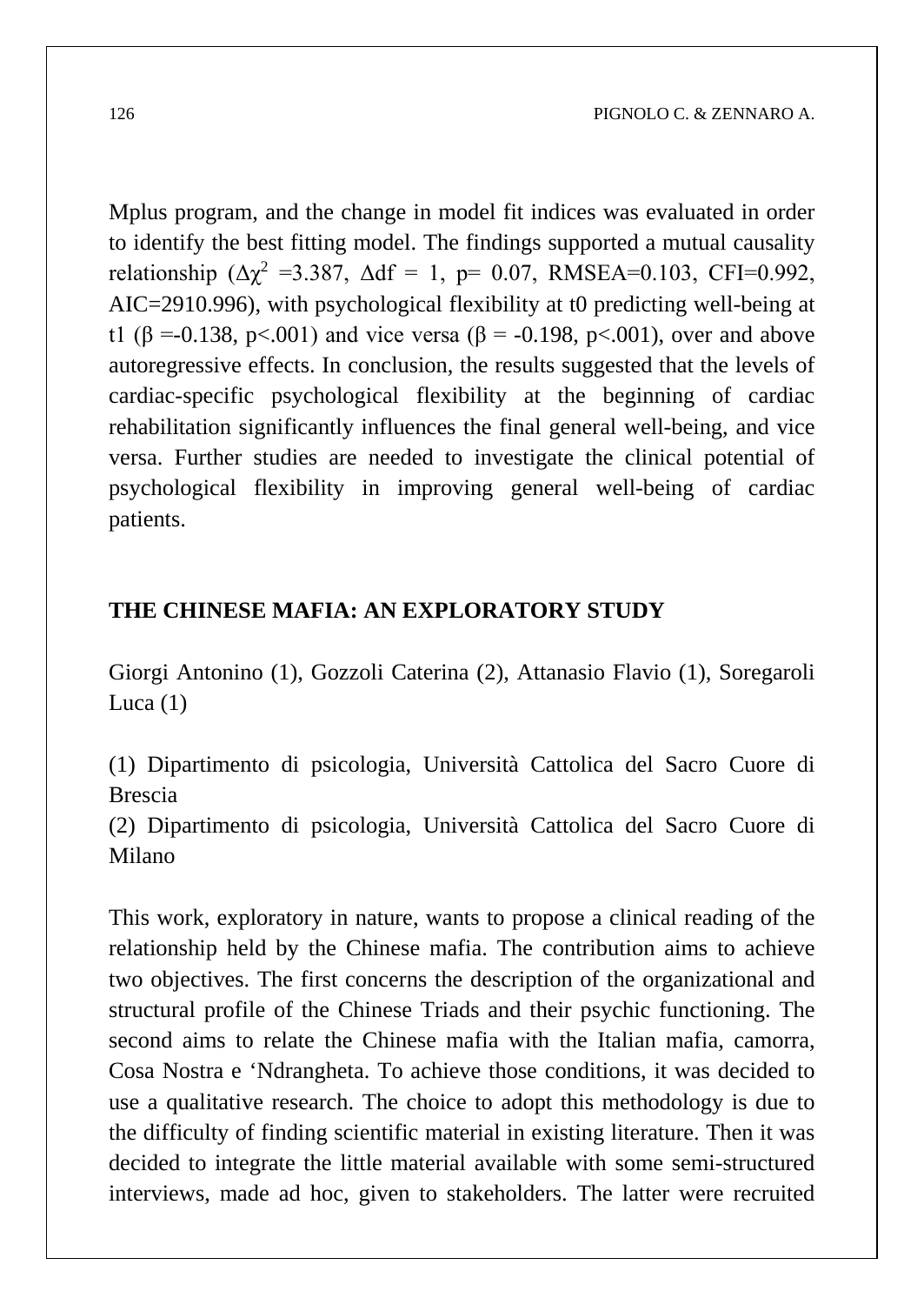Mplus program, and the change in model fit indices was evaluated in order to identify the best fitting model. The findings supported a mutual causality relationship ($\Delta\chi^2$ =3.387, $\Delta$df = 1, p= 0.07, RMSEA=0.103, CFI=0.992, AIC=2910.996), with psychological flexibility at t0 predicting well-being at t1 ($\beta$ =-0.138, p<.001) and vice versa ($\beta$ = -0.198, p<.001), over and above autoregressive effects. In conclusion, the results suggested that the levels of cardiac-specific psychological flexibility at the beginning of cardiac rehabilitation significantly influences the final general well-being, and vice versa. Further studies are needed to investigate the clinical potential of psychological flexibility in improving general well-being of cardiac patients.

## THE CHINESE MAFIA: AN EXPLORATORY STUDY

Giorgi Antonino (1), Gozzoli Caterina (2), Attanasio Flavio (1), Soregaroli Luca (1)

(1) Dipartimento di psicologia, Università Cattolica del Sacro Cuore di Brescia
(2) Dipartimento di psicologia, Università Cattolica del Sacro Cuore di Milano

This work, exploratory in nature, wants to propose a clinical reading of the relationship held by the Chinese mafia. The contribution aims to achieve two objectives. The first concerns the description of the organizational and structural profile of the Chinese Triads and their psychic functioning. The second aims to relate the Chinese mafia with the Italian mafia, camorra, Cosa Nostra e 'Ndrangheta. To achieve those conditions, it was decided to use a qualitative research. The choice to adopt this methodology is due to the difficulty of finding scientific material in existing literature. Then it was decided to integrate the little material available with some semi-structured interviews, made ad hoc, given to stakeholders. The latter were recruited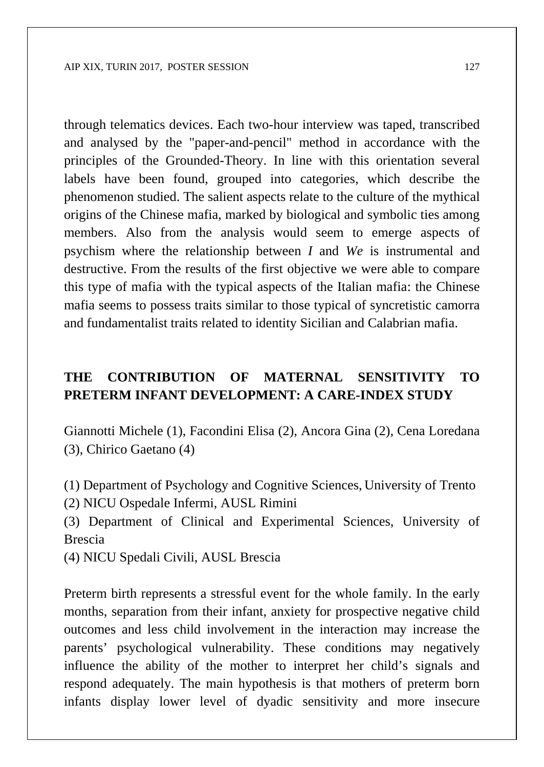through telematics devices. Each two-hour interview was taped, transcribed and analysed by the "paper-and-pencil" method in accordance with the principles of the Grounded-Theory. In line with this orientation several labels have been found, grouped into categories, which describe the phenomenon studied. The salient aspects relate to the culture of the mythical origins of the Chinese mafia, marked by biological and symbolic ties among members. Also from the analysis would seem to emerge aspects of psychism where the relationship between *I* and *We* is instrumental and destructive. From the results of the first objective we were able to compare this type of mafia with the typical aspects of the Italian mafia: the Chinese mafia seems to possess traits similar to those typical of syncretistic camorra and fundamentalist traits related to identity Sicilian and Calabrian mafia.

## THE CONTRIBUTION OF MATERNAL SENSITIVITY TO PRETERM INFANT DEVELOPMENT: A CARE-INDEX STUDY

Giannotti Michele (1), Facondini Elisa (2), Ancora Gina (2), Cena Loredana (3), Chirico Gaetano (4)

(1) Department of Psychology and Cognitive Sciences, University of Trento
(2) NICU Ospedale Infermi, AUSL Rimini
(3) Department of Clinical and Experimental Sciences, University of Brescia
(4) NICU Spedali Civili, AUSL Brescia

Preterm birth represents a stressful event for the whole family. In the early months, separation from their infant, anxiety for prospective negative child outcomes and less child involvement in the interaction may increase the parents' psychological vulnerability. These conditions may negatively influence the ability of the mother to interpret her child's signals and respond adequately. The main hypothesis is that mothers of preterm born infants display lower level of dyadic sensitivity and more insecure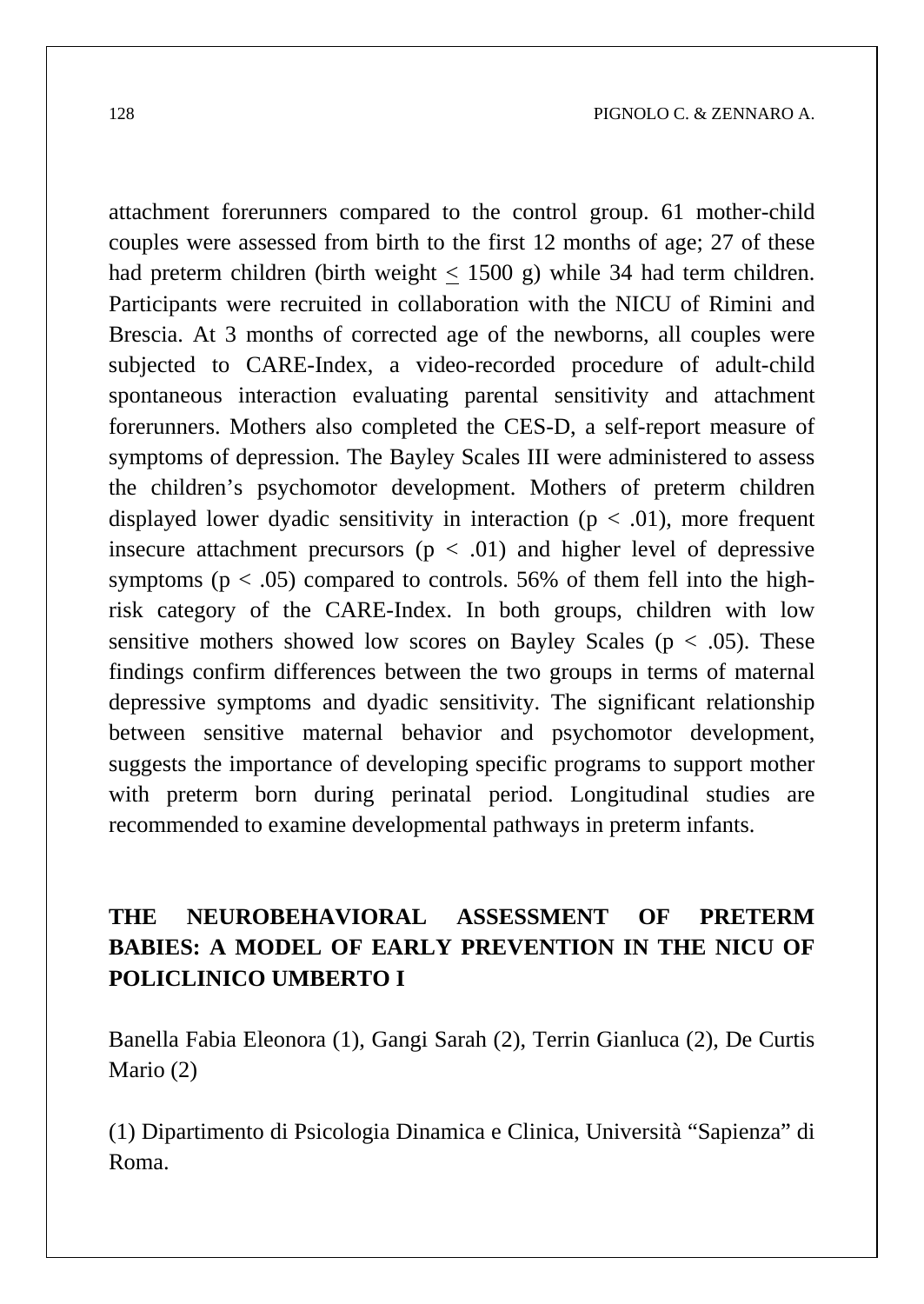attachment forerunners compared to the control group. 61 mother-child couples were assessed from birth to the first 12 months of age; 27 of these had preterm children (birth weight $\leq$ 1500 g) while 34 had term children. Participants were recruited in collaboration with the NICU of Rimini and Brescia. At 3 months of corrected age of the newborns, all couples were subjected to CARE-Index, a video-recorded procedure of adult-child spontaneous interaction evaluating parental sensitivity and attachment forerunners. Mothers also completed the CES-D, a self-report measure of symptoms of depression. The Bayley Scales III were administered to assess the children's psychomotor development. Mothers of preterm children displayed lower dyadic sensitivity in interaction ($p < .01$), more frequent insecure attachment precursors ($p < .01$) and higher level of depressive symptoms ($p < .05$) compared to controls. 56% of them fell into the high-risk category of the CARE-Index. In both groups, children with low sensitive mothers showed low scores on Bayley Scales ($p < .05$). These findings confirm differences between the two groups in terms of maternal depressive symptoms and dyadic sensitivity. The significant relationship between sensitive maternal behavior and psychomotor development, suggests the importance of developing specific programs to support mother with preterm born during perinatal period. Longitudinal studies are recommended to examine developmental pathways in preterm infants.

## THE NEUROBEHAVIORAL ASSESSMENT OF PRETERM BABIES: A MODEL OF EARLY PREVENTION IN THE NICU OF POLICLINICO UMBERTO I

Banella Fabia Eleonora (1), Gangi Sarah (2), Terrin Gianluca (2), De Curtis Mario (2)

(1) Dipartimento di Psicologia Dinamica e Clinica, Università "Sapienza" di Roma.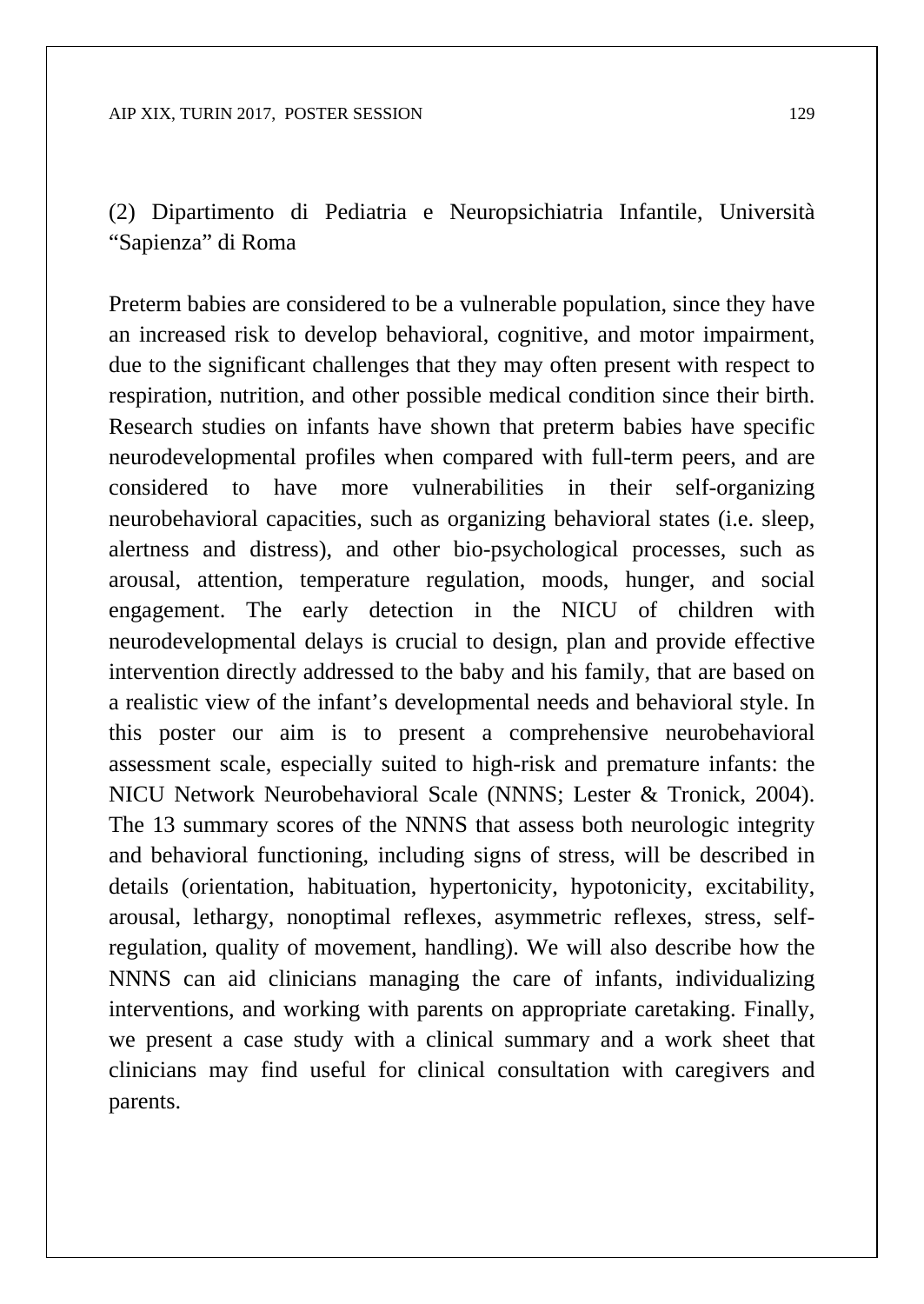(2) Dipartimento di Pediatria e Neuropsichiatria Infantile, Università "Sapienza" di Roma

Preterm babies are considered to be a vulnerable population, since they have an increased risk to develop behavioral, cognitive, and motor impairment, due to the significant challenges that they may often present with respect to respiration, nutrition, and other possible medical condition since their birth. Research studies on infants have shown that preterm babies have specific neurodevelopmental profiles when compared with full-term peers, and are considered to have more vulnerabilities in their self-organizing neurobehavioral capacities, such as organizing behavioral states (i.e. sleep, alertness and distress), and other bio-psychological processes, such as arousal, attention, temperature regulation, moods, hunger, and social engagement. The early detection in the NICU of children with neurodevelopmental delays is crucial to design, plan and provide effective intervention directly addressed to the baby and his family, that are based on a realistic view of the infant's developmental needs and behavioral style. In this poster our aim is to present a comprehensive neurobehavioral assessment scale, especially suited to high-risk and premature infants: the NICU Network Neurobehavioral Scale (NNNS; Lester & Tronick, 2004). The 13 summary scores of the NNNS that assess both neurologic integrity and behavioral functioning, including signs of stress, will be described in details (orientation, habituation, hypertonicity, hypotonicity, excitability, arousal, lethargy, nonoptimal reflexes, asymmetric reflexes, stress, self-regulation, quality of movement, handling). We will also describe how the NNNS can aid clinicians managing the care of infants, individualizing interventions, and working with parents on appropriate caretaking. Finally, we present a case study with a clinical summary and a work sheet that clinicians may find useful for clinical consultation with caregivers and parents.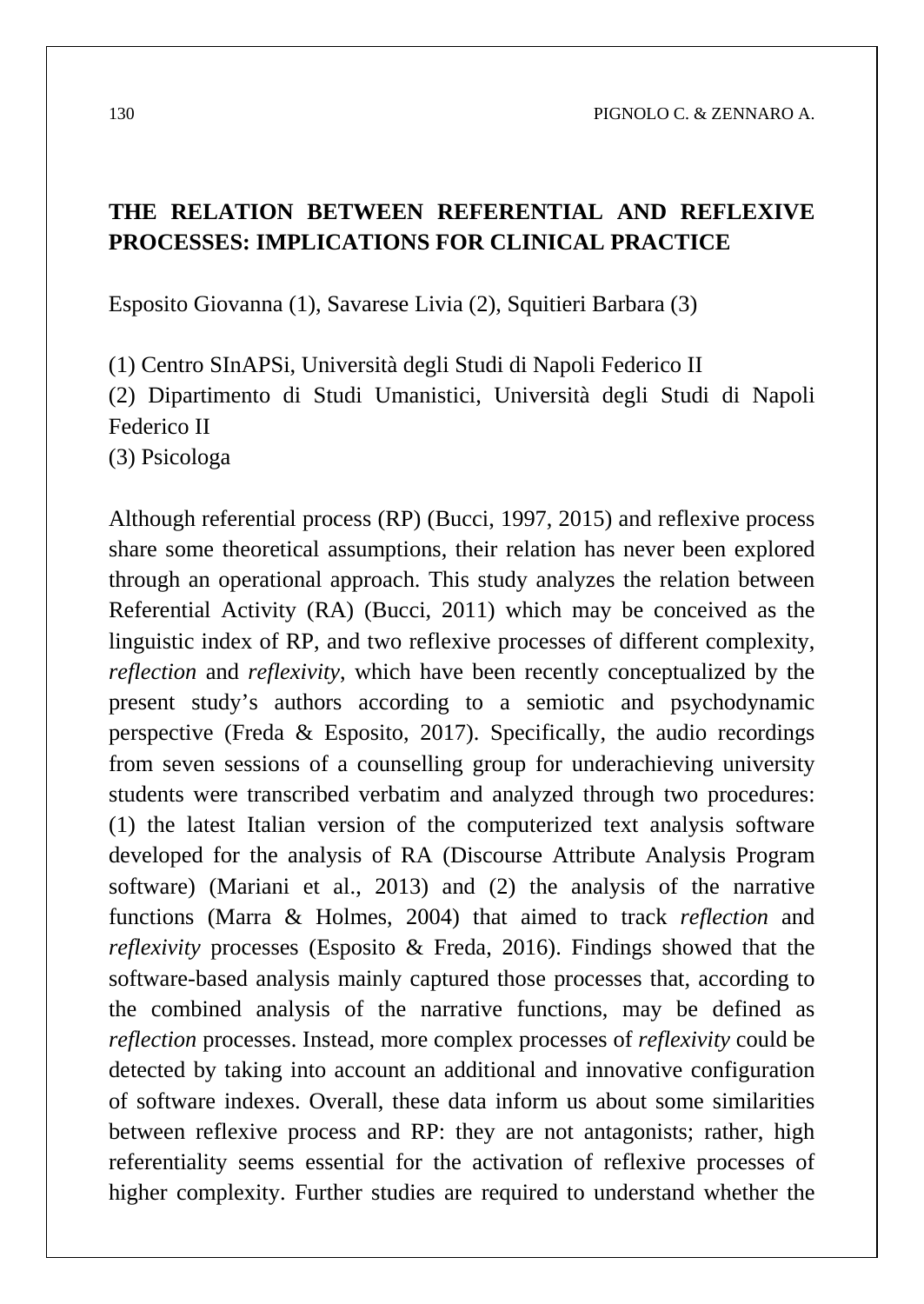**THE RELATION BETWEEN REFERENTIAL AND REFLEXIVE PROCESSES: IMPLICATIONS FOR CLINICAL PRACTICE**

Esposito Giovanna (1), Savarese Livia (2), Squitieri Barbara (3)

(1) Centro SInAPSi, Università degli Studi di Napoli Federico II
(2) Dipartimento di Studi Umanistici, Università degli Studi di Napoli Federico II
(3) Psicologa

Although referential process (RP) (Bucci, 1997, 2015) and reflexive process share some theoretical assumptions, their relation has never been explored through an operational approach. This study analyzes the relation between Referential Activity (RA) (Bucci, 2011) which may be conceived as the linguistic index of RP, and two reflexive processes of different complexity, *reflection* and *reflexivity*, which have been recently conceptualized by the present study's authors according to a semiotic and psychodynamic perspective (Freda & Esposito, 2017). Specifically, the audio recordings from seven sessions of a counselling group for underachieving university students were transcribed verbatim and analyzed through two procedures: (1) the latest Italian version of the computerized text analysis software developed for the analysis of RA (Discourse Attribute Analysis Program software) (Mariani et al., 2013) and (2) the analysis of the narrative functions (Marra & Holmes, 2004) that aimed to track *reflection* and *reflexivity* processes (Esposito & Freda, 2016). Findings showed that the software-based analysis mainly captured those processes that, according to the combined analysis of the narrative functions, may be defined as *reflection* processes. Instead, more complex processes of *reflexivity* could be detected by taking into account an additional and innovative configuration of software indexes. Overall, these data inform us about some similarities between reflexive process and RP: they are not antagonists; rather, high referentiality seems essential for the activation of reflexive processes of higher complexity. Further studies are required to understand whether the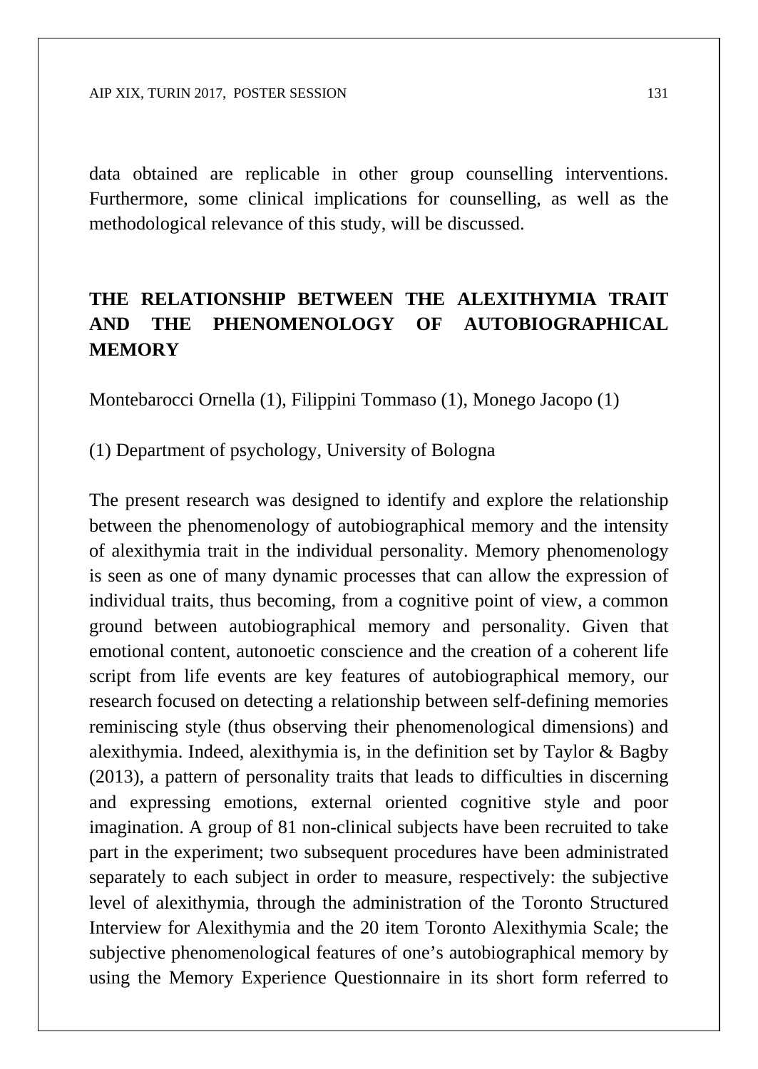data obtained are replicable in other group counselling interventions. Furthermore, some clinical implications for counselling, as well as the methodological relevance of this study, will be discussed.

## THE RELATIONSHIP BETWEEN THE ALEXITHYMIA TRAIT AND THE PHENOMENOLOGY OF AUTOBIOGRAPHICAL MEMORY

Montebarocci Ornella (1), Filippini Tommaso (1), Monego Jacopo (1)

(1) Department of psychology, University of Bologna

The present research was designed to identify and explore the relationship between the phenomenology of autobiographical memory and the intensity of alexithymia trait in the individual personality. Memory phenomenology is seen as one of many dynamic processes that can allow the expression of individual traits, thus becoming, from a cognitive point of view, a common ground between autobiographical memory and personality. Given that emotional content, autonoetic conscience and the creation of a coherent life script from life events are key features of autobiographical memory, our research focused on detecting a relationship between self-defining memories reminiscing style (thus observing their phenomenological dimensions) and alexithymia. Indeed, alexithymia is, in the definition set by Taylor & Bagby (2013), a pattern of personality traits that leads to difficulties in discerning and expressing emotions, external oriented cognitive style and poor imagination. A group of 81 non-clinical subjects have been recruited to take part in the experiment; two subsequent procedures have been administrated separately to each subject in order to measure, respectively: the subjective level of alexithymia, through the administration of the Toronto Structured Interview for Alexithymia and the 20 item Toronto Alexithymia Scale; the subjective phenomenological features of one's autobiographical memory by using the Memory Experience Questionnaire in its short form referred to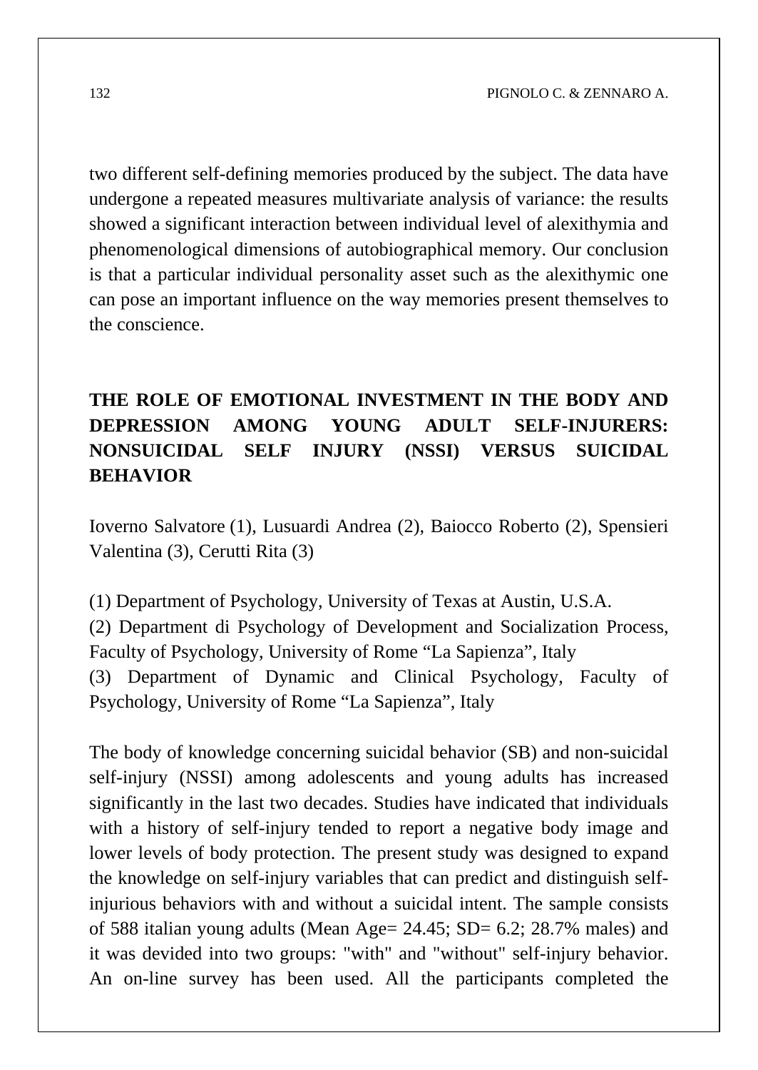two different self-defining memories produced by the subject. The data have undergone a repeated measures multivariate analysis of variance: the results showed a significant interaction between individual level of alexithymia and phenomenological dimensions of autobiographical memory. Our conclusion is that a particular individual personality asset such as the alexithymic one can pose an important influence on the way memories present themselves to the conscience.

## THE ROLE OF EMOTIONAL INVESTMENT IN THE BODY AND DEPRESSION AMONG YOUNG ADULT SELF-INJURERS: NONSUICIDAL SELF INJURY (NSSI) VERSUS SUICIDAL BEHAVIOR

Ioverno Salvatore (1), Lusuardi Andrea (2), Baiocco Roberto (2), Spensieri Valentina (3), Cerutti Rita (3)

(1) Department of Psychology, University of Texas at Austin, U.S.A.
(2) Department di Psychology of Development and Socialization Process, Faculty of Psychology, University of Rome "La Sapienza", Italy
(3) Department of Dynamic and Clinical Psychology, Faculty of Psychology, University of Rome "La Sapienza", Italy

The body of knowledge concerning suicidal behavior (SB) and non-suicidal self-injury (NSSI) among adolescents and young adults has increased significantly in the last two decades. Studies have indicated that individuals with a history of self-injury tended to report a negative body image and lower levels of body protection. The present study was designed to expand the knowledge on self-injury variables that can predict and distinguish self-injurious behaviors with and without a suicidal intent. The sample consists of 588 italian young adults (Mean Age= 24.45; SD= 6.2; 28.7% males) and it was devided into two groups: "with" and "without" self-injury behavior. An on-line survey has been used. All the participants completed the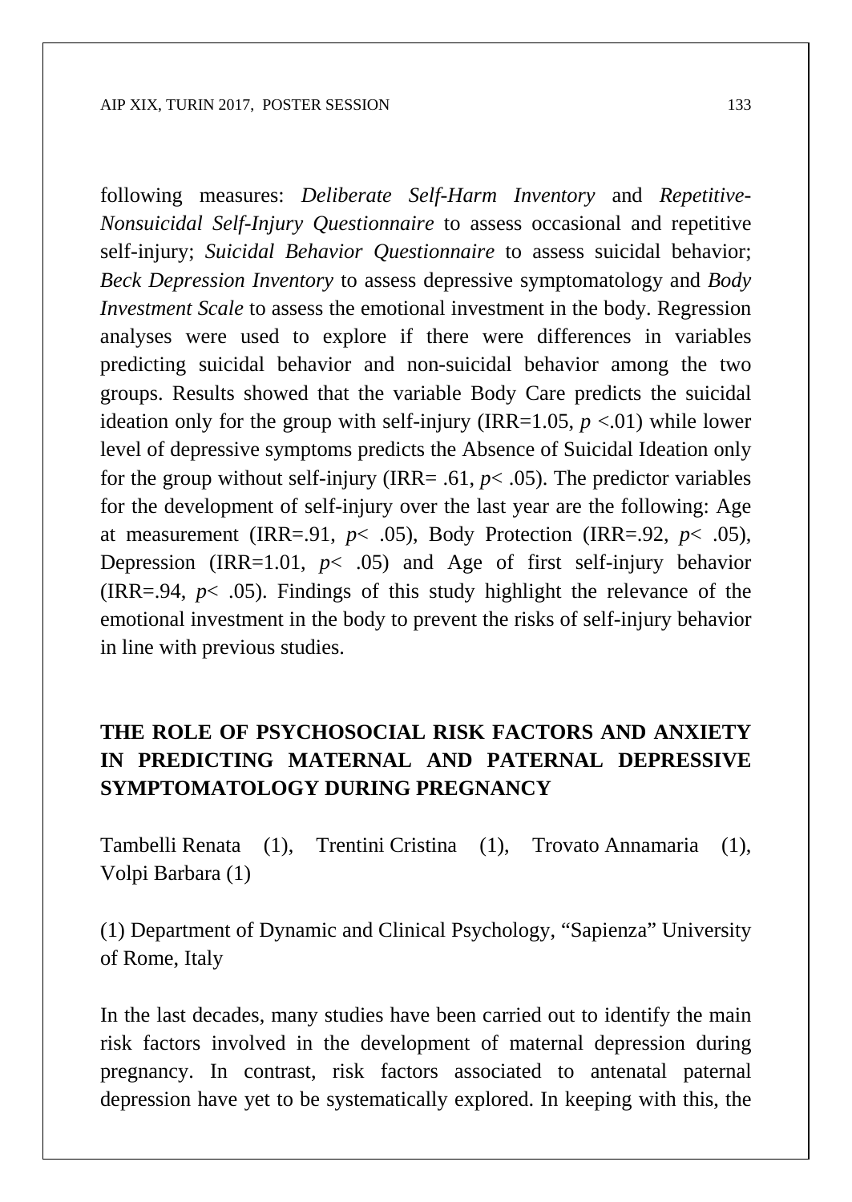following measures: *Deliberate Self-Harm Inventory* and *Repetitive-Nonsuicidal Self-Injury Questionnaire* to assess occasional and repetitive self-injury; *Suicidal Behavior Questionnaire* to assess suicidal behavior; *Beck Depression Inventory* to assess depressive symptomatology and *Body Investment Scale* to assess the emotional investment in the body. Regression analyses were used to explore if there were differences in variables predicting suicidal behavior and non-suicidal behavior among the two groups. Results showed that the variable Body Care predicts the suicidal ideation only for the group with self-injury (IRR=1.05, $p < .01$) while lower level of depressive symptoms predicts the Absence of Suicidal Ideation only for the group without self-injury (IRR= .61, $p < .05$). The predictor variables for the development of self-injury over the last year are the following: Age at measurement (IRR=.91, $p < .05$), Body Protection (IRR=.92, $p < .05$), Depression (IRR=1.01, $p < .05$) and Age of first self-injury behavior (IRR=.94, $p < .05$). Findings of this study highlight the relevance of the emotional investment in the body to prevent the risks of self-injury behavior in line with previous studies.

## THE ROLE OF PSYCHOSOCIAL RISK FACTORS AND ANXIETY IN PREDICTING MATERNAL AND PATERNAL DEPRESSIVE SYMPTOMATOLOGY DURING PREGNANCY

Tambelli Renata (1), Trentini Cristina (1), Trovato Annamaria (1), Volpi Barbara (1)

(1) Department of Dynamic and Clinical Psychology, "Sapienza" University of Rome, Italy

In the last decades, many studies have been carried out to identify the main risk factors involved in the development of maternal depression during pregnancy. In contrast, risk factors associated to antenatal paternal depression have yet to be systematically explored. In keeping with this, the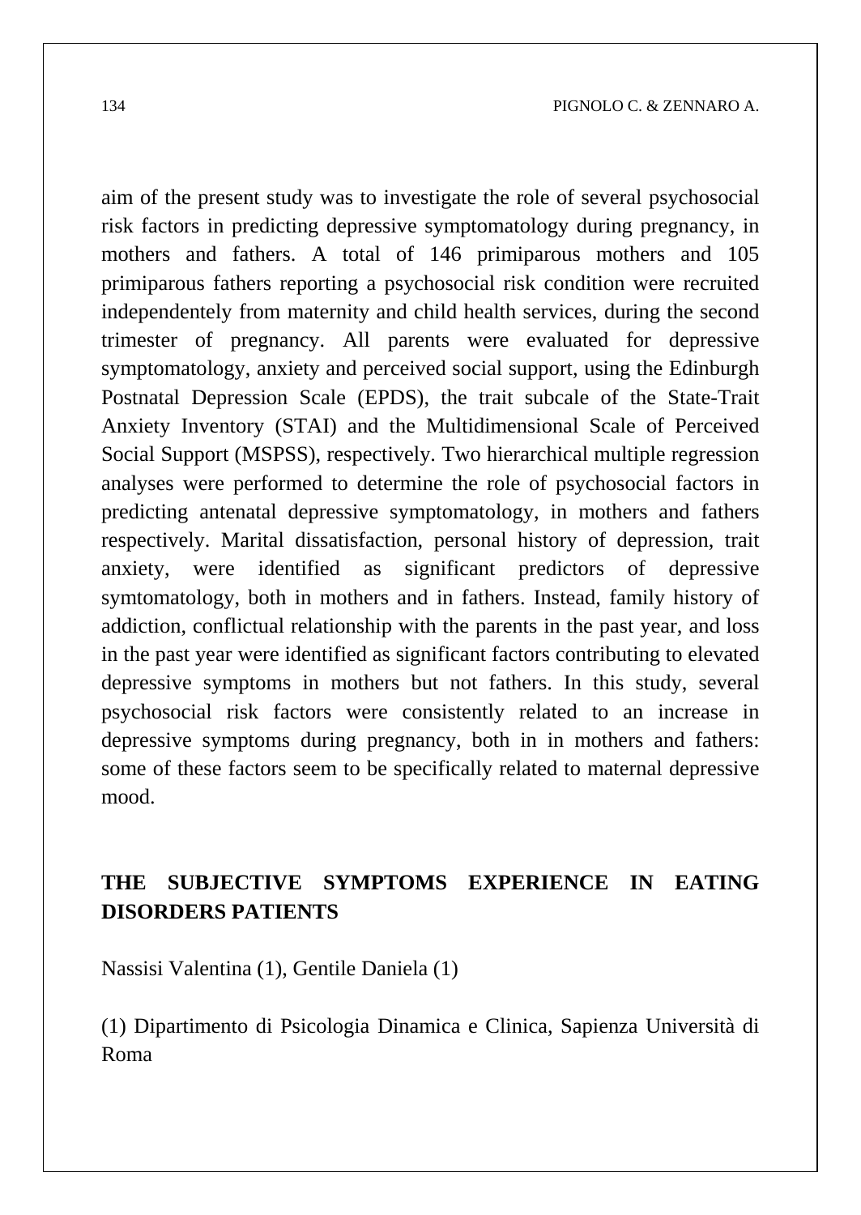aim of the present study was to investigate the role of several psychosocial risk factors in predicting depressive symptomatology during pregnancy, in mothers and fathers. A total of 146 primiparous mothers and 105 primiparous fathers reporting a psychosocial risk condition were recruited independentely from maternity and child health services, during the second trimester of pregnancy. All parents were evaluated for depressive symptomatology, anxiety and perceived social support, using the Edinburgh Postnatal Depression Scale (EPDS), the trait subcale of the State-Trait Anxiety Inventory (STAI) and the Multidimensional Scale of Perceived Social Support (MSPSS), respectively. Two hierarchical multiple regression analyses were performed to determine the role of psychosocial factors in predicting antenatal depressive symptomatology, in mothers and fathers respectively. Marital dissatisfaction, personal history of depression, trait anxiety, were identified as significant predictors of depressive symtomatology, both in mothers and in fathers. Instead, family history of addiction, conflictual relationship with the parents in the past year, and loss in the past year were identified as significant factors contributing to elevated depressive symptoms in mothers but not fathers. In this study, several psychosocial risk factors were consistently related to an increase in depressive symptoms during pregnancy, both in in mothers and fathers: some of these factors seem to be specifically related to maternal depressive mood.

## THE SUBJECTIVE SYMPTOMS EXPERIENCE IN EATING DISORDERS PATIENTS

Nassisi Valentina (1), Gentile Daniela (1)

(1) Dipartimento di Psicologia Dinamica e Clinica, Sapienza Università di Roma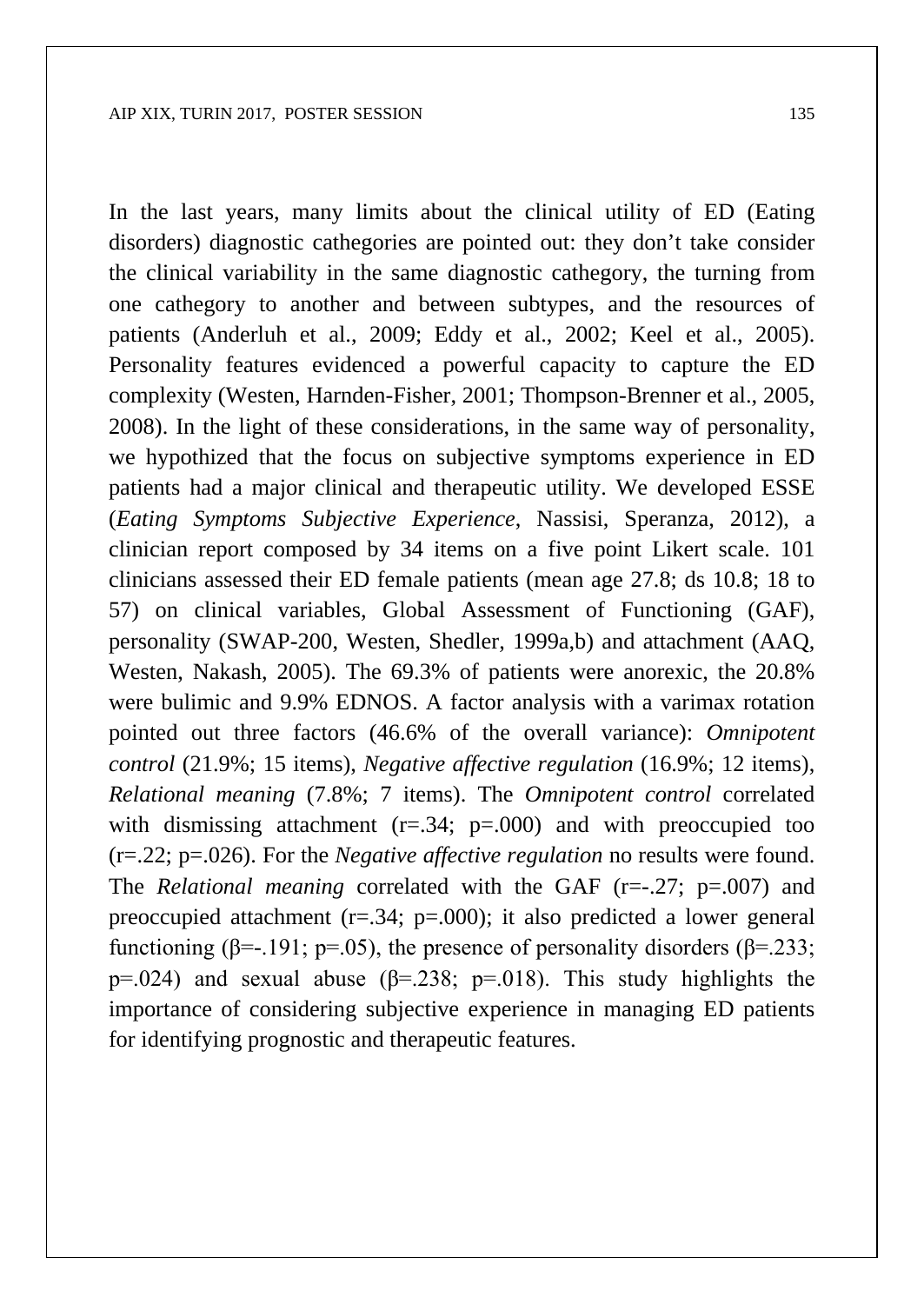In the last years, many limits about the clinical utility of ED (Eating disorders) diagnostic cathegories are pointed out: they don't take consider the clinical variability in the same diagnostic cathegory, the turning from one cathegory to another and between subtypes, and the resources of patients (Anderluh et al., 2009; Eddy et al., 2002; Keel et al., 2005). Personality features evidenced a powerful capacity to capture the ED complexity (Westen, Harnden-Fisher, 2001; Thompson-Brenner et al., 2005, 2008). In the light of these considerations, in the same way of personality, we hypothized that the focus on subjective symptoms experience in ED patients had a major clinical and therapeutic utility. We developed ESSE (*Eating Symptoms Subjective Experience*, Nassisi, Speranza, 2012), a clinician report composed by 34 items on a five point Likert scale. 101 clinicians assessed their ED female patients (mean age 27.8; ds 10.8; 18 to 57) on clinical variables, Global Assessment of Functioning (GAF), personality (SWAP-200, Westen, Shedler, 1999a,b) and attachment (AAQ, Westen, Nakash, 2005). The 69.3% of patients were anorexic, the 20.8% were bulimic and 9.9% EDNOS. A factor analysis with a varimax rotation pointed out three factors (46.6% of the overall variance): *Omnipotent control* (21.9%; 15 items), *Negative affective regulation* (16.9%; 12 items), *Relational meaning* (7.8%; 7 items). The *Omnipotent control* correlated with dismissing attachment ($r=.34$; $p=.000$) and with preoccupied too ($r=.22$; $p=.026$). For the *Negative affective regulation* no results were found. The *Relational meaning* correlated with the GAF ($r=-.27$; $p=.007$) and preoccupied attachment ($r=.34$; $p=.000$); it also predicted a lower general functioning ($\beta=-.191$; $p=.05$), the presence of personality disorders ($\beta=.233$; $p=.024$) and sexual abuse ($\beta=.238$; $p=.018$). This study highlights the importance of considering subjective experience in managing ED patients for identifying prognostic and therapeutic features.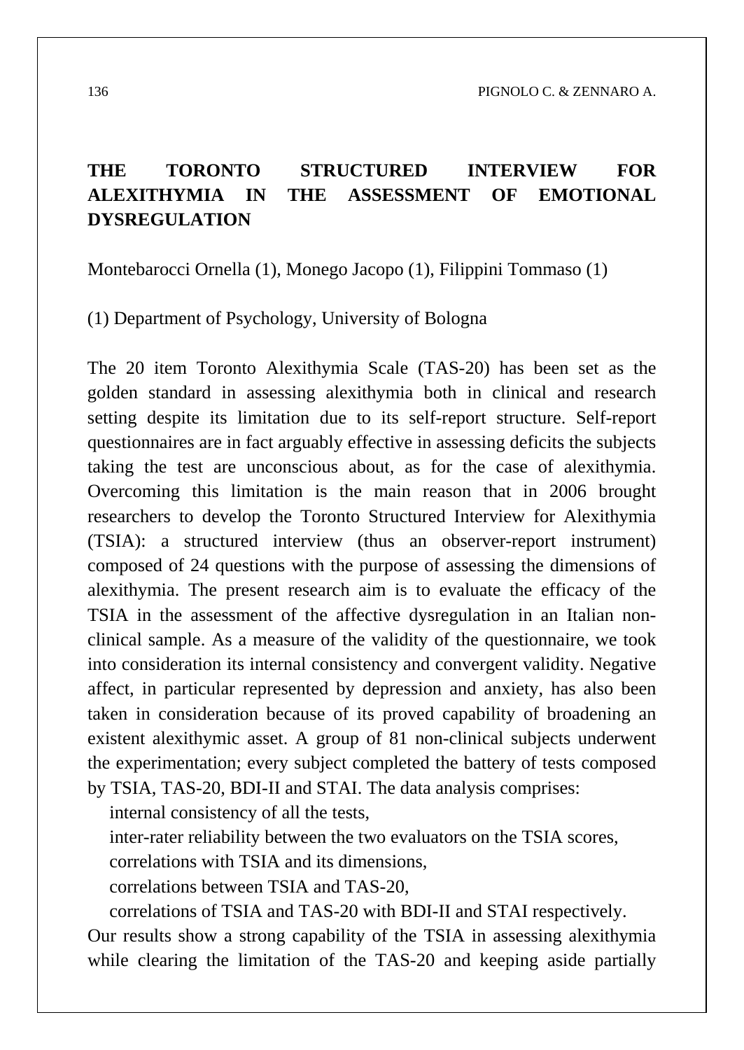# THE TORONTO STRUCTURED INTERVIEW FOR ALEXITHYMIA IN THE ASSESSMENT OF EMOTIONAL DYSREGULATION

Montebarocci Ornella (1), Monego Jacopo (1), Filippini Tommaso (1)

(1) Department of Psychology, University of Bologna

The 20 item Toronto Alexithymia Scale (TAS-20) has been set as the golden standard in assessing alexithymia both in clinical and research setting despite its limitation due to its self-report structure. Self-report questionnaires are in fact arguably effective in assessing deficits the subjects taking the test are unconscious about, as for the case of alexithymia. Overcoming this limitation is the main reason that in 2006 brought researchers to develop the Toronto Structured Interview for Alexithymia (TSIA): a structured interview (thus an observer-report instrument) composed of 24 questions with the purpose of assessing the dimensions of alexithymia. The present research aim is to evaluate the efficacy of the TSIA in the assessment of the affective dysregulation in an Italian non-clinical sample. As a measure of the validity of the questionnaire, we took into consideration its internal consistency and convergent validity. Negative affect, in particular represented by depression and anxiety, has also been taken in consideration because of its proved capability of broadening an existent alexithymic asset. A group of 81 non-clinical subjects underwent the experimentation; every subject completed the battery of tests composed by TSIA, TAS-20, BDI-II and STAI. The data analysis comprises:

- internal consistency of all the tests,
- inter-rater reliability between the two evaluators on the TSIA scores,
- correlations with TSIA and its dimensions,
- correlations between TSIA and TAS-20,
- correlations of TSIA and TAS-20 with BDI-II and STAI respectively.

Our results show a strong capability of the TSIA in assessing alexithymia while clearing the limitation of the TAS-20 and keeping aside partially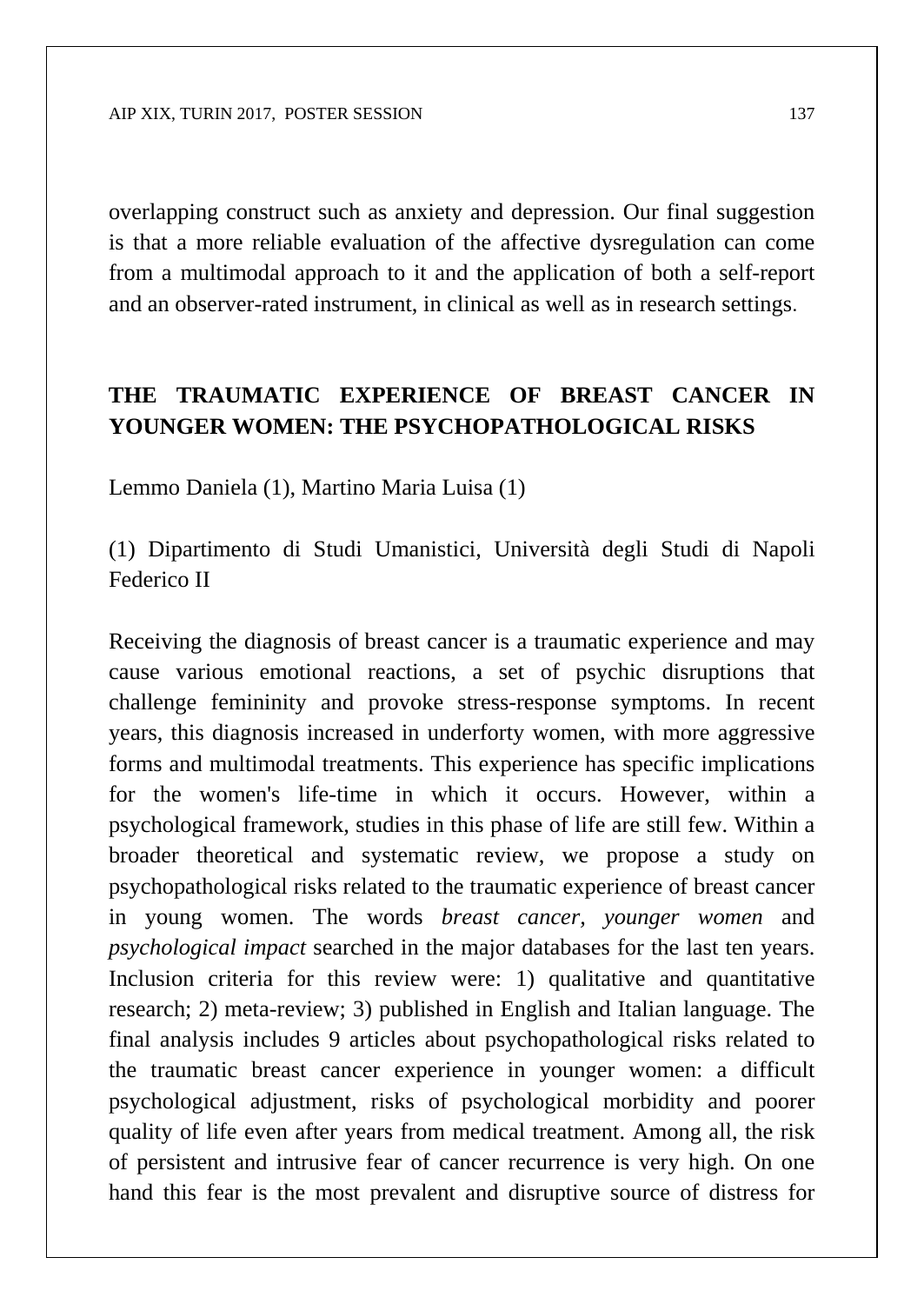overlapping construct such as anxiety and depression. Our final suggestion is that a more reliable evaluation of the affective dysregulation can come from a multimodal approach to it and the application of both a self-report and an observer-rated instrument, in clinical as well as in research settings.

## THE TRAUMATIC EXPERIENCE OF BREAST CANCER IN YOUNGER WOMEN: THE PSYCHOPATHOLOGICAL RISKS

Lemmo Daniela (1), Martino Maria Luisa (1)

(1) Dipartimento di Studi Umanistici, Università degli Studi di Napoli Federico II

Receiving the diagnosis of breast cancer is a traumatic experience and may cause various emotional reactions, a set of psychic disruptions that challenge femininity and provoke stress-response symptoms. In recent years, this diagnosis increased in underforty women, with more aggressive forms and multimodal treatments. This experience has specific implications for the women's life-time in which it occurs. However, within a psychological framework, studies in this phase of life are still few. Within a broader theoretical and systematic review, we propose a study on psychopathological risks related to the traumatic experience of breast cancer in young women. The words *breast cancer, younger women* and *psychological impact* searched in the major databases for the last ten years. Inclusion criteria for this review were: 1) qualitative and quantitative research; 2) meta-review; 3) published in English and Italian language. The final analysis includes 9 articles about psychopathological risks related to the traumatic breast cancer experience in younger women: a difficult psychological adjustment, risks of psychological morbidity and poorer quality of life even after years from medical treatment. Among all, the risk of persistent and intrusive fear of cancer recurrence is very high. On one hand this fear is the most prevalent and disruptive source of distress for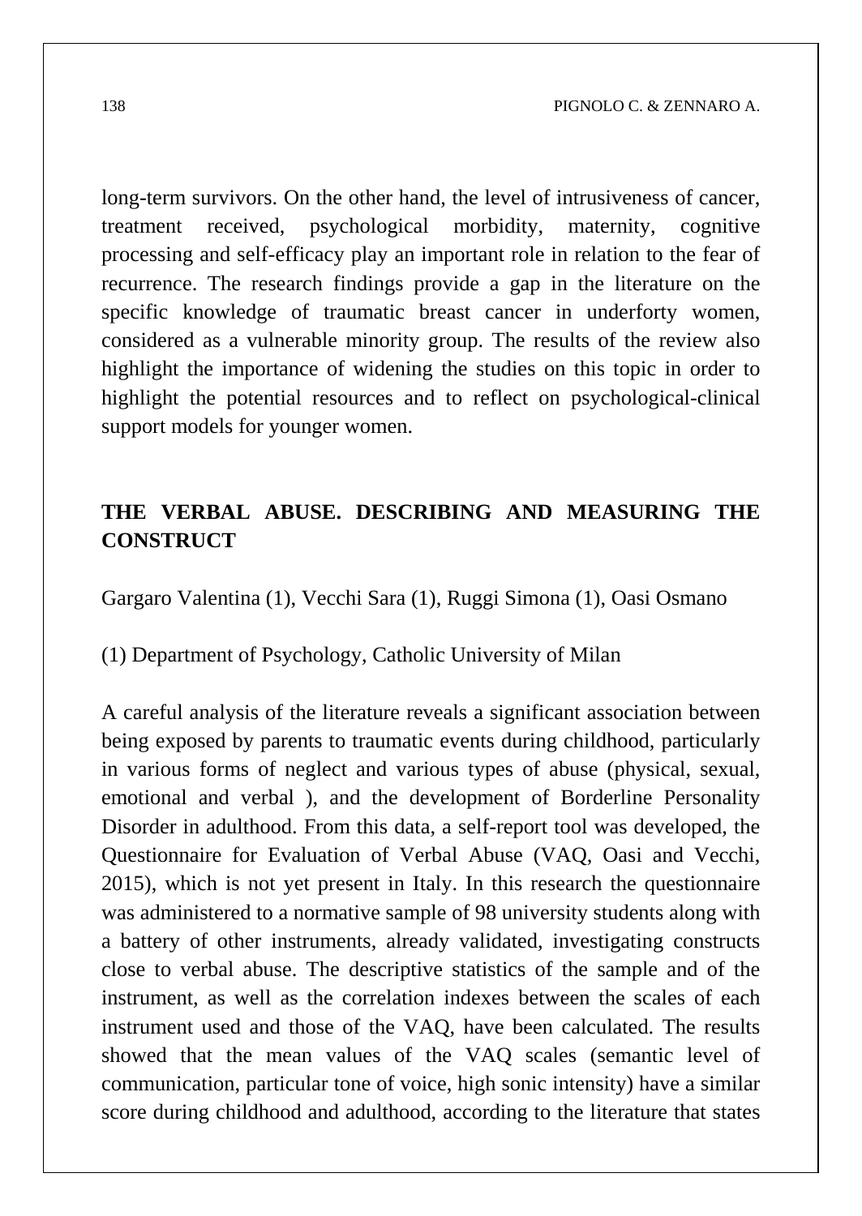long-term survivors. On the other hand, the level of intrusiveness of cancer, treatment received, psychological morbidity, maternity, cognitive processing and self-efficacy play an important role in relation to the fear of recurrence. The research findings provide a gap in the literature on the specific knowledge of traumatic breast cancer in underforty women, considered as a vulnerable minority group. The results of the review also highlight the importance of widening the studies on this topic in order to highlight the potential resources and to reflect on psychological-clinical support models for younger women.

## THE VERBAL ABUSE. DESCRIBING AND MEASURING THE CONSTRUCT

Gargaro Valentina (1), Vecchi Sara (1), Ruggi Simona (1), Oasi Osmano

(1) Department of Psychology, Catholic University of Milan

A careful analysis of the literature reveals a significant association between being exposed by parents to traumatic events during childhood, particularly in various forms of neglect and various types of abuse (physical, sexual, emotional and verbal ), and the development of Borderline Personality Disorder in adulthood. From this data, a self-report tool was developed, the Questionnaire for Evaluation of Verbal Abuse (VAQ, Oasi and Vecchi, 2015), which is not yet present in Italy. In this research the questionnaire was administered to a normative sample of 98 university students along with a battery of other instruments, already validated, investigating constructs close to verbal abuse. The descriptive statistics of the sample and of the instrument, as well as the correlation indexes between the scales of each instrument used and those of the VAQ, have been calculated. The results showed that the mean values of the VAQ scales (semantic level of communication, particular tone of voice, high sonic intensity) have a similar score during childhood and adulthood, according to the literature that states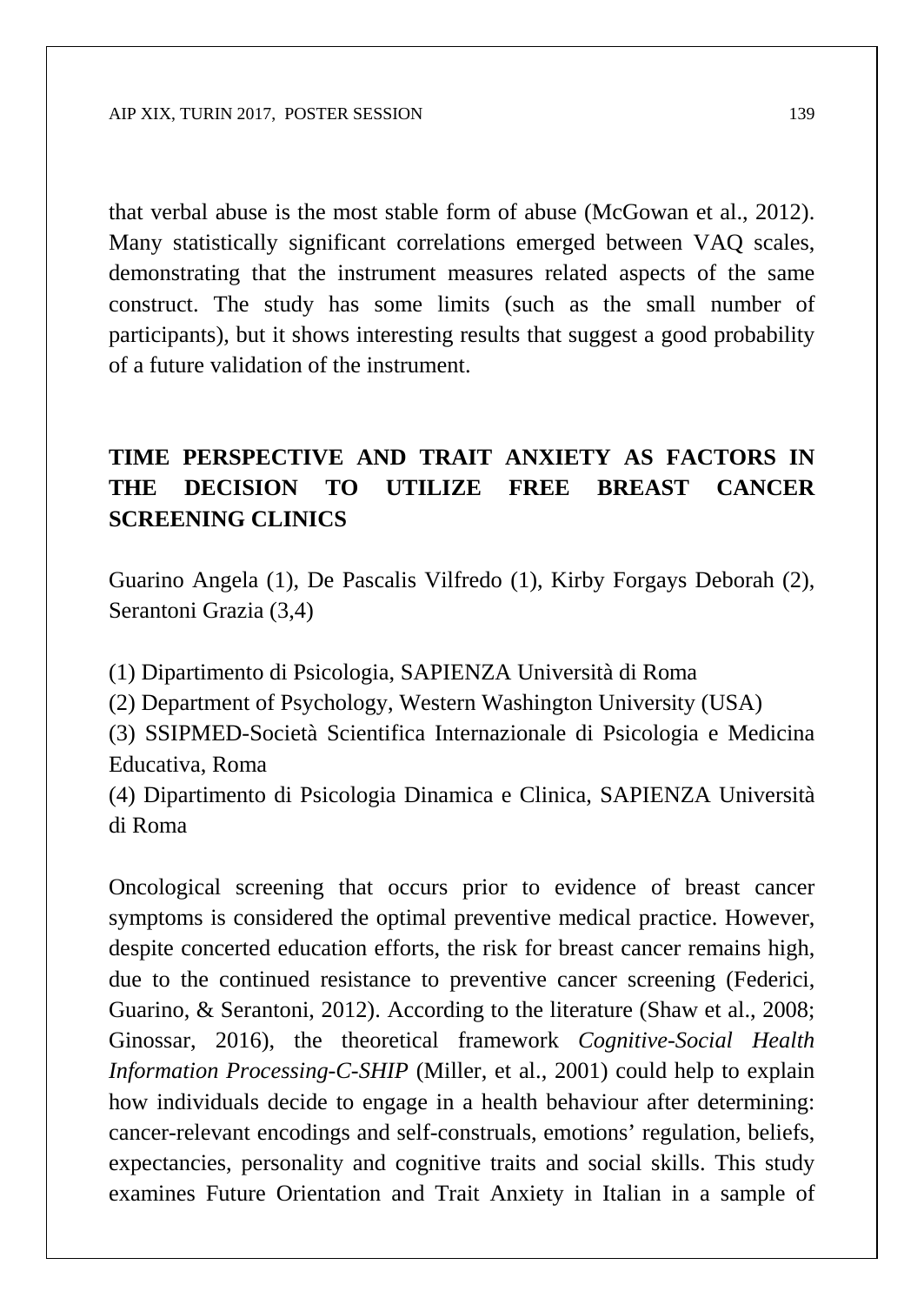that verbal abuse is the most stable form of abuse (McGowan et al., 2012). Many statistically significant correlations emerged between VAQ scales, demonstrating that the instrument measures related aspects of the same construct. The study has some limits (such as the small number of participants), but it shows interesting results that suggest a good probability of a future validation of the instrument.

## TIME PERSPECTIVE AND TRAIT ANXIETY AS FACTORS IN THE DECISION TO UTILIZE FREE BREAST CANCER SCREENING CLINICS

Guarino Angela (1), De Pascalis Vilfredo (1), Kirby Forgays Deborah (2), Serantoni Grazia (3,4)

(1) Dipartimento di Psicologia, SAPIENZA Università di Roma
(2) Department of Psychology, Western Washington University (USA)
(3) SSIPMED-Società Scientifica Internazionale di Psicologia e Medicina Educativa, Roma
(4) Dipartimento di Psicologia Dinamica e Clinica, SAPIENZA Università di Roma

Oncological screening that occurs prior to evidence of breast cancer symptoms is considered the optimal preventive medical practice. However, despite concerted education efforts, the risk for breast cancer remains high, due to the continued resistance to preventive cancer screening (Federici, Guarino, & Serantoni, 2012). According to the literature (Shaw et al., 2008; Ginossar, 2016), the theoretical framework *Cognitive-Social Health Information Processing-C-SHIP* (Miller, et al., 2001) could help to explain how individuals decide to engage in a health behaviour after determining: cancer-relevant encodings and self-construals, emotions' regulation, beliefs, expectancies, personality and cognitive traits and social skills. This study examines Future Orientation and Trait Anxiety in Italian in a sample of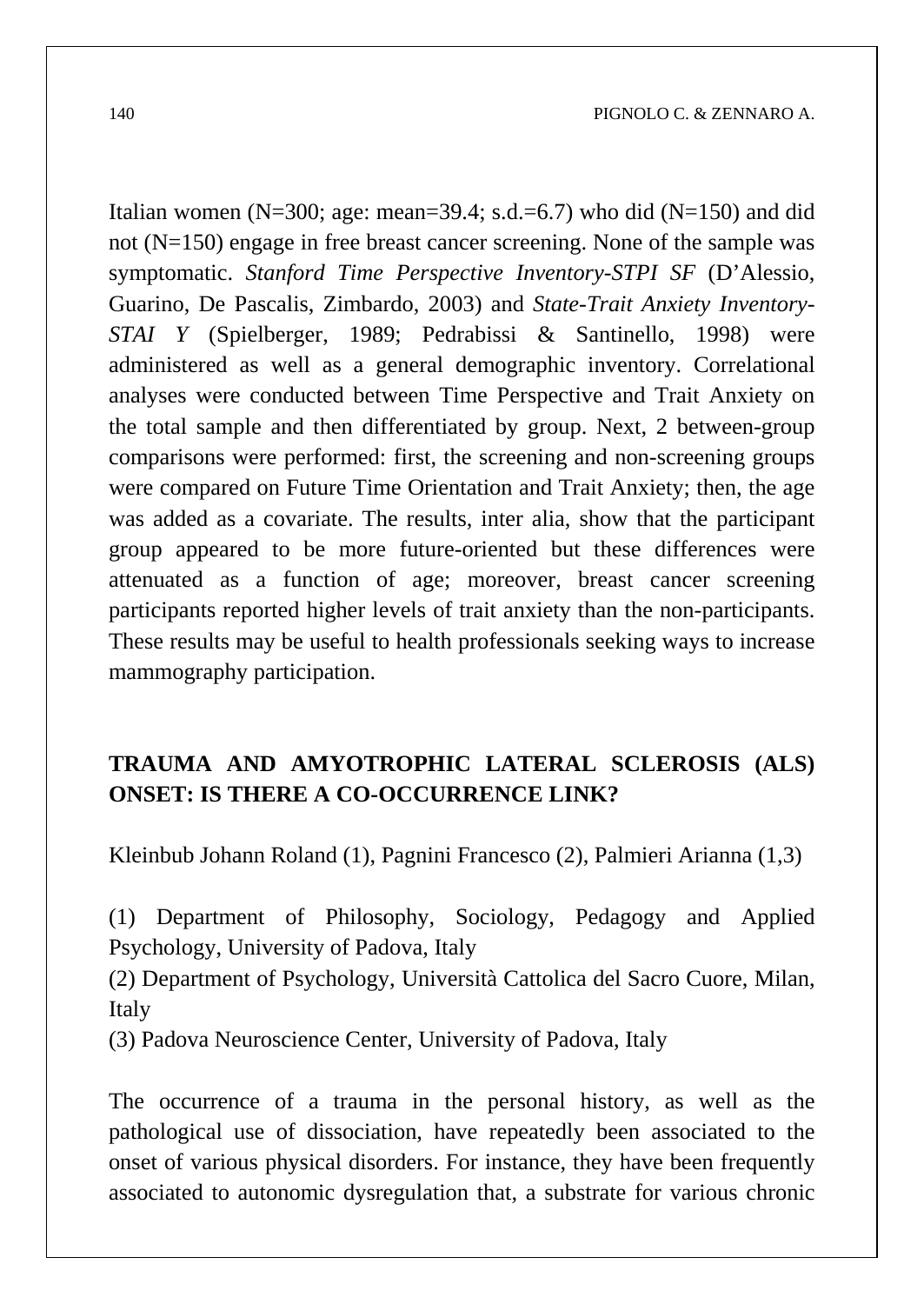Italian women (N=300; age: mean=39.4; s.d.=6.7) who did (N=150) and did not (N=150) engage in free breast cancer screening. None of the sample was symptomatic. *Stanford Time Perspective Inventory-STPI SF* (D'Alessio, Guarino, De Pascalis, Zimbardo, 2003) and *State-Trait Anxiety Inventory-STAI Y* (Spielberger, 1989; Pedrabissi & Santinello, 1998) were administered as well as a general demographic inventory. Correlational analyses were conducted between Time Perspective and Trait Anxiety on the total sample and then differentiated by group. Next, 2 between-group comparisons were performed: first, the screening and non-screening groups were compared on Future Time Orientation and Trait Anxiety; then, the age was added as a covariate. The results, inter alia, show that the participant group appeared to be more future-oriented but these differences were attenuated as a function of age; moreover, breast cancer screening participants reported higher levels of trait anxiety than the non-participants. These results may be useful to health professionals seeking ways to increase mammography participation.

## TRAUMA AND AMYOTROPHIC LATERAL SCLEROSIS (ALS) ONSET: IS THERE A CO-OCCURRENCE LINK?

Kleinbub Johann Roland (1), Pagnini Francesco (2), Palmieri Arianna (1,3)

(1) Department of Philosophy, Sociology, Pedagogy and Applied Psychology, University of Padova, Italy
(2) Department of Psychology, Università Cattolica del Sacro Cuore, Milan, Italy
(3) Padova Neuroscience Center, University of Padova, Italy

The occurrence of a trauma in the personal history, as well as the pathological use of dissociation, have repeatedly been associated to the onset of various physical disorders. For instance, they have been frequently associated to autonomic dysregulation that, a substrate for various chronic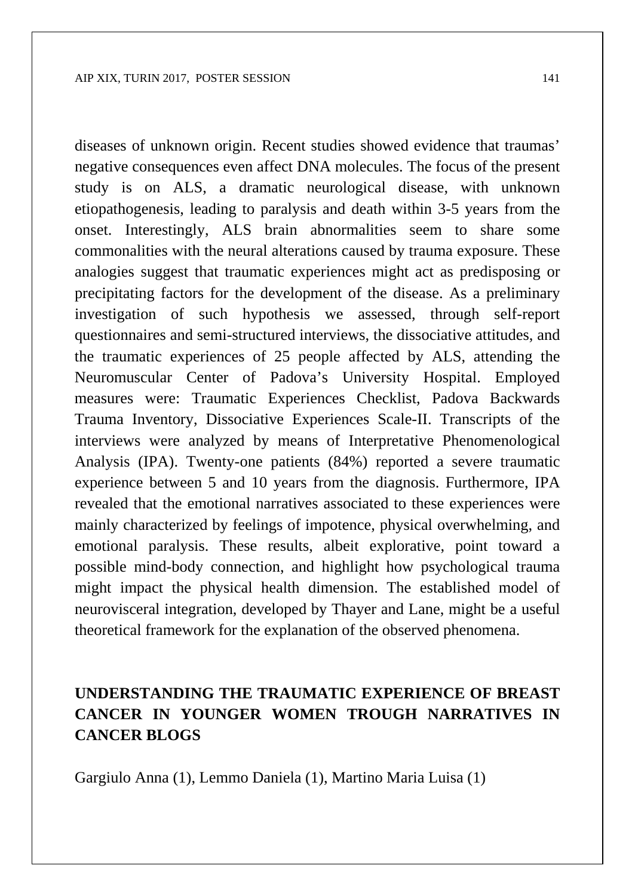diseases of unknown origin. Recent studies showed evidence that traumas' negative consequences even affect DNA molecules. The focus of the present study is on ALS, a dramatic neurological disease, with unknown etiopathogenesis, leading to paralysis and death within 3-5 years from the onset. Interestingly, ALS brain abnormalities seem to share some commonalities with the neural alterations caused by trauma exposure. These analogies suggest that traumatic experiences might act as predisposing or precipitating factors for the development of the disease. As a preliminary investigation of such hypothesis we assessed, through self-report questionnaires and semi-structured interviews, the dissociative attitudes, and the traumatic experiences of 25 people affected by ALS, attending the Neuromuscular Center of Padova's University Hospital. Employed measures were: Traumatic Experiences Checklist, Padova Backwards Trauma Inventory, Dissociative Experiences Scale-II. Transcripts of the interviews were analyzed by means of Interpretative Phenomenological Analysis (IPA). Twenty-one patients (84%) reported a severe traumatic experience between 5 and 10 years from the diagnosis. Furthermore, IPA revealed that the emotional narratives associated to these experiences were mainly characterized by feelings of impotence, physical overwhelming, and emotional paralysis. These results, albeit explorative, point toward a possible mind-body connection, and highlight how psychological trauma might impact the physical health dimension. The established model of neurovisceral integration, developed by Thayer and Lane, might be a useful theoretical framework for the explanation of the observed phenomena.

## UNDERSTANDING THE TRAUMATIC EXPERIENCE OF BREAST CANCER IN YOUNGER WOMEN TROUGH NARRATIVES IN CANCER BLOGS

Gargiulo Anna (1), Lemmo Daniela (1), Martino Maria Luisa (1)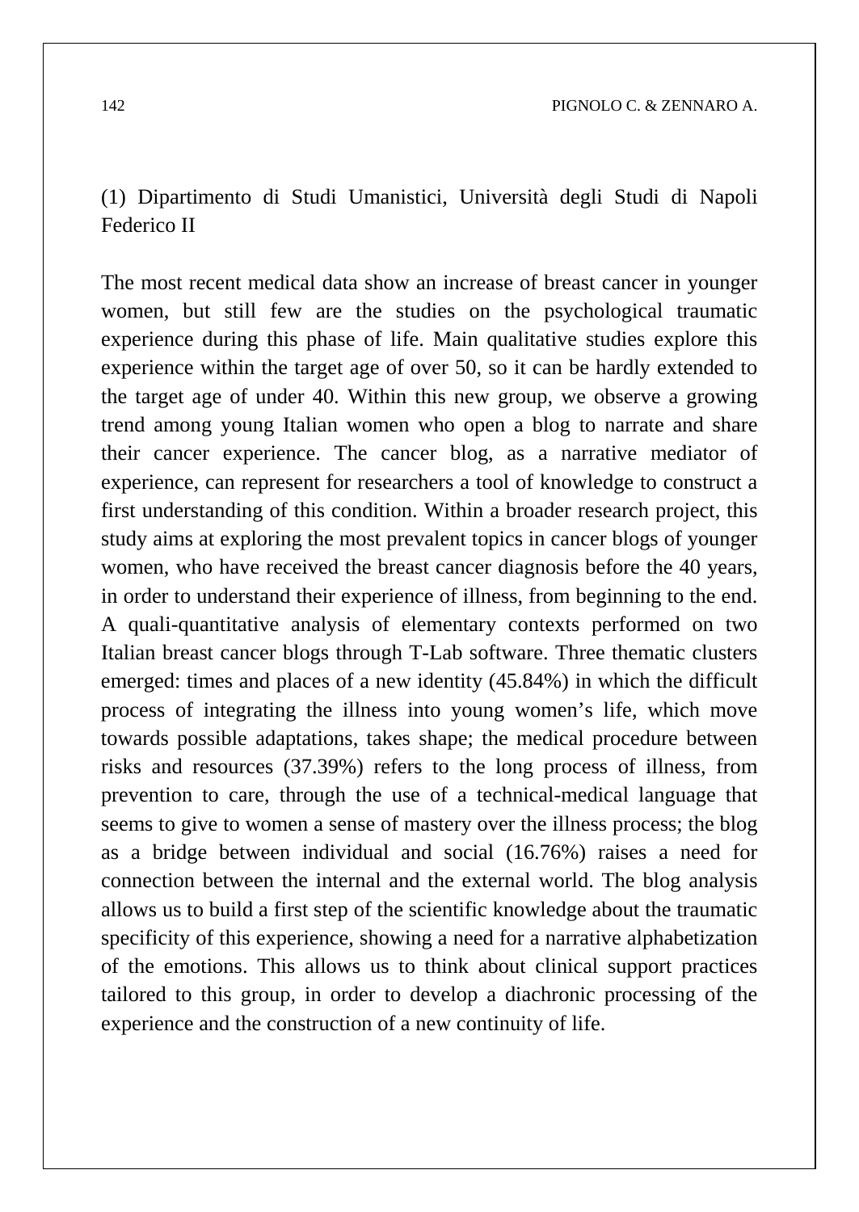(1) Dipartimento di Studi Umanistici, Università degli Studi di Napoli Federico II

The most recent medical data show an increase of breast cancer in younger women, but still few are the studies on the psychological traumatic experience during this phase of life. Main qualitative studies explore this experience within the target age of over 50, so it can be hardly extended to the target age of under 40. Within this new group, we observe a growing trend among young Italian women who open a blog to narrate and share their cancer experience. The cancer blog, as a narrative mediator of experience, can represent for researchers a tool of knowledge to construct a first understanding of this condition. Within a broader research project, this study aims at exploring the most prevalent topics in cancer blogs of younger women, who have received the breast cancer diagnosis before the 40 years, in order to understand their experience of illness, from beginning to the end. A quali-quantitative analysis of elementary contexts performed on two Italian breast cancer blogs through T-Lab software. Three thematic clusters emerged: times and places of a new identity (45.84%) in which the difficult process of integrating the illness into young women's life, which move towards possible adaptations, takes shape; the medical procedure between risks and resources (37.39%) refers to the long process of illness, from prevention to care, through the use of a technical-medical language that seems to give to women a sense of mastery over the illness process; the blog as a bridge between individual and social (16.76%) raises a need for connection between the internal and the external world. The blog analysis allows us to build a first step of the scientific knowledge about the traumatic specificity of this experience, showing a need for a narrative alphabetization of the emotions. This allows us to think about clinical support practices tailored to this group, in order to develop a diachronic processing of the experience and the construction of a new continuity of life.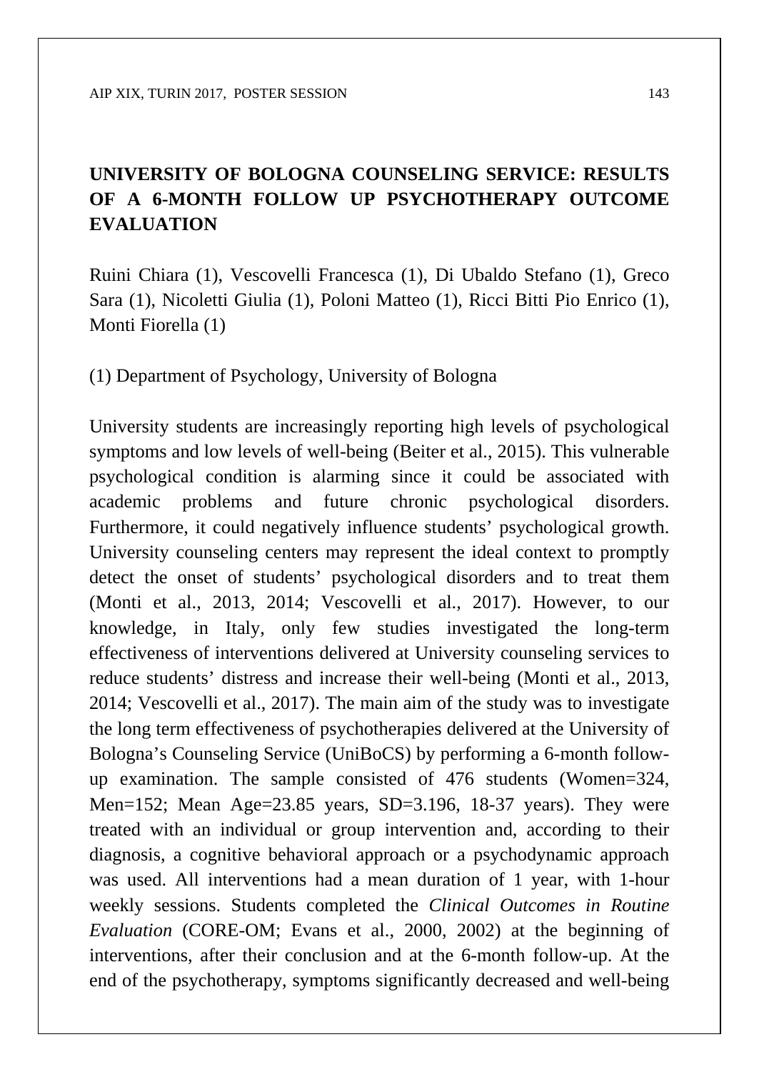# UNIVERSITY OF BOLOGNA COUNSELING SERVICE: RESULTS OF A 6-MONTH FOLLOW UP PSYCHOTHERAPY OUTCOME EVALUATION

Ruini Chiara (1), Vescovelli Francesca (1), Di Ubaldo Stefano (1), Greco Sara (1), Nicoletti Giulia (1), Poloni Matteo (1), Ricci Bitti Pio Enrico (1), Monti Fiorella (1)

(1) Department of Psychology, University of Bologna

University students are increasingly reporting high levels of psychological symptoms and low levels of well-being (Beiter et al., 2015). This vulnerable psychological condition is alarming since it could be associated with academic problems and future chronic psychological disorders. Furthermore, it could negatively influence students' psychological growth. University counseling centers may represent the ideal context to promptly detect the onset of students' psychological disorders and to treat them (Monti et al., 2013, 2014; Vescovelli et al., 2017). However, to our knowledge, in Italy, only few studies investigated the long-term effectiveness of interventions delivered at University counseling services to reduce students' distress and increase their well-being (Monti et al., 2013, 2014; Vescovelli et al., 2017). The main aim of the study was to investigate the long term effectiveness of psychotherapies delivered at the University of Bologna's Counseling Service (UniBoCS) by performing a 6-month follow-up examination. The sample consisted of 476 students (Women=324, Men=152; Mean Age=23.85 years, SD=3.196, 18-37 years). They were treated with an individual or group intervention and, according to their diagnosis, a cognitive behavioral approach or a psychodynamic approach was used. All interventions had a mean duration of 1 year, with 1-hour weekly sessions. Students completed the *Clinical Outcomes in Routine Evaluation* (CORE-OM; Evans et al., 2000, 2002) at the beginning of interventions, after their conclusion and at the 6-month follow-up. At the end of the psychotherapy, symptoms significantly decreased and well-being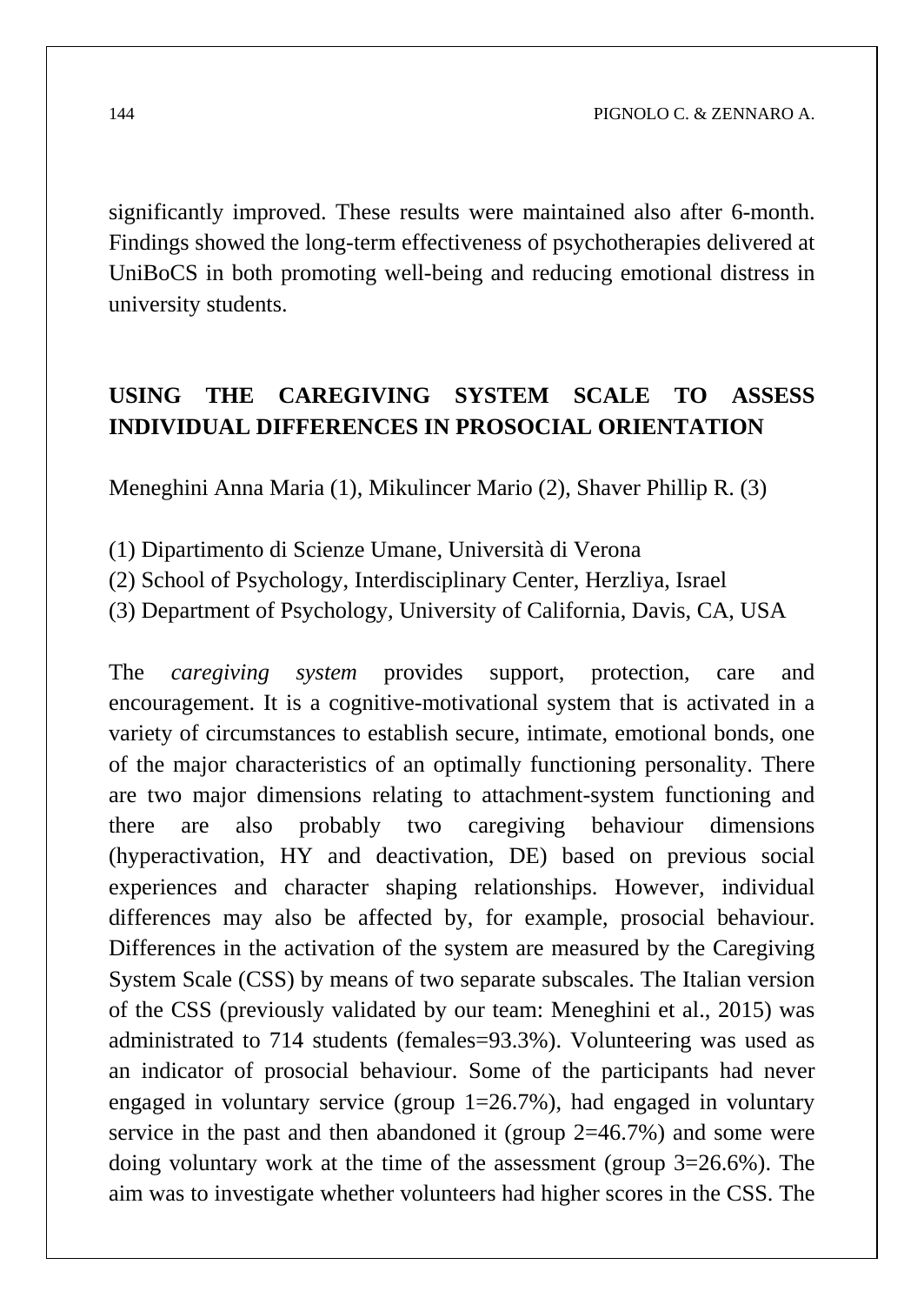significantly improved. These results were maintained also after 6-month. Findings showed the long-term effectiveness of psychotherapies delivered at UniBoCS in both promoting well-being and reducing emotional distress in university students.

## USING THE CAREGIVING SYSTEM SCALE TO ASSESS INDIVIDUAL DIFFERENCES IN PROSOCIAL ORIENTATION

Meneghini Anna Maria (1), Mikulincer Mario (2), Shaver Phillip R. (3)

(1) Dipartimento di Scienze Umane, Università di Verona
(2) School of Psychology, Interdisciplinary Center, Herzliya, Israel
(3) Department of Psychology, University of California, Davis, CA, USA

The *caregiving system* provides support, protection, care and encouragement. It is a cognitive-motivational system that is activated in a variety of circumstances to establish secure, intimate, emotional bonds, one of the major characteristics of an optimally functioning personality. There are two major dimensions relating to attachment-system functioning and there are also probably two caregiving behaviour dimensions (hyperactivation, HY and deactivation, DE) based on previous social experiences and character shaping relationships. However, individual differences may also be affected by, for example, prosocial behaviour. Differences in the activation of the system are measured by the Caregiving System Scale (CSS) by means of two separate subscales. The Italian version of the CSS (previously validated by our team: Meneghini et al., 2015) was administrated to 714 students (females=93.3%). Volunteering was used as an indicator of prosocial behaviour. Some of the participants had never engaged in voluntary service (group 1=26.7%), had engaged in voluntary service in the past and then abandoned it (group 2=46.7%) and some were doing voluntary work at the time of the assessment (group 3=26.6%). The aim was to investigate whether volunteers had higher scores in the CSS. The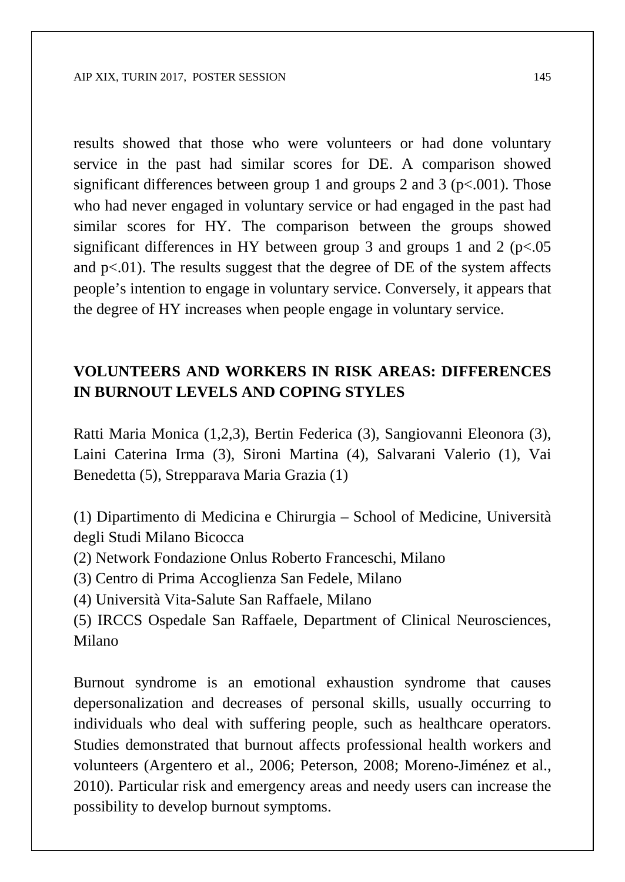results showed that those who were volunteers or had done voluntary service in the past had similar scores for DE. A comparison showed significant differences between group 1 and groups 2 and 3 ($p<.001$). Those who had never engaged in voluntary service or had engaged in the past had similar scores for HY. The comparison between the groups showed significant differences in HY between group 3 and groups 1 and 2 ($p<.05$ and $p<.01$). The results suggest that the degree of DE of the system affects people's intention to engage in voluntary service. Conversely, it appears that the degree of HY increases when people engage in voluntary service.

## VOLUNTEERS AND WORKERS IN RISK AREAS: DIFFERENCES IN BURNOUT LEVELS AND COPING STYLES

Ratti Maria Monica (1,2,3), Bertin Federica (3), Sangiovanni Eleonora (3), Laini Caterina Irma (3), Sironi Martina (4), Salvarani Valerio (1), Vai Benedetta (5), Strepparava Maria Grazia (1)

(1) Dipartimento di Medicina e Chirurgia – School of Medicine, Università degli Studi Milano Bicocca
(2) Network Fondazione Onlus Roberto Franceschi, Milano
(3) Centro di Prima Accoglienza San Fedele, Milano
(4) Università Vita-Salute San Raffaele, Milano
(5) IRCCS Ospedale San Raffaele, Department of Clinical Neurosciences, Milano

Burnout syndrome is an emotional exhaustion syndrome that causes depersonalization and decreases of personal skills, usually occurring to individuals who deal with suffering people, such as healthcare operators. Studies demonstrated that burnout affects professional health workers and volunteers (Argentero et al., 2006; Peterson, 2008; Moreno-Jiménez et al., 2010). Particular risk and emergency areas and needy users can increase the possibility to develop burnout symptoms.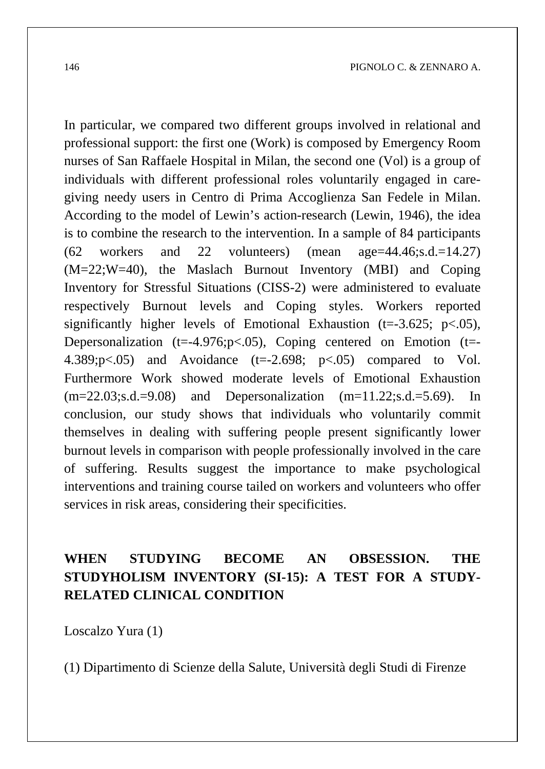In particular, we compared two different groups involved in relational and professional support: the first one (Work) is composed by Emergency Room nurses of San Raffaele Hospital in Milan, the second one (Vol) is a group of individuals with different professional roles voluntarily engaged in care-giving needy users in Centro di Prima Accoglienza San Fedele in Milan. According to the model of Lewin's action-research (Lewin, 1946), the idea is to combine the research to the intervention. In a sample of 84 participants (62 workers and 22 volunteers) (mean age=44.46;s.d.=14.27) (M=22;W=40), the Maslach Burnout Inventory (MBI) and Coping Inventory for Stressful Situations (CISS-2) were administered to evaluate respectively Burnout levels and Coping styles. Workers reported significantly higher levels of Emotional Exhaustion ($t=-3.625$; $p<.05$), Depersonalization ($t=-4.976$;$p<.05$), Coping centered on Emotion ($t=-4.389$;$p<.05$) and Avoidance ($t=-2.698$; $p<.05$) compared to Vol. Furthermore Work showed moderate levels of Emotional Exhaustion (m=22.03;s.d.=9.08) and Depersonalization (m=11.22;s.d.=5.69). In conclusion, our study shows that individuals who voluntarily commit themselves in dealing with suffering people present significantly lower burnout levels in comparison with people professionally involved in the care of suffering. Results suggest the importance to make psychological interventions and training course tailed on workers and volunteers who offer services in risk areas, considering their specificities.

## WHEN STUDYING BECOME AN OBSESSION. THE STUDYHOLISM INVENTORY (SI-15): A TEST FOR A STUDY-RELATED CLINICAL CONDITION

Loscalzo Yura (1)

(1) Dipartimento di Scienze della Salute, Università degli Studi di Firenze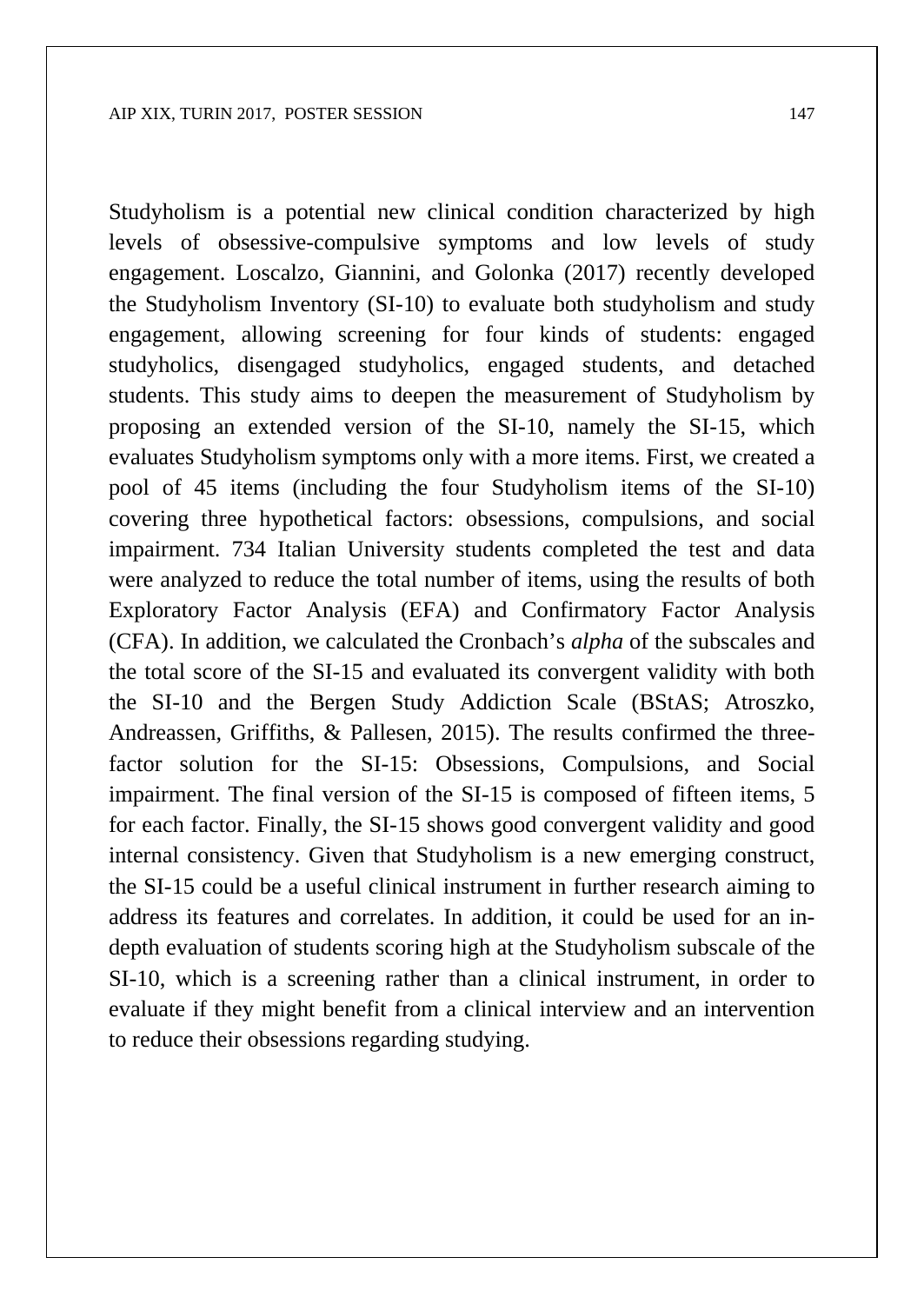Studyholism is a potential new clinical condition characterized by high levels of obsessive-compulsive symptoms and low levels of study engagement. Loscalzo, Giannini, and Golonka (2017) recently developed the Studyholism Inventory (SI-10) to evaluate both studyholism and study engagement, allowing screening for four kinds of students: engaged studyholics, disengaged studyholics, engaged students, and detached students. This study aims to deepen the measurement of Studyholism by proposing an extended version of the SI-10, namely the SI-15, which evaluates Studyholism symptoms only with a more items. First, we created a pool of 45 items (including the four Studyholism items of the SI-10) covering three hypothetical factors: obsessions, compulsions, and social impairment. 734 Italian University students completed the test and data were analyzed to reduce the total number of items, using the results of both Exploratory Factor Analysis (EFA) and Confirmatory Factor Analysis (CFA). In addition, we calculated the Cronbach's *alpha* of the subscales and the total score of the SI-15 and evaluated its convergent validity with both the SI-10 and the Bergen Study Addiction Scale (BStAS; Atroszko, Andreassen, Griffiths, & Pallesen, 2015). The results confirmed the three-factor solution for the SI-15: Obsessions, Compulsions, and Social impairment. The final version of the SI-15 is composed of fifteen items, 5 for each factor. Finally, the SI-15 shows good convergent validity and good internal consistency. Given that Studyholism is a new emerging construct, the SI-15 could be a useful clinical instrument in further research aiming to address its features and correlates. In addition, it could be used for an in-depth evaluation of students scoring high at the Studyholism subscale of the SI-10, which is a screening rather than a clinical instrument, in order to evaluate if they might benefit from a clinical interview and an intervention to reduce their obsessions regarding studying.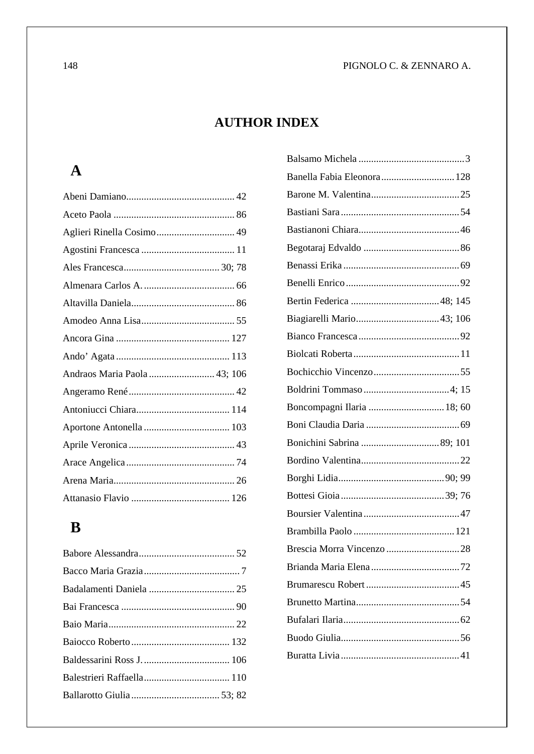# AUTHOR INDEX

## A

Abeni Damiano........................................... 42
Aceto Paola ................................................ 86
Aglieri Rinella Cosimo............................... 49
Agostini Francesca ..................................... 11
Ales Francesca...................................... 30; 78
Almenara Carlos A. .................................... 66
Altavilla Daniela......................................... 86
Amodeo Anna Lisa..................................... 55
Ancora Gina ............................................. 127
Ando' Agata ............................................. 113
Andraos Maria Paola .......................... 43; 106
Angeramo René.......................................... 42
Antoniucci Chiara..................................... 114
Aportone Antonella .................................. 103
Aprile Veronica .......................................... 43
Arace Angelica ........................................... 74
Arena Maria................................................ 26
Attanasio Flavio ....................................... 126

## B

Babore Alessandra...................................... 52
Bacco Maria Grazia...................................... 7
Badalamenti Daniela .................................. 25
Bai Francesca ............................................. 90
Baio Maria.................................................. 22
Baiocco Roberto ....................................... 132
Baldessarini Ross J. .................................. 106
Balestrieri Raffaella.................................. 110
Ballarotto Giulia ................................... 53; 82
Balsamo Michela ........................................... 3
Banella Fabia Eleonora............................. 128
Barone M. Valentina................................... 25
Bastiani Sara ............................................... 54
Bastianoni Chiara........................................ 46
Begotaraj Edvaldo ...................................... 86
Benassi Erika .............................................. 69
Benelli Enrico ............................................. 92
Bertin Federica ................................... 48; 145
Biagiarelli Mario................................. 43; 106
Bianco Francesca ........................................ 92
Biolcati Roberta .......................................... 11
Bochicchio Vincenzo.................................. 55
Boldrini Tommaso ..................................4; 15
Boncompagni Ilaria .............................. 18; 60
Boni Claudia Daria ..................................... 69
Bonichini Sabrina ............................... 89; 101
Bordino Valentina....................................... 22
Borghi Lidia.......................................... 90; 99
Bottesi Gioia ......................................... 39; 76
Boursier Valentina ...................................... 47
Brambilla Paolo ........................................ 121
Brescia Morra Vincenzo ............................. 28
Brianda Maria Elena ................................... 72
Brumarescu Robert ..................................... 45
Brunetto Martina......................................... 54
Bufalari Ilaria .............................................. 62
Buodo Giulia............................................... 56
Buratta Livia ............................................... 41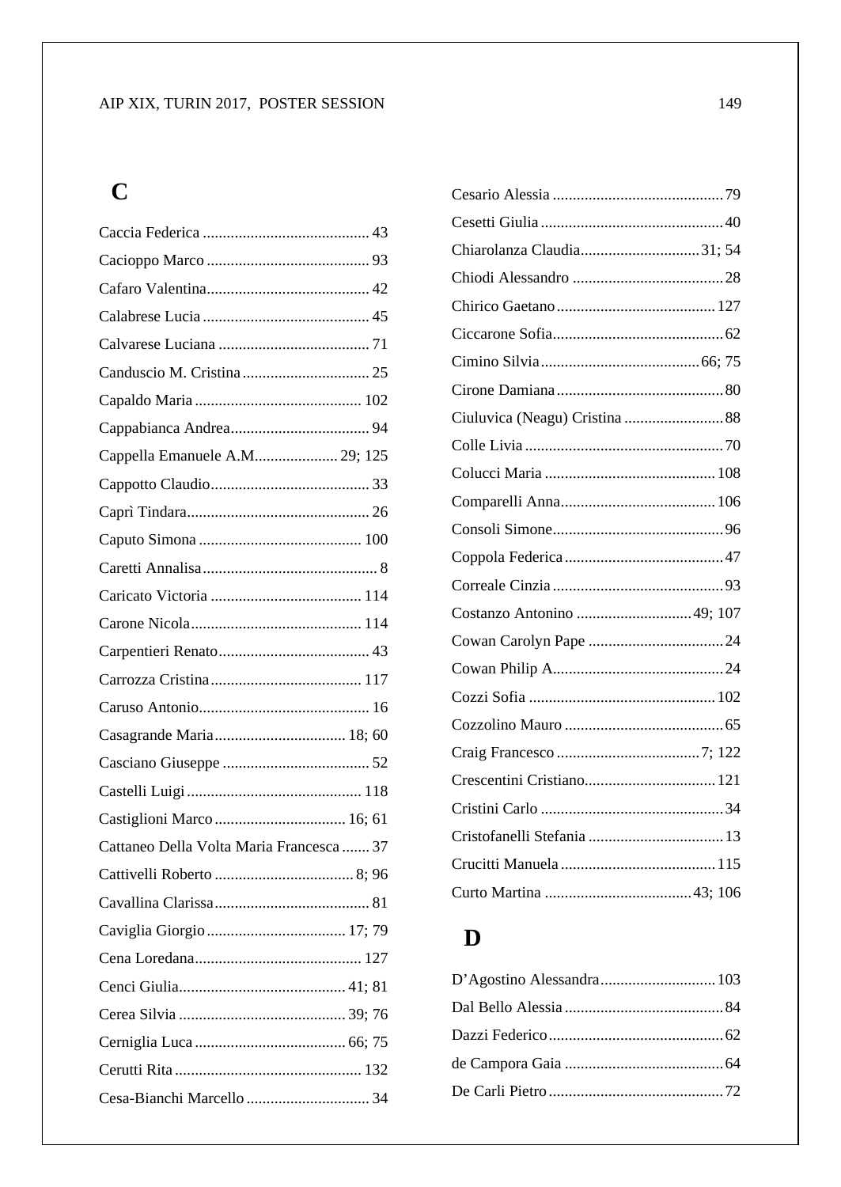## C

Caccia Federica .......................................... 43
Cacioppo Marco ......................................... 93
Cafaro Valentina......................................... 42
Calabrese Lucia .......................................... 45
Calvarese Luciana ...................................... 71
Canduscio M. Cristina ................................ 25
Capaldo Maria .......................................... 102
Cappabianca Andrea................................... 94
Cappella Emanuele A.M..................... 29; 125
Cappotto Claudio........................................ 33
Caprì Tindara.............................................. 26
Caputo Simona ......................................... 100
Caretti Annalisa ............................................ 8
Caricato Victoria ...................................... 114
Carone Nicola........................................... 114
Carpentieri Renato...................................... 43
Carrozza Cristina...................................... 117
Caruso Antonio........................................... 16
Casagrande Maria................................. 18; 60
Casciano Giuseppe ..................................... 52
Castelli Luigi ............................................ 118
Castiglioni Marco ................................. 16; 61
Cattaneo Della Volta Maria Francesca ....... 37
Cattivelli Roberto ................................... 8; 96
Cavallina Clarissa....................................... 81
Caviglia Giorgio................................... 17; 79
Cena Loredana.......................................... 127
Cenci Giulia.......................................... 41; 81
Cerea Silvia .......................................... 39; 76
Cerniglia Luca ...................................... 66; 75
Cerutti Rita ............................................... 132
Cesa-Bianchi Marcello ............................... 34
Cesario Alessia ........................................... 79
Cesetti Giulia .............................................. 40
Chiarolanza Claudia.............................. 31; 54
Chiodi Alessandro ...................................... 28
Chirico Gaetano........................................ 127
Ciccarone Sofia........................................... 62
Cimino Silvia........................................ 66; 75
Cirone Damiana .......................................... 80
Ciuluvica (Neagu) Cristina ......................... 88
Colle Livia .................................................. 70
Colucci Maria ........................................... 108
Comparelli Anna....................................... 106
Consoli Simone........................................... 96
Coppola Federica ........................................ 47
Correale Cinzia ........................................... 93
Costanzo Antonino ............................. 49; 107
Cowan Carolyn Pape .................................. 24
Cowan Philip A........................................... 24
Cozzi Sofia ............................................... 102
Cozzolino Mauro ........................................ 65
Craig Francesco .................................... 7; 122
Crescentini Cristiano................................. 121
Cristini Carlo .............................................. 34
Cristofanelli Stefania .................................. 13
Crucitti Manuela ....................................... 115
Curto Martina ..................................... 43; 106

## D

D'Agostino Alessandra............................. 103
Dal Bello Alessia ........................................ 84
Dazzi Federico............................................ 62
de Campora Gaia ........................................ 64
De Carli Pietro ............................................ 72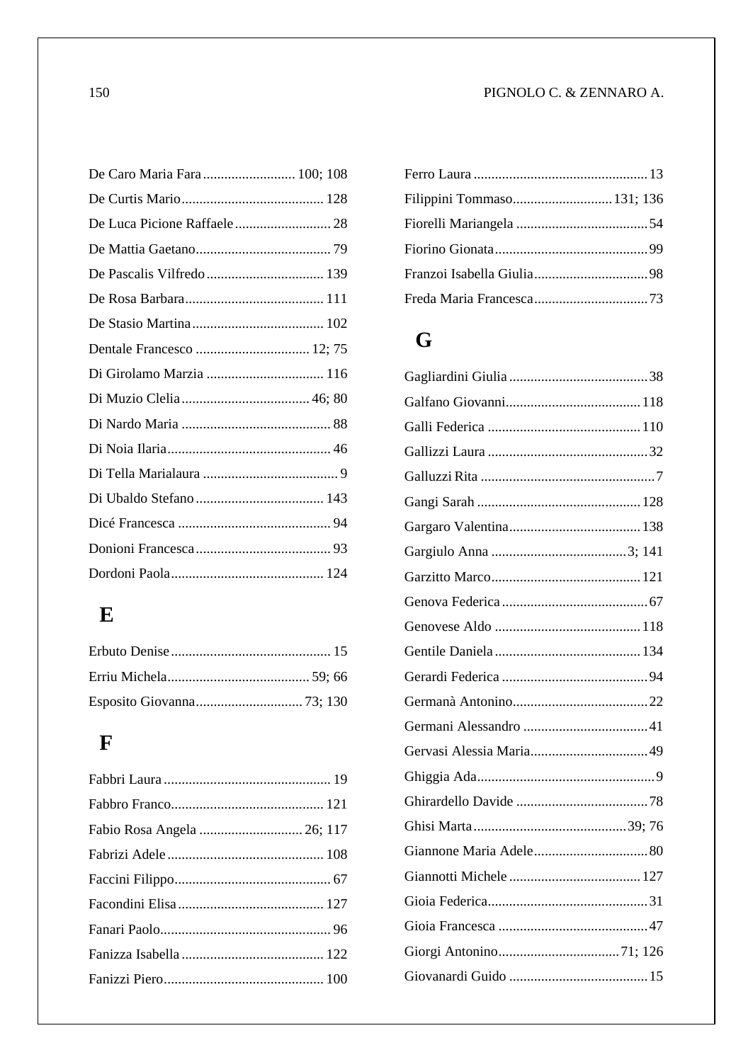De Caro Maria Fara .......................... 100; 108
De Curtis Mario ........................................ 128
De Luca Picione Raffaele ........................... 28
De Mattia Gaetano ...................................... 79
De Pascalis Vilfredo ................................. 139
De Rosa Barbara ....................................... 111
De Stasio Martina ..................................... 102
Dentale Francesco ................................ 12; 75
Di Girolamo Marzia ................................. 116
Di Muzio Clelia .................................... 46; 80
Di Nardo Maria .......................................... 88
Di Noia Ilaria .............................................. 46
Di Tella Marialaura ...................................... 9
Di Ubaldo Stefano .................................... 143
Dicé Francesca ........................................... 94
Donioni Francesca ...................................... 93
Dordoni Paola ........................................... 124

## E

Erbuto Denise ............................................. 15
Erriu Michela ........................................ 59; 66
Esposito Giovanna .............................. 73; 130

## F

Fabbri Laura ............................................... 19
Fabbro Franco ........................................... 121
Fabio Rosa Angela ............................. 26; 117
Fabrizi Adele ............................................ 108
Faccini Filippo ............................................ 67
Facondini Elisa ......................................... 127
Fanari Paolo ................................................ 96
Fanizza Isabella ........................................ 122
Fanizzi Piero ............................................. 100
Ferro Laura ................................................. 13
Filippini Tommaso ............................ 131; 136
Fiorelli Mariangela ..................................... 54
Fiorino Gionata ........................................... 99
Franzoi Isabella Giulia ................................ 98
Freda Maria Francesca ................................ 73

## G

Gagliardini Giulia ....................................... 38
Galfano Giovanni ...................................... 118
Galli Federica ........................................... 110
Gallizzi Laura ............................................. 32
Galluzzi Rita ................................................. 7
Gangi Sarah .............................................. 128
Gargaro Valentina ..................................... 138
Gargiulo Anna ...................................... 3; 141
Garzitto Marco .......................................... 121
Genova Federica ......................................... 67
Genovese Aldo ......................................... 118
Gentile Daniela ......................................... 134
Gerardi Federica ......................................... 94
Germanà Antonino ...................................... 22
Germani Alessandro ................................... 41
Gervasi Alessia Maria ................................. 49
Ghiggia Ada .................................................. 9
Ghirardello Davide ..................................... 78
Ghisi Marta ........................................... 39; 76
Giannone Maria Adele ................................ 80
Giannotti Michele ..................................... 127
Gioia Federica ............................................. 31
Gioia Francesca .......................................... 47
Giorgi Antonino .................................. 71; 126
Giovanardi Guido ....................................... 15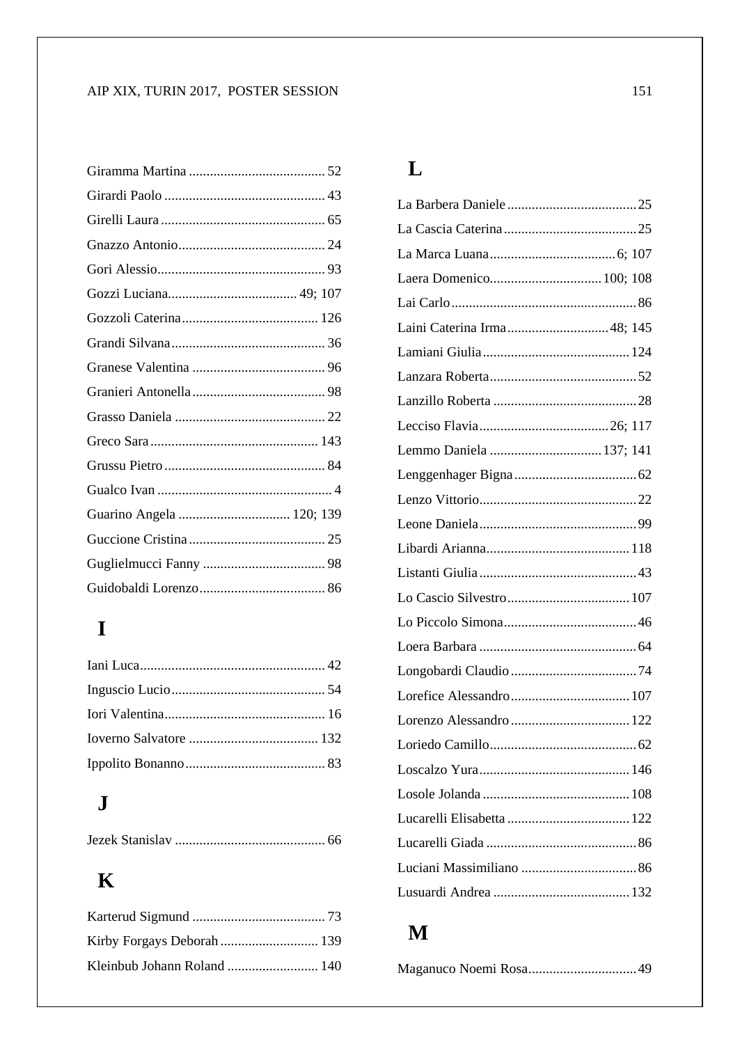Giramma Martina ....................................... 52
Girardi Paolo .............................................. 43
Girelli Laura ............................................... 65
Gnazzo Antonio.......................................... 24
Gori Alessio................................................ 93
Gozzi Luciana..................................... 49; 107
Gozzoli Caterina....................................... 126
Grandi Silvana............................................ 36
Granese Valentina ...................................... 96
Granieri Antonella...................................... 98
Grasso Daniela ........................................... 22
Greco Sara ................................................ 143
Grussu Pietro .............................................. 84
Gualco Ivan .................................................. 4
Guarino Angela ................................ 120; 139
Guccione Cristina ....................................... 25
Guglielmucci Fanny ................................... 98
Guidobaldi Lorenzo.................................... 86

## I

Iani Luca..................................................... 42
Inguscio Lucio ............................................ 54
Iori Valentina.............................................. 16
Ioverno Salvatore ..................................... 132
Ippolito Bonanno........................................ 83

## J

Jezek Stanislav ........................................... 66

## K

Karterud Sigmund ...................................... 73
Kirby Forgays Deborah ............................ 139
Kleinbub Johann Roland .......................... 140

## L

La Barbera Daniele .....................................25
La Cascia Caterina ......................................25
La Marca Luana .................................... 6; 107
Laera Domenico................................ 100; 108
Lai Carlo .....................................................86
Laini Caterina Irma ............................. 48; 145
Lamiani Giulia ..........................................124
Lanzara Roberta ..........................................52
Lanzillo Roberta .........................................28
Lecciso Flavia ..................................... 26; 117
Lemmo Daniela ................................ 137; 141
Lenggenhager Bigna ...................................62
Lenzo Vittorio .............................................22
Leone Daniela .............................................99
Libardi Arianna .........................................118
Listanti Giulia .............................................43
Lo Cascio Silvestro ...................................107
Lo Piccolo Simona ......................................46
Loera Barbara .............................................64
Longobardi Claudio ....................................74
Lorefice Alessandro ..................................107
Lorenzo Alessandro ..................................122
Loriedo Camillo ..........................................62
Loscalzo Yura ...........................................146
Losole Jolanda ..........................................108
Lucarelli Elisabetta ...................................122
Lucarelli Giada ...........................................86
Luciani Massimiliano .................................86
Lusuardi Andrea .......................................132

## M

Maganuco Noemi Rosa...............................49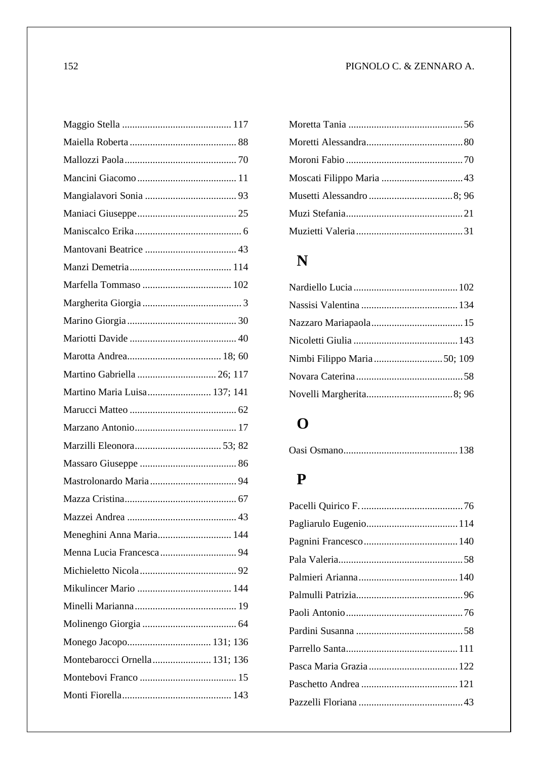Maggio Stella ........................................... 117

Maiella Roberta .......................................... 88

Mallozzi Paola ............................................ 70

Mancini Giacomo ....................................... 11

Mangialavori Sonia .................................... 93

Maniaci Giuseppe ....................................... 25

Maniscalco Erika .......................................... 6

Mantovani Beatrice .................................... 43

Manzi Demetria ........................................ 114

Marfella Tommaso ................................... 102

Margherita Giorgia ....................................... 3

Marino Giorgia ........................................... 30

Mariotti Davide .......................................... 40

Marotta Andrea..................................... 18; 60

Martino Gabriella ............................... 26; 117

Martino Maria Luisa ......................... 137; 141

Marucci Matteo .......................................... 62

Marzano Antonio........................................ 17

Marzilli Eleonora.................................. 53; 82

Massaro Giuseppe ...................................... 86

Mastrolonardo Maria .................................. 94

Mazza Cristina ............................................ 67

Mazzei Andrea ........................................... 43

Meneghini Anna Maria............................. 144

Menna Lucia Francesca .............................. 94

Michieletto Nicola ...................................... 92

Mikulincer Mario ..................................... 144

Minelli Marianna ........................................ 19

Molinengo Giorgia ..................................... 64

Monego Jacopo................................. 131; 136

Montebarocci Ornella ....................... 131; 136

Montebovi Franco ...................................... 15

Monti Fiorella ........................................... 143

Moretta Tania ............................................. 56

Moretti Alessandra...................................... 80

Moroni Fabio .............................................. 70

Moscati Filippo Maria ................................ 43

Musetti Alessandro ................................. 8; 96

Muzi Stefania.............................................. 21

Muzietti Valeria .......................................... 31

## N

Nardiello Lucia ......................................... 102

Nassisi Valentina ...................................... 134

Nazzaro Mariapaola.................................... 15

Nicoletti Giulia ......................................... 143

Nimbi Filippo Maria ........................... 50; 109

Novara Caterina .......................................... 58

Novelli Margherita.................................. 8; 96

## O

Oasi Osmano............................................. 138

## P

Pacelli Quirico F. ........................................ 76

Pagliarulo Eugenio.................................... 114

Pagnini Francesco ..................................... 140

Pala Valeria................................................. 58

Palmieri Arianna ....................................... 140

Palmulli Patrizia.......................................... 96

Paoli Antonio .............................................. 76

Pardini Susanna .......................................... 58

Parrello Santa............................................ 111

Pasca Maria Grazia ................................... 122

Paschetto Andrea ...................................... 121

Pazzelli Floriana ......................................... 43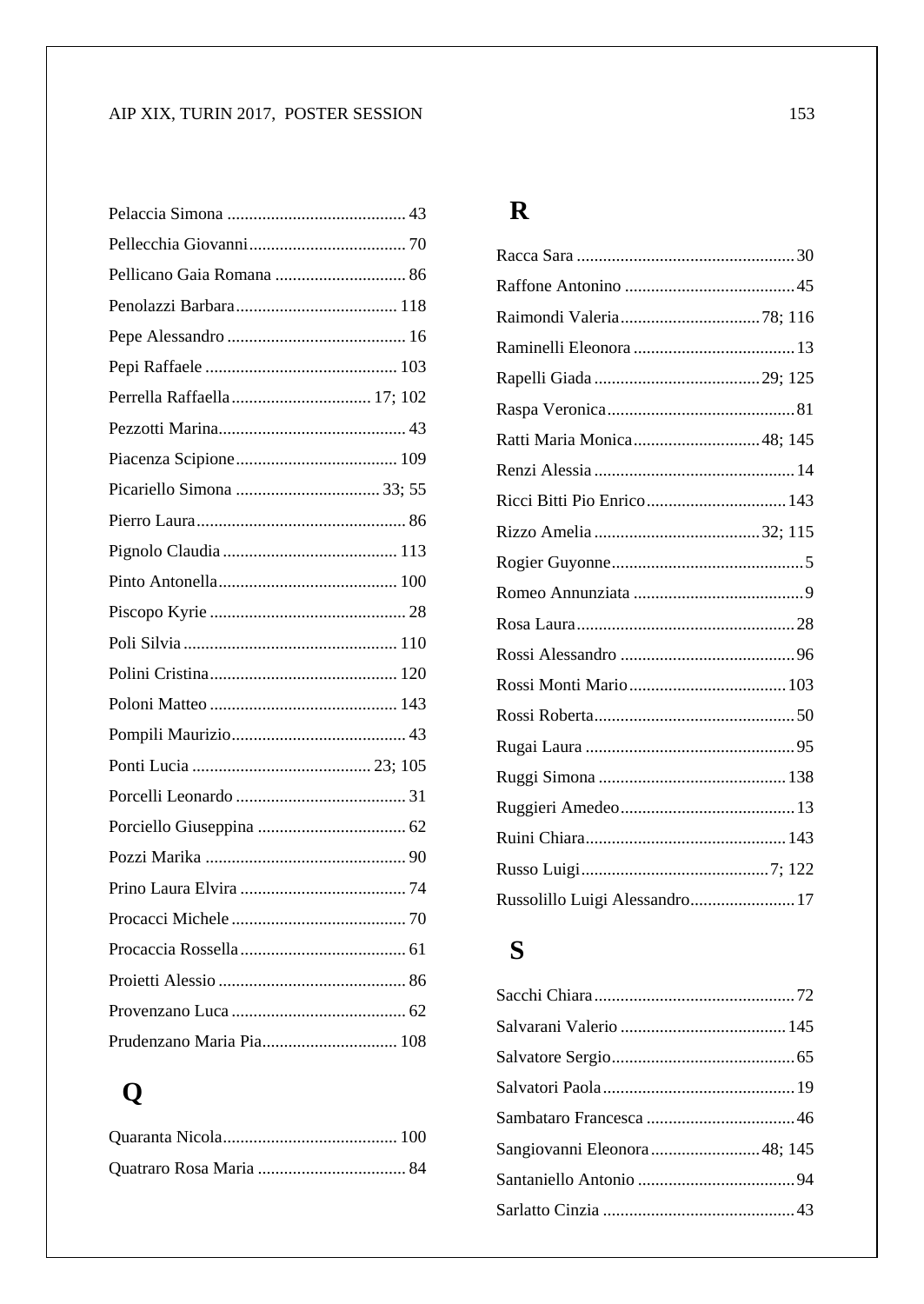Pelaccia Simona ......................................... 43
Pellecchia Giovanni.................................... 70
Pellicano Gaia Romana .............................. 86
Penolazzi Barbara..................................... 118
Pepe Alessandro ......................................... 16
Pepi Raffaele ............................................ 103
Perrella Raffaella................................ 17; 102
Pezzotti Marina........................................... 43
Piacenza Scipione..................................... 109
Picariello Simona ................................. 33; 55
Pierro Laura................................................ 86
Pignolo Claudia ........................................ 113
Pinto Antonella......................................... 100
Piscopo Kyrie ............................................. 28
Poli Silvia ................................................. 110
Polini Cristina........................................... 120
Poloni Matteo ........................................... 143
Pompili Maurizio........................................ 43
Ponti Lucia ......................................... 23; 105
Porcelli Leonardo ....................................... 31
Porciello Giuseppina .................................. 62
Pozzi Marika .............................................. 90
Prino Laura Elvira ...................................... 74
Procacci Michele ........................................ 70
Procaccia Rossella...................................... 61
Proietti Alessio ........................................... 86
Provenzano Luca ........................................ 62
Prudenzano Maria Pia............................... 108

# Q

Quaranta Nicola........................................ 100
Quatraro Rosa Maria .................................. 84

# R

Racca Sara .................................................. 30
Raffone Antonino ....................................... 45
Raimondi Valeria................................ 78; 116
Raminelli Eleonora ..................................... 13
Rapelli Giada ...................................... 29; 125
Raspa Veronica........................................... 81
Ratti Maria Monica............................. 48; 145
Renzi Alessia .............................................. 14
Ricci Bitti Pio Enrico................................ 143
Rizzo Amelia ...................................... 32; 115
Rogier Guyonne............................................ 5
Romeo Annunziata ....................................... 9
Rosa Laura .................................................. 28
Rossi Alessandro ........................................ 96
Rossi Monti Mario.................................... 103
Rossi Roberta.............................................. 50
Rugai Laura ................................................ 95
Ruggi Simona ........................................... 138
Ruggieri Amedeo........................................ 13
Ruini Chiara.............................................. 143
Russo Luigi........................................... 7; 122
Russolillo Luigi Alessandro........................ 17

# S

Sacchi Chiara .............................................. 72
Salvarani Valerio ...................................... 145
Salvatore Sergio.......................................... 65
Salvatori Paola ............................................ 19
Sambataro Francesca .................................. 46
Sangiovanni Eleonora ......................... 48; 145
Santaniello Antonio .................................... 94
Sarlatto Cinzia ............................................ 43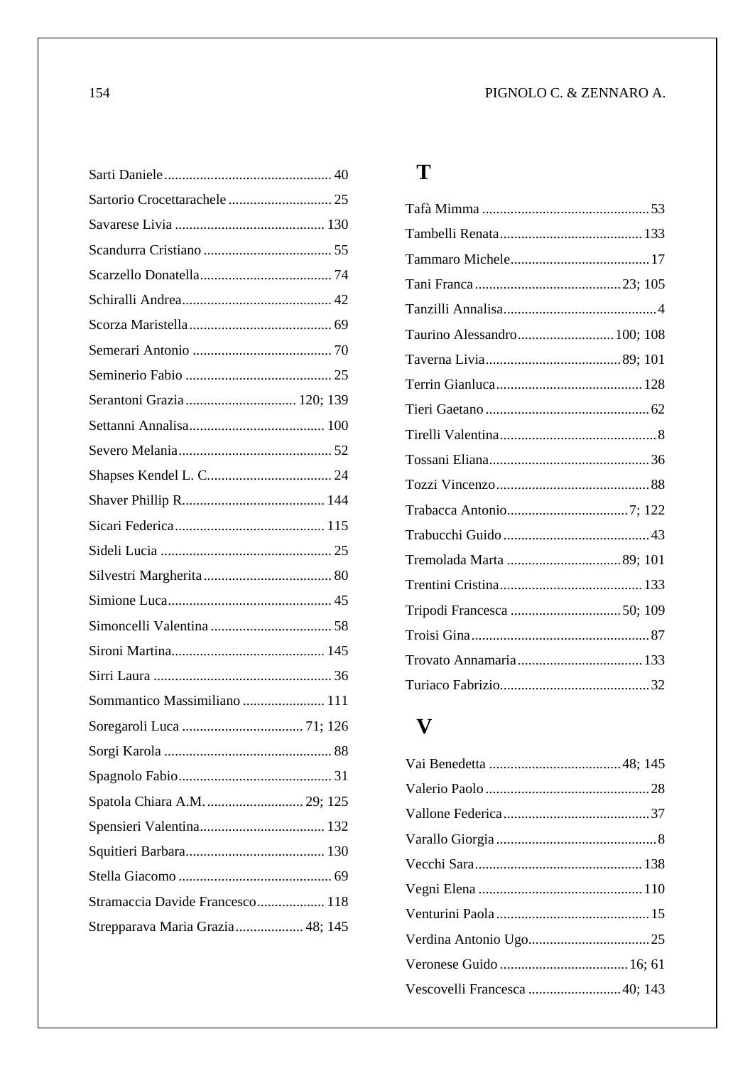Sarti Daniele .............................................. 40
Sartorio Crocettarachele ............................. 25
Savarese Livia ........................................ 130
Scandurra Cristiano .................................... 55
Scarzello Donatella..................................... 74
Schiralli Andrea.......................................... 42
Scorza Maristella........................................ 69
Semerari Antonio ....................................... 70
Seminerio Fabio ......................................... 25
Serantoni Grazia ............................... 120; 139
Settanni Annalisa...................................... 100
Severo Melania........................................... 52
Shapses Kendel L. C.................................... 24
Shaver Phillip R........................................ 144
Sicari Federica .......................................... 115
Sideli Lucia ................................................ 25
Silvestri Margherita .................................... 80
Simione Luca.............................................. 45
Simoncelli Valentina .................................. 58
Sironi Martina........................................... 145
Sirri Laura .................................................. 36
Sommantico Massimiliano ....................... 111
Soregaroli Luca .................................. 71; 126
Sorgi Karola ............................................... 88
Spagnolo Fabio........................................... 31
Spatola Chiara A.M. ........................... 29; 125
Spensieri Valentina................................... 132
Squitieri Barbara....................................... 130
Stella Giacomo ........................................... 69
Stramaccia Davide Francesco................... 118
Strepparava Maria Grazia ................... 48; 145

# T

Tafà Mimma ............................................... 53
Tambelli Renata........................................ 133
Tammaro Michele....................................... 17
Tani Franca ......................................... 23; 105
Tanzilli Annalisa........................................... 4
Taurino Alessandro........................... 100; 108
Taverna Livia ...................................... 89; 101
Terrin Gianluca......................................... 128
Tieri Gaetano .............................................. 62
Tirelli Valentina............................................ 8
Tossani Eliana............................................. 36
Tozzi Vincenzo........................................... 88
Trabacca Antonio.................................. 7; 122
Trabucchi Guido ......................................... 43
Tremolada Marta ................................ 89; 101
Trentini Cristina........................................ 133
Tripodi Francesca ............................... 50; 109
Troisi Gina .................................................. 87
Trovato Annamaria ................................... 133
Turiaco Fabrizio.......................................... 32

# V

Vai Benedetta ..................................... 48; 145
Valerio Paolo .............................................. 28
Vallone Federica ......................................... 37
Varallo Giorgia ............................................. 8
Vecchi Sara ............................................... 138
Vegni Elena .............................................. 110
Venturini Paola ........................................... 15
Verdina Antonio Ugo.................................. 25
Veronese Guido .................................... 16; 61
Vescovelli Francesca .......................... 40; 143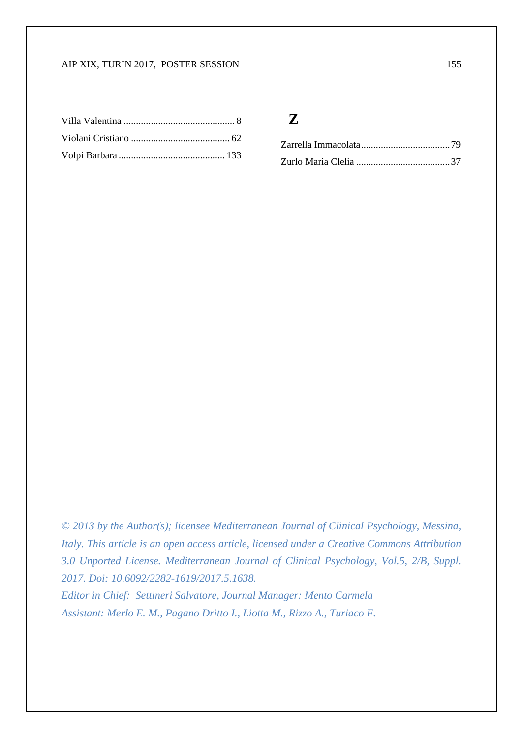Villa Valentina ............................................. 8

Violani Cristiano ........................................ 62

Volpi Barbara ........................................... 133

## Z

Zarrella Immacolata.................................... 79

Zurlo Maria Clelia ...................................... 37

*© 2013 by the Author(s); licensee Mediterranean Journal of Clinical Psychology, Messina, Italy. This article is an open access article, licensed under a Creative Commons Attribution 3.0 Unported License. Mediterranean Journal of Clinical Psychology, Vol.5, 2/B, Suppl. 2017. Doi: 10.6092/2282-1619/2017.5.1638.*

*Editor in Chief: Settineri Salvatore, Journal Manager: Mento Carmela*

*Assistant: Merlo E. M., Pagano Dritto I., Liotta M., Rizzo A., Turiaco F.*